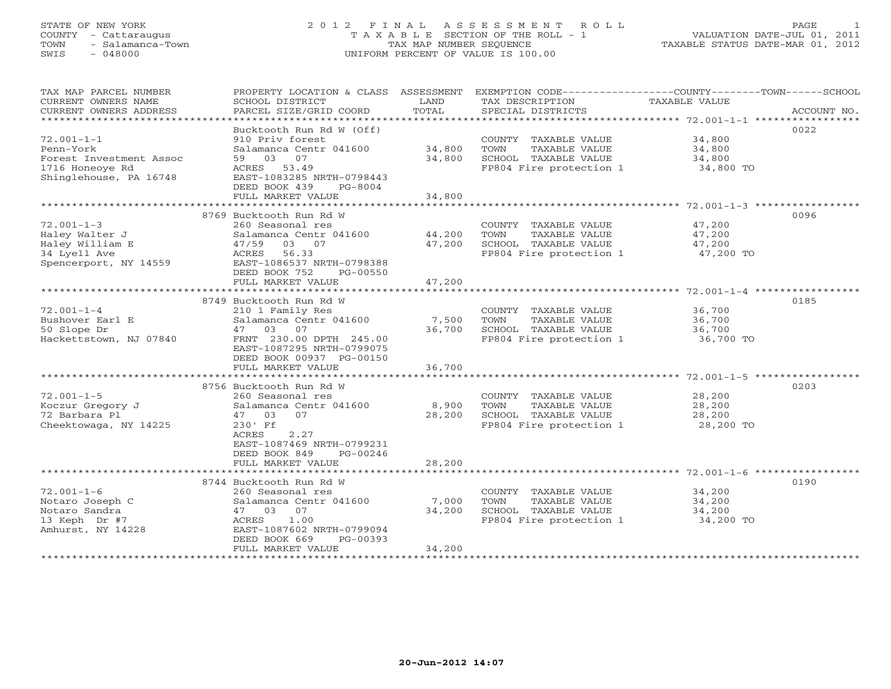STATE OF NEW YORK
COUNTY - Cattaraugus
TOWN - Salamanca-Town
SWIS - 048000

# 2012 FINAL ASSESSMENT ROLL

TAXABLE SECTION OF THE ROLL - 1
TAX MAP NUMBER SEQUENCE
UNIFORM PERCENT OF VALUE IS 100.00

VALUATION DATE-JUL 01, 2011
TAXABLE STATUS DATE-MAR 01, 2012

| TAX MAP PARCEL NUMBER / CURRENT OWNERS NAME / CURRENT OWNERS ADDRESS | PROPERTY LOCATION & CLASS / SCHOOL DISTRICT / PARCEL SIZE/GRID COORD | ASSESSMENT LAND | TOTAL | EXEMPTION CODE / TAX DESCRIPTION / SPECIAL DISTRICTS | TAXABLE VALUE (COUNTY / TOWN / SCHOOL) | ACCOUNT NO. |
|---|---|---|---|---|---|---|
| 72.001-1-1 | Bucktooth Run Rd W (Off) | | | | | 0022 |
| Penn-York | 910 Priv forest | | | COUNTY TAXABLE VALUE | 34,800 | |
| Forest Investment Assoc | Salamanca Centr 041600 | 34,800 | | TOWN TAXABLE VALUE | 34,800 | |
| 1716 Honeoye Rd | 59 03 07 | | 34,800 | SCHOOL TAXABLE VALUE | 34,800 | |
| Shinglehouse, PA 16748 | ACRES 53.49 | | | FP804 Fire protection 1 | 34,800 TO | |
| | EAST-1083285 NRTH-0798443 | | | | | |
| | DEED BOOK 439 PG-8004 | | | | | |
| | FULL MARKET VALUE | | 34,800 | | | |
| 72.001-1-3 | 8769 Bucktooth Run Rd W | | | | | 0096 |
| Haley Walter J | 260 Seasonal res | | | COUNTY TAXABLE VALUE | 47,200 | |
| Haley William E | Salamanca Centr 041600 | 44,200 | | TOWN TAXABLE VALUE | 47,200 | |
| 34 Lyell Ave | 47/59 03 07 | | 47,200 | SCHOOL TAXABLE VALUE | 47,200 | |
| Spencerport, NY 14559 | ACRES 56.33 | | | FP804 Fire protection 1 | 47,200 TO | |
| | EAST-1086537 NRTH-0798388 | | | | | |
| | DEED BOOK 752 PG-00550 | | | | | |
| | FULL MARKET VALUE | | 47,200 | | | |
| 72.001-1-4 | 8749 Bucktooth Run Rd W | | | | | 0185 |
| Bushover Earl E | 210 1 Family Res | | | COUNTY TAXABLE VALUE | 36,700 | |
| 50 Slope Dr | Salamanca Centr 041600 | 7,500 | | TOWN TAXABLE VALUE | 36,700 | |
| Hackettstown, NJ 07840 | 47 03 07 | | 36,700 | SCHOOL TAXABLE VALUE | 36,700 | |
| | FRNT 230.00 DPTH 245.00 | | | FP804 Fire protection 1 | 36,700 TO | |
| | EAST-1087295 NRTH-0799075 | | | | | |
| | DEED BOOK 00937 PG-00150 | | | | | |
| | FULL MARKET VALUE | | 36,700 | | | |
| 72.001-1-5 | 8756 Bucktooth Run Rd W | | | | | 0203 |
| Koczur Gregory J | 260 Seasonal res | | | COUNTY TAXABLE VALUE | 28,200 | |
| 72 Barbara Pl | Salamanca Centr 041600 | 8,900 | | TOWN TAXABLE VALUE | 28,200 | |
| Cheektowaga, NY 14225 | 47 03 07 | | 28,200 | SCHOOL TAXABLE VALUE | 28,200 | |
| | 230' Ff | | | FP804 Fire protection 1 | 28,200 TO | |
| | ACRES 2.27 | | | | | |
| | EAST-1087469 NRTH-0799231 | | | | | |
| | DEED BOOK 849 PG-00246 | | | | | |
| | FULL MARKET VALUE | | 28,200 | | | |
| 72.001-1-6 | 8744 Bucktooth Run Rd W | | | | | 0190 |
| Notaro Joseph C | 260 Seasonal res | | | COUNTY TAXABLE VALUE | 34,200 | |
| Notaro Sandra | Salamanca Centr 041600 | 7,000 | | TOWN TAXABLE VALUE | 34,200 | |
| 13 Keph Dr #7 | 47 03 07 | | 34,200 | SCHOOL TAXABLE VALUE | 34,200 | |
| Amhurst, NY 14228 | ACRES 1.00 | | | FP804 Fire protection 1 | 34,200 TO | |
| | EAST-1087602 NRTH-0799094 | | | | | |
| | DEED BOOK 669 PG-00393 | | | | | |
| | FULL MARKET VALUE | | 34,200 | | | |

20-Jun-2012 14:07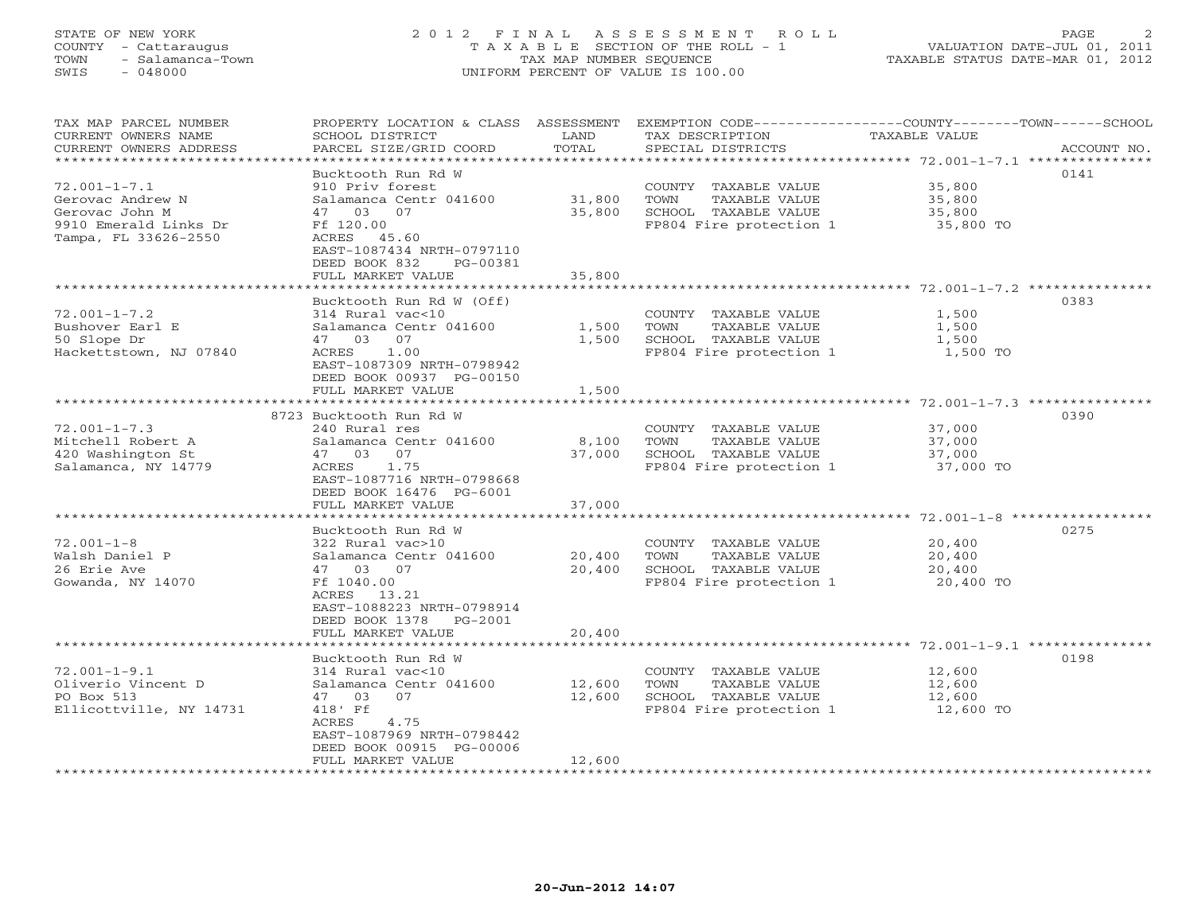STATE OF NEW YORK
COUNTY - Cattaraugus
TOWN - Salamanca-Town
SWIS - 048000

# 2012 FINAL ASSESSMENT ROLL
TAXABLE SECTION OF THE ROLL - 1
TAX MAP NUMBER SEQUENCE
UNIFORM PERCENT OF VALUE IS 100.00

VALUATION DATE-JUL 01, 2011
TAXABLE STATUS DATE-MAR 01, 2012

| TAX MAP PARCEL NUMBER / CURRENT OWNERS NAME / CURRENT OWNERS ADDRESS | PROPERTY LOCATION & CLASS / SCHOOL DISTRICT / PARCEL SIZE/GRID COORD | ASSESSMENT LAND / TOTAL | EXEMPTION CODE / TAX DESCRIPTION / SPECIAL DISTRICTS | TAXABLE VALUE | ACCOUNT NO. |
|---|---|---|---|---|---|
| | Bucktooth Run Rd W | | | | 0141 |
| 72.001-1-7.1 | 910 Priv forest | | COUNTY TAXABLE VALUE | 35,800 | |
| Gerovac Andrew N | Salamanca Centr 041600 | 31,800 | TOWN TAXABLE VALUE | 35,800 | |
| Gerovac John M | 47 03 07 | 35,800 | SCHOOL TAXABLE VALUE | 35,800 | |
| 9910 Emerald Links Dr | Ff 120.00 | | FP804 Fire protection 1 | 35,800 TO | |
| Tampa, FL 33626-2550 | ACRES 45.60 | | | | |
| | EAST-1087434 NRTH-0797110 | | | | |
| | DEED BOOK 832 PG-00381 | | | | |
| | FULL MARKET VALUE | 35,800 | | | |
| | Bucktooth Run Rd W (Off) | | | | 0383 |
| 72.001-1-7.2 | 314 Rural vac<10 | | COUNTY TAXABLE VALUE | 1,500 | |
| Bushover Earl E | Salamanca Centr 041600 | 1,500 | TOWN TAXABLE VALUE | 1,500 | |
| 50 Slope Dr | 47 03 07 | 1,500 | SCHOOL TAXABLE VALUE | 1,500 | |
| Hackettstown, NJ 07840 | ACRES 1.00 | | FP804 Fire protection 1 | 1,500 TO | |
| | EAST-1087309 NRTH-0798942 | | | | |
| | DEED BOOK 00937 PG-00150 | | | | |
| | FULL MARKET VALUE | 1,500 | | | |
| | 8723 Bucktooth Run Rd W | | | | 0390 |
| 72.001-1-7.3 | 240 Rural res | | COUNTY TAXABLE VALUE | 37,000 | |
| Mitchell Robert A | Salamanca Centr 041600 | 8,100 | TOWN TAXABLE VALUE | 37,000 | |
| 420 Washington St | 47 03 07 | 37,000 | SCHOOL TAXABLE VALUE | 37,000 | |
| Salamanca, NY 14779 | ACRES 1.75 | | FP804 Fire protection 1 | 37,000 TO | |
| | EAST-1087716 NRTH-0798668 | | | | |
| | DEED BOOK 16476 PG-6001 | | | | |
| | FULL MARKET VALUE | 37,000 | | | |
| | Bucktooth Run Rd W | | | | 0275 |
| 72.001-1-8 | 322 Rural vac>10 | | COUNTY TAXABLE VALUE | 20,400 | |
| Walsh Daniel P | Salamanca Centr 041600 | 20,400 | TOWN TAXABLE VALUE | 20,400 | |
| 26 Erie Ave | 47 03 07 | 20,400 | SCHOOL TAXABLE VALUE | 20,400 | |
| Gowanda, NY 14070 | Ff 1040.00 | | FP804 Fire protection 1 | 20,400 TO | |
| | ACRES 13.21 | | | | |
| | EAST-1088223 NRTH-0798914 | | | | |
| | DEED BOOK 1378 PG-2001 | | | | |
| | FULL MARKET VALUE | 20,400 | | | |
| | Bucktooth Run Rd W | | | | 0198 |
| 72.001-1-9.1 | 314 Rural vac<10 | | COUNTY TAXABLE VALUE | 12,600 | |
| Oliverio Vincent D | Salamanca Centr 041600 | 12,600 | TOWN TAXABLE VALUE | 12,600 | |
| PO Box 513 | 47 03 07 | 12,600 | SCHOOL TAXABLE VALUE | 12,600 | |
| Ellicottville, NY 14731 | 418' Ff | | FP804 Fire protection 1 | 12,600 TO | |
| | ACRES 4.75 | | | | |
| | EAST-1087969 NRTH-0798442 | | | | |
| | DEED BOOK 00915 PG-00006 | | | | |
| | FULL MARKET VALUE | 12,600 | | | |

20-Jun-2012 14:07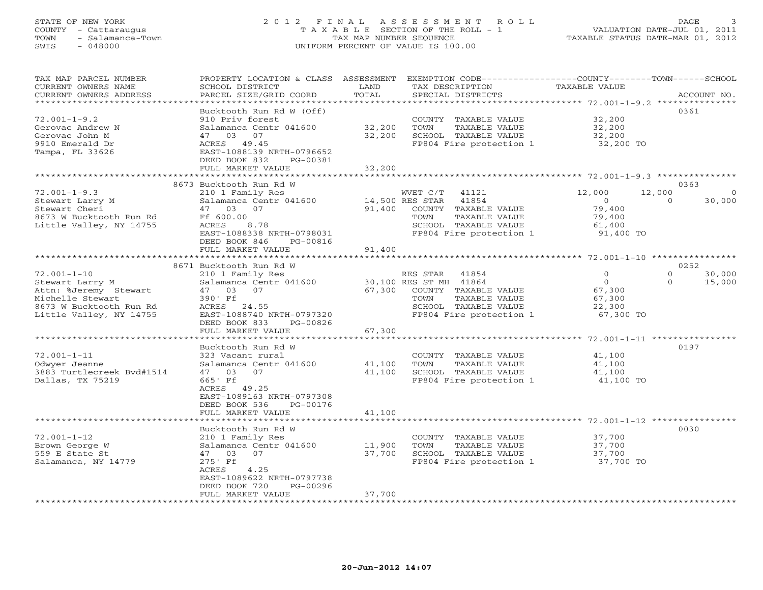STATE OF NEW YORK
COUNTY - Cattaraugus
TOWN - Salamanca-Town
SWIS - 048000

# 2012 FINAL ASSESSMENT ROLL
TAXABLE SECTION OF THE ROLL - 1
TAX MAP NUMBER SEQUENCE
UNIFORM PERCENT OF VALUE IS 100.00

VALUATION DATE-JUL 01, 2011
TAXABLE STATUS DATE-MAR 01, 2012

| TAX MAP PARCEL NUMBER / CURRENT OWNERS NAME / CURRENT OWNERS ADDRESS | PROPERTY LOCATION & CLASS / SCHOOL DISTRICT / PARCEL SIZE/GRID COORD | ASSESSMENT LAND | ASSESSMENT TOTAL | EXEMPTION CODE / TAX DESCRIPTION / SPECIAL DISTRICTS | COUNTY TAXABLE VALUE | TOWN | SCHOOL | ACCOUNT NO. |
|---|---|---|---|---|---|---|---|---|
| **72.001-1-9.2** | Bucktooth Run Rd W (Off) | | | | | | | 0361 |
| 72.001-1-9.2 | 910 Priv forest | | | COUNTY TAXABLE VALUE | 32,200 | | | |
| Gerovac Andrew N | Salamanca Centr 041600 | 32,200 | | TOWN TAXABLE VALUE | 32,200 | | | |
| Gerovac John M | 47 03 07 | | 32,200 | SCHOOL TAXABLE VALUE | 32,200 | | | |
| 9910 Emerald Dr | ACRES 49.45 | | | FP804 Fire protection 1 | 32,200 TO | | | |
| Tampa, FL 33626 | EAST-1088139 NRTH-0796652 | | | | | | | |
| | DEED BOOK 832 PG-00381 | | | | | | | |
| | FULL MARKET VALUE | | 32,200 | | | | | |
| **72.001-1-9.3** | 8673 Bucktooth Run Rd W | | | | | | | 0363 |
| 72.001-1-9.3 | 210 1 Family Res | | | WVET C/T 41121 | 12,000 | 12,000 | 0 | |
| Stewart Larry M | Salamanca Centr 041600 | 14,500 | | RES STAR 41854 | 0 | 0 | 30,000 | |
| Stewart Cheri | 47 03 07 | | 91,400 | COUNTY TAXABLE VALUE | 79,400 | | | |
| 8673 W Bucktooth Run Rd | Ff 600.00 | | | TOWN TAXABLE VALUE | 79,400 | | | |
| Little Valley, NY 14755 | ACRES 8.78 | | | SCHOOL TAXABLE VALUE | 61,400 | | | |
| | EAST-1088338 NRTH-0798031 | | | FP804 Fire protection 1 | 91,400 TO | | | |
| | DEED BOOK 846 PG-00816 | | | | | | | |
| | FULL MARKET VALUE | | 91,400 | | | | | |
| **72.001-1-10** | 8671 Bucktooth Run Rd W | | | | | | | 0252 |
| 72.001-1-10 | 210 1 Family Res | | | RES STAR 41854 | 0 | 0 | 30,000 | |
| Stewart Larry M | Salamanca Centr 041600 | 30,100 | | RES ST MH 41864 | 0 | 0 | 15,000 | |
| Attn: %Jeremy Stewart | 47 03 07 | | 67,300 | COUNTY TAXABLE VALUE | 67,300 | | | |
| Michelle Stewart | 390' Ff | | | TOWN TAXABLE VALUE | 67,300 | | | |
| 8673 W Bucktooth Run Rd | ACRES 24.55 | | | SCHOOL TAXABLE VALUE | 22,300 | | | |
| Little Valley, NY 14755 | EAST-1088740 NRTH-0797320 | | | FP804 Fire protection 1 | 67,300 TO | | | |
| | DEED BOOK 833 PG-00826 | | | | | | | |
| | FULL MARKET VALUE | | 67,300 | | | | | |
| **72.001-1-11** | Bucktooth Run Rd W | | | | | | | 0197 |
| 72.001-1-11 | 323 Vacant rural | | | COUNTY TAXABLE VALUE | 41,100 | | | |
| Odwyer Jeanne | Salamanca Centr 041600 | 41,100 | | TOWN TAXABLE VALUE | 41,100 | | | |
| 3883 Turtlecreek Bvd#1514 | 47 03 07 | | 41,100 | SCHOOL TAXABLE VALUE | 41,100 | | | |
| Dallas, TX 75219 | 665' Ff | | | FP804 Fire protection 1 | 41,100 TO | | | |
| | ACRES 49.25 | | | | | | | |
| | EAST-1089163 NRTH-0797308 | | | | | | | |
| | DEED BOOK 536 PG-00176 | | | | | | | |
| | FULL MARKET VALUE | | 41,100 | | | | | |
| **72.001-1-12** | Bucktooth Run Rd W | | | | | | | 0030 |
| 72.001-1-12 | 210 1 Family Res | | | COUNTY TAXABLE VALUE | 37,700 | | | |
| Brown George W | Salamanca Centr 041600 | 11,900 | | TOWN TAXABLE VALUE | 37,700 | | | |
| 559 E State St | 47 03 07 | | 37,700 | SCHOOL TAXABLE VALUE | 37,700 | | | |
| Salamanca, NY 14779 | 275' Ff | | | FP804 Fire protection 1 | 37,700 TO | | | |
| | ACRES 4.25 | | | | | | | |
| | EAST-1089622 NRTH-0797738 | | | | | | | |
| | DEED BOOK 720 PG-00296 | | | | | | | |
| | FULL MARKET VALUE | | 37,700 | | | | | |

20-Jun-2012 14:07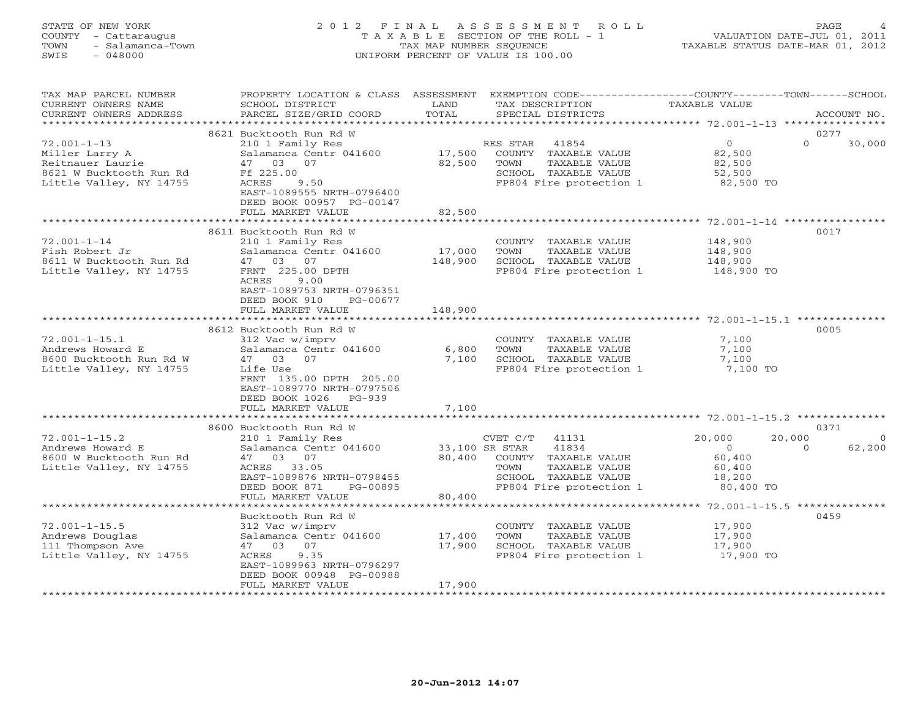STATE OF NEW YORK — COUNTY - Cattaraugus — TOWN - Salamanca-Town — SWIS - 048000

# 2012 FINAL ASSESSMENT ROLL

TAXABLE SECTION OF THE ROLL - 1
TAX MAP NUMBER SEQUENCE
UNIFORM PERCENT OF VALUE IS 100.00

VALUATION DATE-JUL 01, 2011
TAXABLE STATUS DATE-MAR 01, 2012

| TAX MAP PARCEL NUMBER / CURRENT OWNERS NAME / CURRENT OWNERS ADDRESS | PROPERTY LOCATION & CLASS / SCHOOL DISTRICT / PARCEL SIZE/GRID COORD | ASSESSMENT LAND / TOTAL | EXEMPTION CODE / TAX DESCRIPTION / SPECIAL DISTRICTS | COUNTY | TOWN | SCHOOL | ACCOUNT NO. |
|---|---|---|---|---|---|---|---|
| 72.001-1-13 | 8621 Bucktooth Run Rd W | | | | | | 0277 |
| Miller Larry A | 210 1 Family Res | | RES STAR 41854 | 0 | 0 | 30,000 | |
| Reitnauer Laurie | Salamanca Centr 041600 | 17,500 | COUNTY TAXABLE VALUE | 82,500 | | | |
| 8621 W Bucktooth Run Rd | 47 03 07 | 82,500 | TOWN TAXABLE VALUE | | 82,500 | | |
| Little Valley, NY 14755 | Ff 225.00 | | SCHOOL TAXABLE VALUE | | | 52,500 | |
| | ACRES 9.50 | | FP804 Fire protection 1 | 82,500 TO | | | |
| | EAST-1089555 NRTH-0796400 | | | | | | |
| | DEED BOOK 00957 PG-00147 | | | | | | |
| | FULL MARKET VALUE | 82,500 | | | | | |
| 72.001-1-14 | 8611 Bucktooth Run Rd W | | | | | | 0017 |
| Fish Robert Jr | 210 1 Family Res | | COUNTY TAXABLE VALUE | 148,900 | | | |
| 8611 W Bucktooth Run Rd | Salamanca Centr 041600 | 17,000 | TOWN TAXABLE VALUE | | 148,900 | | |
| Little Valley, NY 14755 | 47 03 07 | 148,900 | SCHOOL TAXABLE VALUE | | | 148,900 | |
| | FRNT 225.00 DPTH | | FP804 Fire protection 1 | 148,900 TO | | | |
| | ACRES 9.00 | | | | | | |
| | EAST-1089753 NRTH-0796351 | | | | | | |
| | DEED BOOK 910 PG-00677 | | | | | | |
| | FULL MARKET VALUE | 148,900 | | | | | |
| 72.001-1-15.1 | 8612 Bucktooth Run Rd W | | | | | | 0005 |
| Andrews Howard E | 312 Vac w/imprv | | COUNTY TAXABLE VALUE | 7,100 | | | |
| 8600 Bucktooth Run Rd W | Salamanca Centr 041600 | 6,800 | TOWN TAXABLE VALUE | | 7,100 | | |
| Little Valley, NY 14755 | 47 03 07 | 7,100 | SCHOOL TAXABLE VALUE | | | 7,100 | |
| | Life Use | | FP804 Fire protection 1 | 7,100 TO | | | |
| | FRNT 135.00 DPTH 205.00 | | | | | | |
| | EAST-1089770 NRTH-0797506 | | | | | | |
| | DEED BOOK 1026 PG-939 | | | | | | |
| | FULL MARKET VALUE | 7,100 | | | | | |
| 72.001-1-15.2 | 8600 Bucktooth Run Rd W | | | | | | 0371 |
| Andrews Howard E | 210 1 Family Res | | CVET C/T 41131 | 20,000 | 20,000 | 0 | |
| 8600 W Bucktooth Run Rd | Salamanca Centr 041600 | 33,100 | SR STAR 41834 | 0 | 0 | 62,200 | |
| Little Valley, NY 14755 | 47 03 07 | 80,400 | COUNTY TAXABLE VALUE | 60,400 | | | |
| | ACRES 33.05 | | TOWN TAXABLE VALUE | | 60,400 | | |
| | EAST-1089876 NRTH-0798455 | | SCHOOL TAXABLE VALUE | | | 18,200 | |
| | DEED BOOK 871 PG-00895 | | FP804 Fire protection 1 | 80,400 TO | | | |
| | FULL MARKET VALUE | 80,400 | | | | | |
| 72.001-1-15.5 | Bucktooth Run Rd W | | | | | | 0459 |
| Andrews Douglas | 312 Vac w/imprv | | COUNTY TAXABLE VALUE | 17,900 | | | |
| 111 Thompson Ave | Salamanca Centr 041600 | 17,400 | TOWN TAXABLE VALUE | | 17,900 | | |
| Little Valley, NY 14755 | 47 03 07 | 17,900 | SCHOOL TAXABLE VALUE | | | 17,900 | |
| | ACRES 9.35 | | FP804 Fire protection 1 | 17,900 TO | | | |
| | EAST-1089963 NRTH-0796297 | | | | | | |
| | DEED BOOK 00948 PG-00988 | | | | | | |
| | FULL MARKET VALUE | 17,900 | | | | | |

20-Jun-2012 14:07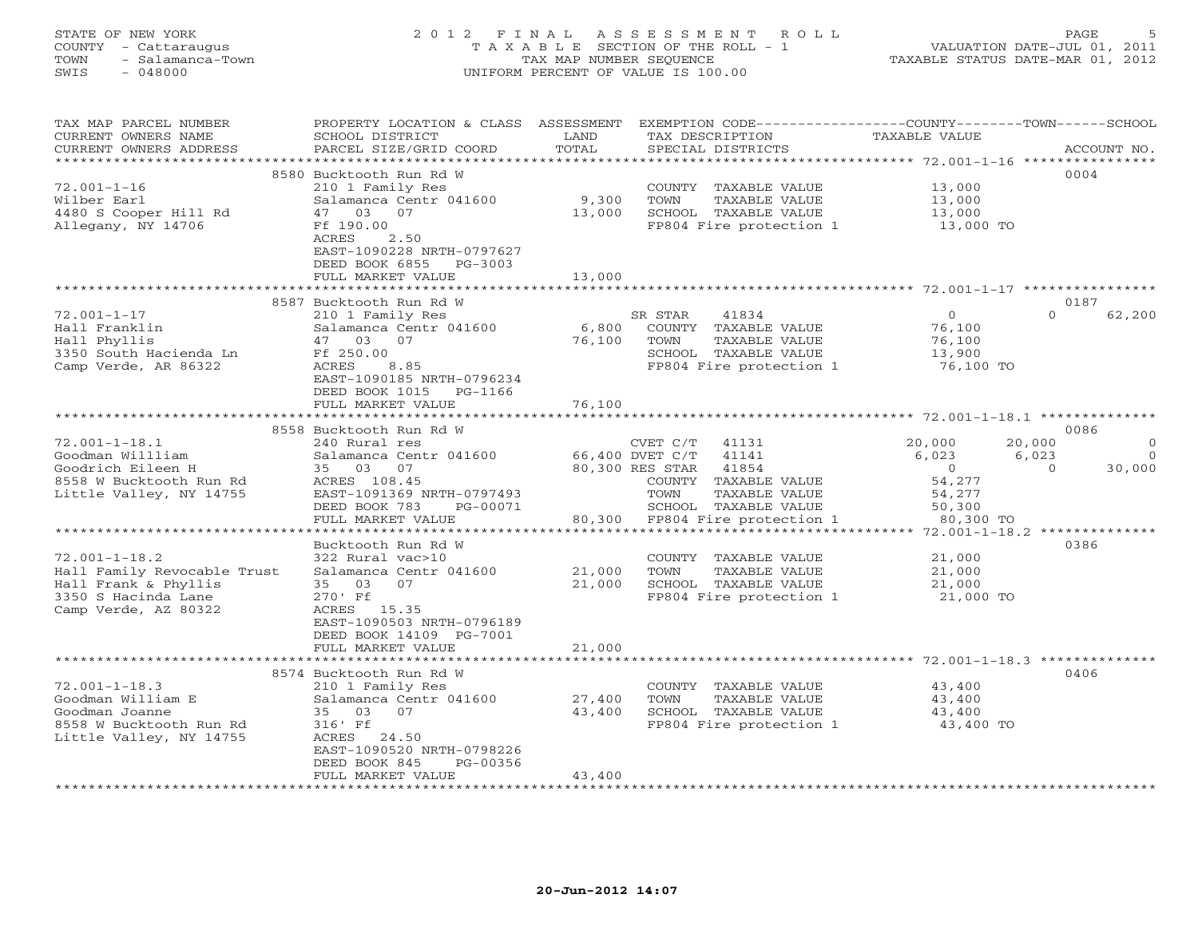STATE OF NEW YORK  
COUNTY - Cattaraugus  
TOWN - Salamanca-Town  
SWIS - 048000

# 2012 FINAL ASSESSMENT ROLL

TAXABLE SECTION OF THE ROLL - 1  
TAX MAP NUMBER SEQUENCE  
UNIFORM PERCENT OF VALUE IS 100.00

VALUATION DATE-JUL 01, 2011  
TAXABLE STATUS DATE-MAR 01, 2012

| TAX MAP PARCEL NUMBER / CURRENT OWNERS NAME / CURRENT OWNERS ADDRESS | PROPERTY LOCATION & CLASS / SCHOOL DISTRICT / PARCEL SIZE/GRID COORD | ASSESSMENT LAND | TOTAL | EXEMPTION CODE / TAX DESCRIPTION / SPECIAL DISTRICTS | COUNTY TAXABLE VALUE | TOWN | SCHOOL | ACCOUNT NO. |
|---|---|---|---|---|---|---|---|---|
| 72.001-1-16 | 8580 Bucktooth Run Rd W | | | | | | | 0004 |
| | 210 1 Family Res | | | COUNTY TAXABLE VALUE | 13,000 | | | |
| Wilber Earl | Salamanca Centr 041600 | 9,300 | | TOWN TAXABLE VALUE | 13,000 | | | |
| 4480 S Cooper Hill Rd | 47 03 07 | | 13,000 | SCHOOL TAXABLE VALUE | 13,000 | | | |
| Allegany, NY 14706 | Ff 190.00 | | | FP804 Fire protection 1 | 13,000 TO | | | |
| | ACRES 2.50 | | | | | | | |
| | EAST-1090228 NRTH-0797627 | | | | | | | |
| | DEED BOOK 6855 PG-3003 | | | | | | | |
| | FULL MARKET VALUE | | 13,000 | | | | | |
| 72.001-1-17 | 8587 Bucktooth Run Rd W | | | | | | | 0187 |
| | 210 1 Family Res | | | SR STAR 41834 | 0 | 0 | 62,200 | |
| Hall Franklin | Salamanca Centr 041600 | 6,800 | | COUNTY TAXABLE VALUE | 76,100 | | | |
| Hall Phyllis | 47 03 07 | | 76,100 | TOWN TAXABLE VALUE | 76,100 | | | |
| 3350 South Hacienda Ln | Ff 250.00 | | | SCHOOL TAXABLE VALUE | 13,900 | | | |
| Camp Verde, AR 86322 | ACRES 8.85 | | | FP804 Fire protection 1 | 76,100 TO | | | |
| | EAST-1090185 NRTH-0796234 | | | | | | | |
| | DEED BOOK 1015 PG-1166 | | | | | | | |
| | FULL MARKET VALUE | | 76,100 | | | | | |
| 72.001-1-18.1 | 8558 Bucktooth Run Rd W | | | | | | | 0086 |
| | 240 Rural res | | | CVET C/T 41131 | 20,000 | 20,000 | 0 | |
| Goodman Willliam | Salamanca Centr 041600 | 66,400 | | DVET C/T 41141 | 6,023 | 6,023 | 0 | |
| Goodrich Eileen H | 35 03 07 | | 80,300 | RES STAR 41854 | 0 | 0 | 30,000 | |
| 8558 W Bucktooth Run Rd | ACRES 108.45 | | | COUNTY TAXABLE VALUE | 54,277 | | | |
| Little Valley, NY 14755 | EAST-1091369 NRTH-0797493 | | | TOWN TAXABLE VALUE | 54,277 | | | |
| | DEED BOOK 783 PG-00071 | | | SCHOOL TAXABLE VALUE | 50,300 | | | |
| | FULL MARKET VALUE | | 80,300 | FP804 Fire protection 1 | 80,300 TO | | | |
| 72.001-1-18.2 | Bucktooth Run Rd W | | | | | | | 0386 |
| | 322 Rural vac>10 | | | COUNTY TAXABLE VALUE | 21,000 | | | |
| Hall Family Revocable Trust | Salamanca Centr 041600 | 21,000 | | TOWN TAXABLE VALUE | 21,000 | | | |
| Hall Frank & Phyllis | 35 03 07 | | 21,000 | SCHOOL TAXABLE VALUE | 21,000 | | | |
| 3350 S Hacinda Lane | 270' Ff | | | FP804 Fire protection 1 | 21,000 TO | | | |
| Camp Verde, AZ 80322 | ACRES 15.35 | | | | | | | |
| | EAST-1090503 NRTH-0796189 | | | | | | | |
| | DEED BOOK 14109 PG-7001 | | | | | | | |
| | FULL MARKET VALUE | | 21,000 | | | | | |
| 72.001-1-18.3 | 8574 Bucktooth Run Rd W | | | | | | | 0406 |
| | 210 1 Family Res | | | COUNTY TAXABLE VALUE | 43,400 | | | |
| Goodman William E | Salamanca Centr 041600 | 27,400 | | TOWN TAXABLE VALUE | 43,400 | | | |
| Goodman Joanne | 35 03 07 | | 43,400 | SCHOOL TAXABLE VALUE | 43,400 | | | |
| 8558 W Bucktooth Run Rd | 316' Ff | | | FP804 Fire protection 1 | 43,400 TO | | | |
| Little Valley, NY 14755 | ACRES 24.50 | | | | | | | |
| | EAST-1090520 NRTH-0798226 | | | | | | | |
| | DEED BOOK 845 PG-00356 | | | | | | | |
| | FULL MARKET VALUE | | 43,400 | | | | | |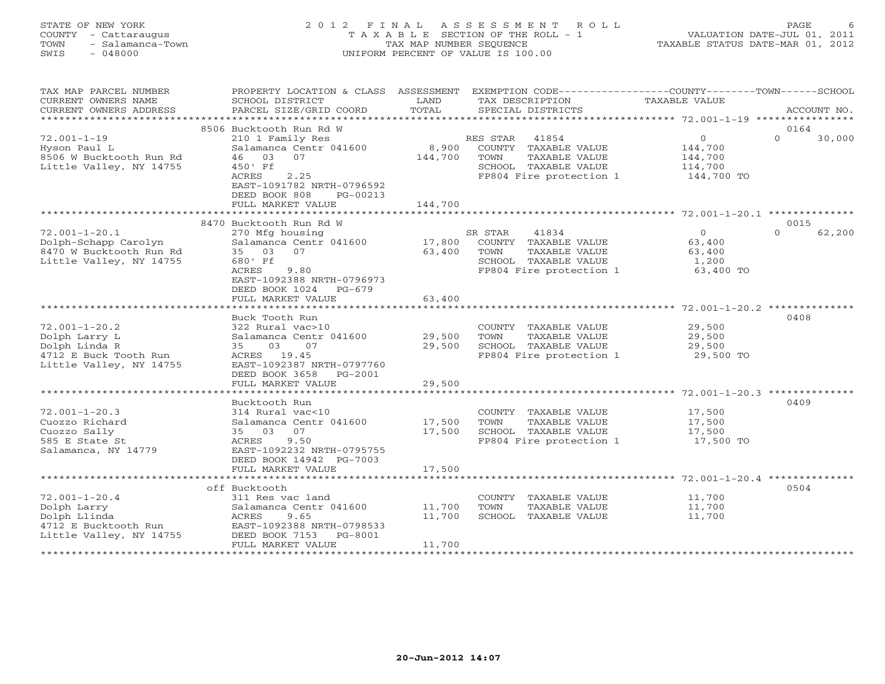STATE OF NEW YORK
COUNTY - Cattaraugus
TOWN - Salamanca-Town
SWIS - 048000

# 2012 FINAL ASSESSMENT ROLL
TAXABLE SECTION OF THE ROLL - 1
TAX MAP NUMBER SEQUENCE
UNIFORM PERCENT OF VALUE IS 100.00

VALUATION DATE-JUL 01, 2011
TAXABLE STATUS DATE-MAR 01, 2012

| TAX MAP PARCEL NUMBER / CURRENT OWNERS NAME / CURRENT OWNERS ADDRESS | PROPERTY LOCATION & CLASS / SCHOOL DISTRICT / PARCEL SIZE/GRID COORD | ASSESSMENT LAND / TOTAL | EXEMPTION CODE / TAX DESCRIPTION / SPECIAL DISTRICTS | COUNTY / TOWN / SCHOOL TAXABLE VALUE | ACCOUNT NO. |
|---|---|---|---|---|---|
| 72.001-1-19 | 8506 Bucktooth Run Rd W | | | | 0164 |
| | 210 1 Family Res | | RES STAR 41854 | 0 0 30,000 | |
| Hyson Paul L | Salamanca Centr 041600 | 8,900 | COUNTY TAXABLE VALUE | 144,700 | |
| 8506 W Bucktooth Run Rd | 46 03 07 | 144,700 | TOWN TAXABLE VALUE | 144,700 | |
| Little Valley, NY 14755 | 450' Ff | | SCHOOL TAXABLE VALUE | 114,700 | |
| | ACRES 2.25 | | FP804 Fire protection 1 | 144,700 TO | |
| | EAST-1091782 NRTH-0796592 | | | | |
| | DEED BOOK 808 PG-00213 | | | | |
| | FULL MARKET VALUE | 144,700 | | | |
| 72.001-1-20.1 | 8470 Bucktooth Run Rd W | | | | 0015 |
| | 270 Mfg housing | | SR STAR 41834 | 0 0 62,200 | |
| Dolph-Schapp Carolyn | Salamanca Centr 041600 | 17,800 | COUNTY TAXABLE VALUE | 63,400 | |
| 8470 W Bucktooth Run Rd | 35 03 07 | 63,400 | TOWN TAXABLE VALUE | 63,400 | |
| Little Valley, NY 14755 | 680' Ff | | SCHOOL TAXABLE VALUE | 1,200 | |
| | ACRES 9.80 | | FP804 Fire protection 1 | 63,400 TO | |
| | EAST-1092388 NRTH-0796973 | | | | |
| | DEED BOOK 1024 PG-679 | | | | |
| | FULL MARKET VALUE | 63,400 | | | |
| 72.001-1-20.2 | Buck Tooth Run | | | | 0408 |
| | 322 Rural vac>10 | | COUNTY TAXABLE VALUE | 29,500 | |
| Dolph Larry L | Salamanca Centr 041600 | 29,500 | TOWN TAXABLE VALUE | 29,500 | |
| Dolph Linda R | 35 03 07 | 29,500 | SCHOOL TAXABLE VALUE | 29,500 | |
| 4712 E Buck Tooth Run | ACRES 19.45 | | FP804 Fire protection 1 | 29,500 TO | |
| Little Valley, NY 14755 | EAST-1092387 NRTH-0797760 | | | | |
| | DEED BOOK 3658 PG-2001 | | | | |
| | FULL MARKET VALUE | 29,500 | | | |
| 72.001-1-20.3 | Bucktooth Run | | | | 0409 |
| | 314 Rural vac<10 | | COUNTY TAXABLE VALUE | 17,500 | |
| Cuozzo Richard | Salamanca Centr 041600 | 17,500 | TOWN TAXABLE VALUE | 17,500 | |
| Cuozzo Sally | 35 03 07 | 17,500 | SCHOOL TAXABLE VALUE | 17,500 | |
| 585 E State St | ACRES 9.50 | | FP804 Fire protection 1 | 17,500 TO | |
| Salamanca, NY 14779 | EAST-1092232 NRTH-0795755 | | | | |
| | DEED BOOK 14942 PG-7003 | | | | |
| | FULL MARKET VALUE | 17,500 | | | |
| 72.001-1-20.4 | off Bucktooth | | | | 0504 |
| | 311 Res vac land | | COUNTY TAXABLE VALUE | 11,700 | |
| Dolph Larry | Salamanca Centr 041600 | 11,700 | TOWN TAXABLE VALUE | 11,700 | |
| Dolph Llinda | ACRES 9.65 | 11,700 | SCHOOL TAXABLE VALUE | 11,700 | |
| 4712 E Bucktooth Run | EAST-1092388 NRTH-0798533 | | | | |
| Little Valley, NY 14755 | DEED BOOK 7153 PG-8001 | | | | |
| | FULL MARKET VALUE | 11,700 | | | |

20-Jun-2012 14:07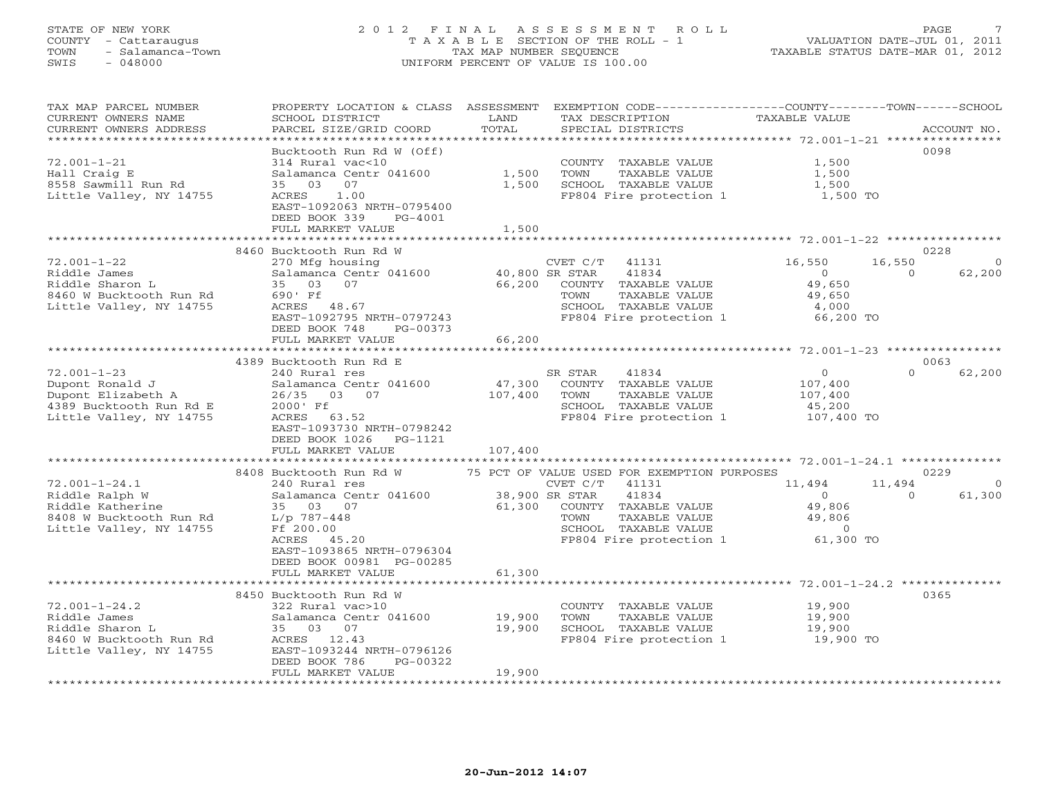STATE OF NEW YORK
COUNTY - Cattaraugus
TOWN - Salamanca-Town
SWIS - 048000

# 2012 FINAL ASSESSMENT ROLL
TAXABLE SECTION OF THE ROLL - 1
TAX MAP NUMBER SEQUENCE
UNIFORM PERCENT OF VALUE IS 100.00

VALUATION DATE-JUL 01, 2011
TAXABLE STATUS DATE-MAR 01, 2012

| TAX MAP PARCEL NUMBER / CURRENT OWNERS NAME / CURRENT OWNERS ADDRESS | PROPERTY LOCATION & CLASS / SCHOOL DISTRICT / PARCEL SIZE/GRID COORD | ASSESSMENT LAND / TOTAL | EXEMPTION CODE / TAX DESCRIPTION / SPECIAL DISTRICTS | COUNTY TAXABLE VALUE | TOWN | SCHOOL | ACCOUNT NO. |
|---|---|---|---|---|---|---|---|
| | Bucktooth Run Rd W (Off) | | | | | | 0098 |
| 72.001-1-21 | 314 Rural vac<10 | | COUNTY TAXABLE VALUE | 1,500 | | | |
| Hall Craig E | Salamanca Centr 041600 | 1,500 | TOWN TAXABLE VALUE | 1,500 | | | |
| 8558 Sawmill Run Rd | 35 03 07 | 1,500 | SCHOOL TAXABLE VALUE | 1,500 | | | |
| Little Valley, NY 14755 | ACRES 1.00 | | FP804 Fire protection 1 | 1,500 TO | | | |
| | EAST-1092063 NRTH-0795400 | | | | | | |
| | DEED BOOK 339 PG-4001 | | | | | | |
| | FULL MARKET VALUE | 1,500 | | | | | |
| | 8460 Bucktooth Run Rd W | | | | | | 0228 |
| 72.001-1-22 | 270 Mfg housing | | CVET C/T 41131 | 16,550 | 16,550 | 0 | |
| Riddle James | Salamanca Centr 041600 | 40,800 | SR STAR 41834 | 0 | 0 | 62,200 | |
| Riddle Sharon L | 35 03 07 | 66,200 | COUNTY TAXABLE VALUE | 49,650 | | | |
| 8460 W Bucktooth Run Rd | 690' Ff | | TOWN TAXABLE VALUE | 49,650 | | | |
| Little Valley, NY 14755 | ACRES 48.67 | | SCHOOL TAXABLE VALUE | 4,000 | | | |
| | EAST-1092795 NRTH-0797243 | | FP804 Fire protection 1 | 66,200 TO | | | |
| | DEED BOOK 748 PG-00373 | | | | | | |
| | FULL MARKET VALUE | 66,200 | | | | | |
| | 4389 Bucktooth Run Rd E | | | | | | 0063 |
| 72.001-1-23 | 240 Rural res | | SR STAR 41834 | 0 | 0 | 62,200 | |
| Dupont Ronald J | Salamanca Centr 041600 | 47,300 | COUNTY TAXABLE VALUE | 107,400 | | | |
| Dupont Elizabeth A | 26/35 03 07 | 107,400 | TOWN TAXABLE VALUE | 107,400 | | | |
| 4389 Bucktooth Run Rd E | 2000' Ff | | SCHOOL TAXABLE VALUE | 45,200 | | | |
| Little Valley, NY 14755 | ACRES 63.52 | | FP804 Fire protection 1 | 107,400 TO | | | |
| | EAST-1093730 NRTH-0798242 | | | | | | |
| | DEED BOOK 1026 PG-1121 | | | | | | |
| | FULL MARKET VALUE | 107,400 | | | | | |
| | 8408 Bucktooth Run Rd W | | 75 PCT OF VALUE USED FOR EXEMPTION PURPOSES | | | | 0229 |
| 72.001-1-24.1 | 240 Rural res | | CVET C/T 41131 | 11,494 | 11,494 | 0 | |
| Riddle Ralph W | Salamanca Centr 041600 | 38,900 | SR STAR 41834 | 0 | 0 | 61,300 | |
| Riddle Katherine | 35 03 07 | 61,300 | COUNTY TAXABLE VALUE | 49,806 | | | |
| 8408 W Bucktooth Run Rd | L/p 787-448 | | TOWN TAXABLE VALUE | 49,806 | | | |
| Little Valley, NY 14755 | Ff 200.00 | | SCHOOL TAXABLE VALUE | 0 | | | |
| | ACRES 45.20 | | FP804 Fire protection 1 | 61,300 TO | | | |
| | EAST-1093865 NRTH-0796304 | | | | | | |
| | DEED BOOK 00981 PG-00285 | | | | | | |
| | FULL MARKET VALUE | 61,300 | | | | | |
| | 8450 Bucktooth Run Rd W | | | | | | 0365 |
| 72.001-1-24.2 | 322 Rural vac>10 | | COUNTY TAXABLE VALUE | 19,900 | | | |
| Riddle James | Salamanca Centr 041600 | 19,900 | TOWN TAXABLE VALUE | 19,900 | | | |
| Riddle Sharon L | 35 03 07 | 19,900 | SCHOOL TAXABLE VALUE | 19,900 | | | |
| 8460 W Bucktooth Run Rd | ACRES 12.43 | | FP804 Fire protection 1 | 19,900 TO | | | |
| Little Valley, NY 14755 | EAST-1093244 NRTH-0796126 | | | | | | |
| | DEED BOOK 786 PG-00322 | | | | | | |
| | FULL MARKET VALUE | 19,900 | | | | | |

20-Jun-2012 14:07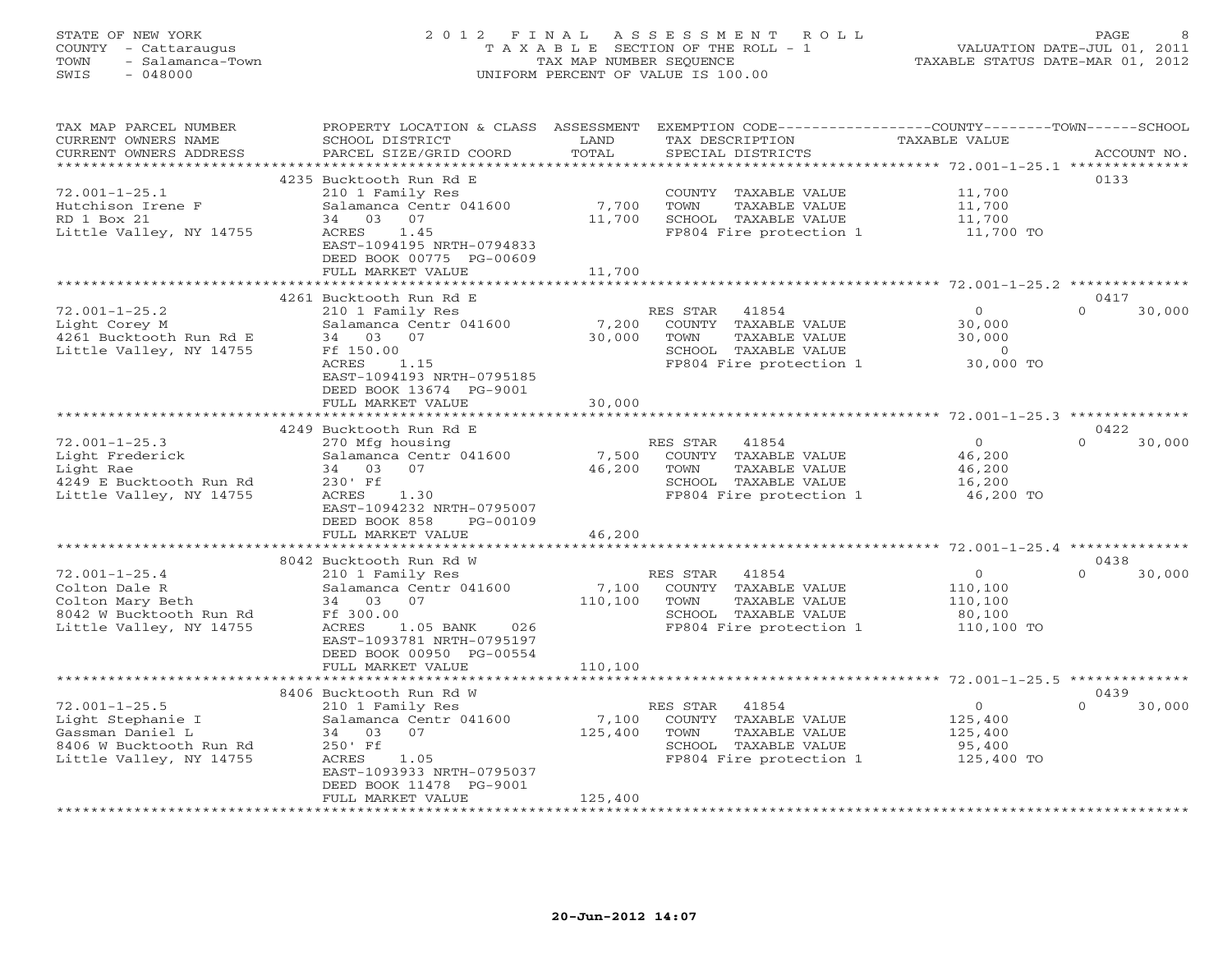STATE OF NEW YORK
COUNTY - Cattaraugus
TOWN - Salamanca-Town
SWIS - 048000

# 2012 FINAL ASSESSMENT ROLL

TAXABLE SECTION OF THE ROLL - 1
TAX MAP NUMBER SEQUENCE
UNIFORM PERCENT OF VALUE IS 100.00

VALUATION DATE-JUL 01, 2011
TAXABLE STATUS DATE-MAR 01, 2012

| TAX MAP PARCEL NUMBER / CURRENT OWNERS NAME / CURRENT OWNERS ADDRESS | PROPERTY LOCATION & CLASS / SCHOOL DISTRICT / PARCEL SIZE/GRID COORD | ASSESSMENT LAND / TOTAL | EXEMPTION CODE / TAX DESCRIPTION / SPECIAL DISTRICTS | COUNTY / TOWN / SCHOOL TAXABLE VALUE | ACCOUNT NO. |
|---|---|---|---|---|---|
| | 4235 Bucktooth Run Rd E | | | | 0133 |
| 72.001-1-25.1 | 210 1 Family Res | | COUNTY TAXABLE VALUE | 11,700 | |
| Hutchison Irene F | Salamanca Centr 041600 | 7,700 | TOWN TAXABLE VALUE | 11,700 | |
| RD 1 Box 21 | 34 03 07 | 11,700 | SCHOOL TAXABLE VALUE | 11,700 | |
| Little Valley, NY 14755 | ACRES 1.45 | | FP804 Fire protection 1 | 11,700 TO | |
| | EAST-1094195 NRTH-0794833 | | | | |
| | DEED BOOK 00775 PG-00609 | | | | |
| | FULL MARKET VALUE | 11,700 | | | |
| | 4261 Bucktooth Run Rd E | | | | 0417 |
| 72.001-1-25.2 | 210 1 Family Res | | RES STAR 41854 | 0 / 0 / 30,000 | |
| Light Corey M | Salamanca Centr 041600 | 7,200 | COUNTY TAXABLE VALUE | 30,000 | |
| 4261 Bucktooth Run Rd E | 34 03 07 | 30,000 | TOWN TAXABLE VALUE | 30,000 | |
| Little Valley, NY 14755 | Ff 150.00 | | SCHOOL TAXABLE VALUE | 0 | |
| | ACRES 1.15 | | FP804 Fire protection 1 | 30,000 TO | |
| | EAST-1094193 NRTH-0795185 | | | | |
| | DEED BOOK 13674 PG-9001 | | | | |
| | FULL MARKET VALUE | 30,000 | | | |
| | 4249 Bucktooth Run Rd E | | | | 0422 |
| 72.001-1-25.3 | 270 Mfg housing | | RES STAR 41854 | 0 / 0 / 30,000 | |
| Light Frederick | Salamanca Centr 041600 | 7,500 | COUNTY TAXABLE VALUE | 46,200 | |
| Light Rae | 34 03 07 | 46,200 | TOWN TAXABLE VALUE | 46,200 | |
| 4249 E Bucktooth Run Rd | 230' Ff | | SCHOOL TAXABLE VALUE | 16,200 | |
| Little Valley, NY 14755 | ACRES 1.30 | | FP804 Fire protection 1 | 46,200 TO | |
| | EAST-1094232 NRTH-0795007 | | | | |
| | DEED BOOK 858 PG-00109 | | | | |
| | FULL MARKET VALUE | 46,200 | | | |
| | 8042 Bucktooth Run Rd W | | | | 0438 |
| 72.001-1-25.4 | 210 1 Family Res | | RES STAR 41854 | 0 / 0 / 30,000 | |
| Colton Dale R | Salamanca Centr 041600 | 7,100 | COUNTY TAXABLE VALUE | 110,100 | |
| Colton Mary Beth | 34 03 07 | 110,100 | TOWN TAXABLE VALUE | 110,100 | |
| 8042 W Bucktooth Run Rd | Ff 300.00 | | SCHOOL TAXABLE VALUE | 80,100 | |
| Little Valley, NY 14755 | ACRES 1.05 BANK 026 | | FP804 Fire protection 1 | 110,100 TO | |
| | EAST-1093781 NRTH-0795197 | | | | |
| | DEED BOOK 00950 PG-00554 | | | | |
| | FULL MARKET VALUE | 110,100 | | | |
| | 8406 Bucktooth Run Rd W | | | | 0439 |
| 72.001-1-25.5 | 210 1 Family Res | | RES STAR 41854 | 0 / 0 / 30,000 | |
| Light Stephanie I | Salamanca Centr 041600 | 7,100 | COUNTY TAXABLE VALUE | 125,400 | |
| Gassman Daniel L | 34 03 07 | 125,400 | TOWN TAXABLE VALUE | 125,400 | |
| 8406 W Bucktooth Run Rd | 250' Ff | | SCHOOL TAXABLE VALUE | 95,400 | |
| Little Valley, NY 14755 | ACRES 1.05 | | FP804 Fire protection 1 | 125,400 TO | |
| | EAST-1093933 NRTH-0795037 | | | | |
| | DEED BOOK 11478 PG-9001 | | | | |
| | FULL MARKET VALUE | 125,400 | | | |

20-Jun-2012 14:07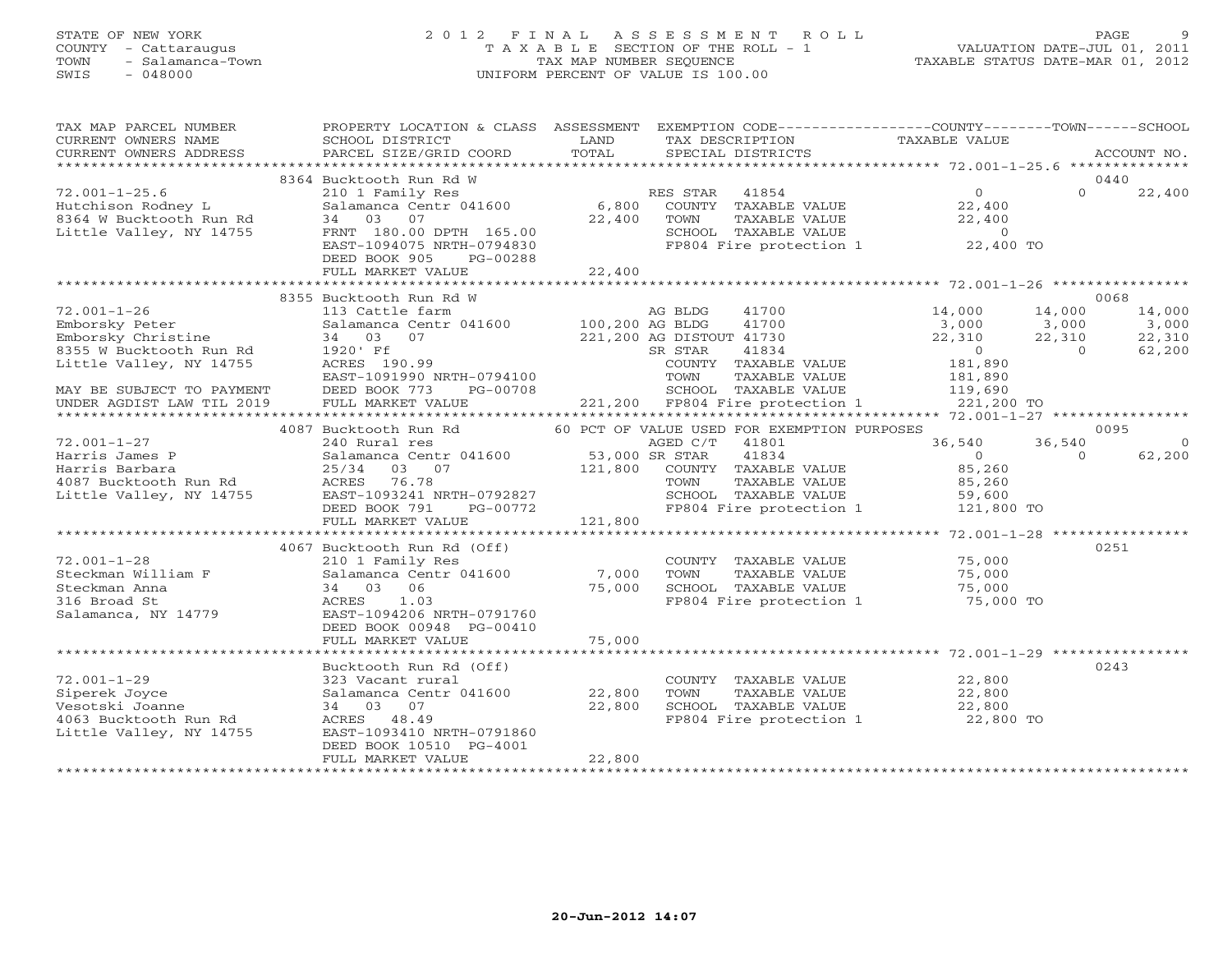STATE OF NEW YORK
COUNTY - Cattaraugus
TOWN - Salamanca-Town
SWIS - 048000

# 2012 FINAL ASSESSMENT ROLL
TAXABLE SECTION OF THE ROLL - 1
TAX MAP NUMBER SEQUENCE
UNIFORM PERCENT OF VALUE IS 100.00

VALUATION DATE-JUL 01, 2011
TAXABLE STATUS DATE-MAR 01, 2012

| TAX MAP PARCEL NUMBER / CURRENT OWNERS NAME / CURRENT OWNERS ADDRESS | PROPERTY LOCATION & CLASS / SCHOOL DISTRICT / PARCEL SIZE/GRID COORD | ASSESSMENT LAND / TOTAL | EXEMPTION CODE / TAX DESCRIPTION / SPECIAL DISTRICTS | COUNTY TAXABLE VALUE | TOWN | SCHOOL / ACCOUNT NO. |
|---|---|---|---|---|---|---|
| **72.001-1-25.6** | 8364 Bucktooth Run Rd W | | | | | 0440 |
| 72.001-1-25.6 | 210 1 Family Res | | RES STAR 41854 | 0 | 0 | 22,400 |
| Hutchison Rodney L | Salamanca Centr 041600 | 6,800 | COUNTY TAXABLE VALUE | 22,400 | | |
| 8364 W Bucktooth Run Rd | 34 03 07 | 22,400 | TOWN TAXABLE VALUE | 22,400 | | |
| Little Valley, NY 14755 | FRNT 180.00 DPTH 165.00 | | SCHOOL TAXABLE VALUE | 0 | | |
| | EAST-1094075 NRTH-0794830 | | FP804 Fire protection 1 | 22,400 TO | | |
| | DEED BOOK 905 PG-00288 | | | | | |
| | FULL MARKET VALUE | 22,400 | | | | |
| **72.001-1-26** | 8355 Bucktooth Run Rd W | | | | | 0068 |
| 72.001-1-26 | 113 Cattle farm | | AG BLDG 41700 | 14,000 | 14,000 | 14,000 |
| Emborsky Peter | Salamanca Centr 041600 | 100,200 | AG BLDG 41700 | 3,000 | 3,000 | 3,000 |
| Emborsky Christine | 34 03 07 | 221,200 | AG DISTOUT 41730 | 22,310 | 22,310 | 22,310 |
| 8355 W Bucktooth Run Rd | 1920' Ff | | SR STAR 41834 | 0 | 0 | 62,200 |
| Little Valley, NY 14755 | ACRES 190.99 | | COUNTY TAXABLE VALUE | 181,890 | | |
| | EAST-1091990 NRTH-0794100 | | TOWN TAXABLE VALUE | 181,890 | | |
| MAY BE SUBJECT TO PAYMENT | DEED BOOK 773 PG-00708 | | SCHOOL TAXABLE VALUE | 119,690 | | |
| UNDER AGDIST LAW TIL 2019 | FULL MARKET VALUE | 221,200 | FP804 Fire protection 1 | 221,200 TO | | |
| **72.001-1-27** | 4087 Bucktooth Run Rd | | 60 PCT OF VALUE USED FOR EXEMPTION PURPOSES | | | 0095 |
| 72.001-1-27 | 240 Rural res | | AGED C/T 41801 | 36,540 | 36,540 | 0 |
| Harris James P | Salamanca Centr 041600 | 53,000 | SR STAR 41834 | 0 | 0 | 62,200 |
| Harris Barbara | 25/34 03 07 | 121,800 | COUNTY TAXABLE VALUE | 85,260 | | |
| 4087 Bucktooth Run Rd | ACRES 76.78 | | TOWN TAXABLE VALUE | 85,260 | | |
| Little Valley, NY 14755 | EAST-1093241 NRTH-0792827 | | SCHOOL TAXABLE VALUE | 59,600 | | |
| | DEED BOOK 791 PG-00772 | | FP804 Fire protection 1 | 121,800 TO | | |
| | FULL MARKET VALUE | 121,800 | | | | |
| **72.001-1-28** | 4067 Bucktooth Run Rd (Off) | | | | | 0251 |
| 72.001-1-28 | 210 1 Family Res | | COUNTY TAXABLE VALUE | 75,000 | | |
| Steckman William F | Salamanca Centr 041600 | 7,000 | TOWN TAXABLE VALUE | 75,000 | | |
| Steckman Anna | 34 03 06 | 75,000 | SCHOOL TAXABLE VALUE | 75,000 | | |
| 316 Broad St | ACRES 1.03 | | FP804 Fire protection 1 | 75,000 TO | | |
| Salamanca, NY 14779 | EAST-1094206 NRTH-0791760 | | | | | |
| | DEED BOOK 00948 PG-00410 | | | | | |
| | FULL MARKET VALUE | 75,000 | | | | |
| **72.001-1-29** | Bucktooth Run Rd (Off) | | | | | 0243 |
| 72.001-1-29 | 323 Vacant rural | | COUNTY TAXABLE VALUE | 22,800 | | |
| Siperek Joyce | Salamanca Centr 041600 | 22,800 | TOWN TAXABLE VALUE | 22,800 | | |
| Vesotski Joanne | 34 03 07 | 22,800 | SCHOOL TAXABLE VALUE | 22,800 | | |
| 4063 Bucktooth Run Rd | ACRES 48.49 | | FP804 Fire protection 1 | 22,800 TO | | |
| Little Valley, NY 14755 | EAST-1093410 NRTH-0791860 | | | | | |
| | DEED BOOK 10510 PG-4001 | | | | | |
| | FULL MARKET VALUE | 22,800 | | | | |

20-Jun-2012 14:07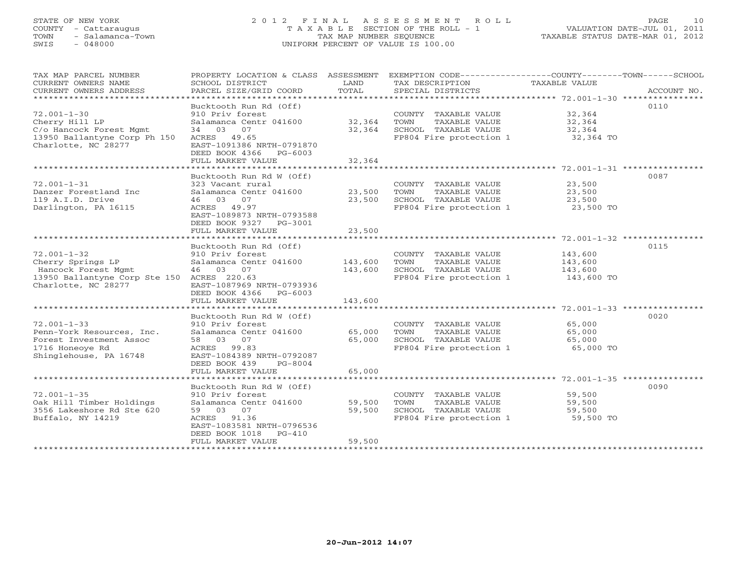STATE OF NEW YORK
COUNTY - Cattaraugus
TOWN - Salamanca-Town
SWIS - 048000

# 2012 FINAL ASSESSMENT ROLL
TAXABLE SECTION OF THE ROLL - 1
TAX MAP NUMBER SEQUENCE
UNIFORM PERCENT OF VALUE IS 100.00

VALUATION DATE-JUL 01, 2011
TAXABLE STATUS DATE-MAR 01, 2012

| TAX MAP PARCEL NUMBER / CURRENT OWNERS NAME / CURRENT OWNERS ADDRESS | PROPERTY LOCATION & CLASS / SCHOOL DISTRICT / PARCEL SIZE/GRID COORD | ASSESSMENT LAND / TOTAL | EXEMPTION CODE / TAX DESCRIPTION / SPECIAL DISTRICTS | TAXABLE VALUE (COUNTY / TOWN / SCHOOL) | ACCOUNT NO. |
|---|---|---|---|---|---|
| 72.001-1-30 | Bucktooth Run Rd (Off) | | | | 0110 |
| Cherry Hill LP | 910 Priv forest | | COUNTY TAXABLE VALUE | 32,364 | |
| C/o Hancock Forest Mgmt | Salamanca Centr 041600 | 32,364 | TOWN TAXABLE VALUE | 32,364 | |
| 13950 Ballantyne Corp Ph 150 | 34 03 07 | 32,364 | SCHOOL TAXABLE VALUE | 32,364 | |
| Charlotte, NC 28277 | ACRES 49.65 | | FP804 Fire protection 1 | 32,364 TO | |
| | EAST-1091386 NRTH-0791870 | | | | |
| | DEED BOOK 4366 PG-6003 | | | | |
| | FULL MARKET VALUE | 32,364 | | | |
| 72.001-1-31 | Bucktooth Run Rd W (Off) | | | | 0087 |
| Danzer Forestland Inc | 323 Vacant rural | | COUNTY TAXABLE VALUE | 23,500 | |
| 119 A.I.D. Drive | Salamanca Centr 041600 | 23,500 | TOWN TAXABLE VALUE | 23,500 | |
| Darlington, PA 16115 | 46 03 07 | 23,500 | SCHOOL TAXABLE VALUE | 23,500 | |
| | ACRES 49.97 | | FP804 Fire protection 1 | 23,500 TO | |
| | EAST-1089873 NRTH-0793588 | | | | |
| | DEED BOOK 9327 PG-3001 | | | | |
| | FULL MARKET VALUE | 23,500 | | | |
| 72.001-1-32 | Bucktooth Run Rd (Off) | | | | 0115 |
| Cherry Springs LP | 910 Priv forest | | COUNTY TAXABLE VALUE | 143,600 | |
| Hancock Forest Mgmt | Salamanca Centr 041600 | 143,600 | TOWN TAXABLE VALUE | 143,600 | |
| 13950 Ballantyne Corp Ste 150 | 46 03 07 | 143,600 | SCHOOL TAXABLE VALUE | 143,600 | |
| Charlotte, NC 28277 | ACRES 220.63 | | FP804 Fire protection 1 | 143,600 TO | |
| | EAST-1087969 NRTH-0793936 | | | | |
| | DEED BOOK 4366 PG-6003 | | | | |
| | FULL MARKET VALUE | 143,600 | | | |
| 72.001-1-33 | Bucktooth Run Rd W (Off) | | | | 0020 |
| Penn-York Resources, Inc. | 910 Priv forest | | COUNTY TAXABLE VALUE | 65,000 | |
| Forest Investment Assoc | Salamanca Centr 041600 | 65,000 | TOWN TAXABLE VALUE | 65,000 | |
| 1716 Honeoye Rd | 58 03 07 | 65,000 | SCHOOL TAXABLE VALUE | 65,000 | |
| Shinglehouse, PA 16748 | ACRES 99.83 | | FP804 Fire protection 1 | 65,000 TO | |
| | EAST-1084389 NRTH-0792087 | | | | |
| | DEED BOOK 439 PG-8004 | | | | |
| | FULL MARKET VALUE | 65,000 | | | |
| 72.001-1-35 | Bucktooth Run Rd W (Off) | | | | 0090 |
| Oak Hill Timber Holdings | 910 Priv forest | | COUNTY TAXABLE VALUE | 59,500 | |
| 3556 Lakeshore Rd Ste 620 | Salamanca Centr 041600 | 59,500 | TOWN TAXABLE VALUE | 59,500 | |
| Buffalo, NY 14219 | 59 03 07 | 59,500 | SCHOOL TAXABLE VALUE | 59,500 | |
| | ACRES 91.36 | | FP804 Fire protection 1 | 59,500 TO | |
| | EAST-1083581 NRTH-0796536 | | | | |
| | DEED BOOK 1018 PG-410 | | | | |
| | FULL MARKET VALUE | 59,500 | | | |

20-Jun-2012 14:07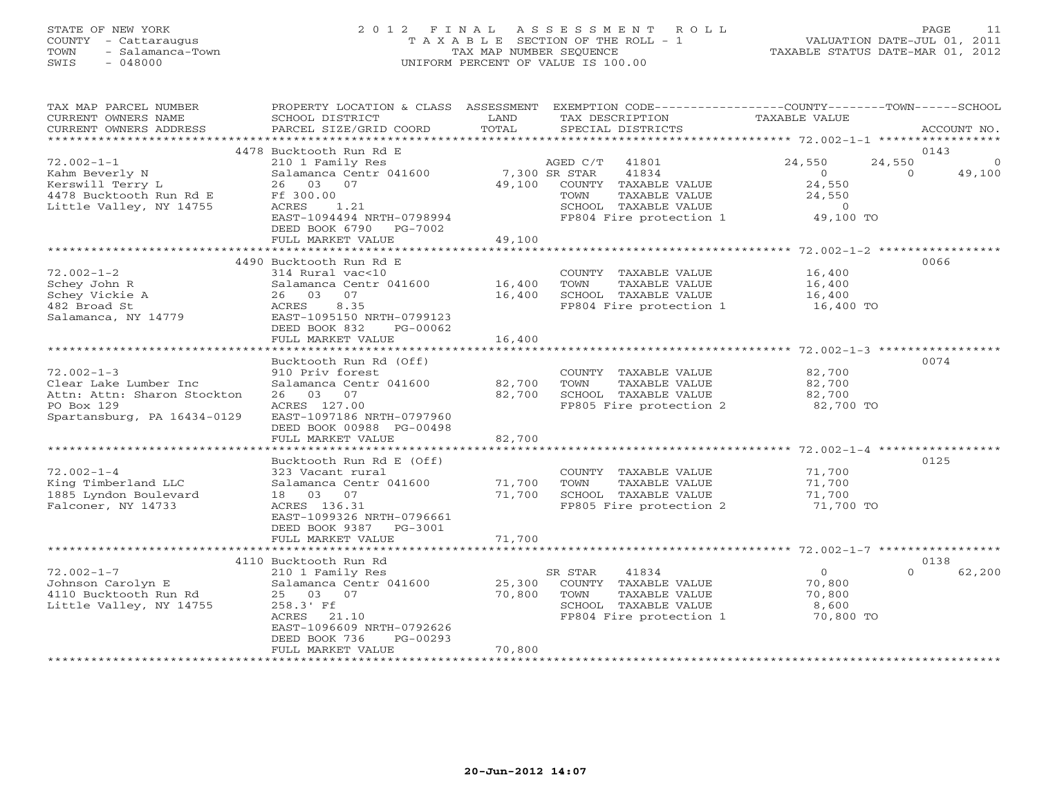STATE OF NEW YORK
COUNTY - Cattaraugus
TOWN - Salamanca-Town
SWIS - 048000

# 2012 FINAL ASSESSMENT ROLL
TAXABLE SECTION OF THE ROLL - 1
TAX MAP NUMBER SEQUENCE
UNIFORM PERCENT OF VALUE IS 100.00

VALUATION DATE-JUL 01, 2011
TAXABLE STATUS DATE-MAR 01, 2012

| TAX MAP PARCEL NUMBER / CURRENT OWNERS NAME / CURRENT OWNERS ADDRESS | PROPERTY LOCATION & CLASS / SCHOOL DISTRICT / PARCEL SIZE/GRID COORD | ASSESSMENT LAND / TOTAL | EXEMPTION CODE / TAX DESCRIPTION / SPECIAL DISTRICTS | COUNTY | TOWN | SCHOOL | ACCOUNT NO. |
|---|---|---|---|---|---|---|---|
| 72.002-1-1 | 4478 Bucktooth Run Rd E | | | | | | 0143 |
| Kahm Beverly N | 210 1 Family Res | | AGED C/T 41801 | 24,550 | 24,550 | 0 | |
| Kerswill Terry L | Salamanca Centr 041600 | 7,300 | SR STAR 41834 | 0 | 0 | 49,100 | |
| 4478 Bucktooth Run Rd E | 26 03 07 | 49,100 | COUNTY TAXABLE VALUE | 24,550 | | | |
| Little Valley, NY 14755 | Ff 300.00 | | TOWN TAXABLE VALUE | | 24,550 | | |
| | ACRES 1.21 | | SCHOOL TAXABLE VALUE | | | 0 | |
| | EAST-1094494 NRTH-0798994 | | FP804 Fire protection 1 | 49,100 TO | | | |
| | DEED BOOK 6790 PG-7002 | | | | | | |
| | FULL MARKET VALUE | 49,100 | | | | | |
| 72.002-1-2 | 4490 Bucktooth Run Rd E | | | | | | 0066 |
| Schey John R | 314 Rural vac<10 | | COUNTY TAXABLE VALUE | 16,400 | | | |
| Schey Vickie A | Salamanca Centr 041600 | 16,400 | TOWN TAXABLE VALUE | | 16,400 | | |
| 482 Broad St | 26 03 07 | 16,400 | SCHOOL TAXABLE VALUE | | | 16,400 | |
| Salamanca, NY 14779 | ACRES 8.35 | | FP804 Fire protection 1 | 16,400 TO | | | |
| | EAST-1095150 NRTH-0799123 | | | | | | |
| | DEED BOOK 832 PG-00062 | | | | | | |
| | FULL MARKET VALUE | 16,400 | | | | | |
| 72.002-1-3 | Bucktooth Run Rd (Off) | | | | | | 0074 |
| Clear Lake Lumber Inc | 910 Priv forest | | COUNTY TAXABLE VALUE | 82,700 | | | |
| Attn: Attn: Sharon Stockton | Salamanca Centr 041600 | 82,700 | TOWN TAXABLE VALUE | | 82,700 | | |
| PO Box 129 | 26 03 07 | 82,700 | SCHOOL TAXABLE VALUE | | | 82,700 | |
| Spartansburg, PA 16434-0129 | ACRES 127.00 | | FP805 Fire protection 2 | 82,700 TO | | | |
| | EAST-1097186 NRTH-0797960 | | | | | | |
| | DEED BOOK 00988 PG-00498 | | | | | | |
| | FULL MARKET VALUE | 82,700 | | | | | |
| 72.002-1-4 | Bucktooth Run Rd E (Off) | | | | | | 0125 |
| King Timberland LLC | 323 Vacant rural | | COUNTY TAXABLE VALUE | 71,700 | | | |
| 1885 Lyndon Boulevard | Salamanca Centr 041600 | 71,700 | TOWN TAXABLE VALUE | | 71,700 | | |
| Falconer, NY 14733 | 18 03 07 | 71,700 | SCHOOL TAXABLE VALUE | | | 71,700 | |
| | ACRES 136.31 | | FP805 Fire protection 2 | 71,700 TO | | | |
| | EAST-1099326 NRTH-0796661 | | | | | | |
| | DEED BOOK 9387 PG-3001 | | | | | | |
| | FULL MARKET VALUE | 71,700 | | | | | |
| 72.002-1-7 | 4110 Bucktooth Run Rd | | | | | | 0138 |
| Johnson Carolyn E | 210 1 Family Res | | SR STAR 41834 | 0 | 0 | 62,200 | |
| 4110 Bucktooth Run Rd | Salamanca Centr 041600 | 25,300 | COUNTY TAXABLE VALUE | 70,800 | | | |
| Little Valley, NY 14755 | 25 03 07 | 70,800 | TOWN TAXABLE VALUE | | 70,800 | | |
| | 258.3' Ff | | SCHOOL TAXABLE VALUE | | | 8,600 | |
| | ACRES 21.10 | | FP804 Fire protection 1 | 70,800 TO | | | |
| | EAST-1096609 NRTH-0792626 | | | | | | |
| | DEED BOOK 736 PG-00293 | | | | | | |
| | FULL MARKET VALUE | 70,800 | | | | | |

20-Jun-2012 14:07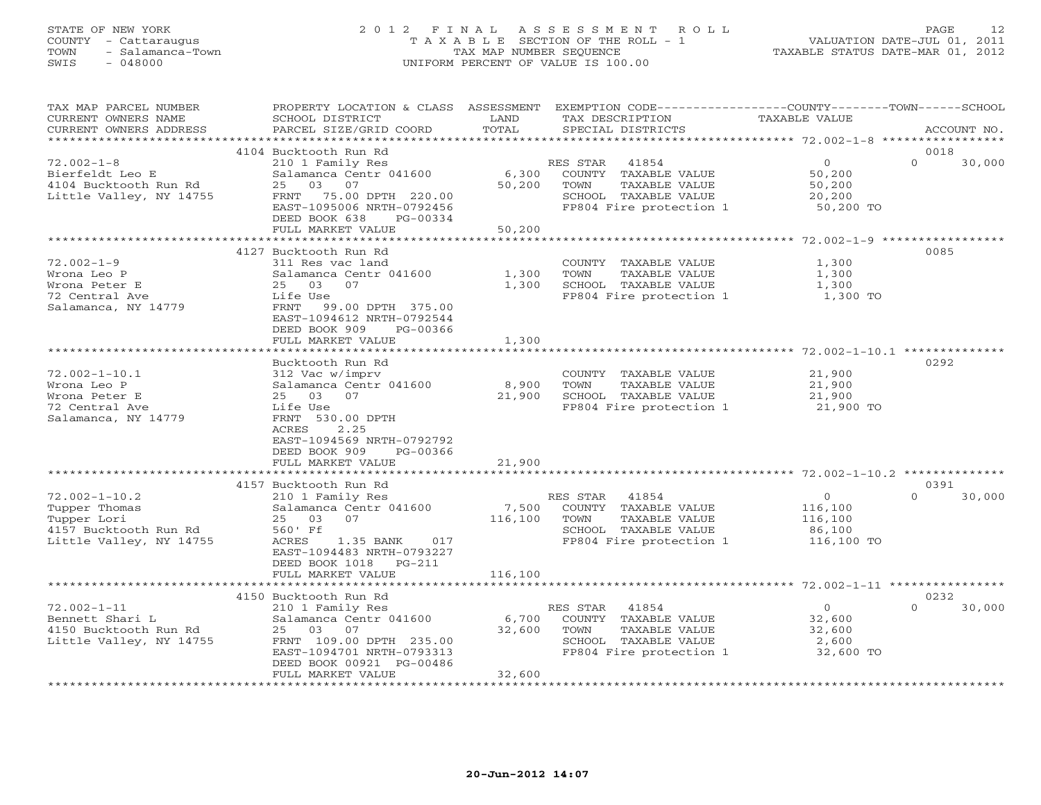STATE OF NEW YORK
COUNTY - Cattaraugus
TOWN - Salamanca-Town
SWIS - 048000

# 2012 FINAL ASSESSMENT ROLL

TAXABLE SECTION OF THE ROLL - 1
TAX MAP NUMBER SEQUENCE
UNIFORM PERCENT OF VALUE IS 100.00

VALUATION DATE-JUL 01, 2011
TAXABLE STATUS DATE-MAR 01, 2012

| TAX MAP PARCEL NUMBER / CURRENT OWNERS NAME / CURRENT OWNERS ADDRESS | PROPERTY LOCATION & CLASS / SCHOOL DISTRICT / PARCEL SIZE/GRID COORD | ASSESSMENT LAND | TOTAL | EXEMPTION CODE / TAX DESCRIPTION / SPECIAL DISTRICTS | COUNTY TAXABLE VALUE | TOWN | SCHOOL / ACCOUNT NO. |
|---|---|---|---|---|---|---|---|
| 72.002-1-8 | 4104 Bucktooth Run Rd | | | | | | 0018 |
| Bierfeldt Leo E | 210 1 Family Res | | | RES STAR 41854 | 0 | 0 | 30,000 |
| 4104 Bucktooth Run Rd | Salamanca Centr 041600 | 6,300 | | COUNTY TAXABLE VALUE | 50,200 | | |
| Little Valley, NY 14755 | 25 03 07 | | 50,200 | TOWN TAXABLE VALUE | 50,200 | | |
| | FRNT 75.00 DPTH 220.00 | | | SCHOOL TAXABLE VALUE | 20,200 | | |
| | EAST-1095006 NRTH-0792456 | | | FP804 Fire protection 1 | 50,200 TO | | |
| | DEED BOOK 638 PG-00334 | | | | | | |
| | FULL MARKET VALUE | | 50,200 | | | | |
| 72.002-1-9 | 4127 Bucktooth Run Rd | | | | | | 0085 |
| Wrona Leo P | 311 Res vac land | | | COUNTY TAXABLE VALUE | 1,300 | | |
| Wrona Peter E | Salamanca Centr 041600 | 1,300 | | TOWN TAXABLE VALUE | 1,300 | | |
| 72 Central Ave | 25 03 07 | | 1,300 | SCHOOL TAXABLE VALUE | 1,300 | | |
| Salamanca, NY 14779 | Life Use | | | FP804 Fire protection 1 | 1,300 TO | | |
| | FRNT 99.00 DPTH 375.00 | | | | | | |
| | EAST-1094612 NRTH-0792544 | | | | | | |
| | DEED BOOK 909 PG-00366 | | | | | | |
| | FULL MARKET VALUE | | 1,300 | | | | |
| 72.002-1-10.1 | Bucktooth Run Rd | | | | | | 0292 |
| Wrona Leo P | 312 Vac w/imprv | | | COUNTY TAXABLE VALUE | 21,900 | | |
| Wrona Peter E | Salamanca Centr 041600 | 8,900 | | TOWN TAXABLE VALUE | 21,900 | | |
| 72 Central Ave | 25 03 07 | | 21,900 | SCHOOL TAXABLE VALUE | 21,900 | | |
| Salamanca, NY 14779 | Life Use | | | FP804 Fire protection 1 | 21,900 TO | | |
| | FRNT 530.00 DPTH | | | | | | |
| | ACRES 2.25 | | | | | | |
| | EAST-1094569 NRTH-0792792 | | | | | | |
| | DEED BOOK 909 PG-00366 | | | | | | |
| | FULL MARKET VALUE | | 21,900 | | | | |
| 72.002-1-10.2 | 4157 Bucktooth Run Rd | | | | | | 0391 |
| Tupper Thomas | 210 1 Family Res | | | RES STAR 41854 | 0 | 0 | 30,000 |
| Tupper Lori | Salamanca Centr 041600 | 7,500 | | COUNTY TAXABLE VALUE | 116,100 | | |
| 4157 Bucktooth Run Rd | 25 03 07 | | 116,100 | TOWN TAXABLE VALUE | 116,100 | | |
| Little Valley, NY 14755 | 560' Ff | | | SCHOOL TAXABLE VALUE | 86,100 | | |
| | ACRES 1.35 BANK 017 | | | FP804 Fire protection 1 | 116,100 TO | | |
| | EAST-1094483 NRTH-0793227 | | | | | | |
| | DEED BOOK 1018 PG-211 | | | | | | |
| | FULL MARKET VALUE | | 116,100 | | | | |
| 72.002-1-11 | 4150 Bucktooth Run Rd | | | | | | 0232 |
| Bennett Shari L | 210 1 Family Res | | | RES STAR 41854 | 0 | 0 | 30,000 |
| 4150 Bucktooth Run Rd | Salamanca Centr 041600 | 6,700 | | COUNTY TAXABLE VALUE | 32,600 | | |
| Little Valley, NY 14755 | 25 03 07 | | 32,600 | TOWN TAXABLE VALUE | 32,600 | | |
| | FRNT 109.00 DPTH 235.00 | | | SCHOOL TAXABLE VALUE | 2,600 | | |
| | EAST-1094701 NRTH-0793313 | | | FP804 Fire protection 1 | 32,600 TO | | |
| | DEED BOOK 00921 PG-00486 | | | | | | |
| | FULL MARKET VALUE | | 32,600 | | | | |

20-Jun-2012 14:07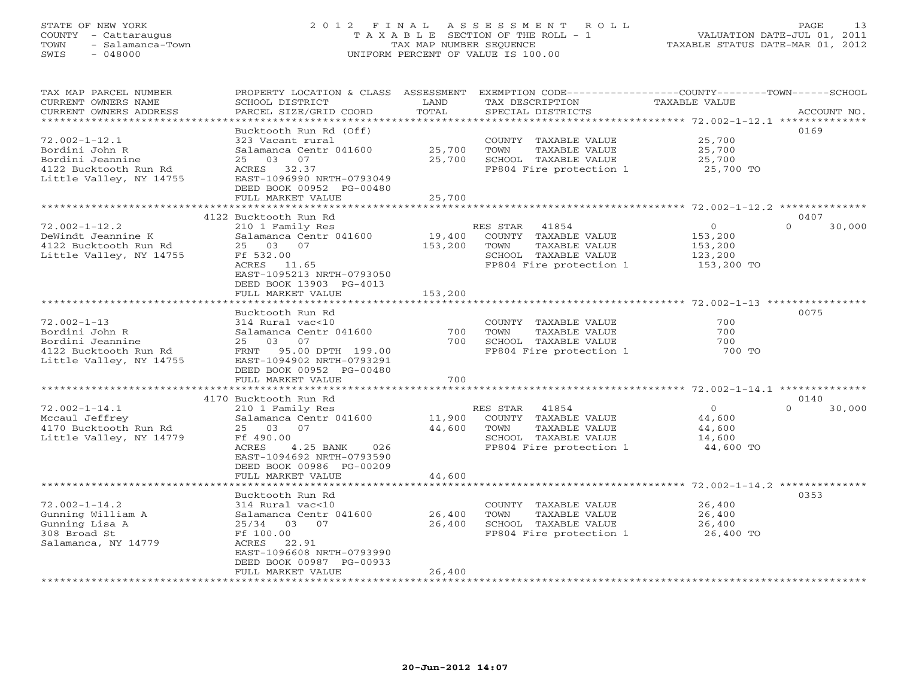STATE OF NEW YORK
COUNTY - Cattaraugus
TOWN - Salamanca-Town
SWIS - 048000

# 2012 FINAL ASSESSMENT ROLL
TAXABLE SECTION OF THE ROLL - 1
TAX MAP NUMBER SEQUENCE
UNIFORM PERCENT OF VALUE IS 100.00

VALUATION DATE-JUL 01, 2011
TAXABLE STATUS DATE-MAR 01, 2012

| TAX MAP PARCEL NUMBER / CURRENT OWNERS NAME / CURRENT OWNERS ADDRESS | PROPERTY LOCATION & CLASS / SCHOOL DISTRICT / PARCEL SIZE/GRID COORD | ASSESSMENT LAND | ASSESSMENT TOTAL | EXEMPTION CODE / TAX DESCRIPTION / SPECIAL DISTRICTS | COUNTY TAXABLE VALUE | TOWN | SCHOOL | ACCOUNT NO. |
|---|---|---|---|---|---|---|---|---|
| 72.002-1-12.1 | Bucktooth Run Rd (Off) | | | | | | | 0169 |
| Bordini John R | 323 Vacant rural | | | COUNTY TAXABLE VALUE | 25,700 | | | |
| Bordini Jeannine | Salamanca Centr 041600 | 25,700 | | TOWN TAXABLE VALUE | 25,700 | | | |
| 4122 Bucktooth Run Rd | 25 03 07 | | 25,700 | SCHOOL TAXABLE VALUE | 25,700 | | | |
| Little Valley, NY 14755 | ACRES 32.37 | | | FP804 Fire protection 1 | 25,700 TO | | | |
| | EAST-1096990 NRTH-0793049 | | | | | | | |
| | DEED BOOK 00952 PG-00480 | | | | | | | |
| | FULL MARKET VALUE | | 25,700 | | | | | |
| 72.002-1-12.2 | 4122 Bucktooth Run Rd | | | | | | | 0407 |
| DeWindt Jeannine K | 210 1 Family Res | | | RES STAR 41854 | 0 | 0 | 30,000 | |
| 4122 Bucktooth Run Rd | Salamanca Centr 041600 | 19,400 | | COUNTY TAXABLE VALUE | 153,200 | | | |
| Little Valley, NY 14755 | 25 03 07 | | 153,200 | TOWN TAXABLE VALUE | 153,200 | | | |
| | Ff 532.00 | | | SCHOOL TAXABLE VALUE | 123,200 | | | |
| | ACRES 11.65 | | | FP804 Fire protection 1 | 153,200 TO | | | |
| | EAST-1095213 NRTH-0793050 | | | | | | | |
| | DEED BOOK 13903 PG-4013 | | | | | | | |
| | FULL MARKET VALUE | | 153,200 | | | | | |
| 72.002-1-13 | Bucktooth Run Rd | | | | | | | 0075 |
| Bordini John R | 314 Rural vac<10 | | | COUNTY TAXABLE VALUE | 700 | | | |
| Bordini Jeannine | Salamanca Centr 041600 | 700 | | TOWN TAXABLE VALUE | 700 | | | |
| 4122 Bucktooth Run Rd | 25 03 07 | | 700 | SCHOOL TAXABLE VALUE | 700 | | | |
| Little Valley, NY 14755 | FRNT 95.00 DPTH 199.00 | | | FP804 Fire protection 1 | 700 TO | | | |
| | EAST-1094902 NRTH-0793291 | | | | | | | |
| | DEED BOOK 00952 PG-00480 | | | | | | | |
| | FULL MARKET VALUE | | 700 | | | | | |
| 72.002-1-14.1 | 4170 Bucktooth Run Rd | | | | | | | 0140 |
| Mccaul Jeffrey | 210 1 Family Res | | | RES STAR 41854 | 0 | 0 | 30,000 | |
| 4170 Bucktooth Run Rd | Salamanca Centr 041600 | 11,900 | | COUNTY TAXABLE VALUE | 44,600 | | | |
| Little Valley, NY 14779 | 25 03 07 | | 44,600 | TOWN TAXABLE VALUE | 44,600 | | | |
| | Ff 490.00 | | | SCHOOL TAXABLE VALUE | 14,600 | | | |
| | ACRES 4.25 BANK 026 | | | FP804 Fire protection 1 | 44,600 TO | | | |
| | EAST-1094692 NRTH-0793590 | | | | | | | |
| | DEED BOOK 00986 PG-00209 | | | | | | | |
| | FULL MARKET VALUE | | 44,600 | | | | | |
| 72.002-1-14.2 | Bucktooth Run Rd | | | | | | | 0353 |
| Gunning William A | 314 Rural vac<10 | | | COUNTY TAXABLE VALUE | 26,400 | | | |
| Gunning Lisa A | Salamanca Centr 041600 | 26,400 | | TOWN TAXABLE VALUE | 26,400 | | | |
| 308 Broad St | 25/34 03 07 | | 26,400 | SCHOOL TAXABLE VALUE | 26,400 | | | |
| Salamanca, NY 14779 | Ff 100.00 | | | FP804 Fire protection 1 | 26,400 TO | | | |
| | ACRES 22.91 | | | | | | | |
| | EAST-1096608 NRTH-0793990 | | | | | | | |
| | DEED BOOK 00987 PG-00933 | | | | | | | |
| | FULL MARKET VALUE | | 26,400 | | | | | |

20-Jun-2012 14:07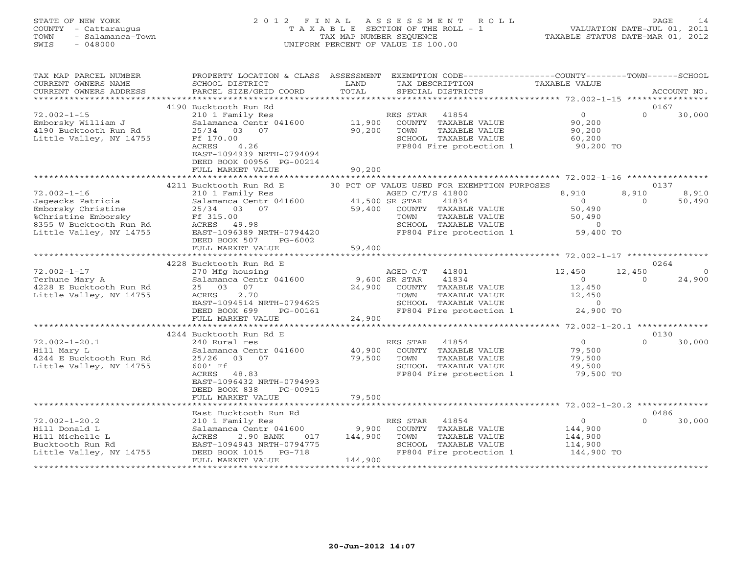STATE OF NEW YORK
COUNTY - Cattaraugus
TOWN - Salamanca-Town
SWIS - 048000

# 2012 FINAL ASSESSMENT ROLL

TAXABLE SECTION OF THE ROLL - 1
TAX MAP NUMBER SEQUENCE
UNIFORM PERCENT OF VALUE IS 100.00

VALUATION DATE-JUL 01, 2011
TAXABLE STATUS DATE-MAR 01, 2012

| TAX MAP PARCEL NUMBER / CURRENT OWNERS NAME / CURRENT OWNERS ADDRESS | PROPERTY LOCATION & CLASS / SCHOOL DISTRICT / PARCEL SIZE/GRID COORD | ASSESSMENT LAND | TOTAL | EXEMPTION CODE / TAX DESCRIPTION / SPECIAL DISTRICTS | COUNTY TAXABLE VALUE | TOWN | SCHOOL | ACCOUNT NO. |
|---|---|---|---|---|---|---|---|---|
| 72.002-1-15 | 4190 Bucktooth Run Rd | | | | | | | 0167 |
| Emborsky William J | 210 1 Family Res | | | RES STAR 41854 | 0 | 0 | 30,000 | |
| 4190 Bucktooth Run Rd | Salamanca Centr 041600 | 11,900 | | COUNTY TAXABLE VALUE | 90,200 | | | |
| Little Valley, NY 14755 | 25/34 03 07 | | 90,200 | TOWN TAXABLE VALUE | 90,200 | | | |
| | Ff 170.00 | | | SCHOOL TAXABLE VALUE | 60,200 | | | |
| | ACRES 4.26 | | | FP804 Fire protection 1 | 90,200 TO | | | |
| | EAST-1094939 NRTH-0794094 | | | | | | | |
| | DEED BOOK 00956 PG-00214 | | | | | | | |
| | FULL MARKET VALUE | | 90,200 | | | | | |
| 72.002-1-16 | 4211 Bucktooth Run Rd E | | | 30 PCT OF VALUE USED FOR EXEMPTION PURPOSES | | | | 0137 |
| Jageacks Patricia | 210 1 Family Res | | | AGED C/T/S 41800 | 8,910 | 8,910 | 8,910 | |
| Emborsky Christine | Salamanca Centr 041600 | 41,500 | | SR STAR 41834 | 0 | 0 | 50,490 | |
| %Christine Emborsky | 25/34 03 07 | | 59,400 | COUNTY TAXABLE VALUE | 50,490 | | | |
| 8355 W Bucktooth Run Rd | Ff 315.00 | | | TOWN TAXABLE VALUE | 50,490 | | | |
| Little Valley, NY 14755 | ACRES 49.98 | | | SCHOOL TAXABLE VALUE | 0 | | | |
| | EAST-1096389 NRTH-0794420 | | | FP804 Fire protection 1 | 59,400 TO | | | |
| | DEED BOOK 507 PG-6002 | | | | | | | |
| | FULL MARKET VALUE | | 59,400 | | | | | |
| 72.002-1-17 | 4228 Bucktooth Run Rd E | | | | | | | 0264 |
| Terhune Mary A | 270 Mfg housing | | | AGED C/T 41801 | 12,450 | 12,450 | 0 | |
| 4228 E Bucktooth Run Rd | Salamanca Centr 041600 | 9,600 | | SR STAR 41834 | 0 | 0 | 24,900 | |
| Little Valley, NY 14755 | 25 03 07 | | 24,900 | COUNTY TAXABLE VALUE | 12,450 | | | |
| | ACRES 2.70 | | | TOWN TAXABLE VALUE | 12,450 | | | |
| | EAST-1094514 NRTH-0794625 | | | SCHOOL TAXABLE VALUE | 0 | | | |
| | DEED BOOK 699 PG-00161 | | | FP804 Fire protection 1 | 24,900 TO | | | |
| | FULL MARKET VALUE | | 24,900 | | | | | |
| 72.002-1-20.1 | 4244 Bucktooth Run Rd E | | | | | | | 0130 |
| Hill Mary L | 240 Rural res | | | RES STAR 41854 | 0 | 0 | 30,000 | |
| 4244 E Bucktooth Run Rd | Salamanca Centr 041600 | 40,900 | | COUNTY TAXABLE VALUE | 79,500 | | | |
| Little Valley, NY 14755 | 25/26 03 07 | | 79,500 | TOWN TAXABLE VALUE | 79,500 | | | |
| | 600' Ff | | | SCHOOL TAXABLE VALUE | 49,500 | | | |
| | ACRES 48.83 | | | FP804 Fire protection 1 | 79,500 TO | | | |
| | EAST-1096432 NRTH-0794993 | | | | | | | |
| | DEED BOOK 838 PG-00915 | | | | | | | |
| | FULL MARKET VALUE | | 79,500 | | | | | |
| 72.002-1-20.2 | East Bucktooth Run Rd | | | | | | | 0486 |
| Hill Donald L | 210 1 Family Res | | | RES STAR 41854 | 0 | 0 | 30,000 | |
| Hill Michelle L | Salamanca Centr 041600 | 9,900 | | COUNTY TAXABLE VALUE | 144,900 | | | |
| Bucktooth Run Rd | ACRES 2.90 BANK 017 | | 144,900 | TOWN TAXABLE VALUE | 144,900 | | | |
| Little Valley, NY 14755 | EAST-1094943 NRTH-0794775 | | | SCHOOL TAXABLE VALUE | 114,900 | | | |
| | DEED BOOK 1015 PG-718 | | | FP804 Fire protection 1 | 144,900 TO | | | |
| | FULL MARKET VALUE | | 144,900 | | | | | |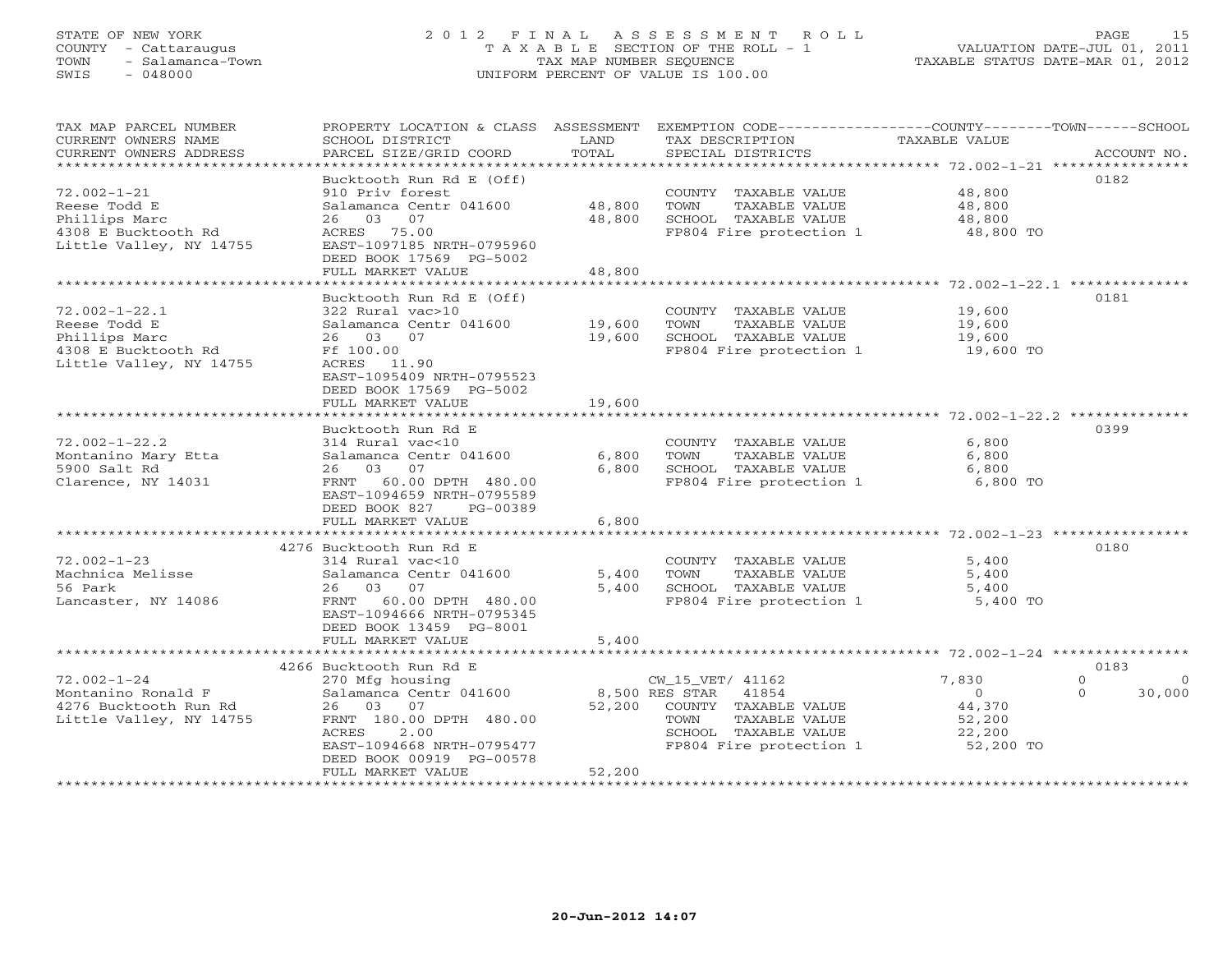STATE OF NEW YORK
COUNTY - Cattaraugus
TOWN - Salamanca-Town
SWIS - 048000

# 2012 FINAL ASSESSMENT ROLL
TAXABLE SECTION OF THE ROLL - 1
TAX MAP NUMBER SEQUENCE
UNIFORM PERCENT OF VALUE IS 100.00

VALUATION DATE-JUL 01, 2011
TAXABLE STATUS DATE-MAR 01, 2012

| TAX MAP PARCEL NUMBER / CURRENT OWNERS NAME / CURRENT OWNERS ADDRESS | PROPERTY LOCATION & CLASS / SCHOOL DISTRICT / PARCEL SIZE/GRID COORD | ASSESSMENT LAND | TOTAL | EXEMPTION CODE / TAX DESCRIPTION / SPECIAL DISTRICTS | COUNTY | TOWN | SCHOOL | TAXABLE VALUE | ACCOUNT NO. |
|---|---|---|---|---|---|---|---|---|---|
| **72.002-1-21** | Bucktooth Run Rd E (Off) | | | | | | | | 0182 |
| Reese Todd E | 910 Priv forest | | | COUNTY TAXABLE VALUE | | | | 48,800 | |
| Phillips Marc | Salamanca Centr 041600 | 48,800 | | TOWN TAXABLE VALUE | | | | 48,800 | |
| 4308 E Bucktooth Rd | 26 03 07 | | 48,800 | SCHOOL TAXABLE VALUE | | | | 48,800 | |
| Little Valley, NY 14755 | ACRES 75.00 | | | FP804 Fire protection 1 | | | | 48,800 TO | |
| | EAST-1097185 NRTH-0795960 | | | | | | | | |
| | DEED BOOK 17569 PG-5002 | | | | | | | | |
| | FULL MARKET VALUE | | 48,800 | | | | | | |
| **72.002-1-22.1** | Bucktooth Run Rd E (Off) | | | | | | | | 0181 |
| Reese Todd E | 322 Rural vac>10 | | | COUNTY TAXABLE VALUE | | | | 19,600 | |
| Phillips Marc | Salamanca Centr 041600 | 19,600 | | TOWN TAXABLE VALUE | | | | 19,600 | |
| 4308 E Bucktooth Rd | 26 03 07 | | 19,600 | SCHOOL TAXABLE VALUE | | | | 19,600 | |
| Little Valley, NY 14755 | Ff 100.00 | | | FP804 Fire protection 1 | | | | 19,600 TO | |
| | ACRES 11.90 | | | | | | | | |
| | EAST-1095409 NRTH-0795523 | | | | | | | | |
| | DEED BOOK 17569 PG-5002 | | | | | | | | |
| | FULL MARKET VALUE | | 19,600 | | | | | | |
| **72.002-1-22.2** | Bucktooth Run Rd E | | | | | | | | 0399 |
| Montanino Mary Etta | 314 Rural vac<10 | | | COUNTY TAXABLE VALUE | | | | 6,800 | |
| 5900 Salt Rd | Salamanca Centr 041600 | 6,800 | | TOWN TAXABLE VALUE | | | | 6,800 | |
| Clarence, NY 14031 | 26 03 07 | | 6,800 | SCHOOL TAXABLE VALUE | | | | 6,800 | |
| | FRNT 60.00 DPTH 480.00 | | | FP804 Fire protection 1 | | | | 6,800 TO | |
| | EAST-1094659 NRTH-0795589 | | | | | | | | |
| | DEED BOOK 827 PG-00389 | | | | | | | | |
| | FULL MARKET VALUE | | 6,800 | | | | | | |
| **72.002-1-23** | 4276 Bucktooth Run Rd E | | | | | | | | 0180 |
| Machnica Melisse | 314 Rural vac<10 | | | COUNTY TAXABLE VALUE | | | | 5,400 | |
| 56 Park | Salamanca Centr 041600 | 5,400 | | TOWN TAXABLE VALUE | | | | 5,400 | |
| Lancaster, NY 14086 | 26 03 07 | | 5,400 | SCHOOL TAXABLE VALUE | | | | 5,400 | |
| | FRNT 60.00 DPTH 480.00 | | | FP804 Fire protection 1 | | | | 5,400 TO | |
| | EAST-1094666 NRTH-0795345 | | | | | | | | |
| | DEED BOOK 13459 PG-8001 | | | | | | | | |
| | FULL MARKET VALUE | | 5,400 | | | | | | |
| **72.002-1-24** | 4266 Bucktooth Run Rd E | | | | | | | | 0183 |
| Montanino Ronald F | 270 Mfg housing | | | CW_15_VET/ 41162 | 7,830 | 0 | 0 | | |
| 4276 Bucktooth Run Rd | Salamanca Centr 041600 | 8,500 | | RES STAR 41854 | 0 | 0 | 30,000 | | |
| Little Valley, NY 14755 | 26 03 07 | | 52,200 | COUNTY TAXABLE VALUE | | | | 44,370 | |
| | FRNT 180.00 DPTH 480.00 | | | TOWN TAXABLE VALUE | | | | 52,200 | |
| | ACRES 2.00 | | | SCHOOL TAXABLE VALUE | | | | 22,200 | |
| | EAST-1094668 NRTH-0795477 | | | FP804 Fire protection 1 | | | | 52,200 TO | |
| | DEED BOOK 00919 PG-00578 | | | | | | | | |
| | FULL MARKET VALUE | | 52,200 | | | | | | |

20-Jun-2012 14:07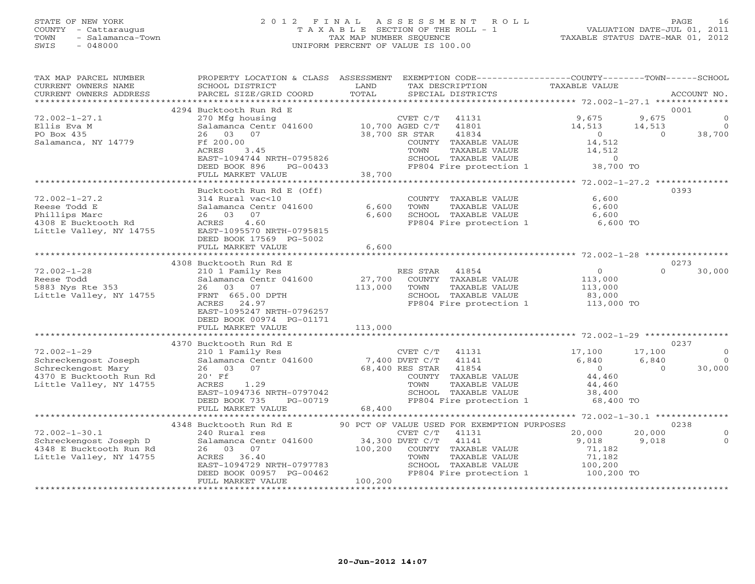STATE OF NEW YORK
COUNTY - Cattaraugus
TOWN - Salamanca-Town
SWIS - 048000

# 2012 FINAL ASSESSMENT ROLL
TAXABLE SECTION OF THE ROLL - 1
TAX MAP NUMBER SEQUENCE
UNIFORM PERCENT OF VALUE IS 100.00

VALUATION DATE-JUL 01, 2011
TAXABLE STATUS DATE-MAR 01, 2012

| TAX MAP PARCEL NUMBER / CURRENT OWNERS NAME / CURRENT OWNERS ADDRESS | PROPERTY LOCATION & CLASS / SCHOOL DISTRICT / PARCEL SIZE/GRID COORD | ASSESSMENT LAND / TOTAL | EXEMPTION CODE / TAX DESCRIPTION / SPECIAL DISTRICTS | COUNTY TAXABLE VALUE | TOWN | SCHOOL | ACCOUNT NO. |
|---|---|---|---|---|---|---|---|
| | 4294 Bucktooth Run Rd E | | | | | | 0001 |
| 72.002-1-27.1 | 270 Mfg housing | | CVET C/T 41131 | 9,675 | 9,675 | 0 | |
| Ellis Eva M | Salamanca Centr 041600 | 10,700 | AGED C/T 41801 | 14,513 | 14,513 | 0 | |
| PO Box 435 | 26 03 07 | 38,700 | SR STAR 41834 | 0 | 0 | 38,700 | |
| Salamanca, NY 14779 | Ff 200.00 | | COUNTY TAXABLE VALUE | 14,512 | | | |
| | ACRES 3.45 | | TOWN TAXABLE VALUE | 14,512 | | | |
| | EAST-1094744 NRTH-0795826 | | SCHOOL TAXABLE VALUE | 0 | | | |
| | DEED BOOK 896 PG-00433 | | FP804 Fire protection 1 | 38,700 TO | | | |
| | FULL MARKET VALUE | 38,700 | | | | | |
| | Bucktooth Run Rd E (Off) | | | | | | 0393 |
| 72.002-1-27.2 | 314 Rural vac<10 | | COUNTY TAXABLE VALUE | 6,600 | | | |
| Reese Todd E | Salamanca Centr 041600 | 6,600 | TOWN TAXABLE VALUE | 6,600 | | | |
| Phillips Marc | 26 03 07 | 6,600 | SCHOOL TAXABLE VALUE | 6,600 | | | |
| 4308 E Bucktooth Rd | ACRES 4.60 | | FP804 Fire protection 1 | 6,600 TO | | | |
| Little Valley, NY 14755 | EAST-1095570 NRTH-0795815 | | | | | | |
| | DEED BOOK 17569 PG-5002 | | | | | | |
| | FULL MARKET VALUE | 6,600 | | | | | |
| | 4308 Bucktooth Run Rd E | | | | | | 0273 |
| 72.002-1-28 | 210 1 Family Res | | RES STAR 41854 | 0 | 0 | 30,000 | |
| Reese Todd | Salamanca Centr 041600 | 27,700 | COUNTY TAXABLE VALUE | 113,000 | | | |
| 5883 Nys Rte 353 | 26 03 07 | 113,000 | TOWN TAXABLE VALUE | 113,000 | | | |
| Little Valley, NY 14755 | FRNT 665.00 DPTH | | SCHOOL TAXABLE VALUE | 83,000 | | | |
| | ACRES 24.97 | | FP804 Fire protection 1 | 113,000 TO | | | |
| | EAST-1095247 NRTH-0796257 | | | | | | |
| | DEED BOOK 00974 PG-01171 | | | | | | |
| | FULL MARKET VALUE | 113,000 | | | | | |
| | 4370 Bucktooth Run Rd E | | | | | | 0237 |
| 72.002-1-29 | 210 1 Family Res | | CVET C/T 41131 | 17,100 | 17,100 | 0 | |
| Schreckengost Joseph | Salamanca Centr 041600 | 7,400 | DVET C/T 41141 | 6,840 | 6,840 | 0 | |
| Schreckengost Mary | 26 03 07 | 68,400 | RES STAR 41854 | 0 | 0 | 30,000 | |
| 4370 E Bucktooth Run Rd | 20' Ff | | COUNTY TAXABLE VALUE | 44,460 | | | |
| Little Valley, NY 14755 | ACRES 1.29 | | TOWN TAXABLE VALUE | 44,460 | | | |
| | EAST-1094736 NRTH-0797042 | | SCHOOL TAXABLE VALUE | 38,400 | | | |
| | DEED BOOK 735 PG-00719 | | FP804 Fire protection 1 | 68,400 TO | | | |
| | FULL MARKET VALUE | 68,400 | | | | | |
| | 4348 Bucktooth Run Rd E | | 90 PCT OF VALUE USED FOR EXEMPTION PURPOSES | | | | 0238 |
| 72.002-1-30.1 | 240 Rural res | | CVET C/T 41131 | 20,000 | 20,000 | 0 | |
| Schreckengost Joseph D | Salamanca Centr 041600 | 34,300 | DVET C/T 41141 | 9,018 | 9,018 | 0 | |
| 4348 E Bucktooth Run Rd | 26 03 07 | 100,200 | COUNTY TAXABLE VALUE | 71,182 | | | |
| Little Valley, NY 14755 | ACRES 36.40 | | TOWN TAXABLE VALUE | 71,182 | | | |
| | EAST-1094729 NRTH-0797783 | | SCHOOL TAXABLE VALUE | 100,200 | | | |
| | DEED BOOK 00957 PG-00462 | | FP804 Fire protection 1 | 100,200 TO | | | |
| | FULL MARKET VALUE | 100,200 | | | | | |

20-Jun-2012 14:07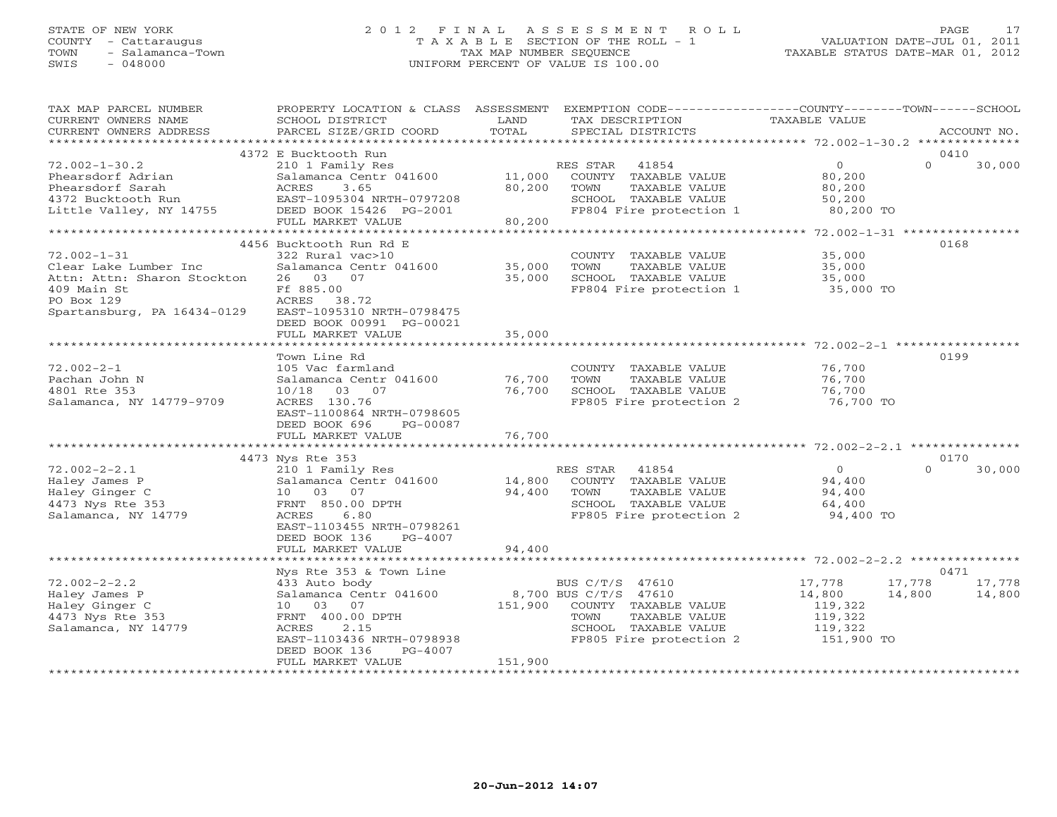STATE OF NEW YORK
COUNTY - Cattaraugus
TOWN - Salamanca-Town
SWIS - 048000

2012 FINAL ASSESSMENT ROLL
TAXABLE SECTION OF THE ROLL - 1
TAX MAP NUMBER SEQUENCE
UNIFORM PERCENT OF VALUE IS 100.00

VALUATION DATE-JUL 01, 2011
TAXABLE STATUS DATE-MAR 01, 2012

| TAX MAP PARCEL NUMBER / CURRENT OWNERS NAME / CURRENT OWNERS ADDRESS | PROPERTY LOCATION & CLASS / SCHOOL DISTRICT / PARCEL SIZE/GRID COORD | ASSESSMENT LAND / TOTAL | EXEMPTION CODE / TAX DESCRIPTION / SPECIAL DISTRICTS | COUNTY TAXABLE VALUE | TOWN | SCHOOL | ACCOUNT NO. |
|---|---|---|---|---|---|---|---|
| 72.002-1-30.2 | 4372 E Bucktooth Run | | | | | | 0410 |
| Phearsdorf Adrian | 210 1 Family Res | | RES STAR 41854 | 0 | 0 | 30,000 | |
| Phearsdorf Sarah | Salamanca Centr 041600 | 11,000 | COUNTY TAXABLE VALUE | 80,200 | | | |
| 4372 Bucktooth Run | ACRES 3.65 | 80,200 | TOWN TAXABLE VALUE | 80,200 | | | |
| Little Valley, NY 14755 | EAST-1095304 NRTH-0797208 | | SCHOOL TAXABLE VALUE | 50,200 | | | |
| | DEED BOOK 15426 PG-2001 | | FP804 Fire protection 1 | 80,200 TO | | | |
| | FULL MARKET VALUE | 80,200 | | | | | |
| 72.002-1-31 | 4456 Bucktooth Run Rd E | | | | | | 0168 |
| Clear Lake Lumber Inc | 322 Rural vac>10 | | COUNTY TAXABLE VALUE | 35,000 | | | |
| Attn: Attn: Sharon Stockton | Salamanca Centr 041600 | 35,000 | TOWN TAXABLE VALUE | 35,000 | | | |
| 409 Main St | 26 03 07 | 35,000 | SCHOOL TAXABLE VALUE | 35,000 | | | |
| PO Box 129 | Ff 885.00 | | FP804 Fire protection 1 | 35,000 TO | | | |
| Spartansburg, PA 16434-0129 | ACRES 38.72 | | | | | | |
| | EAST-1095310 NRTH-0798475 | | | | | | |
| | DEED BOOK 00991 PG-00021 | | | | | | |
| | FULL MARKET VALUE | 35,000 | | | | | |
| 72.002-2-1 | Town Line Rd | | | | | | 0199 |
| Pachan John N | 105 Vac farmland | | COUNTY TAXABLE VALUE | 76,700 | | | |
| 4801 Rte 353 | Salamanca Centr 041600 | 76,700 | TOWN TAXABLE VALUE | 76,700 | | | |
| Salamanca, NY 14779-9709 | 10/18 03 07 | 76,700 | SCHOOL TAXABLE VALUE | 76,700 | | | |
| | ACRES 130.76 | | FP805 Fire protection 2 | 76,700 TO | | | |
| | EAST-1100864 NRTH-0798605 | | | | | | |
| | DEED BOOK 696 PG-00087 | | | | | | |
| | FULL MARKET VALUE | 76,700 | | | | | |
| 72.002-2-2.1 | 4473 Nys Rte 353 | | | | | | 0170 |
| Haley James P | 210 1 Family Res | | RES STAR 41854 | 0 | 0 | 30,000 | |
| Haley Ginger C | Salamanca Centr 041600 | 14,800 | COUNTY TAXABLE VALUE | 94,400 | | | |
| 4473 Nys Rte 353 | 10 03 07 | 94,400 | TOWN TAXABLE VALUE | 94,400 | | | |
| Salamanca, NY 14779 | FRNT 850.00 DPTH | | SCHOOL TAXABLE VALUE | 64,400 | | | |
| | ACRES 6.80 | | FP805 Fire protection 2 | 94,400 TO | | | |
| | EAST-1103455 NRTH-0798261 | | | | | | |
| | DEED BOOK 136 PG-4007 | | | | | | |
| | FULL MARKET VALUE | 94,400 | | | | | |
| 72.002-2-2.2 | Nys Rte 353 & Town Line | | | | | | 0471 |
| Haley James P | 433 Auto body | | BUS C/T/S 47610 | 17,778 | 17,778 | 17,778 | |
| Haley Ginger C | Salamanca Centr 041600 | 8,700 | BUS C/T/S 47610 | 14,800 | 14,800 | 14,800 | |
| 4473 Nys Rte 353 | 10 03 07 | 151,900 | COUNTY TAXABLE VALUE | 119,322 | | | |
| Salamanca, NY 14779 | FRNT 400.00 DPTH | | TOWN TAXABLE VALUE | 119,322 | | | |
| | ACRES 2.15 | | SCHOOL TAXABLE VALUE | 119,322 | | | |
| | EAST-1103436 NRTH-0798938 | | FP805 Fire protection 2 | 151,900 TO | | | |
| | DEED BOOK 136 PG-4007 | | | | | | |
| | FULL MARKET VALUE | 151,900 | | | | | |

20-Jun-2012 14:07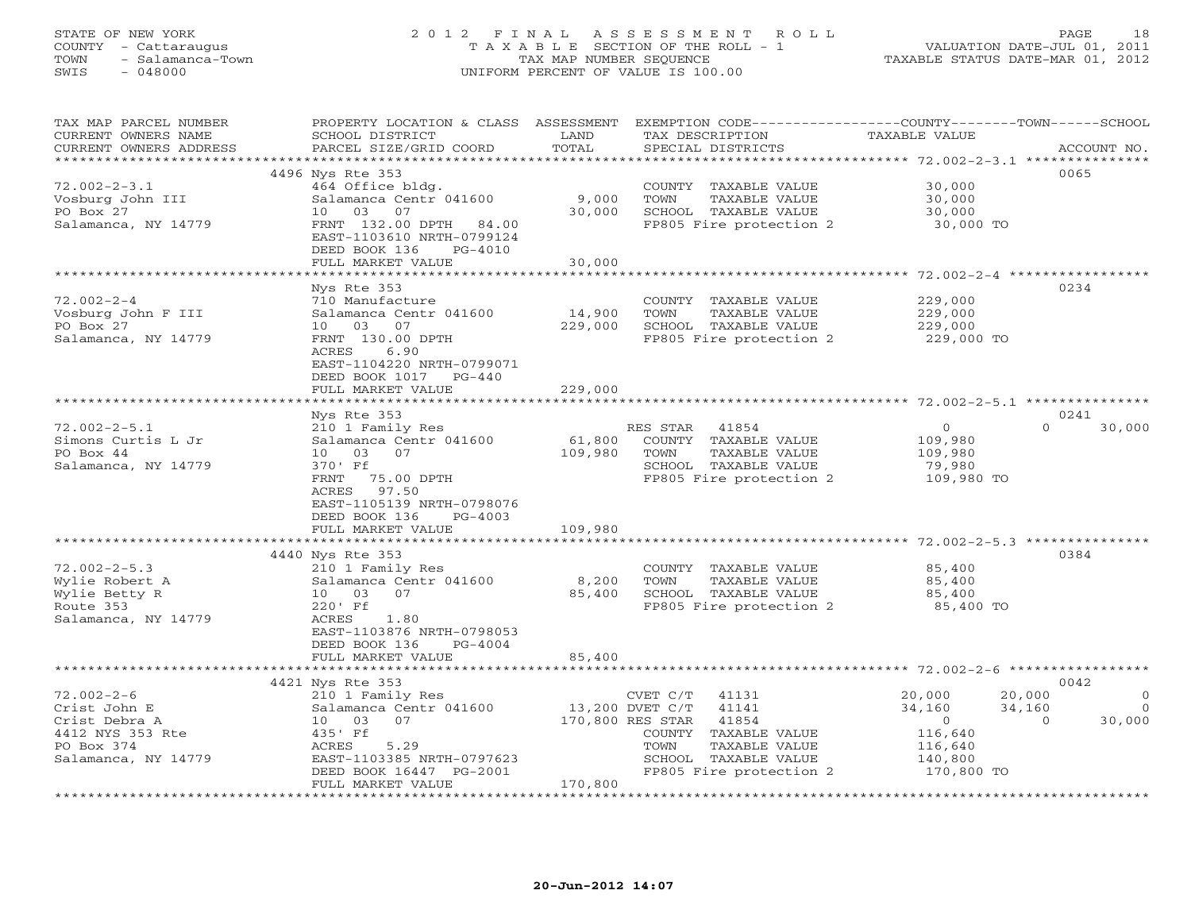STATE OF NEW YORK
COUNTY - Cattaraugus
TOWN - Salamanca-Town
SWIS - 048000

2012 FINAL ASSESSMENT ROLL
TAXABLE SECTION OF THE ROLL - 1
TAX MAP NUMBER SEQUENCE
UNIFORM PERCENT OF VALUE IS 100.00

VALUATION DATE-JUL 01, 2011
TAXABLE STATUS DATE-MAR 01, 2012

| TAX MAP PARCEL NUMBER / CURRENT OWNERS NAME / CURRENT OWNERS ADDRESS | PROPERTY LOCATION & CLASS / SCHOOL DISTRICT / PARCEL SIZE/GRID COORD | ASSESSMENT LAND / TOTAL | EXEMPTION CODE / TAX DESCRIPTION / SPECIAL DISTRICTS | COUNTY | TOWN | SCHOOL | ACCOUNT NO. |
|---|---|---|---|---|---|---|---|
| **72.002-2-3.1** | 4496 Nys Rte 353 | | | | | | 0065 |
| Vosburg John III | 464 Office bldg. | | COUNTY TAXABLE VALUE | 30,000 | | | |
| PO Box 27 | Salamanca Centr 041600 | 9,000 | TOWN TAXABLE VALUE | | 30,000 | | |
| Salamanca, NY 14779 | 10 03 07 | 30,000 | SCHOOL TAXABLE VALUE | | | 30,000 | |
| | FRNT 132.00 DPTH 84.00 | | FP805 Fire protection 2 | 30,000 TO | | | |
| | EAST-1103610 NRTH-0799124 | | | | | | |
| | DEED BOOK 136 PG-4010 | | | | | | |
| | FULL MARKET VALUE | 30,000 | | | | | |
| **72.002-2-4** | Nys Rte 353 | | | | | | 0234 |
| Vosburg John F III | 710 Manufacture | | COUNTY TAXABLE VALUE | 229,000 | | | |
| PO Box 27 | Salamanca Centr 041600 | 14,900 | TOWN TAXABLE VALUE | | 229,000 | | |
| Salamanca, NY 14779 | 10 03 07 | 229,000 | SCHOOL TAXABLE VALUE | | | 229,000 | |
| | FRNT 130.00 DPTH | | FP805 Fire protection 2 | 229,000 TO | | | |
| | ACRES 6.90 | | | | | | |
| | EAST-1104220 NRTH-0799071 | | | | | | |
| | DEED BOOK 1017 PG-440 | | | | | | |
| | FULL MARKET VALUE | 229,000 | | | | | |
| **72.002-2-5.1** | Nys Rte 353 | | | | | | 0241 |
| Simons Curtis L Jr | 210 1 Family Res | | RES STAR 41854 | 0 | 0 | 30,000 | |
| PO Box 44 | Salamanca Centr 041600 | 61,800 | COUNTY TAXABLE VALUE | 109,980 | | | |
| Salamanca, NY 14779 | 10 03 07 | 109,980 | TOWN TAXABLE VALUE | | 109,980 | | |
| | 370' Ff | | SCHOOL TAXABLE VALUE | | | 79,980 | |
| | FRNT 75.00 DPTH | | FP805 Fire protection 2 | 109,980 TO | | | |
| | ACRES 97.50 | | | | | | |
| | EAST-1105139 NRTH-0798076 | | | | | | |
| | DEED BOOK 136 PG-4003 | | | | | | |
| | FULL MARKET VALUE | 109,980 | | | | | |
| **72.002-2-5.3** | 4440 Nys Rte 353 | | | | | | 0384 |
| Wylie Robert A | 210 1 Family Res | | COUNTY TAXABLE VALUE | 85,400 | | | |
| Wylie Betty R | Salamanca Centr 041600 | 8,200 | TOWN TAXABLE VALUE | | 85,400 | | |
| Route 353 | 10 03 07 | 85,400 | SCHOOL TAXABLE VALUE | | | 85,400 | |
| Salamanca, NY 14779 | 220' Ff | | FP805 Fire protection 2 | 85,400 TO | | | |
| | ACRES 1.80 | | | | | | |
| | EAST-1103876 NRTH-0798053 | | | | | | |
| | DEED BOOK 136 PG-4004 | | | | | | |
| | FULL MARKET VALUE | 85,400 | | | | | |
| **72.002-2-6** | 4421 Nys Rte 353 | | | | | | 0042 |
| Crist John E | 210 1 Family Res | | CVET C/T 41131 | 20,000 | 20,000 | 0 | |
| Crist Debra A | Salamanca Centr 041600 | 13,200 | DVET C/T 41141 | 34,160 | 34,160 | 0 | |
| 4412 NYS 353 Rte | 10 03 07 | 170,800 | RES STAR 41854 | 0 | 0 | 30,000 | |
| PO Box 374 | 435' Ff | | COUNTY TAXABLE VALUE | 116,640 | | | |
| Salamanca, NY 14779 | ACRES 5.29 | | TOWN TAXABLE VALUE | | 116,640 | | |
| | EAST-1103385 NRTH-0797623 | | SCHOOL TAXABLE VALUE | | | 140,800 | |
| | DEED BOOK 16447 PG-2001 | | FP805 Fire protection 2 | 170,800 TO | | | |
| | FULL MARKET VALUE | 170,800 | | | | | |

20-Jun-2012 14:07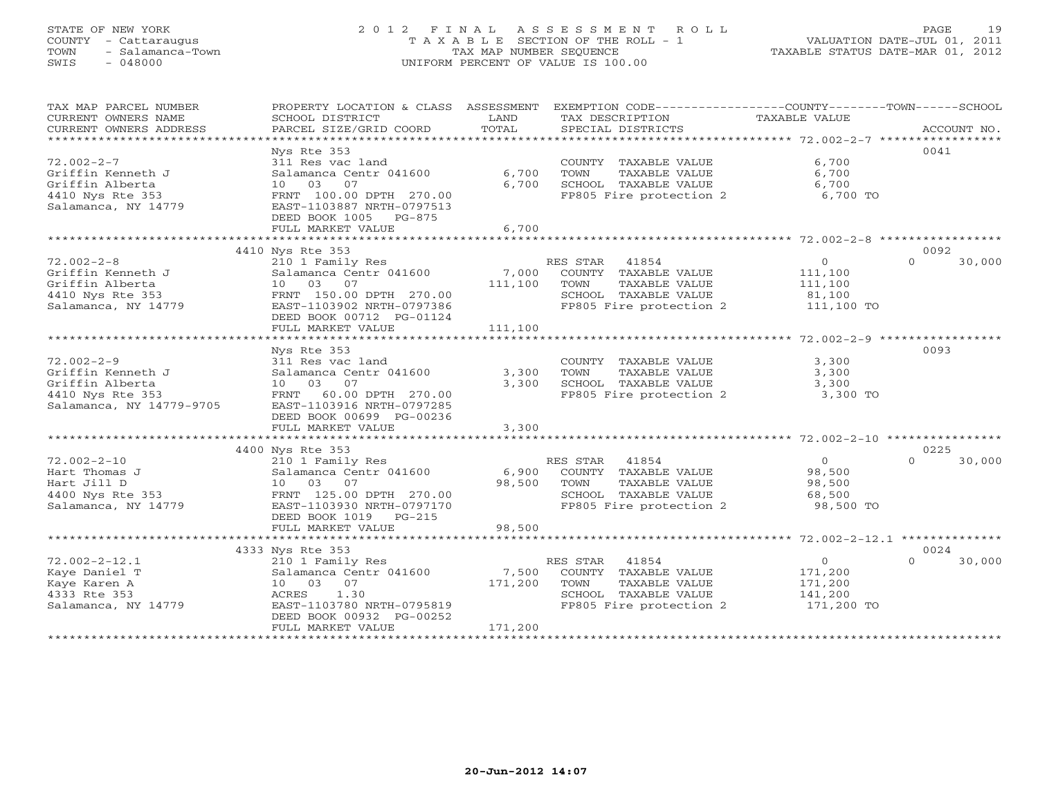STATE OF NEW YORK
COUNTY - Cattaraugus
TOWN - Salamanca-Town
SWIS - 048000

2 0 1 2 F I N A L A S S E S S M E N T R O L L
T A X A B L E SECTION OF THE ROLL - 1
TAX MAP NUMBER SEQUENCE
UNIFORM PERCENT OF VALUE IS 100.00

VALUATION DATE-JUL 01, 2011
TAXABLE STATUS DATE-MAR 01, 2012

| TAX MAP PARCEL NUMBER / CURRENT OWNERS NAME / CURRENT OWNERS ADDRESS | PROPERTY LOCATION & CLASS / SCHOOL DISTRICT / PARCEL SIZE/GRID COORD | ASSESSMENT LAND | TOTAL | EXEMPTION CODE / TAX DESCRIPTION / SPECIAL DISTRICTS | COUNTY TAXABLE VALUE | TOWN | SCHOOL | ACCOUNT NO. |
|---|---|---|---|---|---|---|---|---|
| 72.002-2-7 | Nys Rte 353 | | | | | | | 0041 |
| Griffin Kenneth J | 311 Res vac land | | | COUNTY TAXABLE VALUE | 6,700 | | | |
| Griffin Alberta | Salamanca Centr 041600 | 6,700 | | TOWN TAXABLE VALUE | 6,700 | | | |
| 4410 Nys Rte 353 | 10 03 07 | | 6,700 | SCHOOL TAXABLE VALUE | 6,700 | | | |
| Salamanca, NY 14779 | FRNT 100.00 DPTH 270.00 | | | FP805 Fire protection 2 | 6,700 TO | | | |
| | EAST-1103887 NRTH-0797513 | | | | | | | |
| | DEED BOOK 1005 PG-875 | | | | | | | |
| | FULL MARKET VALUE | | 6,700 | | | | | |
| 72.002-2-8 | 4410 Nys Rte 353 | | | | | | | 0092 |
| Griffin Kenneth J | 210 1 Family Res | | | RES STAR 41854 | 0 | 0 | 30,000 | |
| Griffin Alberta | Salamanca Centr 041600 | 7,000 | | COUNTY TAXABLE VALUE | 111,100 | | | |
| 4410 Nys Rte 353 | 10 03 07 | | 111,100 | TOWN TAXABLE VALUE | 111,100 | | | |
| Salamanca, NY 14779 | FRNT 150.00 DPTH 270.00 | | | SCHOOL TAXABLE VALUE | 81,100 | | | |
| | EAST-1103902 NRTH-0797386 | | | FP805 Fire protection 2 | 111,100 TO | | | |
| | DEED BOOK 00712 PG-01124 | | | | | | | |
| | FULL MARKET VALUE | | 111,100 | | | | | |
| 72.002-2-9 | Nys Rte 353 | | | | | | | 0093 |
| Griffin Kenneth J | 311 Res vac land | | | COUNTY TAXABLE VALUE | 3,300 | | | |
| Griffin Alberta | Salamanca Centr 041600 | 3,300 | | TOWN TAXABLE VALUE | 3,300 | | | |
| 4410 Nys Rte 353 | 10 03 07 | | 3,300 | SCHOOL TAXABLE VALUE | 3,300 | | | |
| Salamanca, NY 14779-9705 | FRNT 60.00 DPTH 270.00 | | | FP805 Fire protection 2 | 3,300 TO | | | |
| | EAST-1103916 NRTH-0797285 | | | | | | | |
| | DEED BOOK 00699 PG-00236 | | | | | | | |
| | FULL MARKET VALUE | | 3,300 | | | | | |
| 72.002-2-10 | 4400 Nys Rte 353 | | | | | | | 0225 |
| Hart Thomas J | 210 1 Family Res | | | RES STAR 41854 | 0 | 0 | 30,000 | |
| Hart Jill D | Salamanca Centr 041600 | 6,900 | | COUNTY TAXABLE VALUE | 98,500 | | | |
| 4400 Nys Rte 353 | 10 03 07 | | 98,500 | TOWN TAXABLE VALUE | 98,500 | | | |
| Salamanca, NY 14779 | FRNT 125.00 DPTH 270.00 | | | SCHOOL TAXABLE VALUE | 68,500 | | | |
| | EAST-1103930 NRTH-0797170 | | | FP805 Fire protection 2 | 98,500 TO | | | |
| | DEED BOOK 1019 PG-215 | | | | | | | |
| | FULL MARKET VALUE | | 98,500 | | | | | |
| 72.002-2-12.1 | 4333 Nys Rte 353 | | | | | | | 0024 |
| Kaye Daniel T | 210 1 Family Res | | | RES STAR 41854 | 0 | 0 | 30,000 | |
| Kaye Karen A | Salamanca Centr 041600 | 7,500 | | COUNTY TAXABLE VALUE | 171,200 | | | |
| 4333 Rte 353 | 10 03 07 | | 171,200 | TOWN TAXABLE VALUE | 171,200 | | | |
| Salamanca, NY 14779 | ACRES 1.30 | | | SCHOOL TAXABLE VALUE | 141,200 | | | |
| | EAST-1103780 NRTH-0795819 | | | FP805 Fire protection 2 | 171,200 TO | | | |
| | DEED BOOK 00932 PG-00252 | | | | | | | |
| | FULL MARKET VALUE | | 171,200 | | | | | |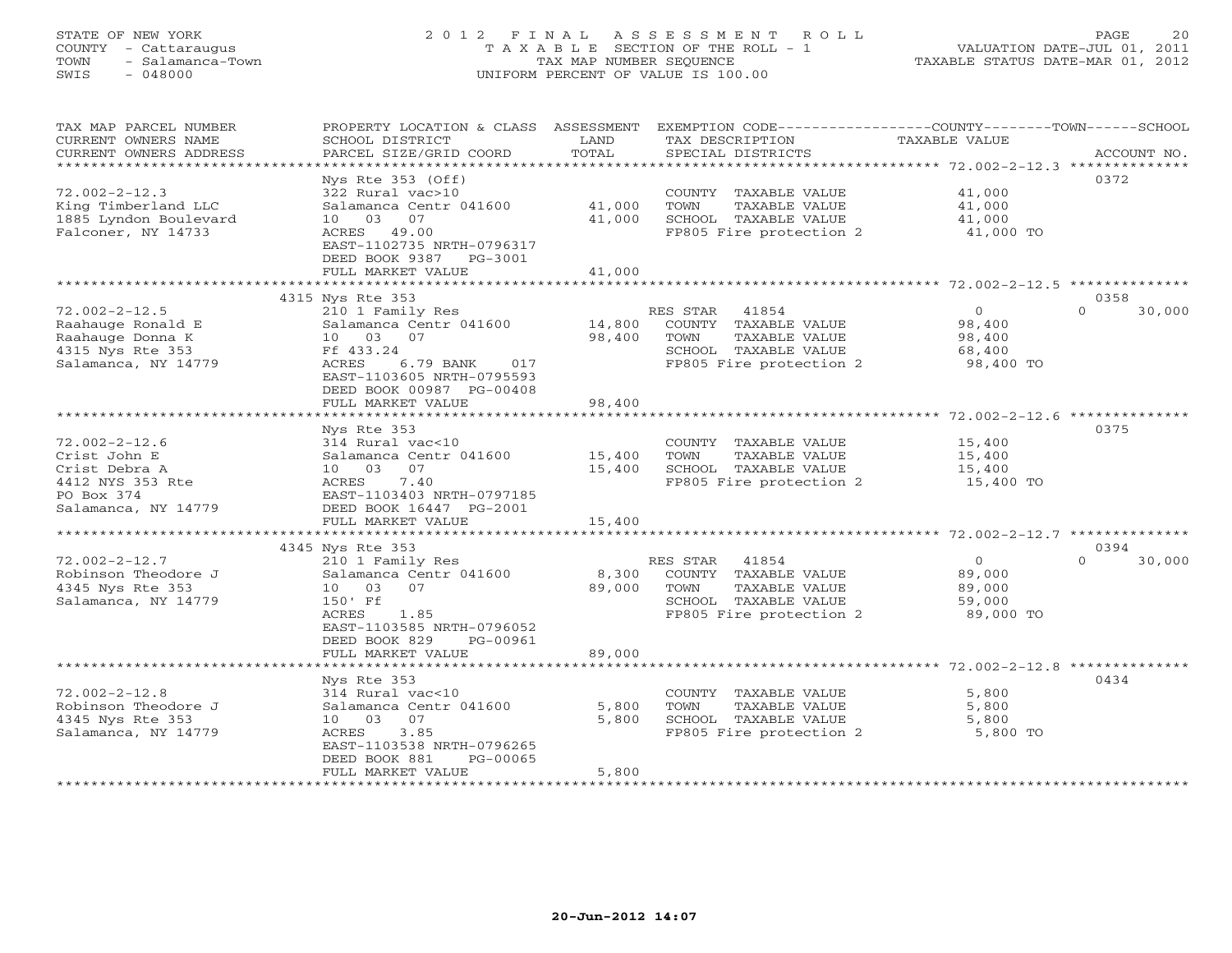STATE OF NEW YORK
COUNTY - Cattaraugus
TOWN - Salamanca-Town
SWIS - 048000

# 2012 FINAL ASSESSMENT ROLL

TAXABLE SECTION OF THE ROLL - 1
TAX MAP NUMBER SEQUENCE
UNIFORM PERCENT OF VALUE IS 100.00

VALUATION DATE-JUL 01, 2011
TAXABLE STATUS DATE-MAR 01, 2012

| TAX MAP PARCEL NUMBER / CURRENT OWNERS NAME / CURRENT OWNERS ADDRESS | PROPERTY LOCATION & CLASS / SCHOOL DISTRICT / PARCEL SIZE/GRID COORD | ASSESSMENT LAND | TOTAL | EXEMPTION CODE / TAX DESCRIPTION / SPECIAL DISTRICTS | COUNTY TAXABLE VALUE | TOWN | SCHOOL | ACCOUNT NO. |
|---|---|---|---|---|---|---|---|---|
| 72.002-2-12.3 | Nys Rte 353 (Off) | | | | | | | 0372 |
| King Timberland LLC | 322 Rural vac>10 | | | COUNTY TAXABLE VALUE | 41,000 | | | |
| 1885 Lyndon Boulevard | Salamanca Centr 041600 | 41,000 | | TOWN TAXABLE VALUE | 41,000 | | | |
| Falconer, NY 14733 | 10 03 07 | | 41,000 | SCHOOL TAXABLE VALUE | 41,000 | | | |
| | ACRES 49.00 | | | FP805 Fire protection 2 | 41,000 TO | | | |
| | EAST-1102735 NRTH-0796317 | | | | | | | |
| | DEED BOOK 9387 PG-3001 | | | | | | | |
| | FULL MARKET VALUE | | 41,000 | | | | | |
| 72.002-2-12.5 | 4315 Nys Rte 353 | | | | | | | 0358 |
| Raahauge Ronald E | 210 1 Family Res | | | RES STAR 41854 | 0 | | 0 | 30,000 |
| Raahauge Donna K | Salamanca Centr 041600 | 14,800 | | COUNTY TAXABLE VALUE | 98,400 | | | |
| 4315 Nys Rte 353 | 10 03 07 | | 98,400 | TOWN TAXABLE VALUE | 98,400 | | | |
| Salamanca, NY 14779 | Ff 433.24 | | | SCHOOL TAXABLE VALUE | 68,400 | | | |
| | ACRES 6.79 BANK 017 | | | FP805 Fire protection 2 | 98,400 TO | | | |
| | EAST-1103605 NRTH-0795593 | | | | | | | |
| | DEED BOOK 00987 PG-00408 | | | | | | | |
| | FULL MARKET VALUE | | 98,400 | | | | | |
| 72.002-2-12.6 | Nys Rte 353 | | | | | | | 0375 |
| Crist John E | 314 Rural vac<10 | | | COUNTY TAXABLE VALUE | 15,400 | | | |
| Crist Debra A | Salamanca Centr 041600 | 15,400 | | TOWN TAXABLE VALUE | 15,400 | | | |
| 4412 NYS 353 Rte | 10 03 07 | | 15,400 | SCHOOL TAXABLE VALUE | 15,400 | | | |
| PO Box 374 | ACRES 7.40 | | | FP805 Fire protection 2 | 15,400 TO | | | |
| Salamanca, NY 14779 | EAST-1103403 NRTH-0797185 | | | | | | | |
| | DEED BOOK 16447 PG-2001 | | | | | | | |
| | FULL MARKET VALUE | | 15,400 | | | | | |
| 72.002-2-12.7 | 4345 Nys Rte 353 | | | | | | | 0394 |
| Robinson Theodore J | 210 1 Family Res | | | RES STAR 41854 | 0 | | 0 | 30,000 |
| 4345 Nys Rte 353 | Salamanca Centr 041600 | 8,300 | | COUNTY TAXABLE VALUE | 89,000 | | | |
| Salamanca, NY 14779 | 10 03 07 | | 89,000 | TOWN TAXABLE VALUE | 89,000 | | | |
| | 150' Ff | | | SCHOOL TAXABLE VALUE | 59,000 | | | |
| | ACRES 1.85 | | | FP805 Fire protection 2 | 89,000 TO | | | |
| | EAST-1103585 NRTH-0796052 | | | | | | | |
| | DEED BOOK 829 PG-00961 | | | | | | | |
| | FULL MARKET VALUE | | 89,000 | | | | | |
| 72.002-2-12.8 | Nys Rte 353 | | | | | | | 0434 |
| Robinson Theodore J | 314 Rural vac<10 | | | COUNTY TAXABLE VALUE | 5,800 | | | |
| 4345 Nys Rte 353 | Salamanca Centr 041600 | 5,800 | | TOWN TAXABLE VALUE | 5,800 | | | |
| Salamanca, NY 14779 | 10 03 07 | | 5,800 | SCHOOL TAXABLE VALUE | 5,800 | | | |
| | ACRES 3.85 | | | FP805 Fire protection 2 | 5,800 TO | | | |
| | EAST-1103538 NRTH-0796265 | | | | | | | |
| | DEED BOOK 881 PG-00065 | | | | | | | |
| | FULL MARKET VALUE | | 5,800 | | | | | |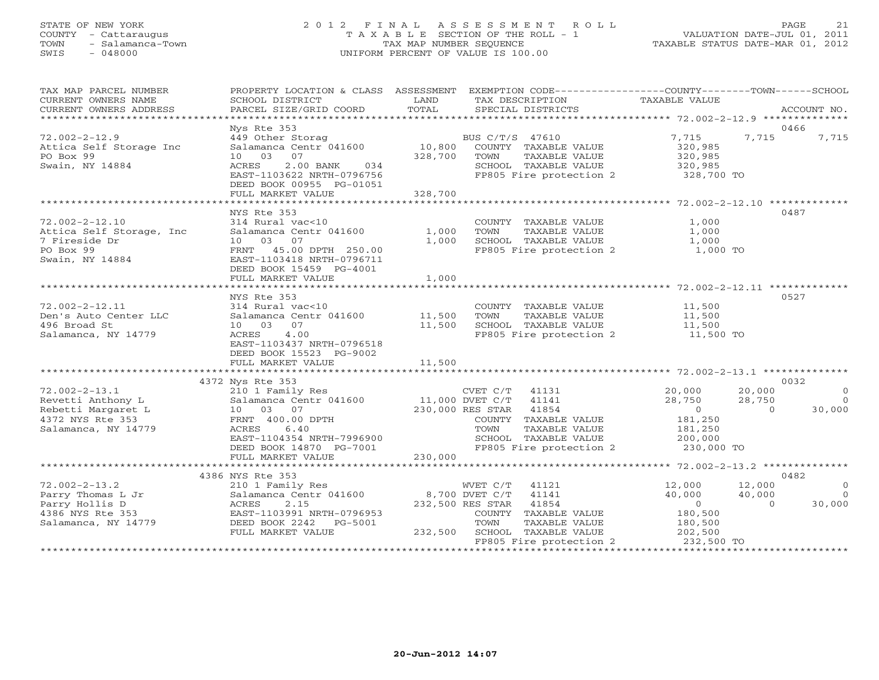STATE OF NEW YORK
COUNTY - Cattaraugus
TOWN - Salamanca-Town
SWIS - 048000

2012 FINAL ASSESSMENT ROLL
TAXABLE SECTION OF THE ROLL - 1
TAX MAP NUMBER SEQUENCE
UNIFORM PERCENT OF VALUE IS 100.00

VALUATION DATE-JUL 01, 2011
TAXABLE STATUS DATE-MAR 01, 2012

| TAX MAP PARCEL NUMBER / CURRENT OWNERS NAME / CURRENT OWNERS ADDRESS | PROPERTY LOCATION & CLASS / SCHOOL DISTRICT / PARCEL SIZE/GRID COORD | ASSESSMENT LAND / TOTAL | EXEMPTION CODE / TAX DESCRIPTION / SPECIAL DISTRICTS | COUNTY TAXABLE VALUE | TOWN | SCHOOL | ACCOUNT NO. |
|---|---|---|---|---|---|---|---|
| 72.002-2-12.9 | Nys Rte 353 | | | | | | 0466 |
| Attica Self Storage Inc | 449 Other Storag | | BUS C/T/S 47610 | 7,715 | 7,715 | 7,715 | |
| PO Box 99 | Salamanca Centr 041600 | 10,800 | COUNTY TAXABLE VALUE | 320,985 | | | |
| Swain, NY 14884 | 10 03 07 | 328,700 | TOWN TAXABLE VALUE | 320,985 | | | |
| | ACRES 2.00 BANK 034 | | SCHOOL TAXABLE VALUE | 320,985 | | | |
| | EAST-1103622 NRTH-0796756 | | FP805 Fire protection 2 | 328,700 TO | | | |
| | DEED BOOK 00955 PG-01051 | | | | | | |
| | FULL MARKET VALUE | 328,700 | | | | | |
| 72.002-2-12.10 | NYS Rte 353 | | | | | | 0487 |
| Attica Self Storage, Inc | 314 Rural vac<10 | | COUNTY TAXABLE VALUE | 1,000 | | | |
| 7 Fireside Dr | Salamanca Centr 041600 | 1,000 | TOWN TAXABLE VALUE | 1,000 | | | |
| PO Box 99 | 10 03 07 | 1,000 | SCHOOL TAXABLE VALUE | 1,000 | | | |
| Swain, NY 14884 | FRNT 45.00 DPTH 250.00 | | FP805 Fire protection 2 | 1,000 TO | | | |
| | EAST-1103418 NRTH-0796711 | | | | | | |
| | DEED BOOK 15459 PG-4001 | | | | | | |
| | FULL MARKET VALUE | 1,000 | | | | | |
| 72.002-2-12.11 | NYS Rte 353 | | | | | | 0527 |
| Den's Auto Center LLC | 314 Rural vac<10 | | COUNTY TAXABLE VALUE | 11,500 | | | |
| 496 Broad St | Salamanca Centr 041600 | 11,500 | TOWN TAXABLE VALUE | 11,500 | | | |
| Salamanca, NY 14779 | 10 03 07 | 11,500 | SCHOOL TAXABLE VALUE | 11,500 | | | |
| | ACRES 4.00 | | FP805 Fire protection 2 | 11,500 TO | | | |
| | EAST-1103437 NRTH-0796518 | | | | | | |
| | DEED BOOK 15523 PG-9002 | | | | | | |
| | FULL MARKET VALUE | 11,500 | | | | | |
| 72.002-2-13.1 | 4372 Nys Rte 353 | | | | | | 0032 |
| Revetti Anthony L | 210 1 Family Res | | CVET C/T 41131 | 20,000 | 20,000 | 0 | |
| Rebetti Margaret L | Salamanca Centr 041600 | 11,000 | DVET C/T 41141 | 28,750 | 28,750 | 0 | |
| 4372 NYS Rte 353 | 10 03 07 | 230,000 | RES STAR 41854 | 0 | 0 | 30,000 | |
| Salamanca, NY 14779 | FRNT 400.00 DPTH | | COUNTY TAXABLE VALUE | 181,250 | | | |
| | ACRES 6.40 | | TOWN TAXABLE VALUE | 181,250 | | | |
| | EAST-1104354 NRTH-7996900 | | SCHOOL TAXABLE VALUE | 200,000 | | | |
| | DEED BOOK 14870 PG-7001 | | FP805 Fire protection 2 | 230,000 TO | | | |
| | FULL MARKET VALUE | 230,000 | | | | | |
| 72.002-2-13.2 | 4386 NYS Rte 353 | | | | | | 0482 |
| Parry Thomas L Jr | 210 1 Family Res | | WVET C/T 41121 | 12,000 | 12,000 | 0 | |
| Parry Hollis D | Salamanca Centr 041600 | 8,700 | DVET C/T 41141 | 40,000 | 40,000 | 0 | |
| 4386 NYS Rte 353 | ACRES 2.15 | 232,500 | RES STAR 41854 | 0 | 0 | 30,000 | |
| Salamanca, NY 14779 | EAST-1103991 NRTH-0796953 | | COUNTY TAXABLE VALUE | 180,500 | | | |
| | DEED BOOK 2242 PG-5001 | | TOWN TAXABLE VALUE | 180,500 | | | |
| | FULL MARKET VALUE | 232,500 | SCHOOL TAXABLE VALUE | 202,500 | | | |
| | | | FP805 Fire protection 2 | 232,500 TO | | | |

20-Jun-2012 14:07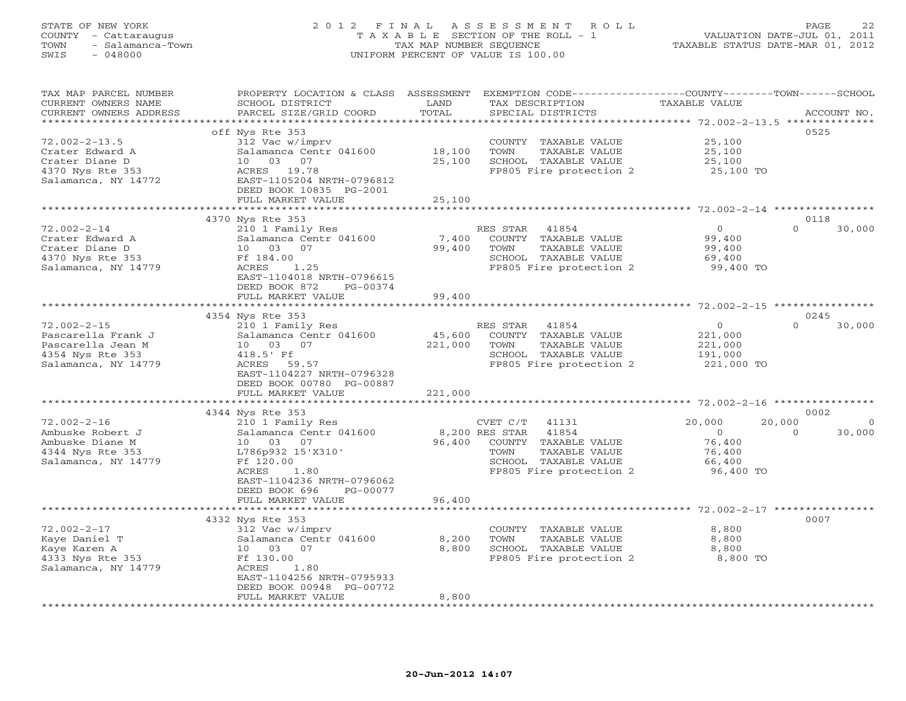STATE OF NEW YORK
COUNTY - Cattaraugus
TOWN - Salamanca-Town
SWIS - 048000

# 2012 FINAL ASSESSMENT ROLL

TAXABLE SECTION OF THE ROLL - 1
TAX MAP NUMBER SEQUENCE
UNIFORM PERCENT OF VALUE IS 100.00

VALUATION DATE-JUL 01, 2011
TAXABLE STATUS DATE-MAR 01, 2012

| TAX MAP PARCEL NUMBER / CURRENT OWNERS NAME / CURRENT OWNERS ADDRESS | PROPERTY LOCATION & CLASS / SCHOOL DISTRICT / PARCEL SIZE/GRID COORD | ASSESSMENT LAND | TOTAL | EXEMPTION CODE / TAX DESCRIPTION / SPECIAL DISTRICTS | COUNTY TAXABLE VALUE | TOWN | SCHOOL | ACCOUNT NO. |
|---|---|---|---|---|---|---|---|---|
| 72.002-2-13.5 | off Nys Rte 353 | | | | | | | 0525 |
| Crater Edward A | 312 Vac w/imprv | | | COUNTY TAXABLE VALUE | 25,100 | | | |
| Crater Diane D | Salamanca Centr 041600 | 18,100 | | TOWN TAXABLE VALUE | 25,100 | | | |
| 4370 Nys Rte 353 | 10 03 07 | | 25,100 | SCHOOL TAXABLE VALUE | 25,100 | | | |
| Salamanca, NY 14772 | ACRES 19.78 | | | FP805 Fire protection 2 | 25,100 TO | | | |
| | EAST-1105204 NRTH-0796812 | | | | | | | |
| | DEED BOOK 10835 PG-2001 | | | | | | | |
| | FULL MARKET VALUE | | 25,100 | | | | | |
| 72.002-2-14 | 4370 Nys Rte 353 | | | | | | | 0118 |
| Crater Edward A | 210 1 Family Res | | | RES STAR 41854 | 0 | 0 | 30,000 | |
| Crater Diane D | Salamanca Centr 041600 | 7,400 | | COUNTY TAXABLE VALUE | 99,400 | | | |
| 4370 Nys Rte 353 | 10 03 07 | | 99,400 | TOWN TAXABLE VALUE | 99,400 | | | |
| Salamanca, NY 14779 | Ff 184.00 | | | SCHOOL TAXABLE VALUE | 69,400 | | | |
| | ACRES 1.25 | | | FP805 Fire protection 2 | 99,400 TO | | | |
| | EAST-1104018 NRTH-0796615 | | | | | | | |
| | DEED BOOK 872 PG-00374 | | | | | | | |
| | FULL MARKET VALUE | | 99,400 | | | | | |
| 72.002-2-15 | 4354 Nys Rte 353 | | | | | | | 0245 |
| Pascarella Frank J | 210 1 Family Res | | | RES STAR 41854 | 0 | 0 | 30,000 | |
| Pascarella Jean M | Salamanca Centr 041600 | 45,600 | | COUNTY TAXABLE VALUE | 221,000 | | | |
| 4354 Nys Rte 353 | 10 03 07 | | 221,000 | TOWN TAXABLE VALUE | 221,000 | | | |
| Salamanca, NY 14779 | 418.5' Ff | | | SCHOOL TAXABLE VALUE | 191,000 | | | |
| | ACRES 59.57 | | | FP805 Fire protection 2 | 221,000 TO | | | |
| | EAST-1104227 NRTH-0796328 | | | | | | | |
| | DEED BOOK 00780 PG-00887 | | | | | | | |
| | FULL MARKET VALUE | | 221,000 | | | | | |
| 72.002-2-16 | 4344 Nys Rte 353 | | | | | | | 0002 |
| Ambuske Robert J | 210 1 Family Res | | | CVET C/T 41131 | 20,000 | 20,000 | 0 | |
| Ambuske Diane M | Salamanca Centr 041600 | 8,200 | | RES STAR 41854 | 0 | 0 | 30,000 | |
| 4344 Nys Rte 353 | 10 03 07 | | 96,400 | COUNTY TAXABLE VALUE | 76,400 | | | |
| Salamanca, NY 14779 | L786p932 15'X310' | | | TOWN TAXABLE VALUE | 76,400 | | | |
| | Ff 120.00 | | | SCHOOL TAXABLE VALUE | 66,400 | | | |
| | ACRES 1.80 | | | FP805 Fire protection 2 | 96,400 TO | | | |
| | EAST-1104236 NRTH-0796062 | | | | | | | |
| | DEED BOOK 696 PG-00077 | | | | | | | |
| | FULL MARKET VALUE | | 96,400 | | | | | |
| 72.002-2-17 | 4332 Nys Rte 353 | | | | | | | 0007 |
| Kaye Daniel T | 312 Vac w/imprv | | | COUNTY TAXABLE VALUE | 8,800 | | | |
| Kaye Karen A | Salamanca Centr 041600 | 8,200 | | TOWN TAXABLE VALUE | 8,800 | | | |
| 4333 Nys Rte 353 | 10 03 07 | | 8,800 | SCHOOL TAXABLE VALUE | 8,800 | | | |
| Salamanca, NY 14779 | Ff 130.00 | | | FP805 Fire protection 2 | 8,800 TO | | | |
| | ACRES 1.80 | | | | | | | |
| | EAST-1104256 NRTH-0795933 | | | | | | | |
| | DEED BOOK 00948 PG-00772 | | | | | | | |
| | FULL MARKET VALUE | | 8,800 | | | | | |

20-Jun-2012 14:07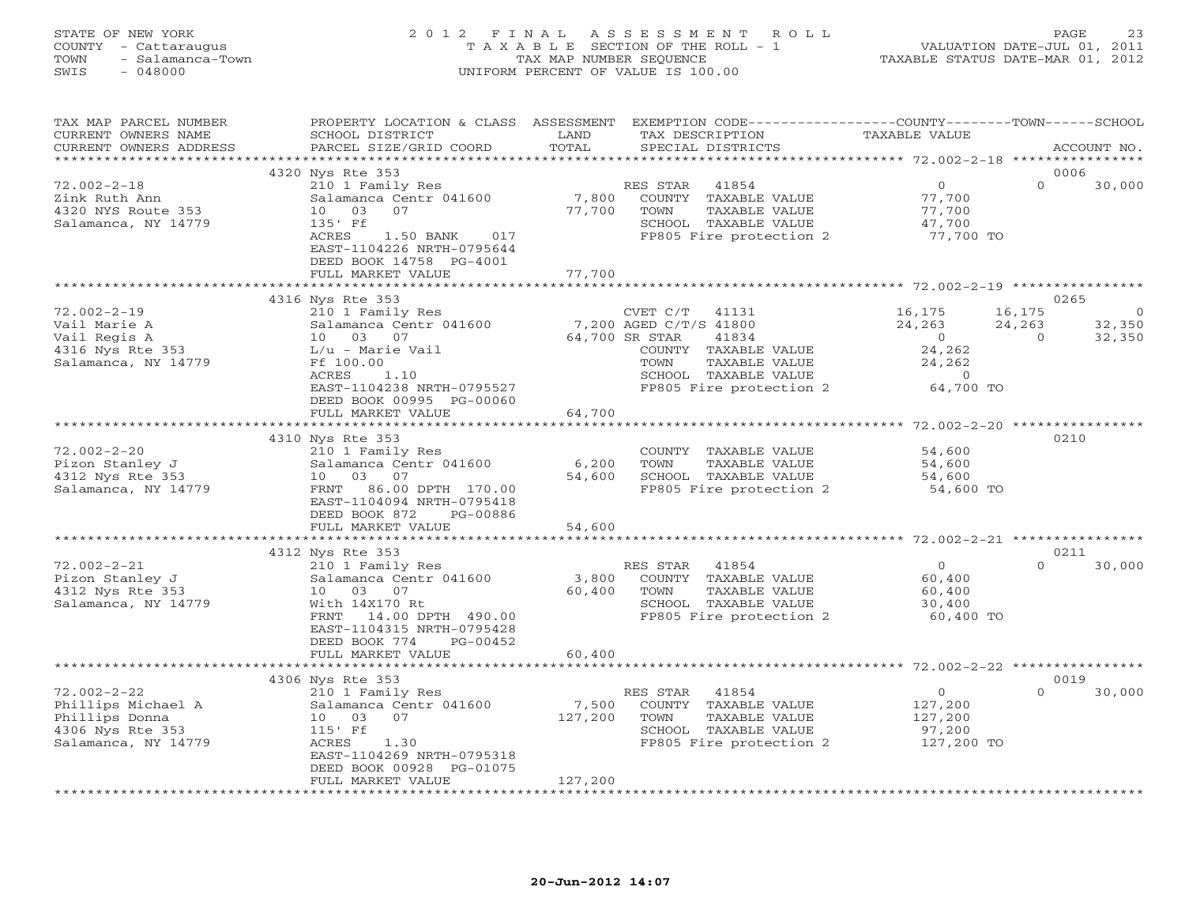STATE OF NEW YORK
COUNTY - Cattaraugus
TOWN - Salamanca-Town
SWIS - 048000

2012 FINAL ASSESSMENT ROLL
TAXABLE SECTION OF THE ROLL - 1
TAX MAP NUMBER SEQUENCE
UNIFORM PERCENT OF VALUE IS 100.00

VALUATION DATE-JUL 01, 2011
TAXABLE STATUS DATE-MAR 01, 2012

| TAX MAP PARCEL NUMBER / CURRENT OWNERS NAME / CURRENT OWNERS ADDRESS | PROPERTY LOCATION & CLASS / SCHOOL DISTRICT / PARCEL SIZE/GRID COORD | ASSESSMENT LAND | TOTAL | EXEMPTION CODE / TAX DESCRIPTION / SPECIAL DISTRICTS | COUNTY TAXABLE VALUE | TOWN | SCHOOL | ACCOUNT NO. |
|---|---|---|---|---|---|---|---|---|
| | 4320 Nys Rte 353 | | | | | | | 0006 |
| 72.002-2-18 | 210 1 Family Res | | | RES STAR 41854 | 0 | 0 | 30,000 | |
| Zink Ruth Ann | Salamanca Centr 041600 | 7,800 | | COUNTY TAXABLE VALUE | 77,700 | | | |
| 4320 NYS Route 353 | 10 03 07 | | 77,700 | TOWN TAXABLE VALUE | 77,700 | | | |
| Salamanca, NY 14779 | 135' Ff | | | SCHOOL TAXABLE VALUE | 47,700 | | | |
| | ACRES 1.50 BANK 017 | | | FP805 Fire protection 2 | 77,700 TO | | | |
| | EAST-1104226 NRTH-0795644 | | | | | | | |
| | DEED BOOK 14758 PG-4001 | | | | | | | |
| | FULL MARKET VALUE | | 77,700 | | | | | |
| | 4316 Nys Rte 353 | | | | | | | 0265 |
| 72.002-2-19 | 210 1 Family Res | | | CVET C/T 41131 | 16,175 | 16,175 | 0 | |
| Vail Marie A | Salamanca Centr 041600 | 7,200 | | AGED C/T/S 41800 | 24,263 | 24,263 | 32,350 | |
| Vail Regis A | 10 03 07 | | 64,700 | SR STAR 41834 | 0 | 0 | 32,350 | |
| 4316 Nys Rte 353 | L/u - Marie Vail | | | COUNTY TAXABLE VALUE | 24,262 | | | |
| Salamanca, NY 14779 | Ff 100.00 | | | TOWN TAXABLE VALUE | 24,262 | | | |
| | ACRES 1.10 | | | SCHOOL TAXABLE VALUE | 0 | | | |
| | EAST-1104238 NRTH-0795527 | | | FP805 Fire protection 2 | 64,700 TO | | | |
| | DEED BOOK 00995 PG-00060 | | | | | | | |
| | FULL MARKET VALUE | | 64,700 | | | | | |
| | 4310 Nys Rte 353 | | | | | | | 0210 |
| 72.002-2-20 | 210 1 Family Res | | | COUNTY TAXABLE VALUE | 54,600 | | | |
| Pizon Stanley J | Salamanca Centr 041600 | 6,200 | | TOWN TAXABLE VALUE | 54,600 | | | |
| 4312 Nys Rte 353 | 10 03 07 | | 54,600 | SCHOOL TAXABLE VALUE | 54,600 | | | |
| Salamanca, NY 14779 | FRNT 86.00 DPTH 170.00 | | | FP805 Fire protection 2 | 54,600 TO | | | |
| | EAST-1104094 NRTH-0795418 | | | | | | | |
| | DEED BOOK 872 PG-00886 | | | | | | | |
| | FULL MARKET VALUE | | 54,600 | | | | | |
| | 4312 Nys Rte 353 | | | | | | | 0211 |
| 72.002-2-21 | 210 1 Family Res | | | RES STAR 41854 | 0 | 0 | 30,000 | |
| Pizon Stanley J | Salamanca Centr 041600 | 3,800 | | COUNTY TAXABLE VALUE | 60,400 | | | |
| 4312 Nys Rte 353 | 10 03 07 | | 60,400 | TOWN TAXABLE VALUE | 60,400 | | | |
| Salamanca, NY 14779 | With 14X170 Rt | | | SCHOOL TAXABLE VALUE | 30,400 | | | |
| | FRNT 14.00 DPTH 490.00 | | | FP805 Fire protection 2 | 60,400 TO | | | |
| | EAST-1104315 NRTH-0795428 | | | | | | | |
| | DEED BOOK 774 PG-00452 | | | | | | | |
| | FULL MARKET VALUE | | 60,400 | | | | | |
| | 4306 Nys Rte 353 | | | | | | | 0019 |
| 72.002-2-22 | 210 1 Family Res | | | RES STAR 41854 | 0 | 0 | 30,000 | |
| Phillips Michael A | Salamanca Centr 041600 | 7,500 | | COUNTY TAXABLE VALUE | 127,200 | | | |
| Phillips Donna | 10 03 07 | | 127,200 | TOWN TAXABLE VALUE | 127,200 | | | |
| 4306 Nys Rte 353 | 115' Ff | | | SCHOOL TAXABLE VALUE | 97,200 | | | |
| Salamanca, NY 14779 | ACRES 1.30 | | | FP805 Fire protection 2 | 127,200 TO | | | |
| | EAST-1104269 NRTH-0795318 | | | | | | | |
| | DEED BOOK 00928 PG-01075 | | | | | | | |
| | FULL MARKET VALUE | | 127,200 | | | | | |

20-Jun-2012 14:07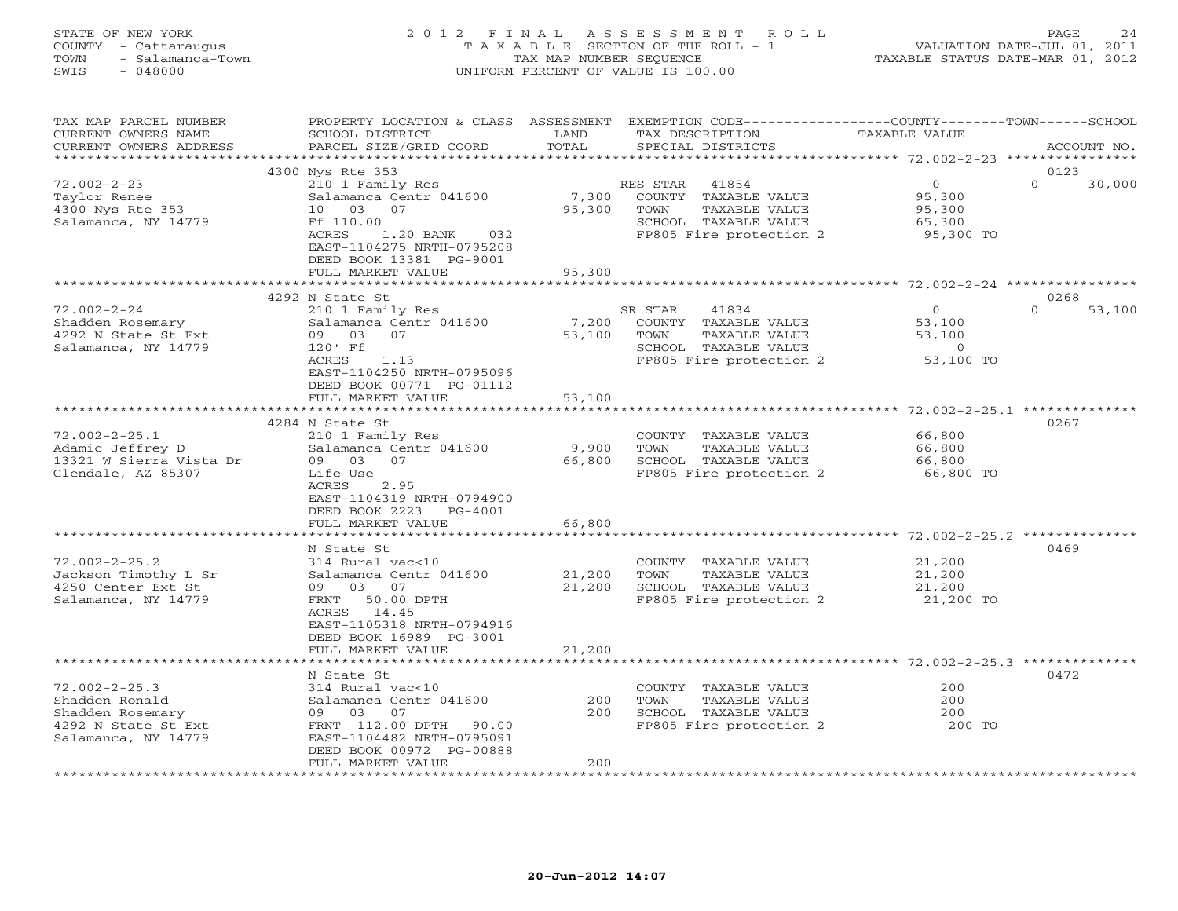STATE OF NEW YORK
COUNTY - Cattaraugus
TOWN - Salamanca-Town
SWIS - 048000

2012 FINAL ASSESSMENT ROLL
TAXABLE SECTION OF THE ROLL - 1
TAX MAP NUMBER SEQUENCE
UNIFORM PERCENT OF VALUE IS 100.00

VALUATION DATE-JUL 01, 2011
TAXABLE STATUS DATE-MAR 01, 2012

| TAX MAP PARCEL NUMBER / CURRENT OWNERS NAME / CURRENT OWNERS ADDRESS | PROPERTY LOCATION & CLASS / SCHOOL DISTRICT / PARCEL SIZE/GRID COORD | ASSESSMENT LAND | TOTAL | EXEMPTION CODE / TAX DESCRIPTION / SPECIAL DISTRICTS | COUNTY TAXABLE VALUE | TOWN | SCHOOL | ACCOUNT NO. |
|---|---|---|---|---|---|---|---|---|
| | 4300 Nys Rte 353 | | | | | | | 0123 |
| 72.002-2-23 | 210 1 Family Res | | | RES STAR 41854 | 0 | 0 | 30,000 | |
| Taylor Renee | Salamanca Centr 041600 | 7,300 | | COUNTY TAXABLE VALUE | 95,300 | | | |
| 4300 Nys Rte 353 | 10 03 07 | | 95,300 | TOWN TAXABLE VALUE | 95,300 | | | |
| Salamanca, NY 14779 | Ff 110.00 | | | SCHOOL TAXABLE VALUE | 65,300 | | | |
| | ACRES 1.20 BANK 032 | | | FP805 Fire protection 2 | 95,300 TO | | | |
| | EAST-1104275 NRTH-0795208 | | | | | | | |
| | DEED BOOK 13381 PG-9001 | | | | | | | |
| | FULL MARKET VALUE | | 95,300 | | | | | |
| | 4292 N State St | | | | | | | 0268 |
| 72.002-2-24 | 210 1 Family Res | | | SR STAR 41834 | 0 | 0 | 53,100 | |
| Shadden Rosemary | Salamanca Centr 041600 | 7,200 | | COUNTY TAXABLE VALUE | 53,100 | | | |
| 4292 N State St Ext | 09 03 07 | | 53,100 | TOWN TAXABLE VALUE | 53,100 | | | |
| Salamanca, NY 14779 | 120' Ff | | | SCHOOL TAXABLE VALUE | 0 | | | |
| | ACRES 1.13 | | | FP805 Fire protection 2 | 53,100 TO | | | |
| | EAST-1104250 NRTH-0795096 | | | | | | | |
| | DEED BOOK 00771 PG-01112 | | | | | | | |
| | FULL MARKET VALUE | | 53,100 | | | | | |
| | 4284 N State St | | | | | | | 0267 |
| 72.002-2-25.1 | 210 1 Family Res | | | COUNTY TAXABLE VALUE | 66,800 | | | |
| Adamic Jeffrey D | Salamanca Centr 041600 | 9,900 | | TOWN TAXABLE VALUE | 66,800 | | | |
| 13321 W Sierra Vista Dr | 09 03 07 | | 66,800 | SCHOOL TAXABLE VALUE | 66,800 | | | |
| Glendale, AZ 85307 | Life Use | | | FP805 Fire protection 2 | 66,800 TO | | | |
| | ACRES 2.95 | | | | | | | |
| | EAST-1104319 NRTH-0794900 | | | | | | | |
| | DEED BOOK 2223 PG-4001 | | | | | | | |
| | FULL MARKET VALUE | | 66,800 | | | | | |
| | N State St | | | | | | | 0469 |
| 72.002-2-25.2 | 314 Rural vac<10 | | | COUNTY TAXABLE VALUE | 21,200 | | | |
| Jackson Timothy L Sr | Salamanca Centr 041600 | 21,200 | | TOWN TAXABLE VALUE | 21,200 | | | |
| 4250 Center Ext St | 09 03 07 | | 21,200 | SCHOOL TAXABLE VALUE | 21,200 | | | |
| Salamanca, NY 14779 | FRNT 50.00 DPTH | | | FP805 Fire protection 2 | 21,200 TO | | | |
| | ACRES 14.45 | | | | | | | |
| | EAST-1105318 NRTH-0794916 | | | | | | | |
| | DEED BOOK 16989 PG-3001 | | | | | | | |
| | FULL MARKET VALUE | | 21,200 | | | | | |
| | N State St | | | | | | | 0472 |
| 72.002-2-25.3 | 314 Rural vac<10 | | | COUNTY TAXABLE VALUE | 200 | | | |
| Shadden Ronald | Salamanca Centr 041600 | 200 | | TOWN TAXABLE VALUE | 200 | | | |
| Shadden Rosemary | 09 03 07 | | 200 | SCHOOL TAXABLE VALUE | 200 | | | |
| 4292 N State St Ext | FRNT 112.00 DPTH 90.00 | | | FP805 Fire protection 2 | 200 TO | | | |
| Salamanca, NY 14779 | EAST-1104482 NRTH-0795091 | | | | | | | |
| | DEED BOOK 00972 PG-00888 | | | | | | | |
| | FULL MARKET VALUE | | 200 | | | | | |

20-Jun-2012 14:07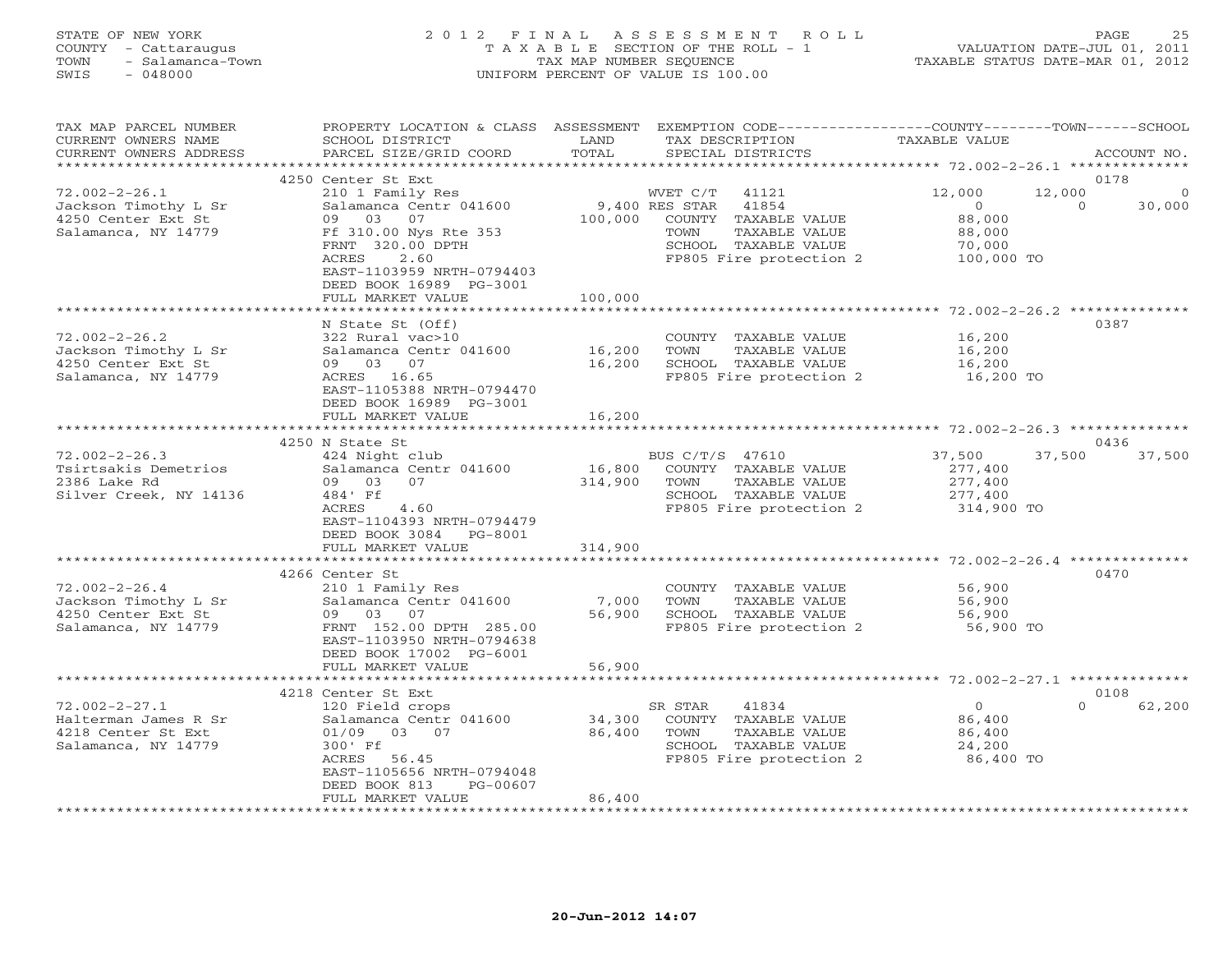STATE OF NEW YORK
COUNTY - Cattaraugus
TOWN - Salamanca-Town
SWIS - 048000

2 0 1 2 F I N A L A S S E S S M E N T R O L L
T A X A B L E SECTION OF THE ROLL - 1
TAX MAP NUMBER SEQUENCE
UNIFORM PERCENT OF VALUE IS 100.00

VALUATION DATE-JUL 01, 2011
TAXABLE STATUS DATE-MAR 01, 2012

| TAX MAP PARCEL NUMBER / CURRENT OWNERS NAME / CURRENT OWNERS ADDRESS | PROPERTY LOCATION & CLASS / SCHOOL DISTRICT / PARCEL SIZE/GRID COORD | ASSESSMENT LAND / TOTAL | EXEMPTION CODE / TAX DESCRIPTION / SPECIAL DISTRICTS | COUNTY TAXABLE VALUE | TOWN | SCHOOL / ACCOUNT NO. |
|---|---|---|---|---|---|---|
| | 4250 Center St Ext | | | | | 0178 |
| 72.002-2-26.1 | 210 1 Family Res | | WVET C/T 41121 | 12,000 | 12,000 | 0 |
| Jackson Timothy L Sr | Salamanca Centr 041600 | 9,400 | RES STAR 41854 | 0 | 0 | 30,000 |
| 4250 Center Ext St | 09 03 07 | 100,000 | COUNTY TAXABLE VALUE | 88,000 | | |
| Salamanca, NY 14779 | Ff 310.00 Nys Rte 353 | | TOWN TAXABLE VALUE | 88,000 | | |
| | FRNT 320.00 DPTH | | SCHOOL TAXABLE VALUE | 70,000 | | |
| | ACRES 2.60 | | FP805 Fire protection 2 | 100,000 TO | | |
| | EAST-1103959 NRTH-0794403 | | | | | |
| | DEED BOOK 16989 PG-3001 | | | | | |
| | FULL MARKET VALUE | 100,000 | | | | |
| | N State St (Off) | | | | | 0387 |
| 72.002-2-26.2 | 322 Rural vac>10 | | COUNTY TAXABLE VALUE | 16,200 | | |
| Jackson Timothy L Sr | Salamanca Centr 041600 | 16,200 | TOWN TAXABLE VALUE | 16,200 | | |
| 4250 Center Ext St | 09 03 07 | 16,200 | SCHOOL TAXABLE VALUE | 16,200 | | |
| Salamanca, NY 14779 | ACRES 16.65 | | FP805 Fire protection 2 | 16,200 TO | | |
| | EAST-1105388 NRTH-0794470 | | | | | |
| | DEED BOOK 16989 PG-3001 | | | | | |
| | FULL MARKET VALUE | 16,200 | | | | |
| | 4250 N State St | | | | | 0436 |
| 72.002-2-26.3 | 424 Night club | | BUS C/T/S 47610 | 37,500 | 37,500 | 37,500 |
| Tsirtsakis Demetrios | Salamanca Centr 041600 | 16,800 | COUNTY TAXABLE VALUE | 277,400 | | |
| 2386 Lake Rd | 09 03 07 | 314,900 | TOWN TAXABLE VALUE | 277,400 | | |
| Silver Creek, NY 14136 | 484' Ff | | SCHOOL TAXABLE VALUE | 277,400 | | |
| | ACRES 4.60 | | FP805 Fire protection 2 | 314,900 TO | | |
| | EAST-1104393 NRTH-0794479 | | | | | |
| | DEED BOOK 3084 PG-8001 | | | | | |
| | FULL MARKET VALUE | 314,900 | | | | |
| | 4266 Center St | | | | | 0470 |
| 72.002-2-26.4 | 210 1 Family Res | | COUNTY TAXABLE VALUE | 56,900 | | |
| Jackson Timothy L Sr | Salamanca Centr 041600 | 7,000 | TOWN TAXABLE VALUE | 56,900 | | |
| 4250 Center Ext St | 09 03 07 | 56,900 | SCHOOL TAXABLE VALUE | 56,900 | | |
| Salamanca, NY 14779 | FRNT 152.00 DPTH 285.00 | | FP805 Fire protection 2 | 56,900 TO | | |
| | EAST-1103950 NRTH-0794638 | | | | | |
| | DEED BOOK 17002 PG-6001 | | | | | |
| | FULL MARKET VALUE | 56,900 | | | | |
| | 4218 Center St Ext | | | | | 0108 |
| 72.002-2-27.1 | 120 Field crops | | SR STAR 41834 | 0 | 0 | 62,200 |
| Halterman James R Sr | Salamanca Centr 041600 | 34,300 | COUNTY TAXABLE VALUE | 86,400 | | |
| 4218 Center St Ext | 01/09 03 07 | 86,400 | TOWN TAXABLE VALUE | 86,400 | | |
| Salamanca, NY 14779 | 300' Ff | | SCHOOL TAXABLE VALUE | 24,200 | | |
| | ACRES 56.45 | | FP805 Fire protection 2 | 86,400 TO | | |
| | EAST-1105656 NRTH-0794048 | | | | | |
| | DEED BOOK 813 PG-00607 | | | | | |
| | FULL MARKET VALUE | 86,400 | | | | |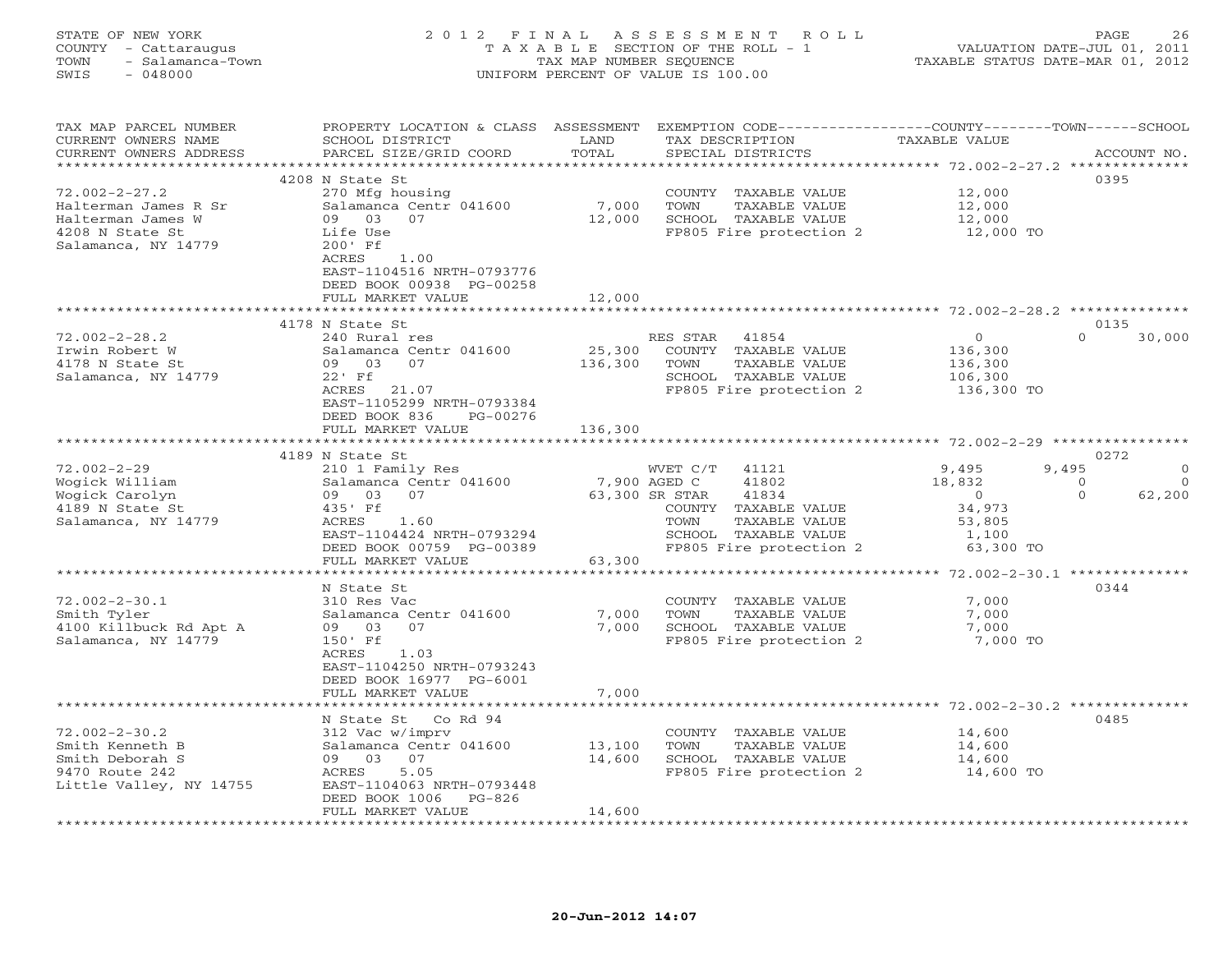STATE OF NEW YORK
COUNTY - Cattaraugus
TOWN - Salamanca-Town
SWIS - 048000

2 0 1 2 F I N A L A S S E S S M E N T R O L L
T A X A B L E SECTION OF THE ROLL - 1
TAX MAP NUMBER SEQUENCE
UNIFORM PERCENT OF VALUE IS 100.00

VALUATION DATE-JUL 01, 2011
TAXABLE STATUS DATE-MAR 01, 2012

| TAX MAP PARCEL NUMBER / CURRENT OWNERS NAME / CURRENT OWNERS ADDRESS | PROPERTY LOCATION & CLASS / SCHOOL DISTRICT / PARCEL SIZE/GRID COORD | ASSESSMENT LAND / TOTAL | EXEMPTION CODE / TAX DESCRIPTION / SPECIAL DISTRICTS | COUNTY TAXABLE VALUE | TOWN | SCHOOL | ACCOUNT NO. |
|---|---|---|---|---|---|---|---|
| 72.002-2-27.2 | 4208 N State St | | | | | | 0395 |
| Halterman James R Sr | 270 Mfg housing | | COUNTY TAXABLE VALUE | 12,000 | | | |
| Halterman James W | Salamanca Centr 041600 | 7,000 | TOWN TAXABLE VALUE | 12,000 | | | |
| 4208 N State St | 09 03 07 | 12,000 | SCHOOL TAXABLE VALUE | 12,000 | | | |
| Salamanca, NY 14779 | Life Use | | FP805 Fire protection 2 | 12,000 TO | | | |
| | 200' Ff | | | | | | |
| | ACRES 1.00 | | | | | | |
| | EAST-1104516 NRTH-0793776 | | | | | | |
| | DEED BOOK 00938 PG-00258 | | | | | | |
| | FULL MARKET VALUE | 12,000 | | | | | |
| 72.002-2-28.2 | 4178 N State St | | | | | | 0135 |
| Irwin Robert W | 240 Rural res | | RES STAR 41854 | 0 | 0 | 30,000 | |
| 4178 N State St | Salamanca Centr 041600 | 25,300 | COUNTY TAXABLE VALUE | 136,300 | | | |
| Salamanca, NY 14779 | 09 03 07 | 136,300 | TOWN TAXABLE VALUE | 136,300 | | | |
| | 22' Ff | | SCHOOL TAXABLE VALUE | 106,300 | | | |
| | ACRES 21.07 | | FP805 Fire protection 2 | 136,300 TO | | | |
| | EAST-1105299 NRTH-0793384 | | | | | | |
| | DEED BOOK 836 PG-00276 | | | | | | |
| | FULL MARKET VALUE | 136,300 | | | | | |
| 72.002-2-29 | 4189 N State St | | | | | | 0272 |
| Wogick William | 210 1 Family Res | | WVET C/T 41121 | 9,495 | 9,495 | 0 | |
| Wogick Carolyn | Salamanca Centr 041600 | 7,900 | AGED C 41802 | 18,832 | 0 | 0 | |
| 4189 N State St | 09 03 07 | 63,300 | SR STAR 41834 | 0 | 0 | 62,200 | |
| Salamanca, NY 14779 | 435' Ff | | COUNTY TAXABLE VALUE | 34,973 | | | |
| | ACRES 1.60 | | TOWN TAXABLE VALUE | 53,805 | | | |
| | EAST-1104424 NRTH-0793294 | | SCHOOL TAXABLE VALUE | 1,100 | | | |
| | DEED BOOK 00759 PG-00389 | | FP805 Fire protection 2 | 63,300 TO | | | |
| | FULL MARKET VALUE | 63,300 | | | | | |
| 72.002-2-30.1 | N State St | | | | | | 0344 |
| Smith Tyler | 310 Res Vac | | COUNTY TAXABLE VALUE | 7,000 | | | |
| 4100 Killbuck Rd Apt A | Salamanca Centr 041600 | 7,000 | TOWN TAXABLE VALUE | 7,000 | | | |
| Salamanca, NY 14779 | 09 03 07 | 7,000 | SCHOOL TAXABLE VALUE | 7,000 | | | |
| | 150' Ff | | FP805 Fire protection 2 | 7,000 TO | | | |
| | ACRES 1.03 | | | | | | |
| | EAST-1104250 NRTH-0793243 | | | | | | |
| | DEED BOOK 16977 PG-6001 | | | | | | |
| | FULL MARKET VALUE | 7,000 | | | | | |
| 72.002-2-30.2 | N State St Co Rd 94 | | | | | | 0485 |
| Smith Kenneth B | 312 Vac w/imprv | | COUNTY TAXABLE VALUE | 14,600 | | | |
| Smith Deborah S | Salamanca Centr 041600 | 13,100 | TOWN TAXABLE VALUE | 14,600 | | | |
| 9470 Route 242 | 09 03 07 | 14,600 | SCHOOL TAXABLE VALUE | 14,600 | | | |
| Little Valley, NY 14755 | ACRES 5.05 | | FP805 Fire protection 2 | 14,600 TO | | | |
| | EAST-1104063 NRTH-0793448 | | | | | | |
| | DEED BOOK 1006 PG-826 | | | | | | |
| | FULL MARKET VALUE | 14,600 | | | | | |

20-Jun-2012 14:07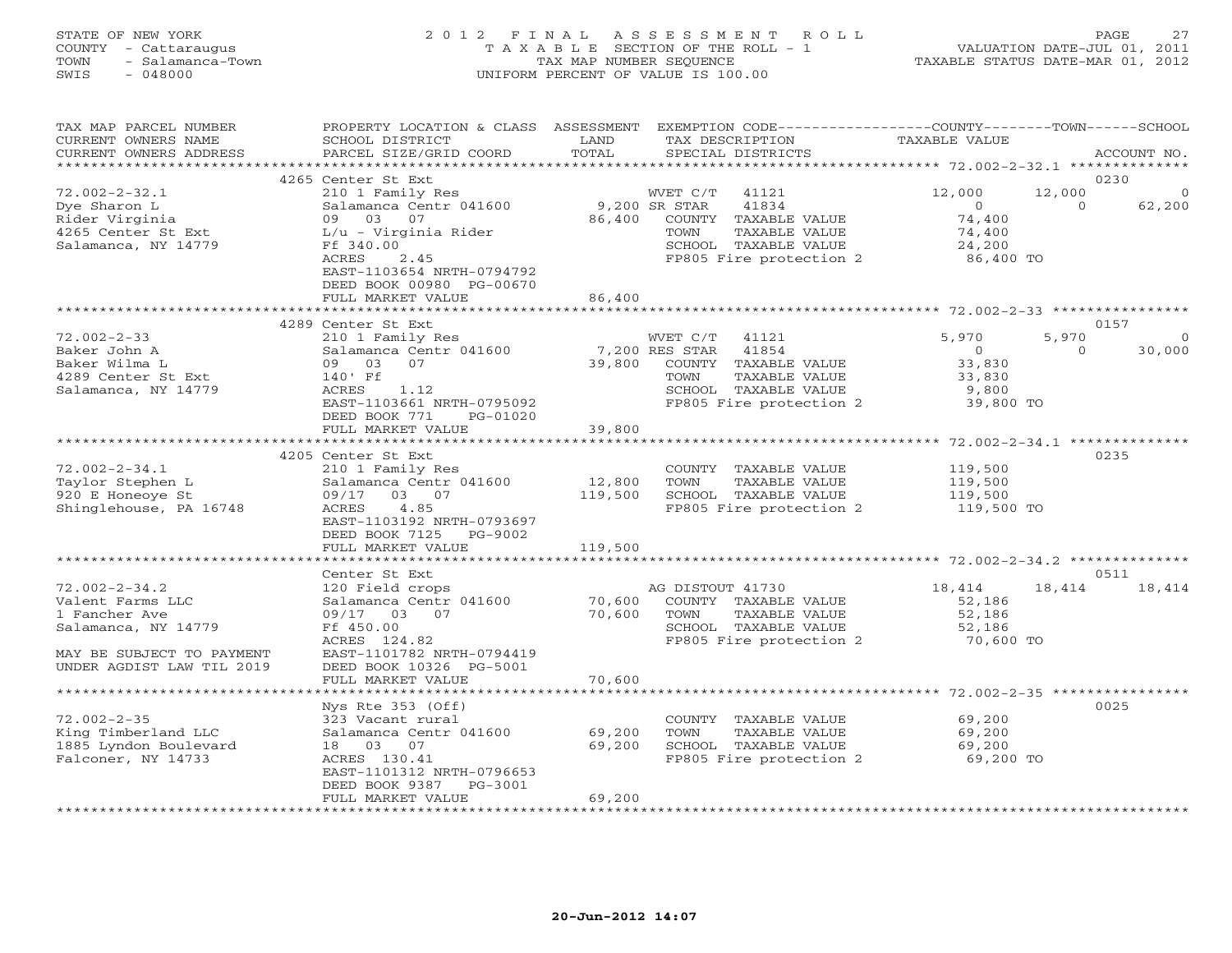STATE OF NEW YORK
COUNTY - Cattaraugus
TOWN - Salamanca-Town
SWIS - 048000

# 2012 FINAL ASSESSMENT ROLL
TAXABLE SECTION OF THE ROLL - 1
TAX MAP NUMBER SEQUENCE
UNIFORM PERCENT OF VALUE IS 100.00

VALUATION DATE-JUL 01, 2011
TAXABLE STATUS DATE-MAR 01, 2012

| TAX MAP PARCEL NUMBER / CURRENT OWNERS NAME / CURRENT OWNERS ADDRESS | PROPERTY LOCATION & CLASS / SCHOOL DISTRICT / PARCEL SIZE/GRID COORD | ASSESSMENT LAND / TOTAL | EXEMPTION CODE / TAX DESCRIPTION / SPECIAL DISTRICTS | COUNTY TAXABLE VALUE | TOWN | SCHOOL | ACCOUNT NO. |
|---|---|---|---|---|---|---|---|
| **72.002-2-32.1** | 4265 Center St Ext | | | | | | 0230 |
| Dye Sharon L | 210 1 Family Res | | WVET C/T 41121 | 12,000 | 12,000 | 0 | |
| Rider Virginia | Salamanca Centr 041600 | 9,200 | SR STAR 41834 | 0 | 0 | 62,200 | |
| 4265 Center St Ext | 09 03 07 | 86,400 | COUNTY TAXABLE VALUE | 74,400 | | | |
| Salamanca, NY 14779 | L/u - Virginia Rider | | TOWN TAXABLE VALUE | 74,400 | | | |
| | Ff 340.00 | | SCHOOL TAXABLE VALUE | 24,200 | | | |
| | ACRES 2.45 | | FP805 Fire protection 2 | 86,400 TO | | | |
| | EAST-1103654 NRTH-0794792 | | | | | | |
| | DEED BOOK 00980 PG-00670 | | | | | | |
| | FULL MARKET VALUE | 86,400 | | | | | |
| **72.002-2-33** | 4289 Center St Ext | | | | | | 0157 |
| Baker John A | 210 1 Family Res | | WVET C/T 41121 | 5,970 | 5,970 | 0 | |
| Baker Wilma L | Salamanca Centr 041600 | 7,200 | RES STAR 41854 | 0 | 0 | 30,000 | |
| 4289 Center St Ext | 09 03 07 | 39,800 | COUNTY TAXABLE VALUE | 33,830 | | | |
| Salamanca, NY 14779 | 140' Ff | | TOWN TAXABLE VALUE | 33,830 | | | |
| | ACRES 1.12 | | SCHOOL TAXABLE VALUE | 9,800 | | | |
| | EAST-1103661 NRTH-0795092 | | FP805 Fire protection 2 | 39,800 TO | | | |
| | DEED BOOK 771 PG-01020 | | | | | | |
| | FULL MARKET VALUE | 39,800 | | | | | |
| **72.002-2-34.1** | 4205 Center St Ext | | | | | | 0235 |
| Taylor Stephen L | 210 1 Family Res | | COUNTY TAXABLE VALUE | 119,500 | | | |
| 920 E Honeoye St | Salamanca Centr 041600 | 12,800 | TOWN TAXABLE VALUE | 119,500 | | | |
| Shinglehouse, PA 16748 | 09/17 03 07 | 119,500 | SCHOOL TAXABLE VALUE | 119,500 | | | |
| | ACRES 4.85 | | FP805 Fire protection 2 | 119,500 TO | | | |
| | EAST-1103192 NRTH-0793697 | | | | | | |
| | DEED BOOK 7125 PG-9002 | | | | | | |
| | FULL MARKET VALUE | 119,500 | | | | | |
| **72.002-2-34.2** | Center St Ext | | | | | | 0511 |
| Valent Farms LLC | 120 Field crops | | AG DISTOUT 41730 | 18,414 | 18,414 | 18,414 | |
| 1 Fancher Ave | Salamanca Centr 041600 | 70,600 | COUNTY TAXABLE VALUE | 52,186 | | | |
| Salamanca, NY 14779 | 09/17 03 07 | 70,600 | TOWN TAXABLE VALUE | 52,186 | | | |
| | Ff 450.00 | | SCHOOL TAXABLE VALUE | 52,186 | | | |
| | ACRES 124.82 | | FP805 Fire protection 2 | 70,600 TO | | | |
| MAY BE SUBJECT TO PAYMENT | EAST-1101782 NRTH-0794419 | | | | | | |
| UNDER AGDIST LAW TIL 2019 | DEED BOOK 10326 PG-5001 | | | | | | |
| | FULL MARKET VALUE | 70,600 | | | | | |
| **72.002-2-35** | Nys Rte 353 (Off) | | | | | | 0025 |
| King Timberland LLC | 323 Vacant rural | | COUNTY TAXABLE VALUE | 69,200 | | | |
| 1885 Lyndon Boulevard | Salamanca Centr 041600 | 69,200 | TOWN TAXABLE VALUE | 69,200 | | | |
| Falconer, NY 14733 | 18 03 07 | 69,200 | SCHOOL TAXABLE VALUE | 69,200 | | | |
| | ACRES 130.41 | | FP805 Fire protection 2 | 69,200 TO | | | |
| | EAST-1101312 NRTH-0796653 | | | | | | |
| | DEED BOOK 9387 PG-3001 | | | | | | |
| | FULL MARKET VALUE | 69,200 | | | | | |

20-Jun-2012 14:07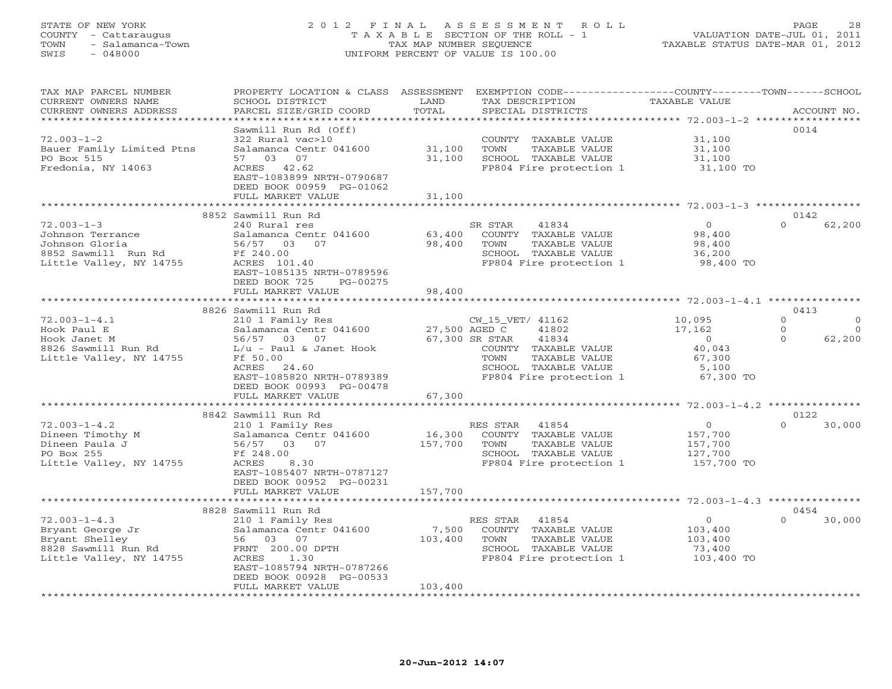STATE OF NEW YORK — 2012 FINAL ASSESSMENT ROLL — VALUATION DATE-JUL 01, 2011
COUNTY - Cattaraugus — TAXABLE SECTION OF THE ROLL - 1 — TAXABLE STATUS DATE-MAR 01, 2012
TOWN - Salamanca-Town — TAX MAP NUMBER SEQUENCE
SWIS - 048000 — UNIFORM PERCENT OF VALUE IS 100.00

| TAX MAP PARCEL NUMBER / CURRENT OWNERS NAME / CURRENT OWNERS ADDRESS | PROPERTY LOCATION & CLASS / SCHOOL DISTRICT / PARCEL SIZE/GRID COORD | ASSESSMENT LAND | ASSESSMENT TOTAL | EXEMPTION CODE / TAX DESCRIPTION / SPECIAL DISTRICTS | COUNTY TAXABLE VALUE | TOWN | SCHOOL | ACCOUNT NO. |
|---|---|---|---|---|---|---|---|---|
| **72.003-1-2** | Sawmill Run Rd (Off) | | | | | | | 0014 |
| 72.003-1-2 | 322 Rural vac>10 | | | COUNTY TAXABLE VALUE | 31,100 | | | |
| Bauer Family Limited Ptns | Salamanca Centr 041600 | 31,100 | | TOWN TAXABLE VALUE | 31,100 | | | |
| PO Box 515 | 57 03 07 | | 31,100 | SCHOOL TAXABLE VALUE | 31,100 | | | |
| Fredonia, NY 14063 | ACRES 42.62 | | | FP804 Fire protection 1 | 31,100 TO | | | |
| | EAST-1083899 NRTH-0790687 | | | | | | | |
| | DEED BOOK 00959 PG-01062 | | | | | | | |
| | FULL MARKET VALUE | | 31,100 | | | | | |
| **72.003-1-3** | 8852 Sawmill Run Rd | | | | | | | 0142 |
| 72.003-1-3 | 240 Rural res | | | SR STAR 41834 | 0 | 0 | 62,200 | |
| Johnson Terrance | Salamanca Centr 041600 | 63,400 | | COUNTY TAXABLE VALUE | 98,400 | | | |
| Johnson Gloria | 56/57 03 07 | | 98,400 | TOWN TAXABLE VALUE | 98,400 | | | |
| 8852 Sawmill Run Rd | Ff 240.00 | | | SCHOOL TAXABLE VALUE | 36,200 | | | |
| Little Valley, NY 14755 | ACRES 101.40 | | | FP804 Fire protection 1 | 98,400 TO | | | |
| | EAST-1085135 NRTH-0789596 | | | | | | | |
| | DEED BOOK 725 PG-00275 | | | | | | | |
| | FULL MARKET VALUE | | 98,400 | | | | | |
| **72.003-1-4.1** | 8826 Sawmill Run Rd | | | | | | | 0413 |
| 72.003-1-4.1 | 210 1 Family Res | | | CW_15_VET/ 41162 | 10,095 | 0 | 0 | |
| Hook Paul E | Salamanca Centr 041600 | 27,500 | | AGED C 41802 | 17,162 | 0 | 0 | |
| Hook Janet M | 56/57 03 07 | | 67,300 | SR STAR 41834 | 0 | 0 | 62,200 | |
| 8826 Sawmill Run Rd | L/u - Paul & Janet Hook | | | COUNTY TAXABLE VALUE | 40,043 | | | |
| Little Valley, NY 14755 | Ff 50.00 | | | TOWN TAXABLE VALUE | 67,300 | | | |
| | ACRES 24.60 | | | SCHOOL TAXABLE VALUE | 5,100 | | | |
| | EAST-1085820 NRTH-0789389 | | | FP804 Fire protection 1 | 67,300 TO | | | |
| | DEED BOOK 00993 PG-00478 | | | | | | | |
| | FULL MARKET VALUE | | 67,300 | | | | | |
| **72.003-1-4.2** | 8842 Sawmill Run Rd | | | | | | | 0122 |
| 72.003-1-4.2 | 210 1 Family Res | | | RES STAR 41854 | 0 | 0 | 30,000 | |
| Dineen Timothy M | Salamanca Centr 041600 | 16,300 | | COUNTY TAXABLE VALUE | 157,700 | | | |
| Dineen Paula J | 56/57 03 07 | | 157,700 | TOWN TAXABLE VALUE | 157,700 | | | |
| PO Box 255 | Ff 248.00 | | | SCHOOL TAXABLE VALUE | 127,700 | | | |
| Little Valley, NY 14755 | ACRES 8.30 | | | FP804 Fire protection 1 | 157,700 TO | | | |
| | EAST-1085407 NRTH-0787127 | | | | | | | |
| | DEED BOOK 00952 PG-00231 | | | | | | | |
| | FULL MARKET VALUE | | 157,700 | | | | | |
| **72.003-1-4.3** | 8828 Sawmill Run Rd | | | | | | | 0454 |
| 72.003-1-4.3 | 210 1 Family Res | | | RES STAR 41854 | 0 | 0 | 30,000 | |
| Bryant George Jr | Salamanca Centr 041600 | 7,500 | | COUNTY TAXABLE VALUE | 103,400 | | | |
| Bryant Shelley | 56 03 07 | | 103,400 | TOWN TAXABLE VALUE | 103,400 | | | |
| 8828 Sawmill Run Rd | FRNT 200.00 DPTH | | | SCHOOL TAXABLE VALUE | 73,400 | | | |
| Little Valley, NY 14755 | ACRES 1.30 | | | FP804 Fire protection 1 | 103,400 TO | | | |
| | EAST-1085794 NRTH-0787266 | | | | | | | |
| | DEED BOOK 00928 PG-00533 | | | | | | | |
| | FULL MARKET VALUE | | 103,400 | | | | | |

20-Jun-2012 14:07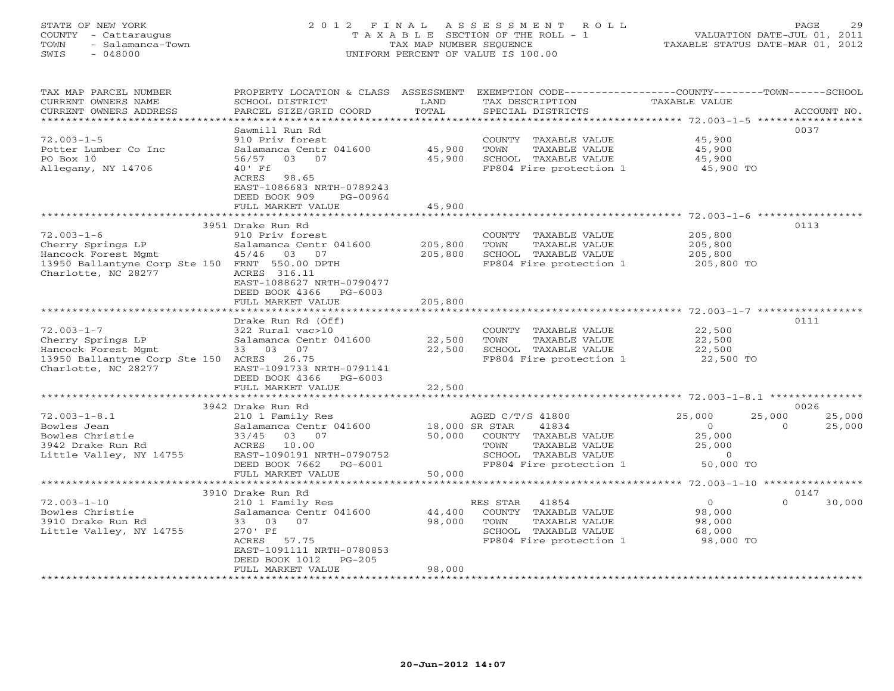STATE OF NEW YORK
COUNTY - Cattaraugus
TOWN - Salamanca-Town
SWIS - 048000

2012 FINAL ASSESSMENT ROLL
TAXABLE SECTION OF THE ROLL - 1
TAX MAP NUMBER SEQUENCE
UNIFORM PERCENT OF VALUE IS 100.00

VALUATION DATE-JUL 01, 2011
TAXABLE STATUS DATE-MAR 01, 2012

| TAX MAP PARCEL NUMBER / CURRENT OWNERS NAME / CURRENT OWNERS ADDRESS | PROPERTY LOCATION & CLASS / SCHOOL DISTRICT / PARCEL SIZE/GRID COORD | ASSESSMENT LAND | ASSESSMENT TOTAL | EXEMPTION CODE / TAX DESCRIPTION / SPECIAL DISTRICTS | COUNTY TAXABLE VALUE | TOWN | SCHOOL | ACCOUNT NO. |
|---|---|---|---|---|---|---|---|---|
| **72.003-1-5** | Sawmill Run Rd | | | | | | | 0037 |
| 72.003-1-5 | 910 Priv forest | | | COUNTY TAXABLE VALUE | 45,900 | | | |
| Potter Lumber Co Inc | Salamanca Centr 041600 | 45,900 | | TOWN TAXABLE VALUE | 45,900 | | | |
| PO Box 10 | 56/57 03 07 | | 45,900 | SCHOOL TAXABLE VALUE | 45,900 | | | |
| Allegany, NY 14706 | 40' Ff | | | FP804 Fire protection 1 | 45,900 TO | | | |
| | ACRES 98.65 | | | | | | | |
| | EAST-1086683 NRTH-0789243 | | | | | | | |
| | DEED BOOK 909 PG-00964 | | | | | | | |
| | FULL MARKET VALUE | | 45,900 | | | | | |
| **72.003-1-6** | 3951 Drake Run Rd | | | | | | | 0113 |
| 72.003-1-6 | 910 Priv forest | | | COUNTY TAXABLE VALUE | 205,800 | | | |
| Cherry Springs LP | Salamanca Centr 041600 | 205,800 | | TOWN TAXABLE VALUE | 205,800 | | | |
| Hancock Forest Mgmt | 45/46 03 07 | | 205,800 | SCHOOL TAXABLE VALUE | 205,800 | | | |
| 13950 Ballantyne Corp Ste 150 | FRNT 550.00 DPTH | | | FP804 Fire protection 1 | 205,800 TO | | | |
| Charlotte, NC 28277 | ACRES 316.11 | | | | | | | |
| | EAST-1088627 NRTH-0790477 | | | | | | | |
| | DEED BOOK 4366 PG-6003 | | | | | | | |
| | FULL MARKET VALUE | | 205,800 | | | | | |
| **72.003-1-7** | Drake Run Rd (Off) | | | | | | | 0111 |
| 72.003-1-7 | 322 Rural vac>10 | | | COUNTY TAXABLE VALUE | 22,500 | | | |
| Cherry Springs LP | Salamanca Centr 041600 | 22,500 | | TOWN TAXABLE VALUE | 22,500 | | | |
| Hancock Forest Mgmt | 33 03 07 | | 22,500 | SCHOOL TAXABLE VALUE | 22,500 | | | |
| 13950 Ballantyne Corp Ste 150 | ACRES 26.75 | | | FP804 Fire protection 1 | 22,500 TO | | | |
| Charlotte, NC 28277 | EAST-1091733 NRTH-0791141 | | | | | | | |
| | DEED BOOK 4366 PG-6003 | | | | | | | |
| | FULL MARKET VALUE | | 22,500 | | | | | |
| **72.003-1-8.1** | 3942 Drake Run Rd | | | | | | | 0026 |
| 72.003-1-8.1 | 210 1 Family Res | | | AGED C/T/S 41800 | 25,000 | 25,000 | 25,000 | |
| Bowles Jean | Salamanca Centr 041600 | 18,000 | | SR STAR 41834 | 0 | 0 | 25,000 | |
| Bowles Christie | 33/45 03 07 | | 50,000 | COUNTY TAXABLE VALUE | 25,000 | | | |
| 3942 Drake Run Rd | ACRES 10.00 | | | TOWN TAXABLE VALUE | 25,000 | | | |
| Little Valley, NY 14755 | EAST-1090191 NRTH-0790752 | | | SCHOOL TAXABLE VALUE | 0 | | | |
| | DEED BOOK 7662 PG-6001 | | | FP804 Fire protection 1 | 50,000 TO | | | |
| | FULL MARKET VALUE | | 50,000 | | | | | |
| **72.003-1-10** | 3910 Drake Run Rd | | | | | | | 0147 |
| 72.003-1-10 | 210 1 Family Res | | | RES STAR 41854 | 0 | 0 | 30,000 | |
| Bowles Christie | Salamanca Centr 041600 | 44,400 | | COUNTY TAXABLE VALUE | 98,000 | | | |
| 3910 Drake Run Rd | 33 03 07 | | 98,000 | TOWN TAXABLE VALUE | 98,000 | | | |
| Little Valley, NY 14755 | 270' Ff | | | SCHOOL TAXABLE VALUE | 68,000 | | | |
| | ACRES 57.75 | | | FP804 Fire protection 1 | 98,000 TO | | | |
| | EAST-1091111 NRTH-0780853 | | | | | | | |
| | DEED BOOK 1012 PG-205 | | | | | | | |
| | FULL MARKET VALUE | | 98,000 | | | | | |

20-Jun-2012 14:07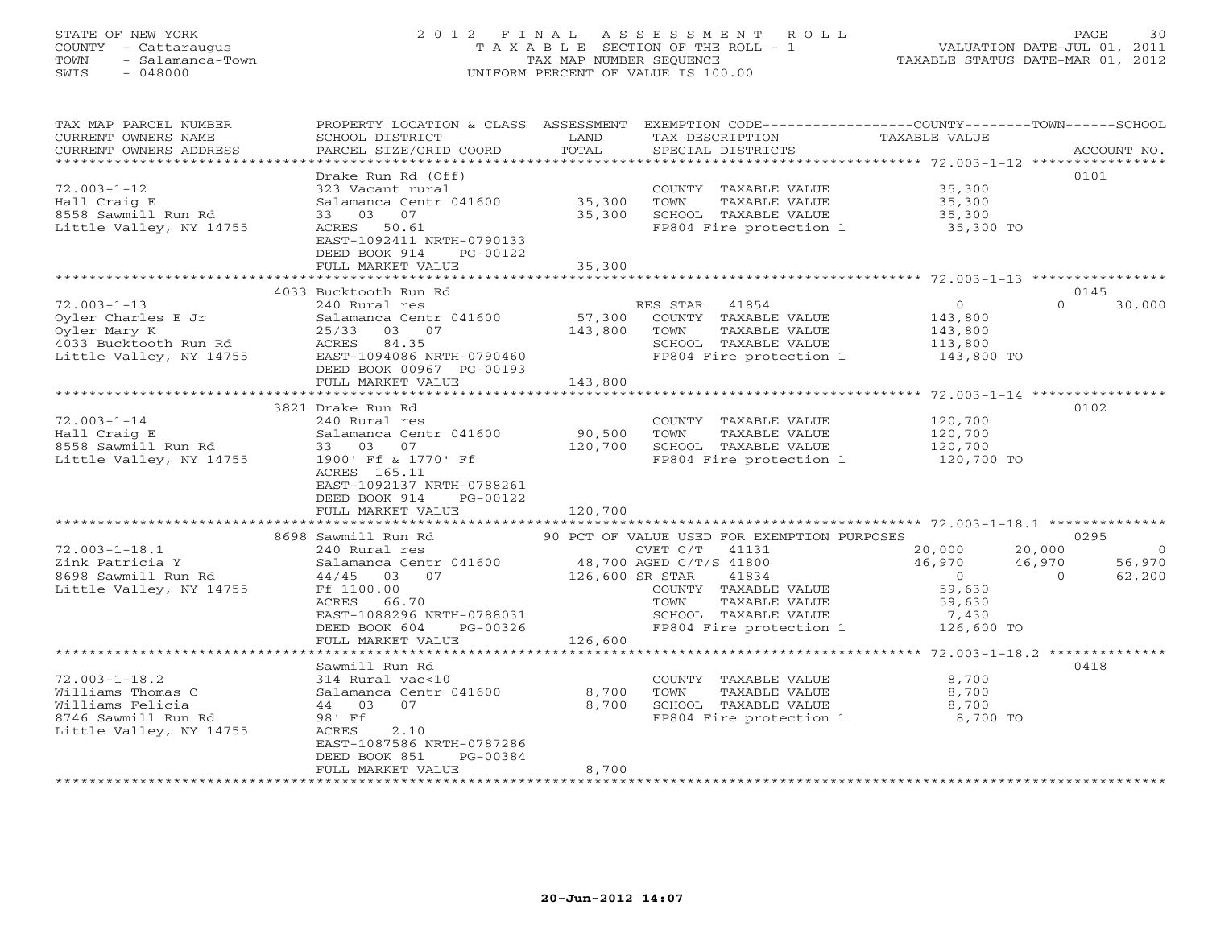STATE OF NEW YORK
COUNTY - Cattaraugus
TOWN - Salamanca-Town
SWIS - 048000

# 2012 FINAL ASSESSMENT ROLL
TAXABLE SECTION OF THE ROLL - 1
TAX MAP NUMBER SEQUENCE
UNIFORM PERCENT OF VALUE IS 100.00

VALUATION DATE-JUL 01, 2011
TAXABLE STATUS DATE-MAR 01, 2012

| TAX MAP PARCEL NUMBER / CURRENT OWNERS NAME / CURRENT OWNERS ADDRESS | PROPERTY LOCATION & CLASS / SCHOOL DISTRICT / PARCEL SIZE/GRID COORD | ASSESSMENT LAND | TOTAL | EXEMPTION CODE / TAX DESCRIPTION / SPECIAL DISTRICTS | COUNTY TAXABLE VALUE | TOWN | SCHOOL | ACCOUNT NO. |
|---|---|---|---|---|---|---|---|---|
| **72.003-1-12** | Drake Run Rd (Off) | | | | | | | 0101 |
| Hall Craig E | 323 Vacant rural | | | COUNTY TAXABLE VALUE | 35,300 | | | |
| 8558 Sawmill Run Rd | Salamanca Centr 041600 | 35,300 | | TOWN TAXABLE VALUE | 35,300 | | | |
| Little Valley, NY 14755 | 33 03 07 | | 35,300 | SCHOOL TAXABLE VALUE | 35,300 | | | |
| | ACRES 50.61 | | | FP804 Fire protection 1 | 35,300 TO | | | |
| | EAST-1092411 NRTH-0790133 | | | | | | | |
| | DEED BOOK 914 PG-00122 | | | | | | | |
| | FULL MARKET VALUE | | 35,300 | | | | | |
| **72.003-1-13** | 4033 Bucktooth Run Rd | | | | | | | 0145 |
| Oyler Charles E Jr | 240 Rural res | | | RES STAR 41854 | 0 | 0 | 30,000 | |
| Oyler Mary K | Salamanca Centr 041600 | 57,300 | | COUNTY TAXABLE VALUE | 143,800 | | | |
| 4033 Bucktooth Run Rd | 25/33 03 07 | | 143,800 | TOWN TAXABLE VALUE | 143,800 | | | |
| Little Valley, NY 14755 | ACRES 84.35 | | | SCHOOL TAXABLE VALUE | 113,800 | | | |
| | EAST-1094086 NRTH-0790460 | | | FP804 Fire protection 1 | 143,800 TO | | | |
| | DEED BOOK 00967 PG-00193 | | | | | | | |
| | FULL MARKET VALUE | | 143,800 | | | | | |
| **72.003-1-14** | 3821 Drake Run Rd | | | | | | | 0102 |
| Hall Craig E | 240 Rural res | | | COUNTY TAXABLE VALUE | 120,700 | | | |
| 8558 Sawmill Run Rd | Salamanca Centr 041600 | 90,500 | | TOWN TAXABLE VALUE | 120,700 | | | |
| Little Valley, NY 14755 | 33 03 07 | | 120,700 | SCHOOL TAXABLE VALUE | 120,700 | | | |
| | 1900' Ff & 1770' Ff | | | FP804 Fire protection 1 | 120,700 TO | | | |
| | ACRES 165.11 | | | | | | | |
| | EAST-1092137 NRTH-0788261 | | | | | | | |
| | DEED BOOK 914 PG-00122 | | | | | | | |
| | FULL MARKET VALUE | | 120,700 | | | | | |
| **72.003-1-18.1** | 8698 Sawmill Run Rd | | | 90 PCT OF VALUE USED FOR EXEMPTION PURPOSES | | | | 0295 |
| Zink Patricia Y | 240 Rural res | | | CVET C/T 41131 | 20,000 | 20,000 | 0 | |
| 8698 Sawmill Run Rd | Salamanca Centr 041600 | 48,700 | | AGED C/T/S 41800 | 46,970 | 46,970 | 56,970 | |
| Little Valley, NY 14755 | 44/45 03 07 | | 126,600 | SR STAR 41834 | 0 | 0 | 62,200 | |
| | Ff 1100.00 | | | COUNTY TAXABLE VALUE | 59,630 | | | |
| | ACRES 66.70 | | | TOWN TAXABLE VALUE | 59,630 | | | |
| | EAST-1088296 NRTH-0788031 | | | SCHOOL TAXABLE VALUE | 7,430 | | | |
| | DEED BOOK 604 PG-00326 | | | FP804 Fire protection 1 | 126,600 TO | | | |
| | FULL MARKET VALUE | | 126,600 | | | | | |
| **72.003-1-18.2** | Sawmill Run Rd | | | | | | | 0418 |
| Williams Thomas C | 314 Rural vac<10 | | | COUNTY TAXABLE VALUE | 8,700 | | | |
| Williams Felicia | Salamanca Centr 041600 | 8,700 | | TOWN TAXABLE VALUE | 8,700 | | | |
| 8746 Sawmill Run Rd | 44 03 07 | | 8,700 | SCHOOL TAXABLE VALUE | 8,700 | | | |
| Little Valley, NY 14755 | 98' Ff | | | FP804 Fire protection 1 | 8,700 TO | | | |
| | ACRES 2.10 | | | | | | | |
| | EAST-1087586 NRTH-0787286 | | | | | | | |
| | DEED BOOK 851 PG-00384 | | | | | | | |
| | FULL MARKET VALUE | | 8,700 | | | | | |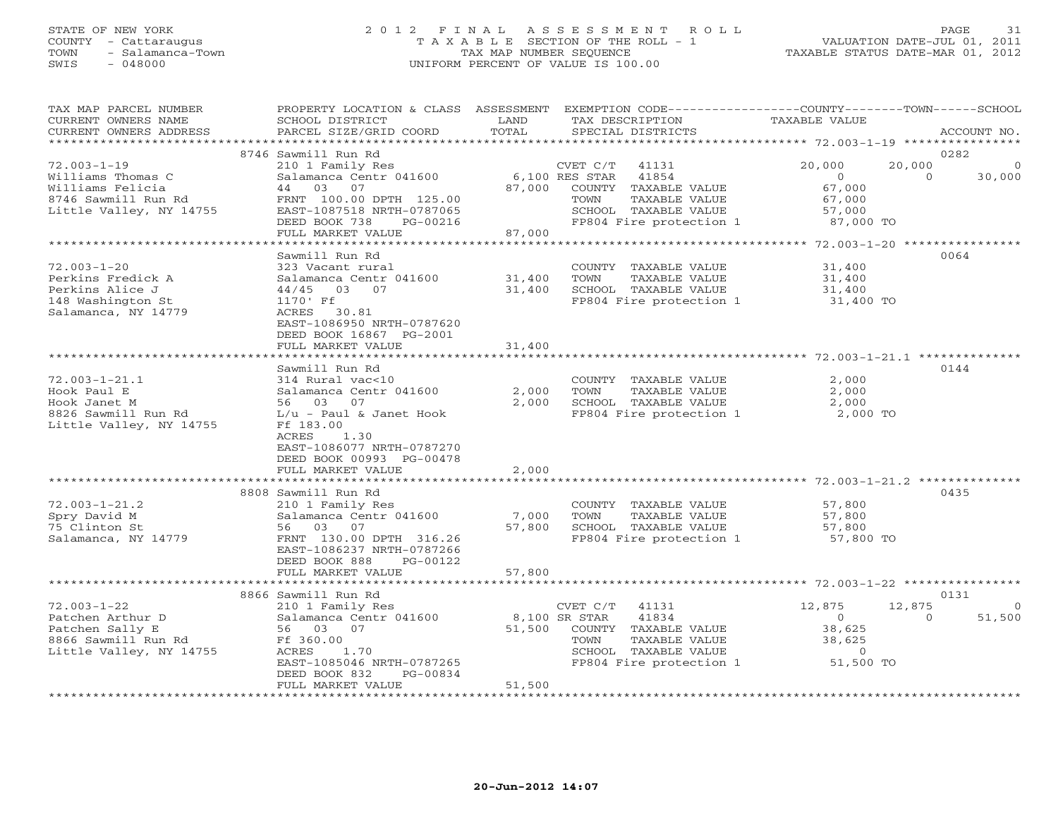STATE OF NEW YORK
COUNTY - Cattaraugus
TOWN - Salamanca-Town
SWIS - 048000

2012 FINAL ASSESSMENT ROLL
TAXABLE SECTION OF THE ROLL - 1
TAX MAP NUMBER SEQUENCE
UNIFORM PERCENT OF VALUE IS 100.00

VALUATION DATE-JUL 01, 2011
TAXABLE STATUS DATE-MAR 01, 2012

| TAX MAP PARCEL NUMBER / CURRENT OWNERS NAME / CURRENT OWNERS ADDRESS | PROPERTY LOCATION & CLASS / SCHOOL DISTRICT / PARCEL SIZE/GRID COORD | ASSESSMENT LAND / TOTAL | EXEMPTION CODE / TAX DESCRIPTION / SPECIAL DISTRICTS | COUNTY TAXABLE VALUE | TOWN | SCHOOL | ACCOUNT NO. |
|---|---|---|---|---|---|---|---|
| 72.003-1-19 | 8746 Sawmill Run Rd | | | | | | 0282 |
| 72.003-1-19 | 210 1 Family Res | | CVET C/T 41131 | 20,000 | 20,000 | 0 | |
| Williams Thomas C | Salamanca Centr 041600 | 6,100 | RES STAR 41854 | 0 | 0 | 30,000 | |
| Williams Felicia | 44 03 07 | 87,000 | COUNTY TAXABLE VALUE | 67,000 | | | |
| 8746 Sawmill Run Rd | FRNT 100.00 DPTH 125.00 | | TOWN TAXABLE VALUE | 67,000 | | | |
| Little Valley, NY 14755 | EAST-1087518 NRTH-0787065 | | SCHOOL TAXABLE VALUE | 57,000 | | | |
| | DEED BOOK 738 PG-00216 | | FP804 Fire protection 1 | 87,000 TO | | | |
| | FULL MARKET VALUE | 87,000 | | | | | |
| 72.003-1-20 | Sawmill Run Rd | | | | | | 0064 |
| 72.003-1-20 | 323 Vacant rural | | COUNTY TAXABLE VALUE | 31,400 | | | |
| Perkins Fredick A | Salamanca Centr 041600 | 31,400 | TOWN TAXABLE VALUE | 31,400 | | | |
| Perkins Alice J | 44/45 03 07 | 31,400 | SCHOOL TAXABLE VALUE | 31,400 | | | |
| 148 Washington St | 1170' Ff | | FP804 Fire protection 1 | 31,400 TO | | | |
| Salamanca, NY 14779 | ACRES 30.81 | | | | | | |
| | EAST-1086950 NRTH-0787620 | | | | | | |
| | DEED BOOK 16867 PG-2001 | | | | | | |
| | FULL MARKET VALUE | 31,400 | | | | | |
| 72.003-1-21.1 | Sawmill Run Rd | | | | | | 0144 |
| 72.003-1-21.1 | 314 Rural vac<10 | | COUNTY TAXABLE VALUE | 2,000 | | | |
| Hook Paul E | Salamanca Centr 041600 | 2,000 | TOWN TAXABLE VALUE | 2,000 | | | |
| Hook Janet M | 56 03 07 | 2,000 | SCHOOL TAXABLE VALUE | 2,000 | | | |
| 8826 Sawmill Run Rd | L/u - Paul & Janet Hook | | FP804 Fire protection 1 | 2,000 TO | | | |
| Little Valley, NY 14755 | Ff 183.00 | | | | | | |
| | ACRES 1.30 | | | | | | |
| | EAST-1086077 NRTH-0787270 | | | | | | |
| | DEED BOOK 00993 PG-00478 | | | | | | |
| | FULL MARKET VALUE | 2,000 | | | | | |
| 72.003-1-21.2 | 8808 Sawmill Run Rd | | | | | | 0435 |
| 72.003-1-21.2 | 210 1 Family Res | | COUNTY TAXABLE VALUE | 57,800 | | | |
| Spry David M | Salamanca Centr 041600 | 7,000 | TOWN TAXABLE VALUE | 57,800 | | | |
| 75 Clinton St | 56 03 07 | 57,800 | SCHOOL TAXABLE VALUE | 57,800 | | | |
| Salamanca, NY 14779 | FRNT 130.00 DPTH 316.26 | | FP804 Fire protection 1 | 57,800 TO | | | |
| | EAST-1086237 NRTH-0787266 | | | | | | |
| | DEED BOOK 888 PG-00122 | | | | | | |
| | FULL MARKET VALUE | 57,800 | | | | | |
| 72.003-1-22 | 8866 Sawmill Run Rd | | | | | | 0131 |
| 72.003-1-22 | 210 1 Family Res | | CVET C/T 41131 | 12,875 | 12,875 | 0 | |
| Patchen Arthur D | Salamanca Centr 041600 | 8,100 | SR STAR 41834 | 0 | 0 | 51,500 | |
| Patchen Sally E | 56 03 07 | 51,500 | COUNTY TAXABLE VALUE | 38,625 | | | |
| 8866 Sawmill Run Rd | Ff 360.00 | | TOWN TAXABLE VALUE | 38,625 | | | |
| Little Valley, NY 14755 | ACRES 1.70 | | SCHOOL TAXABLE VALUE | 0 | | | |
| | EAST-1085046 NRTH-0787265 | | FP804 Fire protection 1 | 51,500 TO | | | |
| | DEED BOOK 832 PG-00834 | | | | | | |
| | FULL MARKET VALUE | 51,500 | | | | | |

20-Jun-2012 14:07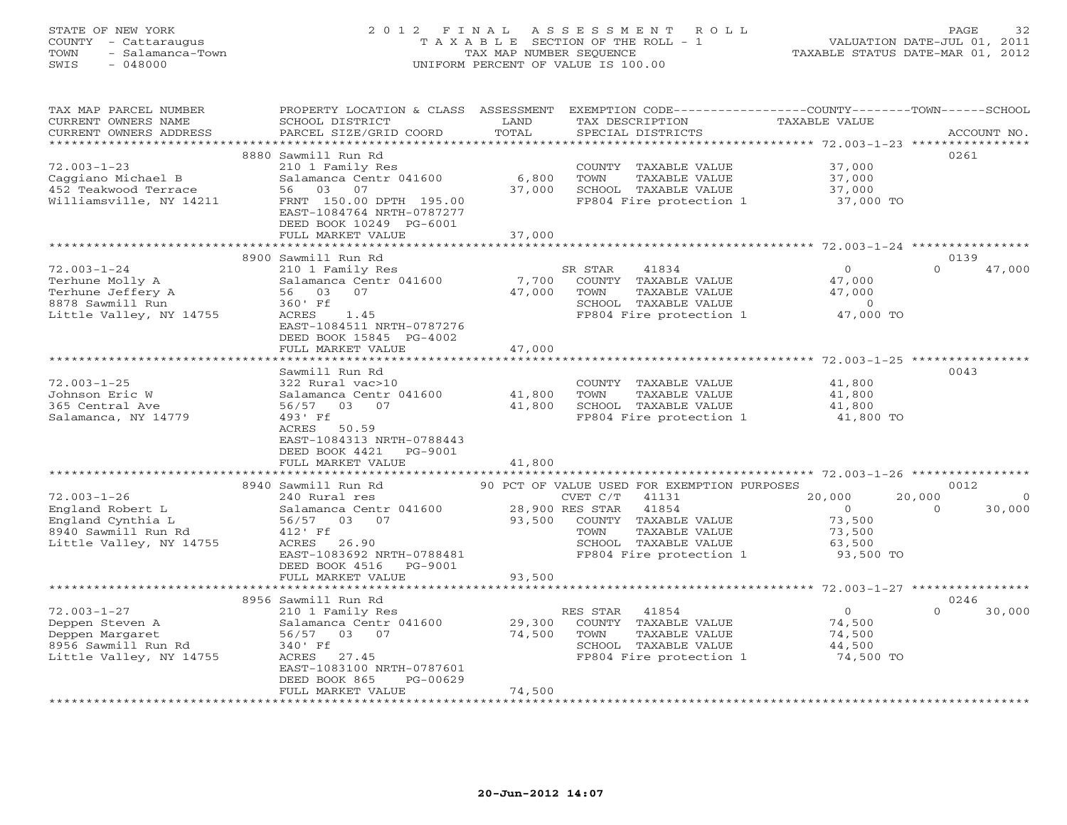STATE OF NEW YORK
COUNTY - Cattaraugus
TOWN - Salamanca-Town
SWIS - 048000

# 2012 FINAL ASSESSMENT ROLL

TAXABLE SECTION OF THE ROLL - 1
TAX MAP NUMBER SEQUENCE
UNIFORM PERCENT OF VALUE IS 100.00

VALUATION DATE-JUL 01, 2011
TAXABLE STATUS DATE-MAR 01, 2012

| TAX MAP PARCEL NUMBER / CURRENT OWNERS NAME / CURRENT OWNERS ADDRESS | PROPERTY LOCATION & CLASS / SCHOOL DISTRICT / PARCEL SIZE/GRID COORD | ASSESSMENT LAND | TOTAL | EXEMPTION CODE / TAX DESCRIPTION / SPECIAL DISTRICTS | COUNTY TAXABLE VALUE | TOWN | SCHOOL | ACCOUNT NO. |
|---|---|---|---|---|---|---|---|---|
| 72.003-1-23 | 8880 Sawmill Run Rd | | | | | | | 0261 |
| Caggiano Michael B | 210 1 Family Res | | | COUNTY TAXABLE VALUE | 37,000 | | | |
| 452 Teakwood Terrace | Salamanca Centr 041600 | 6,800 | | TOWN TAXABLE VALUE | 37,000 | | | |
| Williamsville, NY 14211 | 56 03 07 | | 37,000 | SCHOOL TAXABLE VALUE | 37,000 | | | |
| | FRNT 150.00 DPTH 195.00 | | | FP804 Fire protection 1 | 37,000 TO | | | |
| | EAST-1084764 NRTH-0787277 | | | | | | | |
| | DEED BOOK 10249 PG-6001 | | | | | | | |
| | FULL MARKET VALUE | | 37,000 | | | | | |
| 72.003-1-24 | 8900 Sawmill Run Rd | | | | | | | 0139 |
| Terhune Molly A | 210 1 Family Res | | | SR STAR 41834 | 0 | 0 | 47,000 | |
| Terhune Jeffery A | Salamanca Centr 041600 | 7,700 | | COUNTY TAXABLE VALUE | 47,000 | | | |
| 8878 Sawmill Run | 56 03 07 | | 47,000 | TOWN TAXABLE VALUE | 47,000 | | | |
| Little Valley, NY 14755 | 360' Ff | | | SCHOOL TAXABLE VALUE | 0 | | | |
| | ACRES 1.45 | | | FP804 Fire protection 1 | 47,000 TO | | | |
| | EAST-1084511 NRTH-0787276 | | | | | | | |
| | DEED BOOK 15845 PG-4002 | | | | | | | |
| | FULL MARKET VALUE | | 47,000 | | | | | |
| 72.003-1-25 | Sawmill Run Rd | | | | | | | 0043 |
| Johnson Eric W | 322 Rural vac>10 | | | COUNTY TAXABLE VALUE | 41,800 | | | |
| 365 Central Ave | Salamanca Centr 041600 | 41,800 | | TOWN TAXABLE VALUE | 41,800 | | | |
| Salamanca, NY 14779 | 56/57 03 07 | | 41,800 | SCHOOL TAXABLE VALUE | 41,800 | | | |
| | 493' Ff | | | FP804 Fire protection 1 | 41,800 TO | | | |
| | ACRES 50.59 | | | | | | | |
| | EAST-1084313 NRTH-0788443 | | | | | | | |
| | DEED BOOK 4421 PG-9001 | | | | | | | |
| | FULL MARKET VALUE | | 41,800 | | | | | |
| 72.003-1-26 | 8940 Sawmill Run Rd | | | 90 PCT OF VALUE USED FOR EXEMPTION PURPOSES | | | | 0012 |
| England Robert L | 240 Rural res | | | CVET C/T 41131 | 20,000 | 20,000 | 0 | |
| England Cynthia L | Salamanca Centr 041600 | 28,900 | | RES STAR 41854 | 0 | 0 | 30,000 | |
| 8940 Sawmill Run Rd | 56/57 03 07 | | 93,500 | COUNTY TAXABLE VALUE | 73,500 | | | |
| Little Valley, NY 14755 | 412' Ff | | | TOWN TAXABLE VALUE | 73,500 | | | |
| | ACRES 26.90 | | | SCHOOL TAXABLE VALUE | 63,500 | | | |
| | EAST-1083692 NRTH-0788481 | | | FP804 Fire protection 1 | 93,500 TO | | | |
| | DEED BOOK 4516 PG-9001 | | | | | | | |
| | FULL MARKET VALUE | | 93,500 | | | | | |
| 72.003-1-27 | 8956 Sawmill Run Rd | | | | | | | 0246 |
| Deppen Steven A | 210 1 Family Res | | | RES STAR 41854 | 0 | 0 | 30,000 | |
| Deppen Margaret | Salamanca Centr 041600 | 29,300 | | COUNTY TAXABLE VALUE | 74,500 | | | |
| 8956 Sawmill Run Rd | 56/57 03 07 | | 74,500 | TOWN TAXABLE VALUE | 74,500 | | | |
| Little Valley, NY 14755 | 340' Ff | | | SCHOOL TAXABLE VALUE | 44,500 | | | |
| | ACRES 27.45 | | | FP804 Fire protection 1 | 74,500 TO | | | |
| | EAST-1083100 NRTH-0787601 | | | | | | | |
| | DEED BOOK 865 PG-00629 | | | | | | | |
| | FULL MARKET VALUE | | 74,500 | | | | | |

20-Jun-2012 14:07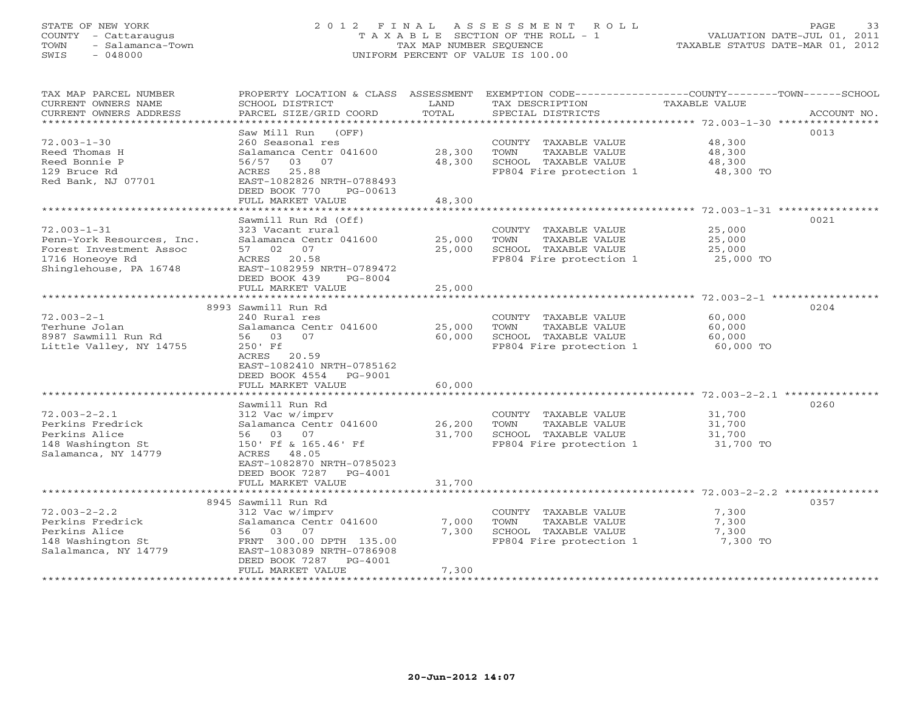STATE OF NEW YORK
COUNTY - Cattaraugus
TOWN - Salamanca-Town
SWIS - 048000

# 2012 FINAL ASSESSMENT ROLL

TAXABLE SECTION OF THE ROLL - 1
TAX MAP NUMBER SEQUENCE
UNIFORM PERCENT OF VALUE IS 100.00

VALUATION DATE-JUL 01, 2011
TAXABLE STATUS DATE-MAR 01, 2012

| TAX MAP PARCEL NUMBER / CURRENT OWNERS NAME / CURRENT OWNERS ADDRESS | PROPERTY LOCATION & CLASS / SCHOOL DISTRICT / PARCEL SIZE/GRID COORD | ASSESSMENT LAND | TOTAL | EXEMPTION CODE / TAX DESCRIPTION / SPECIAL DISTRICTS | TAXABLE VALUE | ACCOUNT NO. |
|---|---|---|---|---|---|---|
| 72.003-1-30 | Saw Mill Run (OFF) | | | | | 0013 |
| Reed Thomas H | 260 Seasonal res | | | COUNTY TAXABLE VALUE | 48,300 | |
| Reed Bonnie P | Salamanca Centr 041600 | 28,300 | | TOWN TAXABLE VALUE | 48,300 | |
| 129 Bruce Rd | 56/57 03 07 | | 48,300 | SCHOOL TAXABLE VALUE | 48,300 | |
| Red Bank, NJ 07701 | ACRES 25.88 | | | FP804 Fire protection 1 | 48,300 TO | |
| | EAST-1082826 NRTH-0788493 | | | | | |
| | DEED BOOK 770 PG-00613 | | | | | |
| | FULL MARKET VALUE | | 48,300 | | | |
| 72.003-1-31 | Sawmill Run Rd (Off) | | | | | 0021 |
| Penn-York Resources, Inc. | 323 Vacant rural | | | COUNTY TAXABLE VALUE | 25,000 | |
| Forest Investment Assoc | Salamanca Centr 041600 | 25,000 | | TOWN TAXABLE VALUE | 25,000 | |
| 1716 Honeoye Rd | 57 02 07 | | 25,000 | SCHOOL TAXABLE VALUE | 25,000 | |
| Shinglehouse, PA 16748 | ACRES 20.58 | | | FP804 Fire protection 1 | 25,000 TO | |
| | EAST-1082959 NRTH-0789472 | | | | | |
| | DEED BOOK 439 PG-8004 | | | | | |
| | FULL MARKET VALUE | | 25,000 | | | |
| 72.003-2-1 | 8993 Sawmill Run Rd | | | | | 0204 |
| Terhune Jolan | 240 Rural res | | | COUNTY TAXABLE VALUE | 60,000 | |
| 8987 Sawmill Run Rd | Salamanca Centr 041600 | 25,000 | | TOWN TAXABLE VALUE | 60,000 | |
| Little Valley, NY 14755 | 56 03 07 | | 60,000 | SCHOOL TAXABLE VALUE | 60,000 | |
| | 250' Ff | | | FP804 Fire protection 1 | 60,000 TO | |
| | ACRES 20.59 | | | | | |
| | EAST-1082410 NRTH-0785162 | | | | | |
| | DEED BOOK 4554 PG-9001 | | | | | |
| | FULL MARKET VALUE | | 60,000 | | | |
| 72.003-2-2.1 | Sawmill Run Rd | | | | | 0260 |
| Perkins Fredrick | 312 Vac w/imprv | | | COUNTY TAXABLE VALUE | 31,700 | |
| Perkins Alice | Salamanca Centr 041600 | 26,200 | | TOWN TAXABLE VALUE | 31,700 | |
| 148 Washington St | 56 03 07 | | 31,700 | SCHOOL TAXABLE VALUE | 31,700 | |
| Salamanca, NY 14779 | 150' Ff & 165.46' Ff | | | FP804 Fire protection 1 | 31,700 TO | |
| | ACRES 48.05 | | | | | |
| | EAST-1082870 NRTH-0785023 | | | | | |
| | DEED BOOK 7287 PG-4001 | | | | | |
| | FULL MARKET VALUE | | 31,700 | | | |
| 72.003-2-2.2 | 8945 Sawmill Run Rd | | | | | 0357 |
| Perkins Fredrick | 312 Vac w/imprv | | | COUNTY TAXABLE VALUE | 7,300 | |
| Perkins Alice | Salamanca Centr 041600 | 7,000 | | TOWN TAXABLE VALUE | 7,300 | |
| 148 Washington St | 56 03 07 | | 7,300 | SCHOOL TAXABLE VALUE | 7,300 | |
| Salalmanca, NY 14779 | FRNT 300.00 DPTH 135.00 | | | FP804 Fire protection 1 | 7,300 TO | |
| | EAST-1083089 NRTH-0786908 | | | | | |
| | DEED BOOK 7287 PG-4001 | | | | | |
| | FULL MARKET VALUE | | 7,300 | | | |

20-Jun-2012 14:07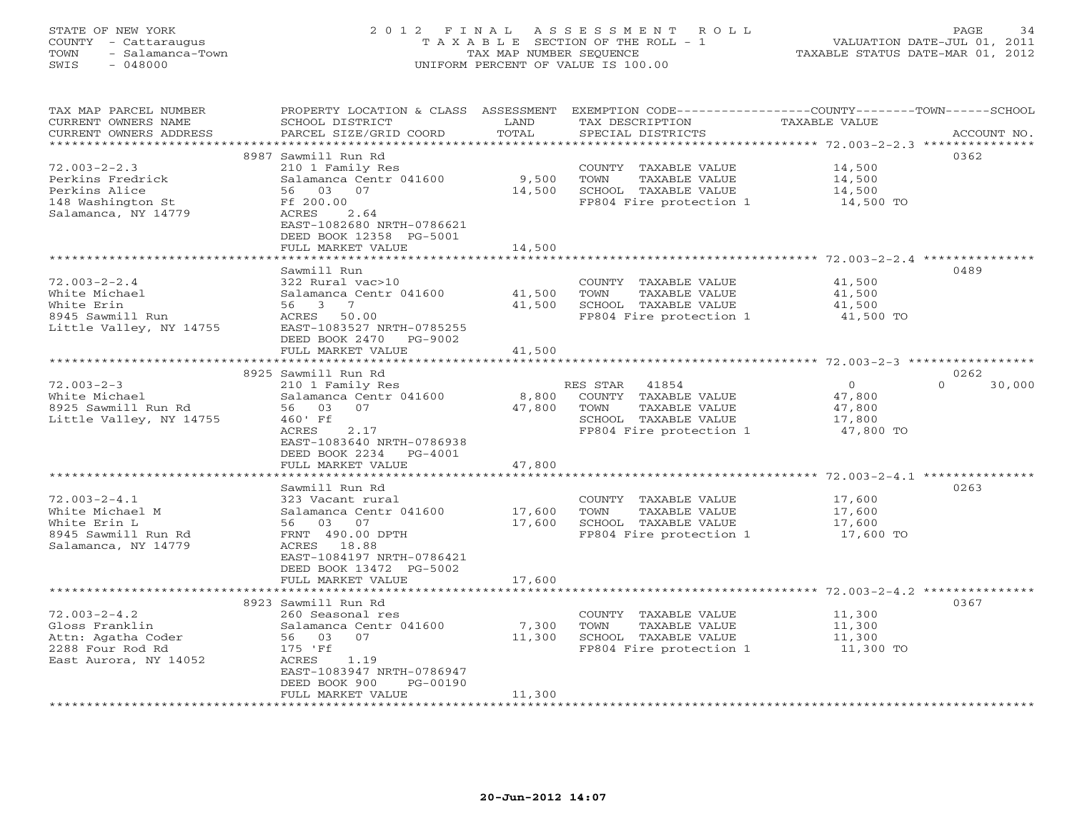STATE OF NEW YORK
COUNTY - Cattaraugus
TOWN - Salamanca-Town
SWIS - 048000

# 2012 FINAL ASSESSMENT ROLL

TAXABLE SECTION OF THE ROLL - 1
TAX MAP NUMBER SEQUENCE
UNIFORM PERCENT OF VALUE IS 100.00

VALUATION DATE-JUL 01, 2011
TAXABLE STATUS DATE-MAR 01, 2012

| TAX MAP PARCEL NUMBER / CURRENT OWNERS NAME / CURRENT OWNERS ADDRESS | PROPERTY LOCATION & CLASS / SCHOOL DISTRICT / PARCEL SIZE/GRID COORD | ASSESSMENT LAND | TOTAL | EXEMPTION CODE / TAX DESCRIPTION / SPECIAL DISTRICTS | COUNTY/TOWN TAXABLE VALUE | SCHOOL | ACCOUNT NO. |
|---|---|---|---|---|---|---|---|
| 72.003-2-2.3 | 8987 Sawmill Run Rd | | | | | | 0362 |
| 72.003-2-2.3 | 210 1 Family Res | | | COUNTY TAXABLE VALUE | 14,500 | | |
| Perkins Fredrick | Salamanca Centr 041600 | 9,500 | | TOWN TAXABLE VALUE | 14,500 | | |
| Perkins Alice | 56 03 07 | | 14,500 | SCHOOL TAXABLE VALUE | 14,500 | | |
| 148 Washington St | Ff 200.00 | | | FP804 Fire protection 1 | 14,500 TO | | |
| Salamanca, NY 14779 | ACRES 2.64 | | | | | | |
| | EAST-1082680 NRTH-0786621 | | | | | | |
| | DEED BOOK 12358 PG-5001 | | | | | | |
| | FULL MARKET VALUE | | 14,500 | | | | |
| 72.003-2-2.4 | Sawmill Run | | | | | | 0489 |
| 72.003-2-2.4 | 322 Rural vac>10 | | | COUNTY TAXABLE VALUE | 41,500 | | |
| White Michael | Salamanca Centr 041600 | 41,500 | | TOWN TAXABLE VALUE | 41,500 | | |
| White Erin | 56 3 7 | | 41,500 | SCHOOL TAXABLE VALUE | 41,500 | | |
| 8945 Sawmill Run | ACRES 50.00 | | | FP804 Fire protection 1 | 41,500 TO | | |
| Little Valley, NY 14755 | EAST-1083527 NRTH-0785255 | | | | | | |
| | DEED BOOK 2470 PG-9002 | | | | | | |
| | FULL MARKET VALUE | | 41,500 | | | | |
| 72.003-2-3 | 8925 Sawmill Run Rd | | | | | | 0262 |
| 72.003-2-3 | 210 1 Family Res | | | RES STAR 41854 | 0 | 0 30,000 | |
| White Michael | Salamanca Centr 041600 | 8,800 | | COUNTY TAXABLE VALUE | 47,800 | | |
| 8925 Sawmill Run Rd | 56 03 07 | | 47,800 | TOWN TAXABLE VALUE | 47,800 | | |
| Little Valley, NY 14755 | 460' Ff | | | SCHOOL TAXABLE VALUE | 17,800 | | |
| | ACRES 2.17 | | | FP804 Fire protection 1 | 47,800 TO | | |
| | EAST-1083640 NRTH-0786938 | | | | | | |
| | DEED BOOK 2234 PG-4001 | | | | | | |
| | FULL MARKET VALUE | | 47,800 | | | | |
| 72.003-2-4.1 | Sawmill Run Rd | | | | | | 0263 |
| 72.003-2-4.1 | 323 Vacant rural | | | COUNTY TAXABLE VALUE | 17,600 | | |
| White Michael M | Salamanca Centr 041600 | 17,600 | | TOWN TAXABLE VALUE | 17,600 | | |
| White Erin L | 56 03 07 | | 17,600 | SCHOOL TAXABLE VALUE | 17,600 | | |
| 8945 Sawmill Run Rd | FRNT 490.00 DPTH | | | FP804 Fire protection 1 | 17,600 TO | | |
| Salamanca, NY 14779 | ACRES 18.88 | | | | | | |
| | EAST-1084197 NRTH-0786421 | | | | | | |
| | DEED BOOK 13472 PG-5002 | | | | | | |
| | FULL MARKET VALUE | | 17,600 | | | | |
| 72.003-2-4.2 | 8923 Sawmill Run Rd | | | | | | 0367 |
| 72.003-2-4.2 | 260 Seasonal res | | | COUNTY TAXABLE VALUE | 11,300 | | |
| Gloss Franklin | Salamanca Centr 041600 | 7,300 | | TOWN TAXABLE VALUE | 11,300 | | |
| Attn: Agatha Coder | 56 03 07 | | 11,300 | SCHOOL TAXABLE VALUE | 11,300 | | |
| 2288 Four Rod Rd | 175 'Ff | | | FP804 Fire protection 1 | 11,300 TO | | |
| East Aurora, NY 14052 | ACRES 1.19 | | | | | | |
| | EAST-1083947 NRTH-0786947 | | | | | | |
| | DEED BOOK 900 PG-00190 | | | | | | |
| | FULL MARKET VALUE | | 11,300 | | | | |

20-Jun-2012 14:07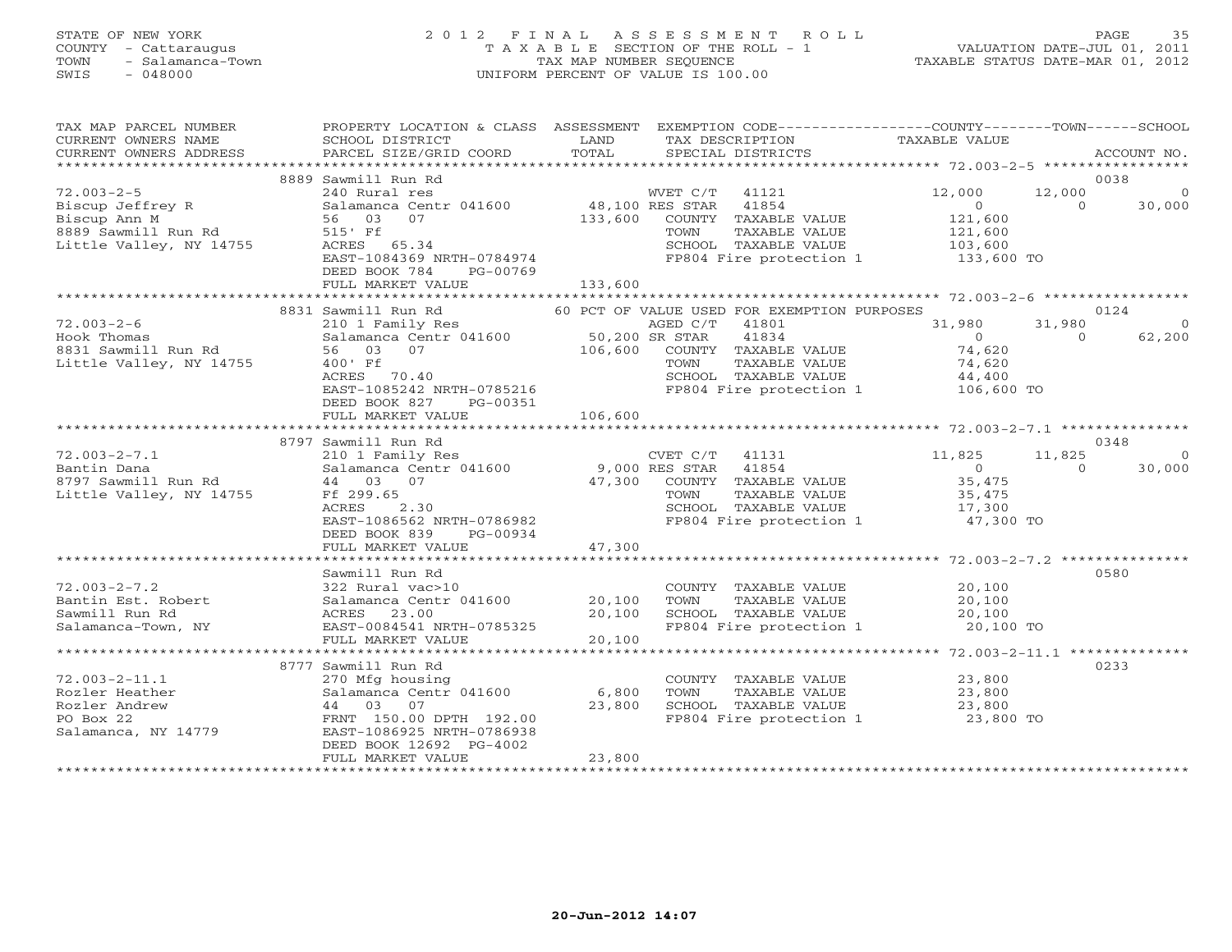STATE OF NEW YORK
COUNTY - Cattaraugus
TOWN - Salamanca-Town
SWIS - 048000

# 2012 FINAL ASSESSMENT ROLL
TAXABLE SECTION OF THE ROLL - 1
TAX MAP NUMBER SEQUENCE
UNIFORM PERCENT OF VALUE IS 100.00

VALUATION DATE-JUL 01, 2011
TAXABLE STATUS DATE-MAR 01, 2012

| TAX MAP PARCEL NUMBER / CURRENT OWNERS NAME / CURRENT OWNERS ADDRESS | PROPERTY LOCATION & CLASS / SCHOOL DISTRICT / PARCEL SIZE/GRID COORD | ASSESSMENT LAND / TOTAL | EXEMPTION CODE / TAX DESCRIPTION / SPECIAL DISTRICTS | COUNTY TAXABLE VALUE | TOWN | SCHOOL / ACCOUNT NO. |
|---|---|---|---|---|---|---|
| | 8889 Sawmill Run Rd | | | | | 0038 |
| 72.003-2-5 | 240 Rural res | | WVET C/T 41121 | 12,000 | 12,000 | 0 |
| Biscup Jeffrey R | Salamanca Centr 041600 | 48,100 | RES STAR 41854 | 0 | 0 | 30,000 |
| Biscup Ann M | 56 03 07 | 133,600 | COUNTY TAXABLE VALUE | 121,600 | | |
| 8889 Sawmill Run Rd | 515' Ff | | TOWN TAXABLE VALUE | 121,600 | | |
| Little Valley, NY 14755 | ACRES 65.34 | | SCHOOL TAXABLE VALUE | 103,600 | | |
| | EAST-1084369 NRTH-0784974 | | FP804 Fire protection 1 | 133,600 TO | | |
| | DEED BOOK 784 PG-00769 | | | | | |
| | FULL MARKET VALUE | 133,600 | | | | |
| | 8831 Sawmill Run Rd | | 60 PCT OF VALUE USED FOR EXEMPTION PURPOSES | | | 0124 |
| 72.003-2-6 | 210 1 Family Res | | AGED C/T 41801 | 31,980 | 31,980 | 0 |
| Hook Thomas | Salamanca Centr 041600 | 50,200 | SR STAR 41834 | 0 | 0 | 62,200 |
| 8831 Sawmill Run Rd | 56 03 07 | 106,600 | COUNTY TAXABLE VALUE | 74,620 | | |
| Little Valley, NY 14755 | 400' Ff | | TOWN TAXABLE VALUE | 74,620 | | |
| | ACRES 70.40 | | SCHOOL TAXABLE VALUE | 44,400 | | |
| | EAST-1085242 NRTH-0785216 | | FP804 Fire protection 1 | 106,600 TO | | |
| | DEED BOOK 827 PG-00351 | | | | | |
| | FULL MARKET VALUE | 106,600 | | | | |
| | 8797 Sawmill Run Rd | | | | | 0348 |
| 72.003-2-7.1 | 210 1 Family Res | | CVET C/T 41131 | 11,825 | 11,825 | 0 |
| Bantin Dana | Salamanca Centr 041600 | 9,000 | RES STAR 41854 | 0 | 0 | 30,000 |
| 8797 Sawmill Run Rd | 44 03 07 | 47,300 | COUNTY TAXABLE VALUE | 35,475 | | |
| Little Valley, NY 14755 | Ff 299.65 | | TOWN TAXABLE VALUE | 35,475 | | |
| | ACRES 2.30 | | SCHOOL TAXABLE VALUE | 17,300 | | |
| | EAST-1086562 NRTH-0786982 | | FP804 Fire protection 1 | 47,300 TO | | |
| | DEED BOOK 839 PG-00934 | | | | | |
| | FULL MARKET VALUE | 47,300 | | | | |
| | Sawmill Run Rd | | | | | 0580 |
| 72.003-2-7.2 | 322 Rural vac>10 | | COUNTY TAXABLE VALUE | 20,100 | | |
| Bantin Est. Robert | Salamanca Centr 041600 | 20,100 | TOWN TAXABLE VALUE | 20,100 | | |
| Sawmill Run Rd | ACRES 23.00 | 20,100 | SCHOOL TAXABLE VALUE | 20,100 | | |
| Salamanca-Town, NY | EAST-0084541 NRTH-0785325 | | FP804 Fire protection 1 | 20,100 TO | | |
| | FULL MARKET VALUE | 20,100 | | | | |
| | 8777 Sawmill Run Rd | | | | | 0233 |
| 72.003-2-11.1 | 270 Mfg housing | | COUNTY TAXABLE VALUE | 23,800 | | |
| Rozler Heather | Salamanca Centr 041600 | 6,800 | TOWN TAXABLE VALUE | 23,800 | | |
| Rozler Andrew | 44 03 07 | 23,800 | SCHOOL TAXABLE VALUE | 23,800 | | |
| PO Box 22 | FRNT 150.00 DPTH 192.00 | | FP804 Fire protection 1 | 23,800 TO | | |
| Salamanca, NY 14779 | EAST-1086925 NRTH-0786938 | | | | | |
| | DEED BOOK 12692 PG-4002 | | | | | |
| | FULL MARKET VALUE | 23,800 | | | | |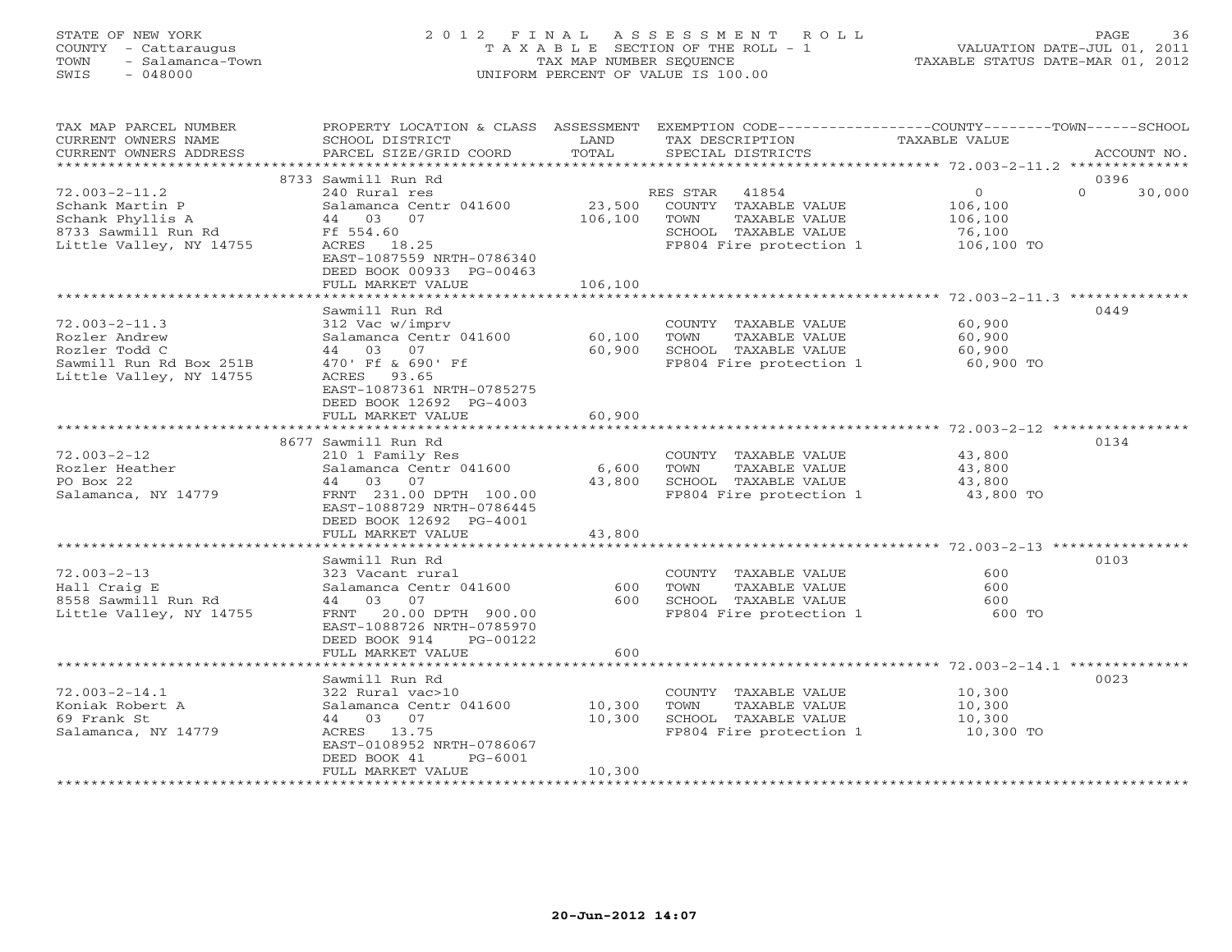STATE OF NEW YORK
COUNTY - Cattaraugus
TOWN - Salamanca-Town
SWIS - 048000

# 2012 FINAL ASSESSMENT ROLL
TAXABLE SECTION OF THE ROLL - 1
TAX MAP NUMBER SEQUENCE
UNIFORM PERCENT OF VALUE IS 100.00

VALUATION DATE-JUL 01, 2011
TAXABLE STATUS DATE-MAR 01, 2012

| TAX MAP PARCEL NUMBER / CURRENT OWNERS NAME / CURRENT OWNERS ADDRESS | PROPERTY LOCATION & CLASS / SCHOOL DISTRICT / PARCEL SIZE/GRID COORD | ASSESSMENT LAND | TOTAL | EXEMPTION CODE / TAX DESCRIPTION / SPECIAL DISTRICTS | COUNTY / TOWN / SCHOOL TAXABLE VALUE | ACCOUNT NO. |
|---|---|---|---|---|---|---|
| 72.003-2-11.2 | 8733 Sawmill Run Rd | | | | | 0396 |
| Schank Martin P | 240 Rural res | | | RES STAR 41854 | 0 | 0 30,000 |
| Schank Phyllis A | Salamanca Centr 041600 | 23,500 | | COUNTY TAXABLE VALUE | 106,100 | |
| 8733 Sawmill Run Rd | 44 03 07 | | 106,100 | TOWN TAXABLE VALUE | 106,100 | |
| Little Valley, NY 14755 | Ff 554.60 | | | SCHOOL TAXABLE VALUE | 76,100 | |
| | ACRES 18.25 | | | FP804 Fire protection 1 | 106,100 TO | |
| | EAST-1087559 NRTH-0786340 | | | | | |
| | DEED BOOK 00933 PG-00463 | | | | | |
| | FULL MARKET VALUE | | 106,100 | | | |
| 72.003-2-11.3 | Sawmill Run Rd | | | | | 0449 |
| Rozler Andrew | 312 Vac w/imprv | | | COUNTY TAXABLE VALUE | 60,900 | |
| Rozler Todd C | Salamanca Centr 041600 | 60,100 | | TOWN TAXABLE VALUE | 60,900 | |
| Sawmill Run Rd Box 251B | 44 03 07 | | 60,900 | SCHOOL TAXABLE VALUE | 60,900 | |
| Little Valley, NY 14755 | 470' Ff & 690' Ff | | | FP804 Fire protection 1 | 60,900 TO | |
| | ACRES 93.65 | | | | | |
| | EAST-1087361 NRTH-0785275 | | | | | |
| | DEED BOOK 12692 PG-4003 | | | | | |
| | FULL MARKET VALUE | | 60,900 | | | |
| 72.003-2-12 | 8677 Sawmill Run Rd | | | | | 0134 |
| Rozler Heather | 210 1 Family Res | | | COUNTY TAXABLE VALUE | 43,800 | |
| PO Box 22 | Salamanca Centr 041600 | 6,600 | | TOWN TAXABLE VALUE | 43,800 | |
| Salamanca, NY 14779 | 44 03 07 | | 43,800 | SCHOOL TAXABLE VALUE | 43,800 | |
| | FRNT 231.00 DPTH 100.00 | | | FP804 Fire protection 1 | 43,800 TO | |
| | EAST-1088729 NRTH-0786445 | | | | | |
| | DEED BOOK 12692 PG-4001 | | | | | |
| | FULL MARKET VALUE | | 43,800 | | | |
| 72.003-2-13 | Sawmill Run Rd | | | | | 0103 |
| Hall Craig E | 323 Vacant rural | | | COUNTY TAXABLE VALUE | 600 | |
| 8558 Sawmill Run Rd | Salamanca Centr 041600 | 600 | | TOWN TAXABLE VALUE | 600 | |
| Little Valley, NY 14755 | 44 03 07 | | 600 | SCHOOL TAXABLE VALUE | 600 | |
| | FRNT 20.00 DPTH 900.00 | | | FP804 Fire protection 1 | 600 TO | |
| | EAST-1088726 NRTH-0785970 | | | | | |
| | DEED BOOK 914 PG-00122 | | | | | |
| | FULL MARKET VALUE | | 600 | | | |
| 72.003-2-14.1 | Sawmill Run Rd | | | | | 0023 |
| Koniak Robert A | 322 Rural vac>10 | | | COUNTY TAXABLE VALUE | 10,300 | |
| 69 Frank St | Salamanca Centr 041600 | 10,300 | | TOWN TAXABLE VALUE | 10,300 | |
| Salamanca, NY 14779 | 44 03 07 | | 10,300 | SCHOOL TAXABLE VALUE | 10,300 | |
| | ACRES 13.75 | | | FP804 Fire protection 1 | 10,300 TO | |
| | EAST-0108952 NRTH-0786067 | | | | | |
| | DEED BOOK 41 PG-6001 | | | | | |
| | FULL MARKET VALUE | | 10,300 | | | |

20-Jun-2012 14:07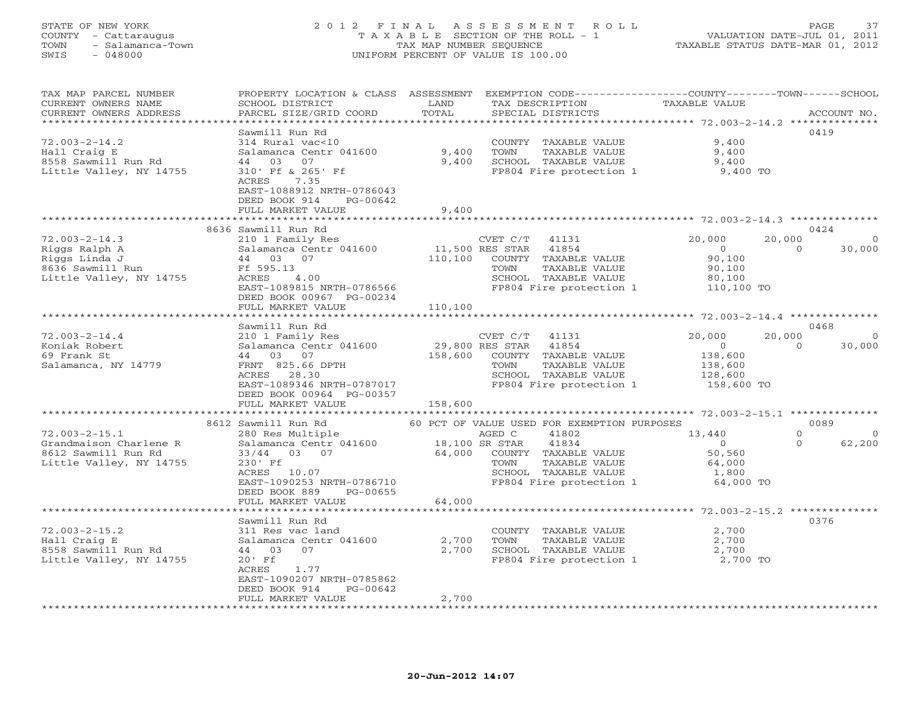STATE OF NEW YORK
COUNTY - Cattaraugus
TOWN - Salamanca-Town
SWIS - 048000

2012 FINAL ASSESSMENT ROLL
TAXABLE SECTION OF THE ROLL - 1
TAX MAP NUMBER SEQUENCE
UNIFORM PERCENT OF VALUE IS 100.00

VALUATION DATE-JUL 01, 2011
TAXABLE STATUS DATE-MAR 01, 2012

| TAX MAP PARCEL NUMBER / CURRENT OWNERS NAME / CURRENT OWNERS ADDRESS | PROPERTY LOCATION & CLASS / SCHOOL DISTRICT / PARCEL SIZE/GRID COORD | ASSESSMENT LAND / TOTAL | EXEMPTION CODE / TAX DESCRIPTION / SPECIAL DISTRICTS | COUNTY TAXABLE VALUE | TOWN | SCHOOL | ACCOUNT NO. |
|---|---|---|---|---|---|---|---|
| 72.003-2-14.2 | Sawmill Run Rd | | | | | | 0419 |
| | 314 Rural vac<10 | | COUNTY TAXABLE VALUE | 9,400 | | | |
| Hall Craig E | Salamanca Centr 041600 | 9,400 | TOWN TAXABLE VALUE | 9,400 | | | |
| 8558 Sawmill Run Rd | 44 03 07 | 9,400 | SCHOOL TAXABLE VALUE | 9,400 | | | |
| Little Valley, NY 14755 | 310' Ff & 265' Ff | | FP804 Fire protection 1 | 9,400 TO | | | |
| | ACRES 7.35 | | | | | | |
| | EAST-1088912 NRTH-0786043 | | | | | | |
| | DEED BOOK 914 PG-00642 | | | | | | |
| | FULL MARKET VALUE | 9,400 | | | | | |
| 72.003-2-14.3 | 8636 Sawmill Run Rd | | | | | | 0424 |
| | 210 1 Family Res | | CVET C/T 41131 | 20,000 | 20,000 | 0 | |
| Riggs Ralph A | Salamanca Centr 041600 | 11,500 | RES STAR 41854 | 0 | 0 | 30,000 | |
| Riggs Linda J | 44 03 07 | 110,100 | COUNTY TAXABLE VALUE | 90,100 | | | |
| 8636 Sawmill Run | Ff 595.13 | | TOWN TAXABLE VALUE | 90,100 | | | |
| Little Valley, NY 14755 | ACRES 4.00 | | SCHOOL TAXABLE VALUE | 80,100 | | | |
| | EAST-1089815 NRTH-0786566 | | FP804 Fire protection 1 | 110,100 TO | | | |
| | DEED BOOK 00967 PG-00234 | | | | | | |
| | FULL MARKET VALUE | 110,100 | | | | | |
| 72.003-2-14.4 | Sawmill Run Rd | | | | | | 0468 |
| | 210 1 Family Res | | CVET C/T 41131 | 20,000 | 20,000 | 0 | |
| Koniak Robert | Salamanca Centr 041600 | 29,800 | RES STAR 41854 | 0 | 0 | 30,000 | |
| 69 Frank St | 44 03 07 | 158,600 | COUNTY TAXABLE VALUE | 138,600 | | | |
| Salamanca, NY 14779 | FRNT 825.66 DPTH | | TOWN TAXABLE VALUE | 138,600 | | | |
| | ACRES 28.30 | | SCHOOL TAXABLE VALUE | 128,600 | | | |
| | EAST-1089346 NRTH-0787017 | | FP804 Fire protection 1 | 158,600 TO | | | |
| | DEED BOOK 00964 PG-00357 | | | | | | |
| | FULL MARKET VALUE | 158,600 | | | | | |
| 72.003-2-15.1 | 8612 Sawmill Run Rd | | 60 PCT OF VALUE USED FOR EXEMPTION PURPOSES | | | | 0089 |
| | 280 Res Multiple | | AGED C 41802 | 13,440 | 0 | 0 | |
| Grandmaison Charlene R | Salamanca Centr 041600 | 18,100 | SR STAR 41834 | 0 | 0 | 62,200 | |
| 8612 Sawmill Run Rd | 33/44 03 07 | 64,000 | COUNTY TAXABLE VALUE | 50,560 | | | |
| Little Valley, NY 14755 | 230' Ff | | TOWN TAXABLE VALUE | 64,000 | | | |
| | ACRES 10.07 | | SCHOOL TAXABLE VALUE | 1,800 | | | |
| | EAST-1090253 NRTH-0786710 | | FP804 Fire protection 1 | 64,000 TO | | | |
| | DEED BOOK 889 PG-00655 | | | | | | |
| | FULL MARKET VALUE | 64,000 | | | | | |
| 72.003-2-15.2 | Sawmill Run Rd | | | | | | 0376 |
| | 311 Res vac land | | COUNTY TAXABLE VALUE | 2,700 | | | |
| Hall Craig E | Salamanca Centr 041600 | 2,700 | TOWN TAXABLE VALUE | 2,700 | | | |
| 8558 Sawmill Run Rd | 44 03 07 | 2,700 | SCHOOL TAXABLE VALUE | 2,700 | | | |
| Little Valley, NY 14755 | 20' Ff | | FP804 Fire protection 1 | 2,700 TO | | | |
| | ACRES 1.77 | | | | | | |
| | EAST-1090207 NRTH-0785862 | | | | | | |
| | DEED BOOK 914 PG-00642 | | | | | | |
| | FULL MARKET VALUE | 2,700 | | | | | |

20-Jun-2012 14:07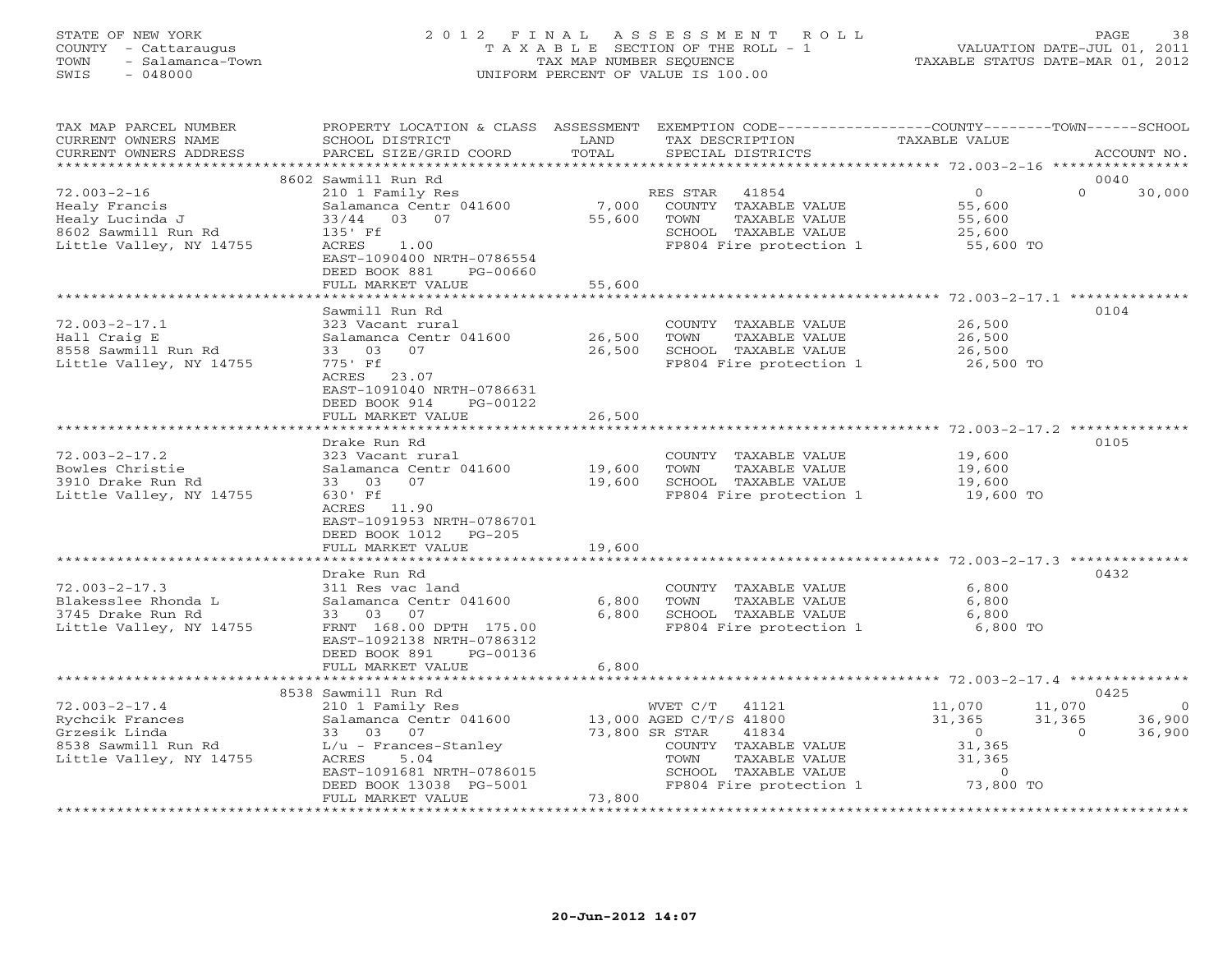STATE OF NEW YORK
COUNTY - Cattaraugus
TOWN - Salamanca-Town
SWIS - 048000

# 2012 FINAL ASSESSMENT ROLL

TAXABLE SECTION OF THE ROLL - 1
TAX MAP NUMBER SEQUENCE
UNIFORM PERCENT OF VALUE IS 100.00

VALUATION DATE-JUL 01, 2011
TAXABLE STATUS DATE-MAR 01, 2012

| TAX MAP PARCEL NUMBER / CURRENT OWNERS NAME / CURRENT OWNERS ADDRESS | PROPERTY LOCATION & CLASS / SCHOOL DISTRICT / PARCEL SIZE/GRID COORD | ASSESSMENT LAND | TOTAL | EXEMPTION CODE / TAX DESCRIPTION / SPECIAL DISTRICTS | COUNTY TAXABLE VALUE | TOWN | SCHOOL | ACCOUNT NO. |
|---|---|---|---|---|---|---|---|---|
| **72.003-2-16** | 8602 Sawmill Run Rd | | | | | | | 0040 |
| Healy Francis | 210 1 Family Res | | | RES STAR 41854 | 0 | 0 | 30,000 | |
| Healy Lucinda J | Salamanca Centr 041600 | 7,000 | | COUNTY TAXABLE VALUE | 55,600 | | | |
| 8602 Sawmill Run Rd | 33/44 03 07 | | 55,600 | TOWN TAXABLE VALUE | 55,600 | | | |
| Little Valley, NY 14755 | 135' Ff | | | SCHOOL TAXABLE VALUE | 25,600 | | | |
| | ACRES 1.00 | | | FP804 Fire protection 1 | 55,600 TO | | | |
| | EAST-1090400 NRTH-0786554 | | | | | | | |
| | DEED BOOK 881 PG-00660 | | | | | | | |
| | FULL MARKET VALUE | | 55,600 | | | | | |
| **72.003-2-17.1** | Sawmill Run Rd | | | | | | | 0104 |
| Hall Craig E | 323 Vacant rural | | | COUNTY TAXABLE VALUE | 26,500 | | | |
| 8558 Sawmill Run Rd | Salamanca Centr 041600 | 26,500 | | TOWN TAXABLE VALUE | 26,500 | | | |
| Little Valley, NY 14755 | 33 03 07 | | 26,500 | SCHOOL TAXABLE VALUE | 26,500 | | | |
| | 775' Ff | | | FP804 Fire protection 1 | 26,500 TO | | | |
| | ACRES 23.07 | | | | | | | |
| | EAST-1091040 NRTH-0786631 | | | | | | | |
| | DEED BOOK 914 PG-00122 | | | | | | | |
| | FULL MARKET VALUE | | 26,500 | | | | | |
| **72.003-2-17.2** | Drake Run Rd | | | | | | | 0105 |
| Bowles Christie | 323 Vacant rural | | | COUNTY TAXABLE VALUE | 19,600 | | | |
| 3910 Drake Run Rd | Salamanca Centr 041600 | 19,600 | | TOWN TAXABLE VALUE | 19,600 | | | |
| Little Valley, NY 14755 | 33 03 07 | | 19,600 | SCHOOL TAXABLE VALUE | 19,600 | | | |
| | 630' Ff | | | FP804 Fire protection 1 | 19,600 TO | | | |
| | ACRES 11.90 | | | | | | | |
| | EAST-1091953 NRTH-0786701 | | | | | | | |
| | DEED BOOK 1012 PG-205 | | | | | | | |
| | FULL MARKET VALUE | | 19,600 | | | | | |
| **72.003-2-17.3** | Drake Run Rd | | | | | | | 0432 |
| Blakesslee Rhonda L | 311 Res vac land | | | COUNTY TAXABLE VALUE | 6,800 | | | |
| 3745 Drake Run Rd | Salamanca Centr 041600 | 6,800 | | TOWN TAXABLE VALUE | 6,800 | | | |
| Little Valley, NY 14755 | 33 03 07 | | 6,800 | SCHOOL TAXABLE VALUE | 6,800 | | | |
| | FRNT 168.00 DPTH 175.00 | | | FP804 Fire protection 1 | 6,800 TO | | | |
| | EAST-1092138 NRTH-0786312 | | | | | | | |
| | DEED BOOK 891 PG-00136 | | | | | | | |
| | FULL MARKET VALUE | | 6,800 | | | | | |
| **72.003-2-17.4** | 8538 Sawmill Run Rd | | | | | | | 0425 |
| Rychcik Frances | 210 1 Family Res | | | WVET C/T 41121 | 11,070 | 11,070 | 0 | |
| Grzesik Linda | Salamanca Centr 041600 | 13,000 | | AGED C/T/S 41800 | 31,365 | 31,365 | 36,900 | |
| 8538 Sawmill Run Rd | 33 03 07 | | 73,800 | SR STAR 41834 | 0 | 0 | 36,900 | |
| Little Valley, NY 14755 | L/u - Frances-Stanley | | | COUNTY TAXABLE VALUE | 31,365 | | | |
| | ACRES 5.04 | | | TOWN TAXABLE VALUE | 31,365 | | | |
| | EAST-1091681 NRTH-0786015 | | | SCHOOL TAXABLE VALUE | 0 | | | |
| | DEED BOOK 13038 PG-5001 | | | FP804 Fire protection 1 | 73,800 TO | | | |
| | FULL MARKET VALUE | | 73,800 | | | | | |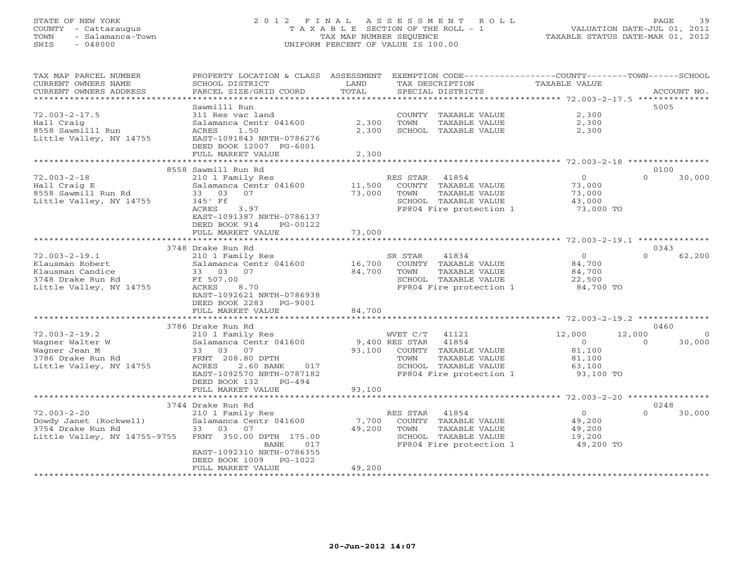STATE OF NEW YORK
COUNTY - Cattaraugus
TOWN - Salamanca-Town
SWIS - 048000

# 2012 FINAL ASSESSMENT ROLL
TAXABLE SECTION OF THE ROLL - 1
TAX MAP NUMBER SEQUENCE
UNIFORM PERCENT OF VALUE IS 100.00

VALUATION DATE-JUL 01, 2011
TAXABLE STATUS DATE-MAR 01, 2012

| TAX MAP PARCEL NUMBER / CURRENT OWNERS NAME / CURRENT OWNERS ADDRESS | PROPERTY LOCATION & CLASS / SCHOOL DISTRICT / PARCEL SIZE/GRID COORD | ASSESSMENT LAND / TOTAL | EXEMPTION CODE / TAX DESCRIPTION / SPECIAL DISTRICTS | COUNTY TAXABLE VALUE | TOWN | SCHOOL | ACCOUNT NO. |
|---|---|---|---|---|---|---|---|
| **72.003-2-17.5** | Sawmilll Run | | | | | | 5005 |
| 72.003-2-17.5 | 311 Res vac land | | COUNTY TAXABLE VALUE | 2,300 | | | |
| Hall Craig | Salamanca Centr 041600 | 2,300 | TOWN TAXABLE VALUE | 2,300 | | | |
| 8558 Sawmilll Run | ACRES 1.50 | 2,300 | SCHOOL TAXABLE VALUE | 2,300 | | | |
| Little Valley, NY 14755 | EAST-1091843 NRTH-0786276 | | | | | | |
| | DEED BOOK 12007 PG-6001 | | | | | | |
| | FULL MARKET VALUE | 2,300 | | | | | |
| **72.003-2-18** | 8558 Sawmill Run Rd | | | | | | 0100 |
| 72.003-2-18 | 210 1 Family Res | | RES STAR 41854 | 0 | 0 | 30,000 | |
| Hall Craig E | Salamanca Centr 041600 | 11,500 | COUNTY TAXABLE VALUE | 73,000 | | | |
| 8558 Sawmill Run Rd | 33 03 07 | 73,000 | TOWN TAXABLE VALUE | 73,000 | | | |
| Little Valley, NY 14755 | 345' Ff | | SCHOOL TAXABLE VALUE | 43,000 | | | |
| | ACRES 3.97 | | FP804 Fire protection 1 | 73,000 TO | | | |
| | EAST-1091387 NRTH-0786137 | | | | | | |
| | DEED BOOK 914 PG-00122 | | | | | | |
| | FULL MARKET VALUE | 73,000 | | | | | |
| **72.003-2-19.1** | 3748 Drake Run Rd | | | | | | 0343 |
| 72.003-2-19.1 | 210 1 Family Res | | SR STAR 41834 | 0 | 0 | 62,200 | |
| Klausman Robert | Salamanca Centr 041600 | 16,700 | COUNTY TAXABLE VALUE | 84,700 | | | |
| Klausman Candice | 33 03 07 | 84,700 | TOWN TAXABLE VALUE | 84,700 | | | |
| 3748 Drake Run Rd | Ff 507.00 | | SCHOOL TAXABLE VALUE | 22,500 | | | |
| Little Valley, NY 14755 | ACRES 8.70 | | FP804 Fire protection 1 | 84,700 TO | | | |
| | EAST-1092621 NRTH-0786938 | | | | | | |
| | DEED BOOK 2283 PG-9001 | | | | | | |
| | FULL MARKET VALUE | 84,700 | | | | | |
| **72.003-2-19.2** | 3786 Drake Run Rd | | | | | | 0460 |
| 72.003-2-19.2 | 210 1 Family Res | | WVET C/T 41121 | 12,000 | 12,000 | 0 | |
| Wagner Walter W | Salamanca Centr 041600 | 9,400 | RES STAR 41854 | 0 | 0 | 30,000 | |
| Wagner Jean M | 33 03 07 | 93,100 | COUNTY TAXABLE VALUE | 81,100 | | | |
| 3786 Drake Run Rd | FRNT 208.80 DPTH | | TOWN TAXABLE VALUE | 81,100 | | | |
| Little Valley, NY 14755 | ACRES 2.60 BANK 017 | | SCHOOL TAXABLE VALUE | 63,100 | | | |
| | EAST-1092570 NRTH-0787182 | | FP804 Fire protection 1 | 93,100 TO | | | |
| | DEED BOOK 132 PG-494 | | | | | | |
| | FULL MARKET VALUE | 93,100 | | | | | |
| **72.003-2-20** | 3744 Drake Run Rd | | | | | | 0248 |
| 72.003-2-20 | 210 1 Family Res | | RES STAR 41854 | 0 | 0 | 30,000 | |
| Dowdy Janet (Rockwell) | Salamanca Centr 041600 | 7,700 | COUNTY TAXABLE VALUE | 49,200 | | | |
| 3754 Drake Run Rd | 33 03 07 | 49,200 | TOWN TAXABLE VALUE | 49,200 | | | |
| Little Valley, NY 14755-9755 | FRNT 350.00 DPTH 175.00 | | SCHOOL TAXABLE VALUE | 19,200 | | | |
| | BANK 017 | | FP804 Fire protection 1 | 49,200 TO | | | |
| | EAST-1092310 NRTH-0786355 | | | | | | |
| | DEED BOOK 1009 PG-1022 | | | | | | |
| | FULL MARKET VALUE | 49,200 | | | | | |

20-Jun-2012 14:07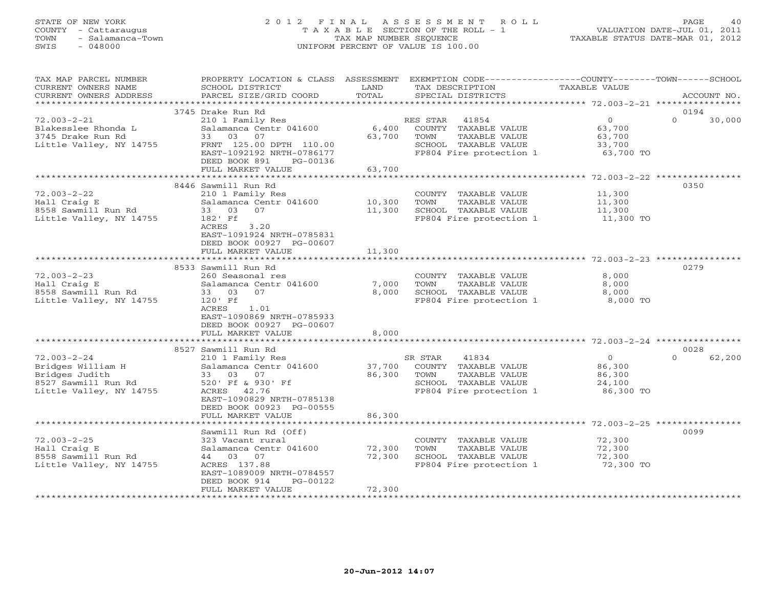STATE OF NEW YORK
COUNTY - Cattaraugus
TOWN - Salamanca-Town
SWIS - 048000

# 2012 FINAL ASSESSMENT ROLL

TAXABLE SECTION OF THE ROLL - 1
TAX MAP NUMBER SEQUENCE
UNIFORM PERCENT OF VALUE IS 100.00

VALUATION DATE-JUL 01, 2011
TAXABLE STATUS DATE-MAR 01, 2012

| TAX MAP PARCEL NUMBER / CURRENT OWNERS NAME / CURRENT OWNERS ADDRESS | PROPERTY LOCATION & CLASS / SCHOOL DISTRICT / PARCEL SIZE/GRID COORD | ASSESSMENT LAND | TOTAL | EXEMPTION CODE / TAX DESCRIPTION / SPECIAL DISTRICTS | COUNTY TAXABLE VALUE | TOWN | SCHOOL | ACCOUNT NO. |
|---|---|---|---|---|---|---|---|---|
| 72.003-2-21 | 3745 Drake Run Rd | | | | | | | 0194 |
| Blakesslee Rhonda L | 210 1 Family Res | | | RES STAR 41854 | 0 | | 0 30,000 | |
| 3745 Drake Run Rd | Salamanca Centr 041600 | 6,400 | | COUNTY TAXABLE VALUE | 63,700 | | | |
| Little Valley, NY 14755 | 33 03 07 | | 63,700 | TOWN TAXABLE VALUE | 63,700 | | | |
| | FRNT 125.00 DPTH 110.00 | | | SCHOOL TAXABLE VALUE | 33,700 | | | |
| | EAST-1092192 NRTH-0786177 | | | FP804 Fire protection 1 | 63,700 TO | | | |
| | DEED BOOK 891 PG-00136 | | | | | | | |
| | FULL MARKET VALUE | | 63,700 | | | | | |
| 72.003-2-22 | 8446 Sawmill Run Rd | | | | | | | 0350 |
| Hall Craig E | 210 1 Family Res | | | COUNTY TAXABLE VALUE | 11,300 | | | |
| 8558 Sawmill Run Rd | Salamanca Centr 041600 | 10,300 | | TOWN TAXABLE VALUE | 11,300 | | | |
| Little Valley, NY 14755 | 33 03 07 | | 11,300 | SCHOOL TAXABLE VALUE | 11,300 | | | |
| | 182' Ff | | | FP804 Fire protection 1 | 11,300 TO | | | |
| | ACRES 3.20 | | | | | | | |
| | EAST-1091924 NRTH-0785831 | | | | | | | |
| | DEED BOOK 00927 PG-00607 | | | | | | | |
| | FULL MARKET VALUE | | 11,300 | | | | | |
| 72.003-2-23 | 8533 Sawmill Run Rd | | | | | | | 0279 |
| Hall Craig E | 260 Seasonal res | | | COUNTY TAXABLE VALUE | 8,000 | | | |
| 8558 Sawmill Run Rd | Salamanca Centr 041600 | 7,000 | | TOWN TAXABLE VALUE | 8,000 | | | |
| Little Valley, NY 14755 | 33 03 07 | | 8,000 | SCHOOL TAXABLE VALUE | 8,000 | | | |
| | 120' Ff | | | FP804 Fire protection 1 | 8,000 TO | | | |
| | ACRES 1.01 | | | | | | | |
| | EAST-1090869 NRTH-0785933 | | | | | | | |
| | DEED BOOK 00927 PG-00607 | | | | | | | |
| | FULL MARKET VALUE | | 8,000 | | | | | |
| 72.003-2-24 | 8527 Sawmill Run Rd | | | | | | | 0028 |
| Bridges William H | 210 1 Family Res | | | SR STAR 41834 | 0 | | 0 62,200 | |
| Bridges Judith | Salamanca Centr 041600 | 37,700 | | COUNTY TAXABLE VALUE | 86,300 | | | |
| 8527 Sawmill Run Rd | 33 03 07 | | 86,300 | TOWN TAXABLE VALUE | 86,300 | | | |
| Little Valley, NY 14755 | 520' Ff & 930' Ff | | | SCHOOL TAXABLE VALUE | 24,100 | | | |
| | ACRES 42.76 | | | FP804 Fire protection 1 | 86,300 TO | | | |
| | EAST-1090829 NRTH-0785138 | | | | | | | |
| | DEED BOOK 00923 PG-00555 | | | | | | | |
| | FULL MARKET VALUE | | 86,300 | | | | | |
| 72.003-2-25 | Sawmill Run Rd (Off) | | | | | | | 0099 |
| Hall Craig E | 323 Vacant rural | | | COUNTY TAXABLE VALUE | 72,300 | | | |
| 8558 Sawmill Run Rd | Salamanca Centr 041600 | 72,300 | | TOWN TAXABLE VALUE | 72,300 | | | |
| Little Valley, NY 14755 | 44 03 07 | | 72,300 | SCHOOL TAXABLE VALUE | 72,300 | | | |
| | ACRES 137.88 | | | FP804 Fire protection 1 | 72,300 TO | | | |
| | EAST-1089009 NRTH-0784557 | | | | | | | |
| | DEED BOOK 914 PG-00122 | | | | | | | |
| | FULL MARKET VALUE | | 72,300 | | | | | |

20-Jun-2012 14:07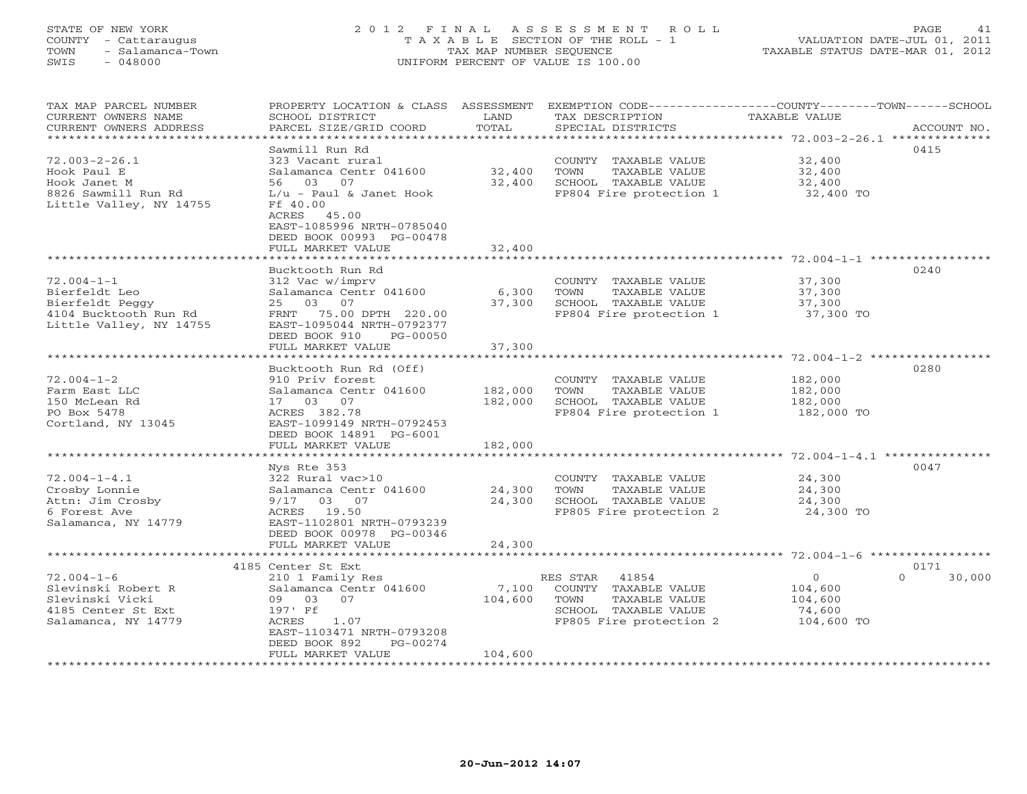STATE OF NEW YORK
COUNTY - Cattaraugus
TOWN - Salamanca-Town
SWIS - 048000

# 2012 FINAL ASSESSMENT ROLL
TAXABLE SECTION OF THE ROLL - 1
TAX MAP NUMBER SEQUENCE
UNIFORM PERCENT OF VALUE IS 100.00

VALUATION DATE-JUL 01, 2011
TAXABLE STATUS DATE-MAR 01, 2012

| TAX MAP PARCEL NUMBER / CURRENT OWNERS NAME / CURRENT OWNERS ADDRESS | PROPERTY LOCATION & CLASS / SCHOOL DISTRICT / PARCEL SIZE/GRID COORD | ASSESSMENT LAND | ASSESSMENT TOTAL | EXEMPTION CODE / TAX DESCRIPTION / SPECIAL DISTRICTS | COUNTY | TOWN | SCHOOL | ACCOUNT NO. |
|---|---|---|---|---|---|---|---|---|
| 72.003-2-26.1 | Sawmill Run Rd | | | | | | | 0415 |
| Hook Paul E | 323 Vacant rural | | | COUNTY TAXABLE VALUE | 32,400 | | | |
| Hook Janet M | Salamanca Centr 041600 | 32,400 | | TOWN TAXABLE VALUE | | 32,400 | | |
| 8826 Sawmill Run Rd | 56 03 07 | | 32,400 | SCHOOL TAXABLE VALUE | | | 32,400 | |
| Little Valley, NY 14755 | L/u - Paul & Janet Hook | | | FP804 Fire protection 1 | 32,400 TO | | | |
| | Ff 40.00 | | | | | | | |
| | ACRES 45.00 | | | | | | | |
| | EAST-1085996 NRTH-0785040 | | | | | | | |
| | DEED BOOK 00993 PG-00478 | | | | | | | |
| | FULL MARKET VALUE | | 32,400 | | | | | |
| 72.004-1-1 | Bucktooth Run Rd | | | | | | | 0240 |
| Bierfeldt Leo | 312 Vac w/imprv | | | COUNTY TAXABLE VALUE | 37,300 | | | |
| Bierfeldt Peggy | Salamanca Centr 041600 | 6,300 | | TOWN TAXABLE VALUE | | 37,300 | | |
| 4104 Bucktooth Run Rd | 25 03 07 | | 37,300 | SCHOOL TAXABLE VALUE | | | 37,300 | |
| Little Valley, NY 14755 | FRNT 75.00 DPTH 220.00 | | | FP804 Fire protection 1 | 37,300 TO | | | |
| | EAST-1095044 NRTH-0792377 | | | | | | | |
| | DEED BOOK 910 PG-00050 | | | | | | | |
| | FULL MARKET VALUE | | 37,300 | | | | | |
| 72.004-1-2 | Bucktooth Run Rd (Off) | | | | | | | 0280 |
| Farm East LLC | 910 Priv forest | | | COUNTY TAXABLE VALUE | 182,000 | | | |
| 150 McLean Rd | Salamanca Centr 041600 | 182,000 | | TOWN TAXABLE VALUE | | 182,000 | | |
| PO Box 5478 | 17 03 07 | | 182,000 | SCHOOL TAXABLE VALUE | | | 182,000 | |
| Cortland, NY 13045 | ACRES 382.78 | | | FP804 Fire protection 1 | 182,000 TO | | | |
| | EAST-1099149 NRTH-0792453 | | | | | | | |
| | DEED BOOK 14891 PG-6001 | | | | | | | |
| | FULL MARKET VALUE | | 182,000 | | | | | |
| 72.004-1-4.1 | Nys Rte 353 | | | | | | | 0047 |
| Crosby Lonnie | 322 Rural vac>10 | | | COUNTY TAXABLE VALUE | 24,300 | | | |
| Attn: Jim Crosby | Salamanca Centr 041600 | 24,300 | | TOWN TAXABLE VALUE | | 24,300 | | |
| 6 Forest Ave | 9/17 03 07 | | 24,300 | SCHOOL TAXABLE VALUE | | | 24,300 | |
| Salamanca, NY 14779 | ACRES 19.50 | | | FP805 Fire protection 2 | 24,300 TO | | | |
| | EAST-1102801 NRTH-0793239 | | | | | | | |
| | DEED BOOK 00978 PG-00346 | | | | | | | |
| | FULL MARKET VALUE | | 24,300 | | | | | |
| 72.004-1-6 | 4185 Center St Ext | | | | | | | 0171 |
| Slevinski Robert R | 210 1 Family Res | | | RES STAR 41854 | 0 | 0 | 30,000 | |
| Slevinski Vicki | Salamanca Centr 041600 | 7,100 | | COUNTY TAXABLE VALUE | 104,600 | | | |
| 4185 Center St Ext | 09 03 07 | | 104,600 | TOWN TAXABLE VALUE | | 104,600 | | |
| Salamanca, NY 14779 | 197' Ff | | | SCHOOL TAXABLE VALUE | | | 74,600 | |
| | ACRES 1.07 | | | FP805 Fire protection 2 | 104,600 TO | | | |
| | EAST-1103471 NRTH-0793208 | | | | | | | |
| | DEED BOOK 892 PG-00274 | | | | | | | |
| | FULL MARKET VALUE | | 104,600 | | | | | |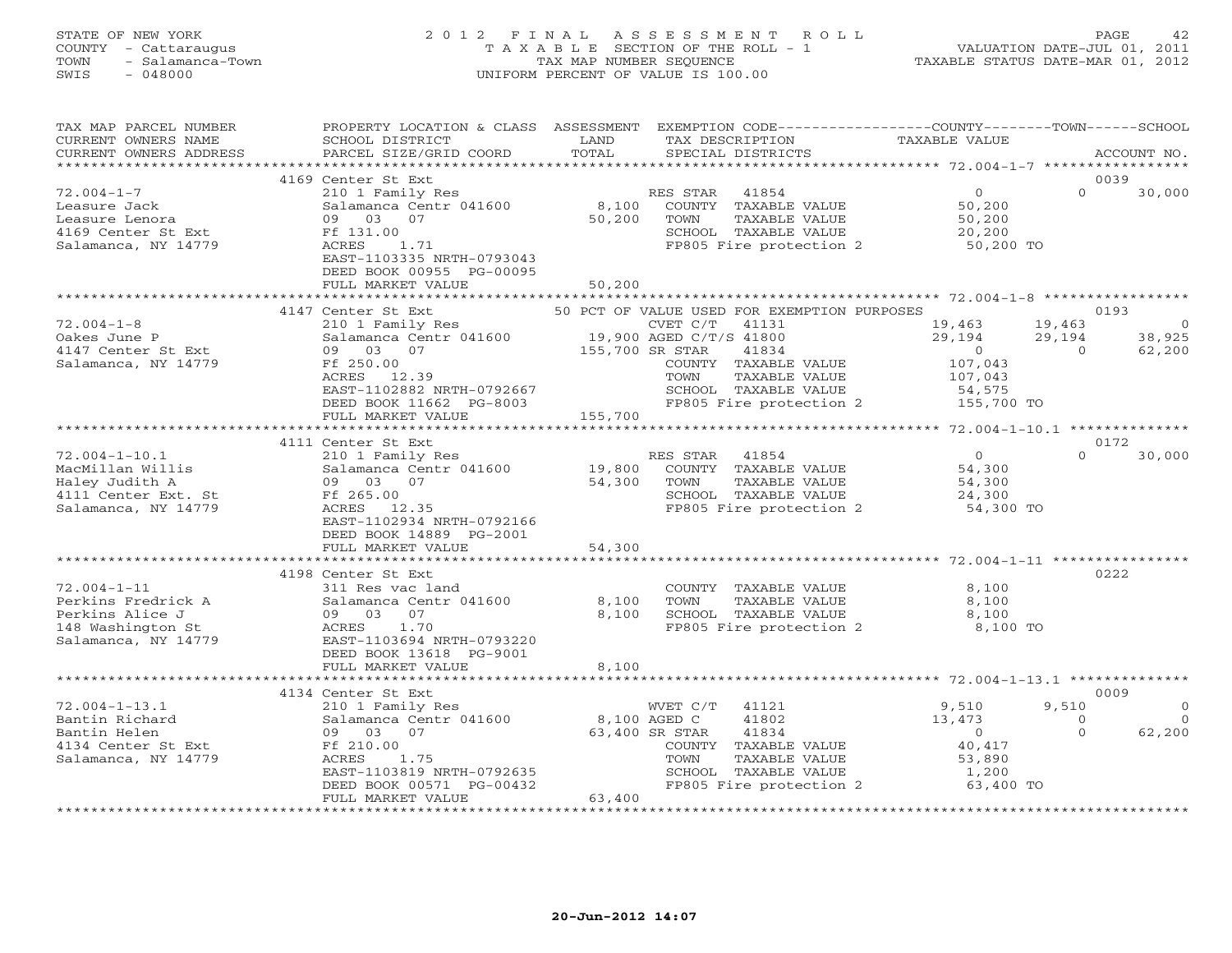STATE OF NEW YORK
COUNTY - Cattaraugus
TOWN - Salamanca-Town
SWIS - 048000

# 2012 FINAL ASSESSMENT ROLL
TAXABLE SECTION OF THE ROLL - 1
TAX MAP NUMBER SEQUENCE
UNIFORM PERCENT OF VALUE IS 100.00

VALUATION DATE-JUL 01, 2011
TAXABLE STATUS DATE-MAR 01, 2012

| TAX MAP PARCEL NUMBER / CURRENT OWNERS NAME / CURRENT OWNERS ADDRESS | PROPERTY LOCATION & CLASS / SCHOOL DISTRICT / PARCEL SIZE/GRID COORD | ASSESSMENT LAND / TOTAL | EXEMPTION CODE / TAX DESCRIPTION / SPECIAL DISTRICTS | COUNTY TAXABLE VALUE | TOWN | SCHOOL | ACCOUNT NO. |
|---|---|---|---|---|---|---|---|
| **72.004-1-7** | 4169 Center St Ext | | | | | | 0039 |
| Leasure Jack | 210 1 Family Res | | RES STAR 41854 | 0 | 0 | 30,000 | |
| Leasure Lenora | Salamanca Centr 041600 | 8,100 | COUNTY TAXABLE VALUE | 50,200 | | | |
| 4169 Center St Ext | 09 03 07 | 50,200 | TOWN TAXABLE VALUE | 50,200 | | | |
| Salamanca, NY 14779 | Ff 131.00 | | SCHOOL TAXABLE VALUE | 20,200 | | | |
| | ACRES 1.71 | | FP805 Fire protection 2 | 50,200 TO | | | |
| | EAST-1103335 NRTH-0793043 | | | | | | |
| | DEED BOOK 00955 PG-00095 | | | | | | |
| | FULL MARKET VALUE | 50,200 | | | | | |
| **72.004-1-8** | 4147 Center St Ext | | 50 PCT OF VALUE USED FOR EXEMPTION PURPOSES | | | | 0193 |
| Oakes June P | 210 1 Family Res | | CVET C/T 41131 | 19,463 | 19,463 | 0 | |
| 4147 Center St Ext | Salamanca Centr 041600 | 19,900 | AGED C/T/S 41800 | 29,194 | 29,194 | 38,925 | |
| Salamanca, NY 14779 | 09 03 07 | 155,700 | SR STAR 41834 | 0 | 0 | 62,200 | |
| | Ff 250.00 | | COUNTY TAXABLE VALUE | 107,043 | | | |
| | ACRES 12.39 | | TOWN TAXABLE VALUE | 107,043 | | | |
| | EAST-1102882 NRTH-0792667 | | SCHOOL TAXABLE VALUE | 54,575 | | | |
| | DEED BOOK 11662 PG-8003 | | FP805 Fire protection 2 | 155,700 TO | | | |
| | FULL MARKET VALUE | 155,700 | | | | | |
| **72.004-1-10.1** | 4111 Center St Ext | | | | | | 0172 |
| MacMillan Willis | 210 1 Family Res | | RES STAR 41854 | 0 | 0 | 30,000 | |
| Haley Judith A | Salamanca Centr 041600 | 19,800 | COUNTY TAXABLE VALUE | 54,300 | | | |
| 4111 Center Ext. St | 09 03 07 | 54,300 | TOWN TAXABLE VALUE | 54,300 | | | |
| Salamanca, NY 14779 | Ff 265.00 | | SCHOOL TAXABLE VALUE | 24,300 | | | |
| | ACRES 12.35 | | FP805 Fire protection 2 | 54,300 TO | | | |
| | EAST-1102934 NRTH-0792166 | | | | | | |
| | DEED BOOK 14889 PG-2001 | | | | | | |
| | FULL MARKET VALUE | 54,300 | | | | | |
| **72.004-1-11** | 4198 Center St Ext | | | | | | 0222 |
| Perkins Fredrick A | 311 Res vac land | | COUNTY TAXABLE VALUE | 8,100 | | | |
| Perkins Alice J | Salamanca Centr 041600 | 8,100 | TOWN TAXABLE VALUE | 8,100 | | | |
| 148 Washington St | 09 03 07 | 8,100 | SCHOOL TAXABLE VALUE | 8,100 | | | |
| Salamanca, NY 14779 | ACRES 1.70 | | FP805 Fire protection 2 | 8,100 TO | | | |
| | EAST-1103694 NRTH-0793220 | | | | | | |
| | DEED BOOK 13618 PG-9001 | | | | | | |
| | FULL MARKET VALUE | 8,100 | | | | | |
| **72.004-1-13.1** | 4134 Center St Ext | | | | | | 0009 |
| Bantin Richard | 210 1 Family Res | | WVET C/T 41121 | 9,510 | 9,510 | 0 | |
| Bantin Helen | Salamanca Centr 041600 | 8,100 | AGED C 41802 | 13,473 | 0 | 0 | |
| 4134 Center St Ext | 09 03 07 | 63,400 | SR STAR 41834 | 0 | 0 | 62,200 | |
| Salamanca, NY 14779 | Ff 210.00 | | COUNTY TAXABLE VALUE | 40,417 | | | |
| | ACRES 1.75 | | TOWN TAXABLE VALUE | 53,890 | | | |
| | EAST-1103819 NRTH-0792635 | | SCHOOL TAXABLE VALUE | 1,200 | | | |
| | DEED BOOK 00571 PG-00432 | | FP805 Fire protection 2 | 63,400 TO | | | |
| | FULL MARKET VALUE | 63,400 | | | | | |

20-Jun-2012 14:07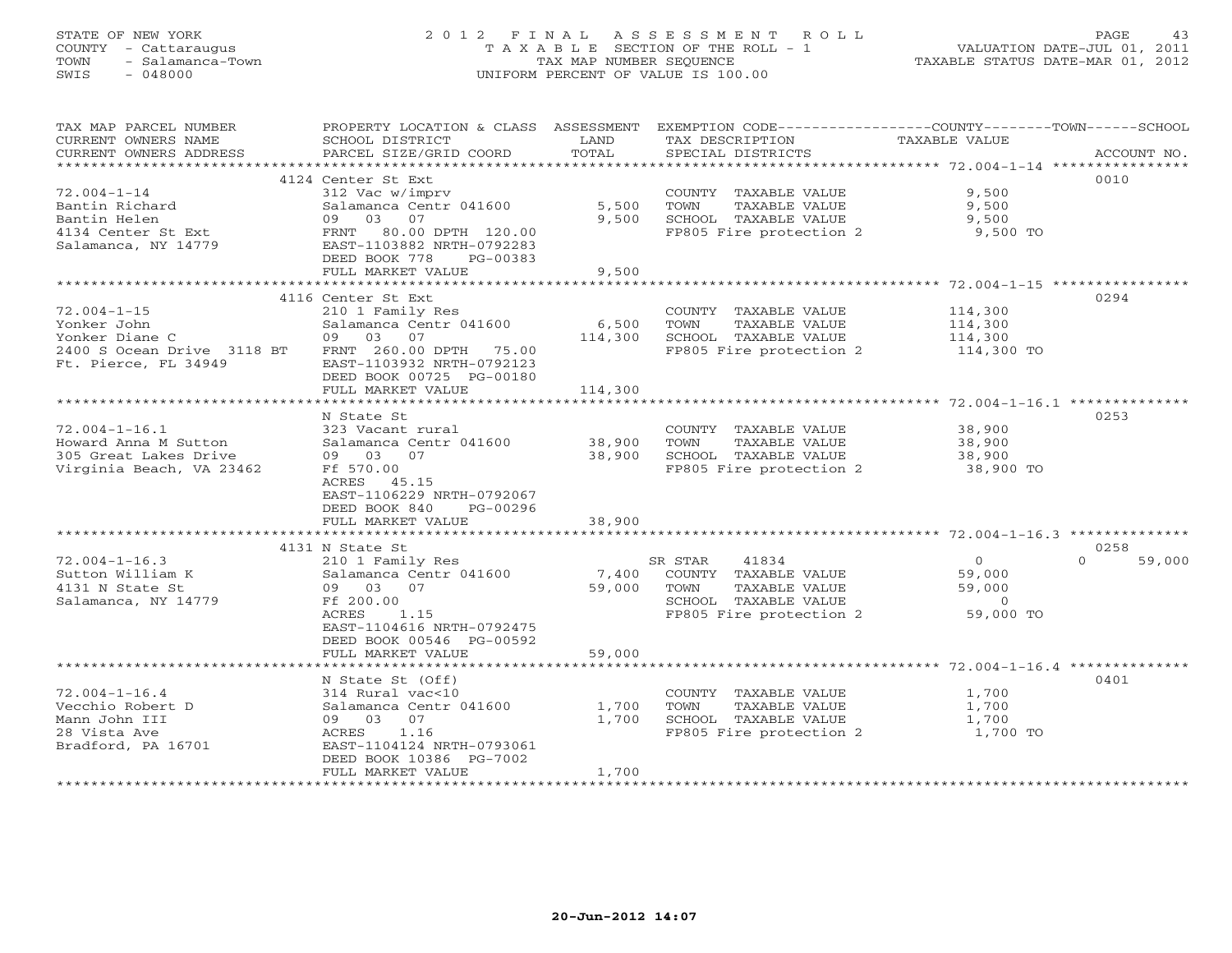STATE OF NEW YORK
COUNTY - Cattaraugus
TOWN - Salamanca-Town
SWIS - 048000

# 2012 FINAL ASSESSMENT ROLL

TAXABLE SECTION OF THE ROLL - 1
TAX MAP NUMBER SEQUENCE
UNIFORM PERCENT OF VALUE IS 100.00

VALUATION DATE-JUL 01, 2011
TAXABLE STATUS DATE-MAR 01, 2012

| TAX MAP PARCEL NUMBER / CURRENT OWNERS NAME / CURRENT OWNERS ADDRESS | PROPERTY LOCATION & CLASS / SCHOOL DISTRICT / PARCEL SIZE/GRID COORD | ASSESSMENT LAND | TOTAL | EXEMPTION CODE / TAX DESCRIPTION / SPECIAL DISTRICTS | COUNTY / TOWN TAXABLE VALUE | SCHOOL | ACCOUNT NO. |
|---|---|---|---|---|---|---|---|
| 72.004-1-14 | 4124 Center St Ext | | | | | | 0010 |
| | 312 Vac w/imprv | | | COUNTY TAXABLE VALUE | 9,500 | | |
| Bantin Richard | Salamanca Centr 041600 | 5,500 | | TOWN TAXABLE VALUE | 9,500 | | |
| Bantin Helen | 09 03 07 | | 9,500 | SCHOOL TAXABLE VALUE | 9,500 | | |
| 4134 Center St Ext | FRNT 80.00 DPTH 120.00 | | | FP805 Fire protection 2 | 9,500 TO | | |
| Salamanca, NY 14779 | EAST-1103882 NRTH-0792283 | | | | | | |
| | DEED BOOK 778 PG-00383 | | | | | | |
| | FULL MARKET VALUE | | 9,500 | | | | |
| 72.004-1-15 | 4116 Center St Ext | | | | | | 0294 |
| | 210 1 Family Res | | | COUNTY TAXABLE VALUE | 114,300 | | |
| Yonker John | Salamanca Centr 041600 | 6,500 | | TOWN TAXABLE VALUE | 114,300 | | |
| Yonker Diane C | 09 03 07 | | 114,300 | SCHOOL TAXABLE VALUE | 114,300 | | |
| 2400 S Ocean Drive 3118 BT | FRNT 260.00 DPTH 75.00 | | | FP805 Fire protection 2 | 114,300 TO | | |
| Ft. Pierce, FL 34949 | EAST-1103932 NRTH-0792123 | | | | | | |
| | DEED BOOK 00725 PG-00180 | | | | | | |
| | FULL MARKET VALUE | | 114,300 | | | | |
| 72.004-1-16.1 | N State St | | | | | | 0253 |
| | 323 Vacant rural | | | COUNTY TAXABLE VALUE | 38,900 | | |
| Howard Anna M Sutton | Salamanca Centr 041600 | 38,900 | | TOWN TAXABLE VALUE | 38,900 | | |
| 305 Great Lakes Drive | 09 03 07 | | 38,900 | SCHOOL TAXABLE VALUE | 38,900 | | |
| Virginia Beach, VA 23462 | Ff 570.00 | | | FP805 Fire protection 2 | 38,900 TO | | |
| | ACRES 45.15 | | | | | | |
| | EAST-1106229 NRTH-0792067 | | | | | | |
| | DEED BOOK 840 PG-00296 | | | | | | |
| | FULL MARKET VALUE | | 38,900 | | | | |
| 72.004-1-16.3 | 4131 N State St | | | | | | 0258 |
| | 210 1 Family Res | | | SR STAR 41834 | 0 | 0 | 59,000 |
| Sutton William K | Salamanca Centr 041600 | 7,400 | | COUNTY TAXABLE VALUE | 59,000 | | |
| 4131 N State St | 09 03 07 | | 59,000 | TOWN TAXABLE VALUE | 59,000 | | |
| Salamanca, NY 14779 | Ff 200.00 | | | SCHOOL TAXABLE VALUE | 0 | | |
| | ACRES 1.15 | | | FP805 Fire protection 2 | 59,000 TO | | |
| | EAST-1104616 NRTH-0792475 | | | | | | |
| | DEED BOOK 00546 PG-00592 | | | | | | |
| | FULL MARKET VALUE | | 59,000 | | | | |
| 72.004-1-16.4 | N State St (Off) | | | | | | 0401 |
| | 314 Rural vac<10 | | | COUNTY TAXABLE VALUE | 1,700 | | |
| Vecchio Robert D | Salamanca Centr 041600 | 1,700 | | TOWN TAXABLE VALUE | 1,700 | | |
| Mann John III | 09 03 07 | | 1,700 | SCHOOL TAXABLE VALUE | 1,700 | | |
| 28 Vista Ave | ACRES 1.16 | | | FP805 Fire protection 2 | 1,700 TO | | |
| Bradford, PA 16701 | EAST-1104124 NRTH-0793061 | | | | | | |
| | DEED BOOK 10386 PG-7002 | | | | | | |
| | FULL MARKET VALUE | | 1,700 | | | | |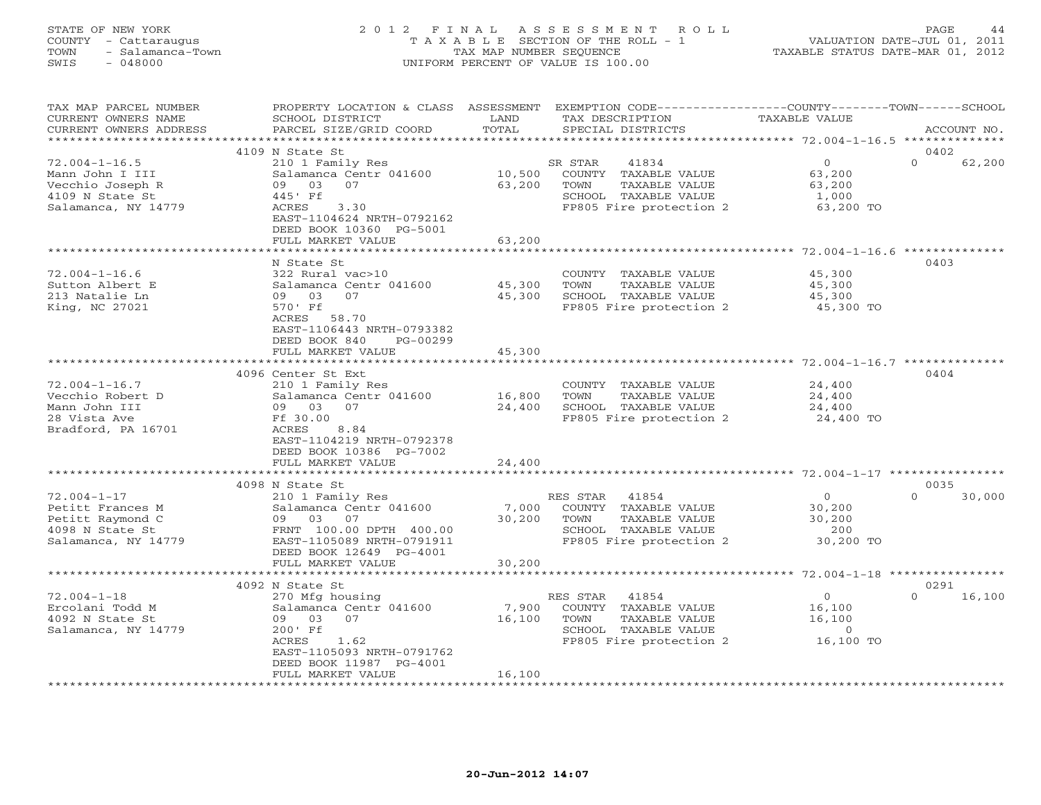STATE OF NEW YORK
COUNTY - Cattaraugus
TOWN - Salamanca-Town
SWIS - 048000

# 2012 FINAL ASSESSMENT ROLL

TAXABLE SECTION OF THE ROLL - 1
TAX MAP NUMBER SEQUENCE
UNIFORM PERCENT OF VALUE IS 100.00

VALUATION DATE-JUL 01, 2011
TAXABLE STATUS DATE-MAR 01, 2012

| TAX MAP PARCEL NUMBER / CURRENT OWNERS NAME / CURRENT OWNERS ADDRESS | PROPERTY LOCATION & CLASS / SCHOOL DISTRICT / PARCEL SIZE/GRID COORD | ASSESSMENT LAND | TOTAL | EXEMPTION CODE / TAX DESCRIPTION / SPECIAL DISTRICTS | COUNTY / TOWN TAXABLE VALUE | SCHOOL | ACCOUNT NO. |
|---|---|---|---|---|---|---|---|
| | 4109 N State St | | | | | | 0402 |
| 72.004-1-16.5 | 210 1 Family Res | | | SR STAR 41834 | 0 | 0 | 62,200 |
| Mann John I III | Salamanca Centr 041600 | 10,500 | | COUNTY TAXABLE VALUE | 63,200 | | |
| Vecchio Joseph R | 09 03 07 | | 63,200 | TOWN TAXABLE VALUE | 63,200 | | |
| 4109 N State St | 445' Ff | | | SCHOOL TAXABLE VALUE | 1,000 | | |
| Salamanca, NY 14779 | ACRES 3.30 | | | FP805 Fire protection 2 | 63,200 TO | | |
| | EAST-1104624 NRTH-0792162 | | | | | | |
| | DEED BOOK 10360 PG-5001 | | | | | | |
| | FULL MARKET VALUE | | 63,200 | | | | |
| | N State St | | | | | | 0403 |
| 72.004-1-16.6 | 322 Rural vac>10 | | | COUNTY TAXABLE VALUE | 45,300 | | |
| Sutton Albert E | Salamanca Centr 041600 | 45,300 | | TOWN TAXABLE VALUE | 45,300 | | |
| 213 Natalie Ln | 09 03 07 | | 45,300 | SCHOOL TAXABLE VALUE | 45,300 | | |
| King, NC 27021 | 570' Ff | | | FP805 Fire protection 2 | 45,300 TO | | |
| | ACRES 58.70 | | | | | | |
| | EAST-1106443 NRTH-0793382 | | | | | | |
| | DEED BOOK 840 PG-00299 | | | | | | |
| | FULL MARKET VALUE | | 45,300 | | | | |
| | 4096 Center St Ext | | | | | | 0404 |
| 72.004-1-16.7 | 210 1 Family Res | | | COUNTY TAXABLE VALUE | 24,400 | | |
| Vecchio Robert D | Salamanca Centr 041600 | 16,800 | | TOWN TAXABLE VALUE | 24,400 | | |
| Mann John III | 09 03 07 | | 24,400 | SCHOOL TAXABLE VALUE | 24,400 | | |
| 28 Vista Ave | Ff 30.00 | | | FP805 Fire protection 2 | 24,400 TO | | |
| Bradford, PA 16701 | ACRES 8.84 | | | | | | |
| | EAST-1104219 NRTH-0792378 | | | | | | |
| | DEED BOOK 10386 PG-7002 | | | | | | |
| | FULL MARKET VALUE | | 24,400 | | | | |
| | 4098 N State St | | | | | | 0035 |
| 72.004-1-17 | 210 1 Family Res | | | RES STAR 41854 | 0 | 0 | 30,000 |
| Petitt Frances M | Salamanca Centr 041600 | 7,000 | | COUNTY TAXABLE VALUE | 30,200 | | |
| Petitt Raymond C | 09 03 07 | | 30,200 | TOWN TAXABLE VALUE | 30,200 | | |
| 4098 N State St | FRNT 100.00 DPTH 400.00 | | | SCHOOL TAXABLE VALUE | 200 | | |
| Salamanca, NY 14779 | EAST-1105089 NRTH-0791911 | | | FP805 Fire protection 2 | 30,200 TO | | |
| | DEED BOOK 12649 PG-4001 | | | | | | |
| | FULL MARKET VALUE | | 30,200 | | | | |
| | 4092 N State St | | | | | | 0291 |
| 72.004-1-18 | 270 Mfg housing | | | RES STAR 41854 | 0 | 0 | 16,100 |
| Ercolani Todd M | Salamanca Centr 041600 | 7,900 | | COUNTY TAXABLE VALUE | 16,100 | | |
| 4092 N State St | 09 03 07 | | 16,100 | TOWN TAXABLE VALUE | 16,100 | | |
| Salamanca, NY 14779 | 200' Ff | | | SCHOOL TAXABLE VALUE | 0 | | |
| | ACRES 1.62 | | | FP805 Fire protection 2 | 16,100 TO | | |
| | EAST-1105093 NRTH-0791762 | | | | | | |
| | DEED BOOK 11987 PG-4001 | | | | | | |
| | FULL MARKET VALUE | | 16,100 | | | | |

20-Jun-2012 14:07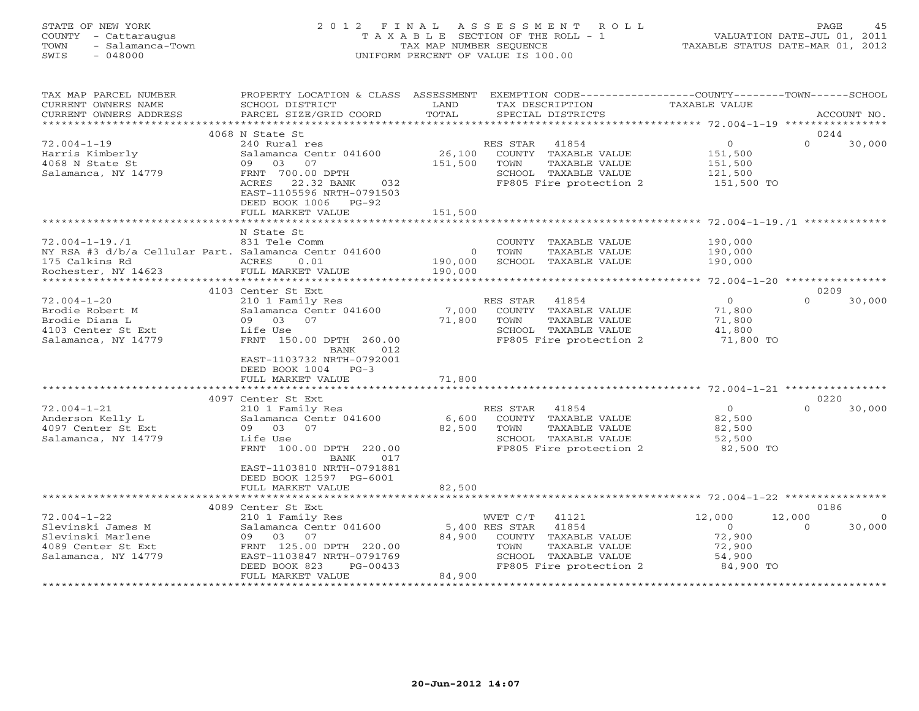STATE OF NEW YORK
COUNTY - Cattaraugus
TOWN - Salamanca-Town
SWIS - 048000

2012 FINAL ASSESSMENT ROLL
TAXABLE SECTION OF THE ROLL - 1
TAX MAP NUMBER SEQUENCE
UNIFORM PERCENT OF VALUE IS 100.00

VALUATION DATE-JUL 01, 2011
TAXABLE STATUS DATE-MAR 01, 2012

| TAX MAP PARCEL NUMBER / CURRENT OWNERS NAME / CURRENT OWNERS ADDRESS | PROPERTY LOCATION & CLASS / SCHOOL DISTRICT / PARCEL SIZE/GRID COORD | ASSESSMENT LAND / TOTAL | EXEMPTION CODE / TAX DESCRIPTION / SPECIAL DISTRICTS | COUNTY TAXABLE VALUE | TOWN | SCHOOL | ACCOUNT NO. |
|---|---|---|---|---|---|---|---|
| 72.004-1-19 | 4068 N State St | | | | | | 0244 |
| 72.004-1-19 | 240 Rural res | | RES STAR 41854 | 0 | 0 | 30,000 | |
| Harris Kimberly | Salamanca Centr 041600 | 26,100 | COUNTY TAXABLE VALUE | 151,500 | | | |
| 4068 N State St | 09 03 07 | 151,500 | TOWN TAXABLE VALUE | 151,500 | | | |
| Salamanca, NY 14779 | FRNT 700.00 DPTH | | SCHOOL TAXABLE VALUE | 121,500 | | | |
| | ACRES 22.32 BANK 032 | | FP805 Fire protection 2 | 151,500 TO | | | |
| | EAST-1105596 NRTH-0791503 | | | | | | |
| | DEED BOOK 1006 PG-92 | | | | | | |
| | FULL MARKET VALUE | 151,500 | | | | | |
| 72.004-1-19./1 | N State St | | | | | | |
| 72.004-1-19./1 | 831 Tele Comm | | COUNTY TAXABLE VALUE | 190,000 | | | |
| NY RSA #3 d/b/a Cellular Part. | Salamanca Centr 041600 | 0 | TOWN TAXABLE VALUE | 190,000 | | | |
| 175 Calkins Rd | ACRES 0.01 | 190,000 | SCHOOL TAXABLE VALUE | 190,000 | | | |
| Rochester, NY 14623 | FULL MARKET VALUE | 190,000 | | | | | |
| 72.004-1-20 | 4103 Center St Ext | | | | | | 0209 |
| 72.004-1-20 | 210 1 Family Res | | RES STAR 41854 | 0 | 0 | 30,000 | |
| Brodie Robert M | Salamanca Centr 041600 | 7,000 | COUNTY TAXABLE VALUE | 71,800 | | | |
| Brodie Diana L | 09 03 07 | 71,800 | TOWN TAXABLE VALUE | 71,800 | | | |
| 4103 Center St Ext | Life Use | | SCHOOL TAXABLE VALUE | 41,800 | | | |
| Salamanca, NY 14779 | FRNT 150.00 DPTH 260.00 | | FP805 Fire protection 2 | 71,800 TO | | | |
| | BANK 012 | | | | | | |
| | EAST-1103732 NRTH-0792001 | | | | | | |
| | DEED BOOK 1004 PG-3 | | | | | | |
| | FULL MARKET VALUE | 71,800 | | | | | |
| 72.004-1-21 | 4097 Center St Ext | | | | | | 0220 |
| 72.004-1-21 | 210 1 Family Res | | RES STAR 41854 | 0 | 0 | 30,000 | |
| Anderson Kelly L | Salamanca Centr 041600 | 6,600 | COUNTY TAXABLE VALUE | 82,500 | | | |
| 4097 Center St Ext | 09 03 07 | 82,500 | TOWN TAXABLE VALUE | 82,500 | | | |
| Salamanca, NY 14779 | Life Use | | SCHOOL TAXABLE VALUE | 52,500 | | | |
| | FRNT 100.00 DPTH 220.00 | | FP805 Fire protection 2 | 82,500 TO | | | |
| | BANK 017 | | | | | | |
| | EAST-1103810 NRTH-0791881 | | | | | | |
| | DEED BOOK 12597 PG-6001 | | | | | | |
| | FULL MARKET VALUE | 82,500 | | | | | |
| 72.004-1-22 | 4089 Center St Ext | | | | | | 0186 |
| 72.004-1-22 | 210 1 Family Res | | WVET C/T 41121 | 12,000 | 12,000 | 0 | |
| Slevinski James M | Salamanca Centr 041600 | 5,400 | RES STAR 41854 | 0 | 0 | 30,000 | |
| Slevinski Marlene | 09 03 07 | 84,900 | COUNTY TAXABLE VALUE | 72,900 | | | |
| 4089 Center St Ext | FRNT 125.00 DPTH 220.00 | | TOWN TAXABLE VALUE | 72,900 | | | |
| Salamanca, NY 14779 | EAST-1103847 NRTH-0791769 | | SCHOOL TAXABLE VALUE | 54,900 | | | |
| | DEED BOOK 823 PG-00433 | | FP805 Fire protection 2 | 84,900 TO | | | |
| | FULL MARKET VALUE | 84,900 | | | | | |

20-Jun-2012 14:07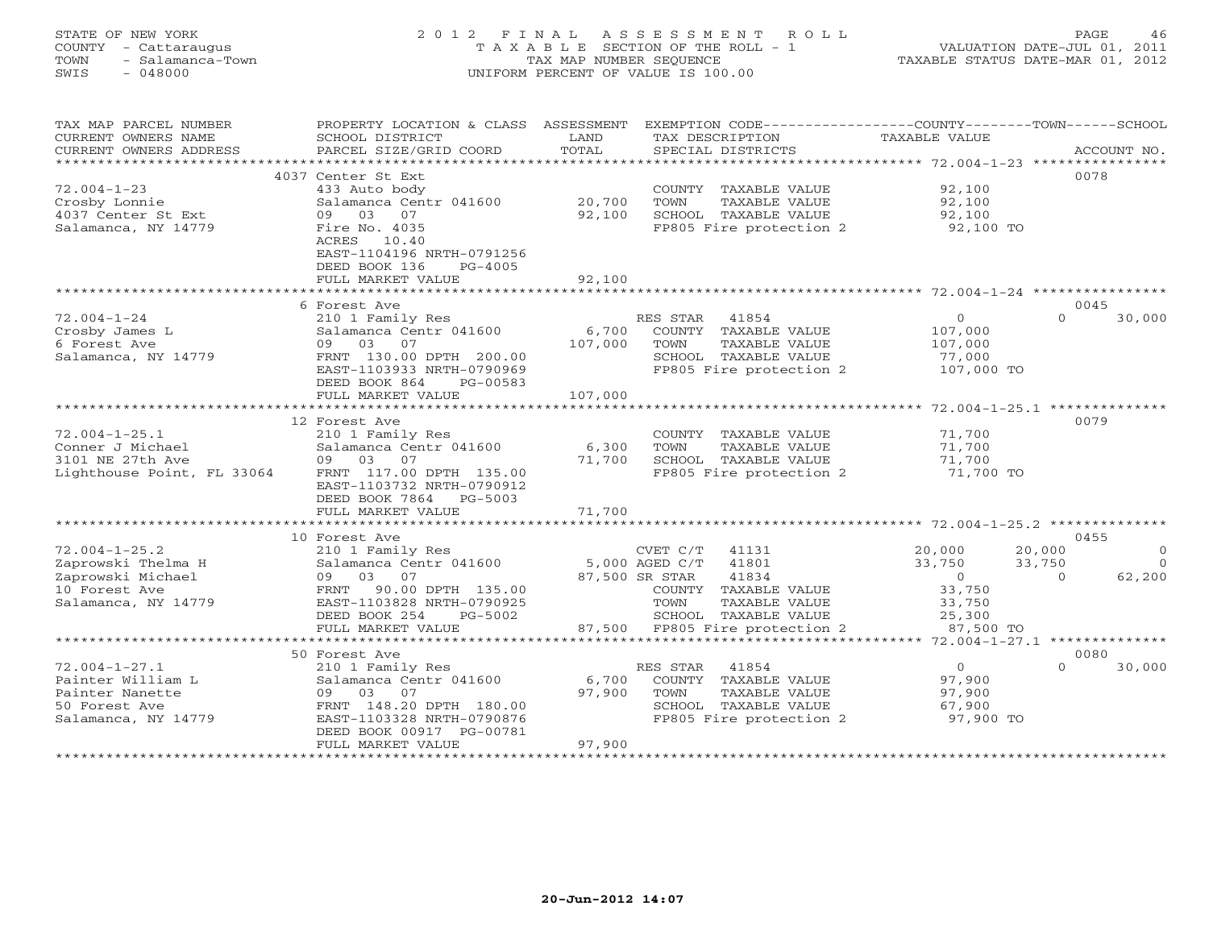STATE OF NEW YORK
COUNTY - Cattaraugus
TOWN - Salamanca-Town
SWIS - 048000

# 2012 FINAL ASSESSMENT ROLL
TAXABLE SECTION OF THE ROLL - 1
TAX MAP NUMBER SEQUENCE
UNIFORM PERCENT OF VALUE IS 100.00

VALUATION DATE-JUL 01, 2011
TAXABLE STATUS DATE-MAR 01, 2012

| TAX MAP PARCEL NUMBER / CURRENT OWNERS NAME / CURRENT OWNERS ADDRESS | PROPERTY LOCATION & CLASS / SCHOOL DISTRICT / PARCEL SIZE/GRID COORD | ASSESSMENT LAND / TOTAL | EXEMPTION CODE / TAX DESCRIPTION / SPECIAL DISTRICTS | COUNTY TAXABLE VALUE | TOWN | SCHOOL | ACCOUNT NO. |
|---|---|---|---|---|---|---|---|
| 72.004-1-23 | 4037 Center St Ext | | | | | | 0078 |
| Crosby Lonnie | 433 Auto body | | COUNTY TAXABLE VALUE | 92,100 | | | |
| 4037 Center St Ext | Salamanca Centr 041600 | 20,700 | TOWN TAXABLE VALUE | 92,100 | | | |
| Salamanca, NY 14779 | 09 03 07 | 92,100 | SCHOOL TAXABLE VALUE | 92,100 | | | |
| | Fire No. 4035 | | FP805 Fire protection 2 | 92,100 TO | | | |
| | ACRES 10.40 | | | | | | |
| | EAST-1104196 NRTH-0791256 | | | | | | |
| | DEED BOOK 136 PG-4005 | | | | | | |
| | FULL MARKET VALUE | 92,100 | | | | | |
| 72.004-1-24 | 6 Forest Ave | | | | | | 0045 |
| Crosby James L | 210 1 Family Res | | RES STAR 41854 | 0 | 0 | 30,000 | |
| 6 Forest Ave | Salamanca Centr 041600 | 6,700 | COUNTY TAXABLE VALUE | 107,000 | | | |
| Salamanca, NY 14779 | 09 03 07 | 107,000 | TOWN TAXABLE VALUE | 107,000 | | | |
| | FRNT 130.00 DPTH 200.00 | | SCHOOL TAXABLE VALUE | 77,000 | | | |
| | EAST-1103933 NRTH-0790969 | | FP805 Fire protection 2 | 107,000 TO | | | |
| | DEED BOOK 864 PG-00583 | | | | | | |
| | FULL MARKET VALUE | 107,000 | | | | | |
| 72.004-1-25.1 | 12 Forest Ave | | | | | | 0079 |
| Conner J Michael | 210 1 Family Res | | COUNTY TAXABLE VALUE | 71,700 | | | |
| 3101 NE 27th Ave | Salamanca Centr 041600 | 6,300 | TOWN TAXABLE VALUE | 71,700 | | | |
| Lighthouse Point, FL 33064 | 09 03 07 | 71,700 | SCHOOL TAXABLE VALUE | 71,700 | | | |
| | FRNT 117.00 DPTH 135.00 | | FP805 Fire protection 2 | 71,700 TO | | | |
| | EAST-1103732 NRTH-0790912 | | | | | | |
| | DEED BOOK 7864 PG-5003 | | | | | | |
| | FULL MARKET VALUE | 71,700 | | | | | |
| 72.004-1-25.2 | 10 Forest Ave | | | | | | 0455 |
| Zaprowski Thelma H | 210 1 Family Res | | CVET C/T 41131 | 20,000 | 20,000 | 0 | |
| Zaprowski Michael | Salamanca Centr 041600 | 5,000 | AGED C/T 41801 | 33,750 | 33,750 | 0 | |
| 10 Forest Ave | 09 03 07 | 87,500 | SR STAR 41834 | 0 | 0 | 62,200 | |
| Salamanca, NY 14779 | FRNT 90.00 DPTH 135.00 | | COUNTY TAXABLE VALUE | 33,750 | | | |
| | EAST-1103828 NRTH-0790925 | | TOWN TAXABLE VALUE | 33,750 | | | |
| | DEED BOOK 254 PG-5002 | | SCHOOL TAXABLE VALUE | 25,300 | | | |
| | FULL MARKET VALUE | 87,500 | FP805 Fire protection 2 | 87,500 TO | | | |
| 72.004-1-27.1 | 50 Forest Ave | | | | | | 0080 |
| Painter William L | 210 1 Family Res | | RES STAR 41854 | 0 | 0 | 30,000 | |
| Painter Nanette | Salamanca Centr 041600 | 6,700 | COUNTY TAXABLE VALUE | 97,900 | | | |
| 50 Forest Ave | 09 03 07 | 97,900 | TOWN TAXABLE VALUE | 97,900 | | | |
| Salamanca, NY 14779 | FRNT 148.20 DPTH 180.00 | | SCHOOL TAXABLE VALUE | 67,900 | | | |
| | EAST-1103328 NRTH-0790876 | | FP805 Fire protection 2 | 97,900 TO | | | |
| | DEED BOOK 00917 PG-00781 | | | | | | |
| | FULL MARKET VALUE | 97,900 | | | | | |

20-Jun-2012 14:07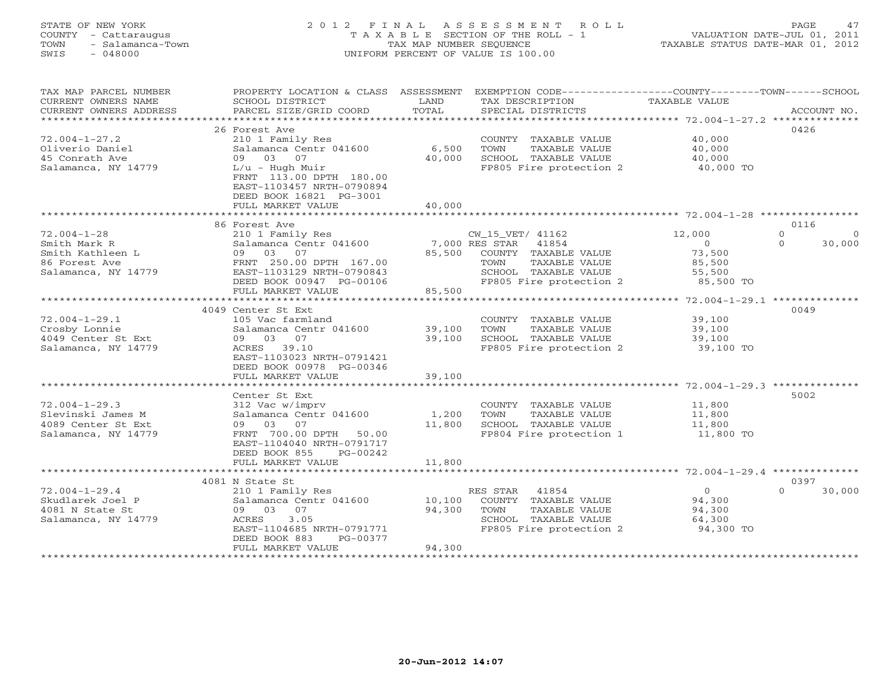STATE OF NEW YORK
COUNTY - Cattaraugus
TOWN - Salamanca-Town
SWIS - 048000

# 2012 FINAL ASSESSMENT ROLL
TAXABLE SECTION OF THE ROLL - 1
TAX MAP NUMBER SEQUENCE
UNIFORM PERCENT OF VALUE IS 100.00

VALUATION DATE-JUL 01, 2011
TAXABLE STATUS DATE-MAR 01, 2012

| TAX MAP PARCEL NUMBER / CURRENT OWNERS NAME / CURRENT OWNERS ADDRESS | PROPERTY LOCATION & CLASS / SCHOOL DISTRICT / PARCEL SIZE/GRID COORD | ASSESSMENT LAND / TOTAL | EXEMPTION CODE / TAX DESCRIPTION / SPECIAL DISTRICTS | COUNTY TAXABLE VALUE | TOWN | SCHOOL / ACCOUNT NO. |
|---|---|---|---|---|---|---|
| | 26 Forest Ave | | | | | 0426 |
| 72.004-1-27.2 | 210 1 Family Res | | COUNTY TAXABLE VALUE | 40,000 | | |
| Oliverio Daniel | Salamanca Centr 041600 | 6,500 | TOWN TAXABLE VALUE | 40,000 | | |
| 45 Conrath Ave | 09 03 07 | 40,000 | SCHOOL TAXABLE VALUE | 40,000 | | |
| Salamanca, NY 14779 | L/u - Hugh Muir | | FP805 Fire protection 2 | 40,000 TO | | |
| | FRNT 113.00 DPTH 180.00 | | | | | |
| | EAST-1103457 NRTH-0790894 | | | | | |
| | DEED BOOK 16821 PG-3001 | | | | | |
| | FULL MARKET VALUE | 40,000 | | | | |
| | 86 Forest Ave | | | | | 0116 |
| 72.004-1-28 | 210 1 Family Res | | CW_15_VET/ 41162 | 12,000 | 0 | 0 |
| Smith Mark R | Salamanca Centr 041600 | 7,000 | RES STAR 41854 | 0 | 0 | 30,000 |
| Smith Kathleen L | 09 03 07 | 85,500 | COUNTY TAXABLE VALUE | 73,500 | | |
| 86 Forest Ave | FRNT 250.00 DPTH 167.00 | | TOWN TAXABLE VALUE | 85,500 | | |
| Salamanca, NY 14779 | EAST-1103129 NRTH-0790843 | | SCHOOL TAXABLE VALUE | 55,500 | | |
| | DEED BOOK 00947 PG-00106 | | FP805 Fire protection 2 | 85,500 TO | | |
| | FULL MARKET VALUE | 85,500 | | | | |
| | 4049 Center St Ext | | | | | 0049 |
| 72.004-1-29.1 | 105 Vac farmland | | COUNTY TAXABLE VALUE | 39,100 | | |
| Crosby Lonnie | Salamanca Centr 041600 | 39,100 | TOWN TAXABLE VALUE | 39,100 | | |
| 4049 Center St Ext | 09 03 07 | 39,100 | SCHOOL TAXABLE VALUE | 39,100 | | |
| Salamanca, NY 14779 | ACRES 39.10 | | FP805 Fire protection 2 | 39,100 TO | | |
| | EAST-1103023 NRTH-0791421 | | | | | |
| | DEED BOOK 00978 PG-00346 | | | | | |
| | FULL MARKET VALUE | 39,100 | | | | |
| | Center St Ext | | | | | 5002 |
| 72.004-1-29.3 | 312 Vac w/imprv | | COUNTY TAXABLE VALUE | 11,800 | | |
| Slevinski James M | Salamanca Centr 041600 | 1,200 | TOWN TAXABLE VALUE | 11,800 | | |
| 4089 Center St Ext | 09 03 07 | 11,800 | SCHOOL TAXABLE VALUE | 11,800 | | |
| Salamanca, NY 14779 | FRNT 700.00 DPTH 50.00 | | FP804 Fire protection 1 | 11,800 TO | | |
| | EAST-1104040 NRTH-0791717 | | | | | |
| | DEED BOOK 855 PG-00242 | | | | | |
| | FULL MARKET VALUE | 11,800 | | | | |
| | 4081 N State St | | | | | 0397 |
| 72.004-1-29.4 | 210 1 Family Res | | RES STAR 41854 | 0 | 0 | 30,000 |
| Skudlarek Joel P | Salamanca Centr 041600 | 10,100 | COUNTY TAXABLE VALUE | 94,300 | | |
| 4081 N State St | 09 03 07 | 94,300 | TOWN TAXABLE VALUE | 94,300 | | |
| Salamanca, NY 14779 | ACRES 3.05 | | SCHOOL TAXABLE VALUE | 64,300 | | |
| | EAST-1104685 NRTH-0791771 | | FP805 Fire protection 2 | 94,300 TO | | |
| | DEED BOOK 883 PG-00377 | | | | | |
| | FULL MARKET VALUE | 94,300 | | | | |

20-Jun-2012 14:07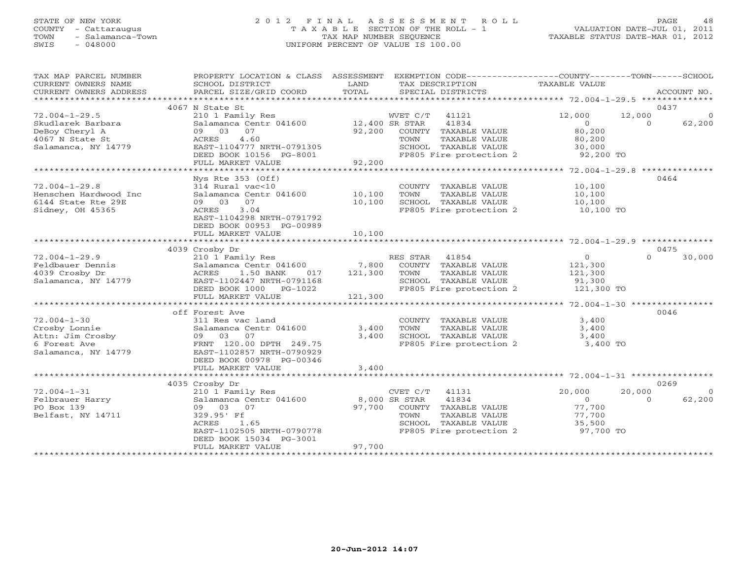STATE OF NEW YORK
COUNTY - Cattaraugus
TOWN - Salamanca-Town
SWIS - 048000

# 2012 FINAL ASSESSMENT ROLL
TAXABLE SECTION OF THE ROLL - 1
TAX MAP NUMBER SEQUENCE
UNIFORM PERCENT OF VALUE IS 100.00

VALUATION DATE-JUL 01, 2011
TAXABLE STATUS DATE-MAR 01, 2012

```
TAX MAP PARCEL NUMBER     PROPERTY LOCATION & CLASS  ASSESSMENT  EXEMPTION CODE------------------COUNTY--------TOWN------SCHOOL
CURRENT OWNERS NAME       SCHOOL DISTRICT              LAND      TAX DESCRIPTION              TAXABLE VALUE
CURRENT OWNERS ADDRESS    PARCEL SIZE/GRID COORD       TOTAL     SPECIAL DISTRICTS                                      ACCOUNT NO.
******************************************************************************************* 72.004-1-29.5 ***************
                          4067 N State St                                                                            0437
72.004-1-29.5             210 1 Family Res                    WVET C/T    41121           12,000     12,000          0
Skudlarek Barbara         Salamanca Centr 041600   12,400 SR STAR     41834                0          0       62,200
DeBoy Cheryl A            09   03   07              92,200  COUNTY  TAXABLE VALUE          80,200
4067 N State St           ACRES     4.60                     TOWN    TAXABLE VALUE          80,200
Salamanca, NY 14779       EAST-1104777 NRTH-0791305          SCHOOL  TAXABLE VALUE          30,000
                          DEED BOOK 10156  PG-8001           FP805 Fire protection 2        92,200 TO
                          FULL MARKET VALUE          92,200
******************************************************************************************* 72.004-1-29.8 ***************
                          Nys Rte 353 (Off)                                                                          0464
72.004-1-29.8             314 Rural vac<10                   COUNTY  TAXABLE VALUE          10,100
Henschen Hardwood Inc     Salamanca Centr 041600   10,100    TOWN    TAXABLE VALUE          10,100
6144 State Rte 29E        09   03   07              10,100   SCHOOL  TAXABLE VALUE          10,100
Sidney, OH 45365          ACRES     3.04                     FP805 Fire protection 2        10,100 TO
                          EAST-1104298 NRTH-0791792
                          DEED BOOK 00953  PG-00989
                          FULL MARKET VALUE          10,100
******************************************************************************************* 72.004-1-29.9 ***************
                          4039 Crosby Dr                                                                             0475
72.004-1-29.9             210 1 Family Res                    RES STAR    41854                0          0       30,000
Feldbauer Dennis          Salamanca Centr 041600    7,800   COUNTY  TAXABLE VALUE         121,300
4039 Crosby Dr            ACRES     1.50 BANK     017 121,300  TOWN    TAXABLE VALUE         121,300
Salamanca, NY 14779       EAST-1102447 NRTH-0791168          SCHOOL  TAXABLE VALUE          91,300
                          DEED BOOK 1000   PG-1022           FP805 Fire protection 2       121,300 TO
                          FULL MARKET VALUE         121,300
******************************************************************************************* 72.004-1-30 *****************
                          off Forest Ave                                                                             0046
72.004-1-30               311 Res vac land                   COUNTY  TAXABLE VALUE           3,400
Crosby Lonnie             Salamanca Centr 041600    3,400    TOWN    TAXABLE VALUE           3,400
Attn: Jim Crosby          09   03   07               3,400   SCHOOL  TAXABLE VALUE           3,400
6 Forest Ave              FRNT 120.00 DPTH 249.75           FP805 Fire protection 2         3,400 TO
Salamanca, NY 14779       EAST-1102857 NRTH-0790929
                          DEED BOOK 00978  PG-00346
                          FULL MARKET VALUE           3,400
******************************************************************************************* 72.004-1-31 *****************
                          4035 Crosby Dr                                                                             0269
72.004-1-31               210 1 Family Res                    CVET C/T    41131           20,000     20,000          0
Felbrauer Harry           Salamanca Centr 041600    8,000 SR STAR     41834                0          0       62,200
PO Box 139                09   03   07              97,700  COUNTY  TAXABLE VALUE          77,700
Belfast, NY 14711         329.95' Ff                         TOWN    TAXABLE VALUE          77,700
                          ACRES     1.65                     SCHOOL  TAXABLE VALUE          35,500
                          EAST-1102505 NRTH-0790778          FP805 Fire protection 2        97,700 TO
                          DEED BOOK 15034  PG-3001
                          FULL MARKET VALUE          97,700
*************************************************************************************************************************
```

20-Jun-2012 14:07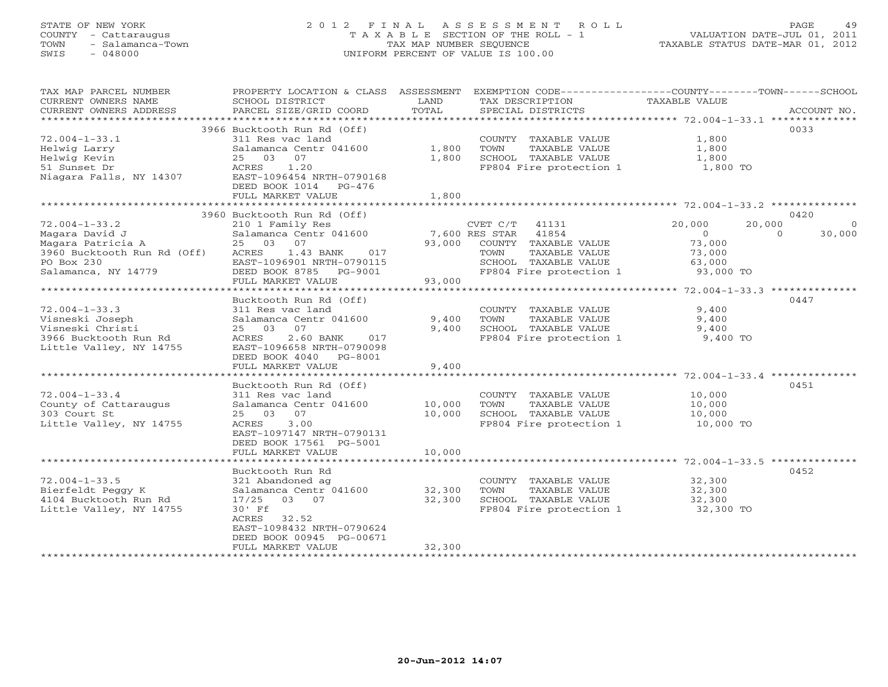STATE OF NEW YORK
COUNTY - Cattaraugus
TOWN - Salamanca-Town
SWIS - 048000

# 2012 FINAL ASSESSMENT ROLL
TAXABLE SECTION OF THE ROLL - 1
TAX MAP NUMBER SEQUENCE
UNIFORM PERCENT OF VALUE IS 100.00

VALUATION DATE-JUL 01, 2011
TAXABLE STATUS DATE-MAR 01, 2012

| TAX MAP PARCEL NUMBER / CURRENT OWNERS NAME / CURRENT OWNERS ADDRESS | PROPERTY LOCATION & CLASS / SCHOOL DISTRICT / PARCEL SIZE/GRID COORD | ASSESSMENT LAND | TOTAL | EXEMPTION CODE / TAX DESCRIPTION / SPECIAL DISTRICTS | COUNTY TAXABLE VALUE | TOWN | SCHOOL | ACCOUNT NO. |
|---|---|---|---|---|---|---|---|---|
| **72.004-1-33.1** | 3966 Bucktooth Run Rd (Off) | | | | | | | 0033 |
| Helwig Larry | 311 Res vac land | | | COUNTY TAXABLE VALUE | 1,800 | | | |
| Helwig Kevin | Salamanca Centr 041600 | 1,800 | | TOWN TAXABLE VALUE | 1,800 | | | |
| 51 Sunset Dr | 25 03 07 | | 1,800 | SCHOOL TAXABLE VALUE | 1,800 | | | |
| Niagara Falls, NY 14307 | ACRES 1.20 | | | FP804 Fire protection 1 | 1,800 TO | | | |
| | EAST-1096454 NRTH-0790168 | | | | | | | |
| | DEED BOOK 1014 PG-476 | | | | | | | |
| | FULL MARKET VALUE | | 1,800 | | | | | |
| **72.004-1-33.2** | 3960 Bucktooth Run Rd (Off) | | | | | | | 0420 |
| Magara David J | 210 1 Family Res | | | CVET C/T 41131 | 20,000 | 20,000 | 0 | |
| Magara Patricia A | Salamanca Centr 041600 | 7,600 | | RES STAR 41854 | 0 | 0 | 30,000 | |
| 3960 Bucktooth Run Rd (Off) | 25 03 07 | | 93,000 | COUNTY TAXABLE VALUE | 73,000 | | | |
| PO Box 230 | ACRES 1.43 BANK 017 | | | TOWN TAXABLE VALUE | 73,000 | | | |
| Salamanca, NY 14779 | EAST-1096901 NRTH-0790115 | | | SCHOOL TAXABLE VALUE | 63,000 | | | |
| | DEED BOOK 8785 PG-9001 | | | FP804 Fire protection 1 | 93,000 TO | | | |
| | FULL MARKET VALUE | | 93,000 | | | | | |
| **72.004-1-33.3** | Bucktooth Run Rd (Off) | | | | | | | 0447 |
| Visneski Joseph | 311 Res vac land | | | COUNTY TAXABLE VALUE | 9,400 | | | |
| Visneski Christi | Salamanca Centr 041600 | 9,400 | | TOWN TAXABLE VALUE | 9,400 | | | |
| 3966 Bucktooth Run Rd | 25 03 07 | | 9,400 | SCHOOL TAXABLE VALUE | 9,400 | | | |
| Little Valley, NY 14755 | ACRES 2.60 BANK 017 | | | FP804 Fire protection 1 | 9,400 TO | | | |
| | EAST-1096658 NRTH-0790098 | | | | | | | |
| | DEED BOOK 4040 PG-8001 | | | | | | | |
| | FULL MARKET VALUE | | 9,400 | | | | | |
| **72.004-1-33.4** | Bucktooth Run Rd (Off) | | | | | | | 0451 |
| County of Cattaraugus | 311 Res vac land | | | COUNTY TAXABLE VALUE | 10,000 | | | |
| 303 Court St | Salamanca Centr 041600 | 10,000 | | TOWN TAXABLE VALUE | 10,000 | | | |
| Little Valley, NY 14755 | 25 03 07 | | 10,000 | SCHOOL TAXABLE VALUE | 10,000 | | | |
| | ACRES 3.00 | | | FP804 Fire protection 1 | 10,000 TO | | | |
| | EAST-1097147 NRTH-0790131 | | | | | | | |
| | DEED BOOK 17561 PG-5001 | | | | | | | |
| | FULL MARKET VALUE | | 10,000 | | | | | |
| **72.004-1-33.5** | Bucktooth Run Rd | | | | | | | 0452 |
| Bierfeldt Peggy K | 321 Abandoned ag | | | COUNTY TAXABLE VALUE | 32,300 | | | |
| 4104 Bucktooth Run Rd | Salamanca Centr 041600 | 32,300 | | TOWN TAXABLE VALUE | 32,300 | | | |
| Little Valley, NY 14755 | 17/25 03 07 | | 32,300 | SCHOOL TAXABLE VALUE | 32,300 | | | |
| | 30' Ff | | | FP804 Fire protection 1 | 32,300 TO | | | |
| | ACRES 32.52 | | | | | | | |
| | EAST-1098432 NRTH-0790624 | | | | | | | |
| | DEED BOOK 00945 PG-00671 | | | | | | | |
| | FULL MARKET VALUE | | 32,300 | | | | | |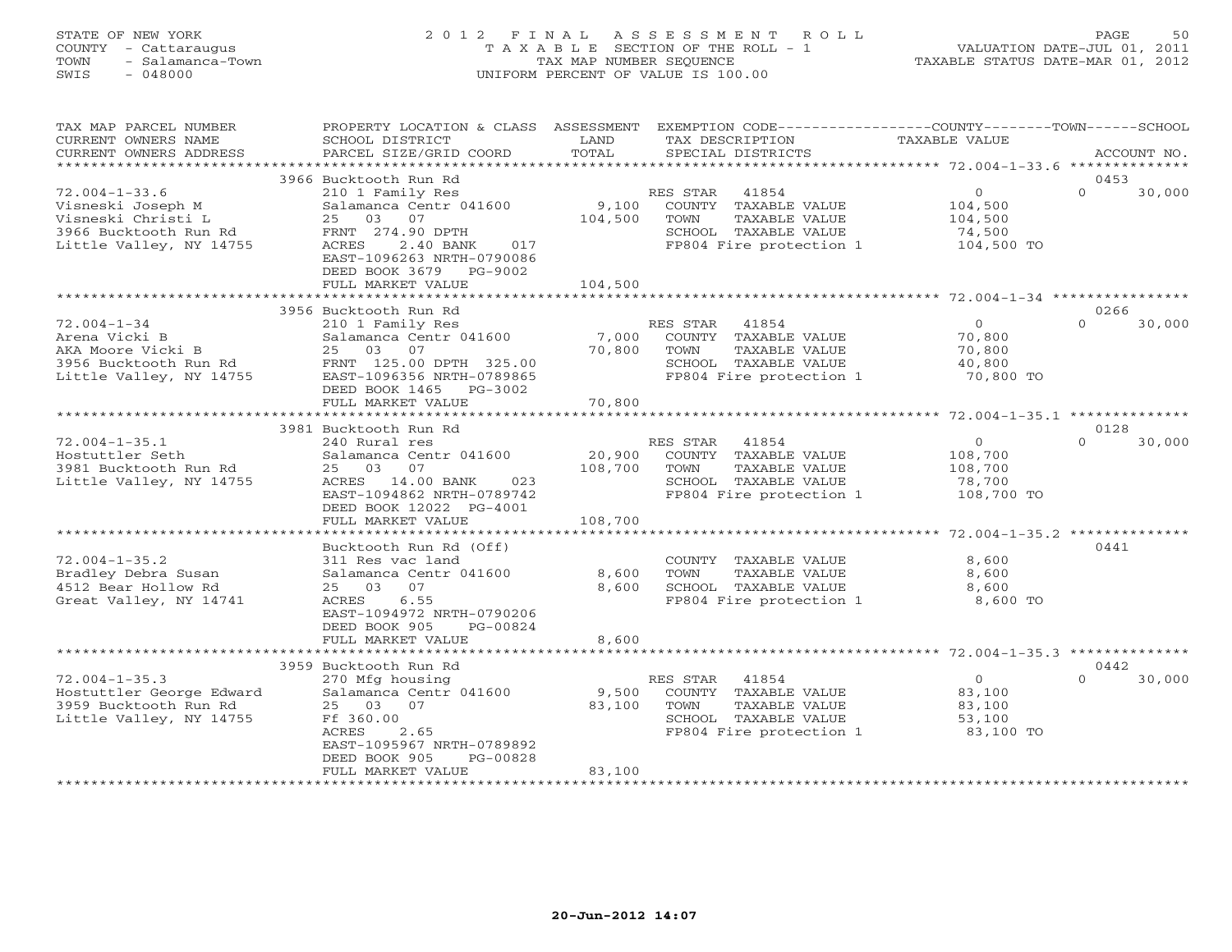STATE OF NEW YORK
COUNTY - Cattaraugus
TOWN - Salamanca-Town
SWIS - 048000

# 2012 FINAL ASSESSMENT ROLL
TAXABLE SECTION OF THE ROLL - 1
TAX MAP NUMBER SEQUENCE
UNIFORM PERCENT OF VALUE IS 100.00

VALUATION DATE-JUL 01, 2011
TAXABLE STATUS DATE-MAR 01, 2012

| TAX MAP PARCEL NUMBER / CURRENT OWNERS NAME / CURRENT OWNERS ADDRESS | PROPERTY LOCATION & CLASS / SCHOOL DISTRICT / PARCEL SIZE/GRID COORD | ASSESSMENT LAND / TOTAL | EXEMPTION CODE / TAX DESCRIPTION / SPECIAL DISTRICTS | COUNTY / TOWN / SCHOOL TAXABLE VALUE | ACCOUNT NO. |
|---|---|---|---|---|---|
| 72.004-1-33.6 | 3966 Bucktooth Run Rd | | | | 0453 |
| Visneski Joseph M | 210 1 Family Res | | RES STAR 41854 | 0 | 0 30,000 |
| Visneski Christi L | Salamanca Centr 041600 | 9,100 | COUNTY TAXABLE VALUE | 104,500 | |
| 3966 Bucktooth Run Rd | 25 03 07 | 104,500 | TOWN TAXABLE VALUE | 104,500 | |
| Little Valley, NY 14755 | FRNT 274.90 DPTH | | SCHOOL TAXABLE VALUE | 74,500 | |
| | ACRES 2.40 BANK 017 | | FP804 Fire protection 1 | 104,500 TO | |
| | EAST-1096263 NRTH-0790086 | | | | |
| | DEED BOOK 3679 PG-9002 | | | | |
| | FULL MARKET VALUE | 104,500 | | | |
| 72.004-1-34 | 3956 Bucktooth Run Rd | | | | 0266 |
| Arena Vicki B | 210 1 Family Res | | RES STAR 41854 | 0 | 0 30,000 |
| AKA Moore Vicki B | Salamanca Centr 041600 | 7,000 | COUNTY TAXABLE VALUE | 70,800 | |
| 3956 Bucktooth Run Rd | 25 03 07 | 70,800 | TOWN TAXABLE VALUE | 70,800 | |
| Little Valley, NY 14755 | FRNT 125.00 DPTH 325.00 | | SCHOOL TAXABLE VALUE | 40,800 | |
| | EAST-1096356 NRTH-0789865 | | FP804 Fire protection 1 | 70,800 TO | |
| | DEED BOOK 1465 PG-3002 | | | | |
| | FULL MARKET VALUE | 70,800 | | | |
| 72.004-1-35.1 | 3981 Bucktooth Run Rd | | | | 0128 |
| Hostuttler Seth | 240 Rural res | | RES STAR 41854 | 0 | 0 30,000 |
| 3981 Bucktooth Run Rd | Salamanca Centr 041600 | 20,900 | COUNTY TAXABLE VALUE | 108,700 | |
| Little Valley, NY 14755 | 25 03 07 | 108,700 | TOWN TAXABLE VALUE | 108,700 | |
| | ACRES 14.00 BANK 023 | | SCHOOL TAXABLE VALUE | 78,700 | |
| | EAST-1094862 NRTH-0789742 | | FP804 Fire protection 1 | 108,700 TO | |
| | DEED BOOK 12022 PG-4001 | | | | |
| | FULL MARKET VALUE | 108,700 | | | |
| 72.004-1-35.2 | Bucktooth Run Rd (Off) | | | | 0441 |
| Bradley Debra Susan | 311 Res vac land | | COUNTY TAXABLE VALUE | 8,600 | |
| 4512 Bear Hollow Rd | Salamanca Centr 041600 | 8,600 | TOWN TAXABLE VALUE | 8,600 | |
| Great Valley, NY 14741 | 25 03 07 | 8,600 | SCHOOL TAXABLE VALUE | 8,600 | |
| | ACRES 6.55 | | FP804 Fire protection 1 | 8,600 TO | |
| | EAST-1094972 NRTH-0790206 | | | | |
| | DEED BOOK 905 PG-00824 | | | | |
| | FULL MARKET VALUE | 8,600 | | | |
| 72.004-1-35.3 | 3959 Bucktooth Run Rd | | | | 0442 |
| Hostuttler George Edward | 270 Mfg housing | | RES STAR 41854 | 0 | 0 30,000 |
| 3959 Bucktooth Run Rd | Salamanca Centr 041600 | 9,500 | COUNTY TAXABLE VALUE | 83,100 | |
| Little Valley, NY 14755 | 25 03 07 | 83,100 | TOWN TAXABLE VALUE | 83,100 | |
| | Ff 360.00 | | SCHOOL TAXABLE VALUE | 53,100 | |
| | ACRES 2.65 | | FP804 Fire protection 1 | 83,100 TO | |
| | EAST-1095967 NRTH-0789892 | | | | |
| | DEED BOOK 905 PG-00828 | | | | |
| | FULL MARKET VALUE | 83,100 | | | |

20-Jun-2012 14:07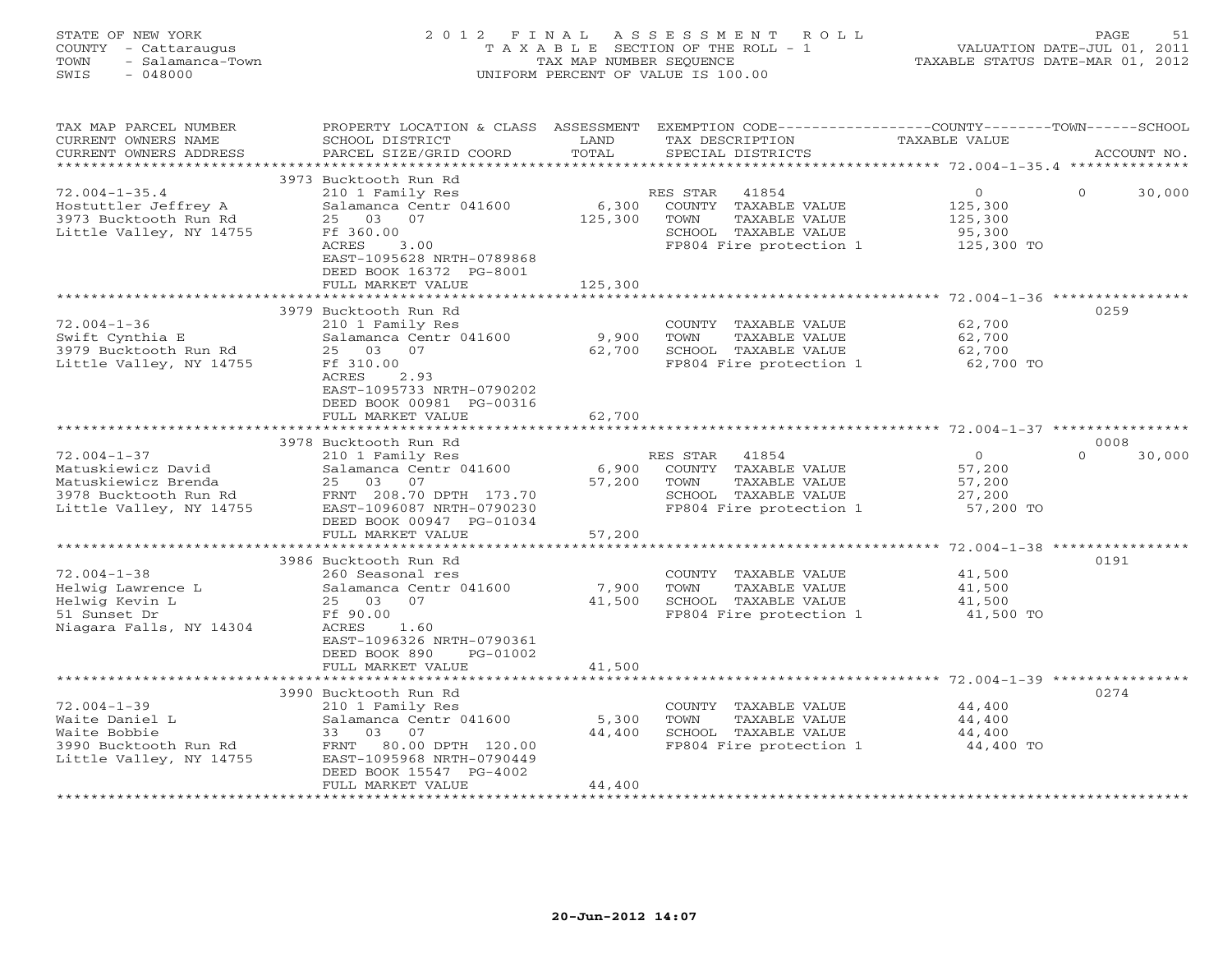STATE OF NEW YORK
COUNTY - Cattaraugus
TOWN - Salamanca-Town
SWIS - 048000

# 2012 FINAL ASSESSMENT ROLL
TAXABLE SECTION OF THE ROLL - 1
TAX MAP NUMBER SEQUENCE
UNIFORM PERCENT OF VALUE IS 100.00

VALUATION DATE-JUL 01, 2011
TAXABLE STATUS DATE-MAR 01, 2012

| TAX MAP PARCEL NUMBER / CURRENT OWNERS NAME / CURRENT OWNERS ADDRESS | PROPERTY LOCATION & CLASS / SCHOOL DISTRICT / PARCEL SIZE/GRID COORD | ASSESSMENT LAND / TOTAL | EXEMPTION CODE / TAX DESCRIPTION / SPECIAL DISTRICTS | COUNTY / TOWN TAXABLE VALUE | SCHOOL | ACCOUNT NO. |
|---|---|---|---|---|---|---|
| 72.004-1-35.4 | 3973 Bucktooth Run Rd | | | | | |
| | 210 1 Family Res | | RES STAR 41854 | 0 | 0 30,000 | |
| Hostuttler Jeffrey A | Salamanca Centr 041600 | 6,300 | COUNTY TAXABLE VALUE | 125,300 | | |
| 3973 Bucktooth Run Rd | 25 03 07 | 125,300 | TOWN TAXABLE VALUE | 125,300 | | |
| Little Valley, NY 14755 | Ff 360.00 | | SCHOOL TAXABLE VALUE | 95,300 | | |
| | ACRES 3.00 | | FP804 Fire protection 1 | 125,300 TO | | |
| | EAST-1095628 NRTH-0789868 | | | | | |
| | DEED BOOK 16372 PG-8001 | | | | | |
| | FULL MARKET VALUE | 125,300 | | | | |
| 72.004-1-36 | 3979 Bucktooth Run Rd | | | | | 0259 |
| | 210 1 Family Res | | COUNTY TAXABLE VALUE | 62,700 | | |
| Swift Cynthia E | Salamanca Centr 041600 | 9,900 | TOWN TAXABLE VALUE | 62,700 | | |
| 3979 Bucktooth Run Rd | 25 03 07 | 62,700 | SCHOOL TAXABLE VALUE | 62,700 | | |
| Little Valley, NY 14755 | Ff 310.00 | | FP804 Fire protection 1 | 62,700 TO | | |
| | ACRES 2.93 | | | | | |
| | EAST-1095733 NRTH-0790202 | | | | | |
| | DEED BOOK 00981 PG-00316 | | | | | |
| | FULL MARKET VALUE | 62,700 | | | | |
| 72.004-1-37 | 3978 Bucktooth Run Rd | | | | | 0008 |
| | 210 1 Family Res | | RES STAR 41854 | 0 | 0 30,000 | |
| Matuskiewicz David | Salamanca Centr 041600 | 6,900 | COUNTY TAXABLE VALUE | 57,200 | | |
| Matuskiewicz Brenda | 25 03 07 | 57,200 | TOWN TAXABLE VALUE | 57,200 | | |
| 3978 Bucktooth Run Rd | FRNT 208.70 DPTH 173.70 | | SCHOOL TAXABLE VALUE | 27,200 | | |
| Little Valley, NY 14755 | EAST-1096087 NRTH-0790230 | | FP804 Fire protection 1 | 57,200 TO | | |
| | DEED BOOK 00947 PG-01034 | | | | | |
| | FULL MARKET VALUE | 57,200 | | | | |
| 72.004-1-38 | 3986 Bucktooth Run Rd | | | | | 0191 |
| | 260 Seasonal res | | COUNTY TAXABLE VALUE | 41,500 | | |
| Helwig Lawrence L | Salamanca Centr 041600 | 7,900 | TOWN TAXABLE VALUE | 41,500 | | |
| Helwig Kevin L | 25 03 07 | 41,500 | SCHOOL TAXABLE VALUE | 41,500 | | |
| 51 Sunset Dr | Ff 90.00 | | FP804 Fire protection 1 | 41,500 TO | | |
| Niagara Falls, NY 14304 | ACRES 1.60 | | | | | |
| | EAST-1096326 NRTH-0790361 | | | | | |
| | DEED BOOK 890 PG-01002 | | | | | |
| | FULL MARKET VALUE | 41,500 | | | | |
| 72.004-1-39 | 3990 Bucktooth Run Rd | | | | | 0274 |
| | 210 1 Family Res | | COUNTY TAXABLE VALUE | 44,400 | | |
| Waite Daniel L | Salamanca Centr 041600 | 5,300 | TOWN TAXABLE VALUE | 44,400 | | |
| Waite Bobbie | 33 03 07 | 44,400 | SCHOOL TAXABLE VALUE | 44,400 | | |
| 3990 Bucktooth Run Rd | FRNT 80.00 DPTH 120.00 | | FP804 Fire protection 1 | 44,400 TO | | |
| Little Valley, NY 14755 | EAST-1095968 NRTH-0790449 | | | | | |
| | DEED BOOK 15547 PG-4002 | | | | | |
| | FULL MARKET VALUE | 44,400 | | | | |

20-Jun-2012 14:07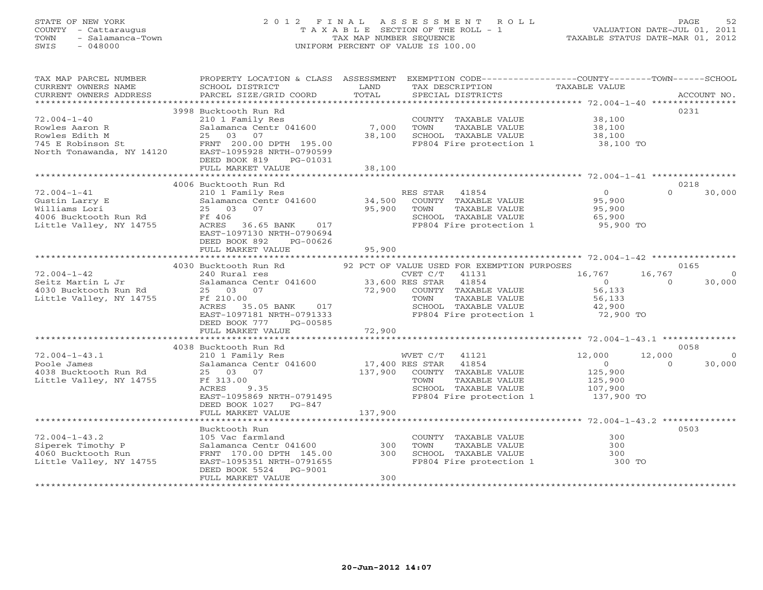STATE OF NEW YORK
COUNTY - Cattaraugus
TOWN - Salamanca-Town
SWIS - 048000

2012 FINAL ASSESSMENT ROLL
TAXABLE SECTION OF THE ROLL - 1
TAX MAP NUMBER SEQUENCE
UNIFORM PERCENT OF VALUE IS 100.00

VALUATION DATE-JUL 01, 2011
TAXABLE STATUS DATE-MAR 01, 2012

| TAX MAP PARCEL NUMBER / CURRENT OWNERS NAME / CURRENT OWNERS ADDRESS | PROPERTY LOCATION & CLASS / SCHOOL DISTRICT / PARCEL SIZE/GRID COORD | ASSESSMENT LAND / TOTAL | EXEMPTION CODE / TAX DESCRIPTION / SPECIAL DISTRICTS | COUNTY TAXABLE VALUE | TOWN | SCHOOL | ACCOUNT NO. |
|---|---|---|---|---|---|---|---|
| 72.004-1-40 | 3998 Bucktooth Run Rd | | | | | | 0231 |
| Rowles Aaron R | 210 1 Family Res | | COUNTY TAXABLE VALUE | 38,100 | | | |
| Rowles Edith M | Salamanca Centr 041600 | 7,000 | TOWN TAXABLE VALUE | 38,100 | | | |
| 745 E Robinson St | 25 03 07 | 38,100 | SCHOOL TAXABLE VALUE | 38,100 | | | |
| North Tonawanda, NY 14120 | FRNT 200.00 DPTH 195.00 | | FP804 Fire protection 1 | 38,100 TO | | | |
| | EAST-1095928 NRTH-0790599 | | | | | | |
| | DEED BOOK 819 PG-01031 | | | | | | |
| | FULL MARKET VALUE | 38,100 | | | | | |
| 72.004-1-41 | 4006 Bucktooth Run Rd | | | | | | 0218 |
| Gustin Larry E | 210 1 Family Res | | RES STAR 41854 | 0 | 0 | 30,000 | |
| Williams Lori | Salamanca Centr 041600 | 34,500 | COUNTY TAXABLE VALUE | 95,900 | | | |
| 4006 Bucktooth Run Rd | 25 03 07 | 95,900 | TOWN TAXABLE VALUE | 95,900 | | | |
| Little Valley, NY 14755 | Ff 406 | | SCHOOL TAXABLE VALUE | 65,900 | | | |
| | ACRES 36.65 BANK 017 | | FP804 Fire protection 1 | 95,900 TO | | | |
| | EAST-1097130 NRTH-0790694 | | | | | | |
| | DEED BOOK 892 PG-00626 | | | | | | |
| | FULL MARKET VALUE | 95,900 | | | | | |
| 72.004-1-42 | 4030 Bucktooth Run Rd | | 92 PCT OF VALUE USED FOR EXEMPTION PURPOSES | | | | 0165 |
| Seitz Martin L Jr | 240 Rural res | | CVET C/T 41131 | 16,767 | 16,767 | 0 | |
| 4030 Bucktooth Run Rd | Salamanca Centr 041600 | 33,600 | RES STAR 41854 | 0 | 0 | 30,000 | |
| Little Valley, NY 14755 | 25 03 07 | 72,900 | COUNTY TAXABLE VALUE | 56,133 | | | |
| | Ff 210.00 | | TOWN TAXABLE VALUE | 56,133 | | | |
| | ACRES 35.05 BANK 017 | | SCHOOL TAXABLE VALUE | 42,900 | | | |
| | EAST-1097181 NRTH-0791333 | | FP804 Fire protection 1 | 72,900 TO | | | |
| | DEED BOOK 777 PG-00585 | | | | | | |
| | FULL MARKET VALUE | 72,900 | | | | | |
| 72.004-1-43.1 | 4038 Bucktooth Run Rd | | | | | | 0058 |
| Poole James | 210 1 Family Res | | WVET C/T 41121 | 12,000 | 12,000 | 0 | |
| 4038 Bucktooth Run Rd | Salamanca Centr 041600 | 17,400 | RES STAR 41854 | 0 | 0 | 30,000 | |
| Little Valley, NY 14755 | 25 03 07 | 137,900 | COUNTY TAXABLE VALUE | 125,900 | | | |
| | Ff 313.00 | | TOWN TAXABLE VALUE | 125,900 | | | |
| | ACRES 9.35 | | SCHOOL TAXABLE VALUE | 107,900 | | | |
| | EAST-1095869 NRTH-0791495 | | FP804 Fire protection 1 | 137,900 TO | | | |
| | DEED BOOK 1027 PG-847 | | | | | | |
| | FULL MARKET VALUE | 137,900 | | | | | |
| 72.004-1-43.2 | Bucktooth Run | | | | | | 0503 |
| Siperek Timothy P | 105 Vac farmland | | COUNTY TAXABLE VALUE | 300 | | | |
| 4060 Bucktooth Run | Salamanca Centr 041600 | 300 | TOWN TAXABLE VALUE | 300 | | | |
| Little Valley, NY 14755 | FRNT 170.00 DPTH 145.00 | 300 | SCHOOL TAXABLE VALUE | 300 | | | |
| | EAST-1095351 NRTH-0791655 | | FP804 Fire protection 1 | 300 TO | | | |
| | DEED BOOK 5524 PG-9001 | | | | | | |
| | FULL MARKET VALUE | 300 | | | | | |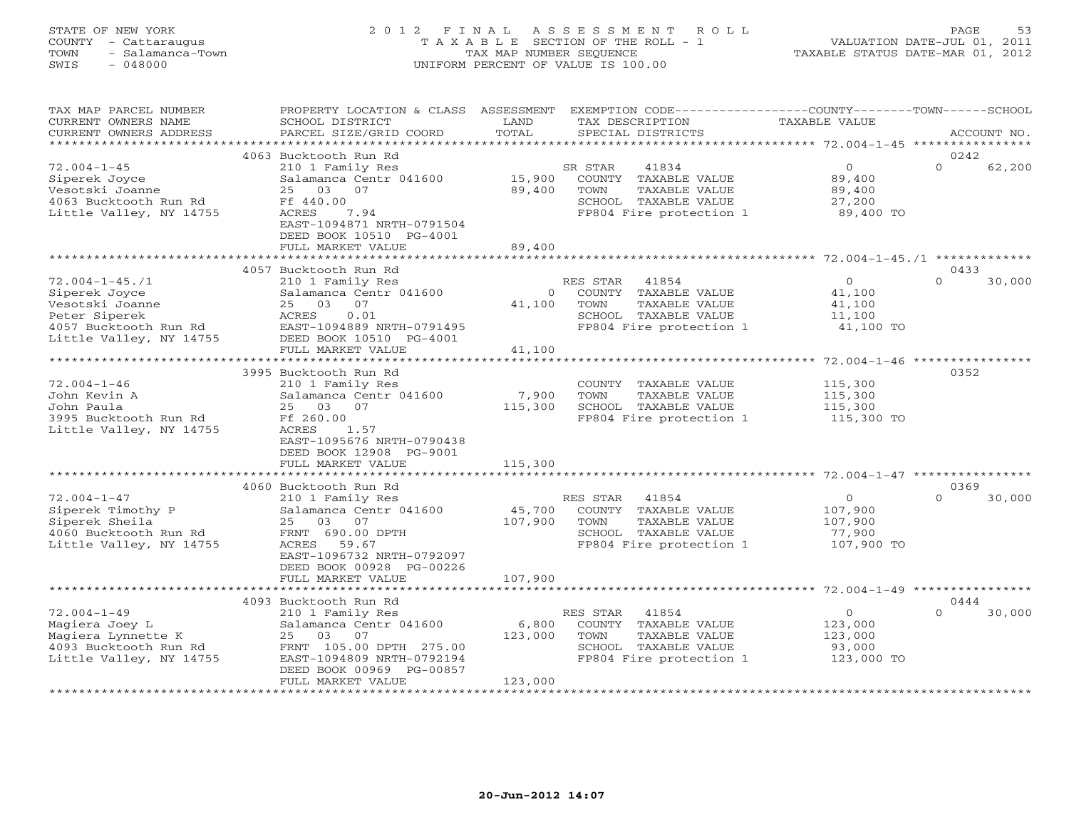STATE OF NEW YORK
COUNTY - Cattaraugus
TOWN - Salamanca-Town
SWIS - 048000

2012 FINAL ASSESSMENT ROLL
TAXABLE SECTION OF THE ROLL - 1
TAX MAP NUMBER SEQUENCE
UNIFORM PERCENT OF VALUE IS 100.00

VALUATION DATE-JUL 01, 2011
TAXABLE STATUS DATE-MAR 01, 2012

| TAX MAP PARCEL NUMBER / CURRENT OWNERS NAME / CURRENT OWNERS ADDRESS | PROPERTY LOCATION & CLASS / SCHOOL DISTRICT / PARCEL SIZE/GRID COORD | ASSESSMENT LAND | TOTAL | EXEMPTION CODE / TAX DESCRIPTION / SPECIAL DISTRICTS | COUNTY TAXABLE VALUE | TOWN | SCHOOL | ACCOUNT NO. |
|---|---|---|---|---|---|---|---|---|
| | 4063 Bucktooth Run Rd | | | | | | | 0242 |
| 72.004-1-45 | 210 1 Family Res | | | SR STAR 41834 | 0 | 0 | 62,200 | |
| Siperek Joyce | Salamanca Centr 041600 | 15,900 | | COUNTY TAXABLE VALUE | 89,400 | | | |
| Vesotski Joanne | 25 03 07 | | 89,400 | TOWN TAXABLE VALUE | 89,400 | | | |
| 4063 Bucktooth Run Rd | Ff 440.00 | | | SCHOOL TAXABLE VALUE | 27,200 | | | |
| Little Valley, NY 14755 | ACRES 7.94 | | | FP804 Fire protection 1 | 89,400 TO | | | |
| | EAST-1094871 NRTH-0791504 | | | | | | | |
| | DEED BOOK 10510 PG-4001 | | | | | | | |
| | FULL MARKET VALUE | | 89,400 | | | | | |
| | 4057 Bucktooth Run Rd | | | | | | | 0433 |
| 72.004-1-45./1 | 210 1 Family Res | | | RES STAR 41854 | 0 | 0 | 30,000 | |
| Siperek Joyce | Salamanca Centr 041600 | 0 | | COUNTY TAXABLE VALUE | 41,100 | | | |
| Vesotski Joanne | 25 03 07 | | 41,100 | TOWN TAXABLE VALUE | 41,100 | | | |
| Peter Siperek | ACRES 0.01 | | | SCHOOL TAXABLE VALUE | 11,100 | | | |
| 4057 Bucktooth Run Rd | EAST-1094889 NRTH-0791495 | | | FP804 Fire protection 1 | 41,100 TO | | | |
| Little Valley, NY 14755 | DEED BOOK 10510 PG-4001 | | | | | | | |
| | FULL MARKET VALUE | | 41,100 | | | | | |
| | 3995 Bucktooth Run Rd | | | | | | | 0352 |
| 72.004-1-46 | 210 1 Family Res | | | COUNTY TAXABLE VALUE | 115,300 | | | |
| John Kevin A | Salamanca Centr 041600 | 7,900 | | TOWN TAXABLE VALUE | 115,300 | | | |
| John Paula | 25 03 07 | | 115,300 | SCHOOL TAXABLE VALUE | 115,300 | | | |
| 3995 Bucktooth Run Rd | Ff 260.00 | | | FP804 Fire protection 1 | 115,300 TO | | | |
| Little Valley, NY 14755 | ACRES 1.57 | | | | | | | |
| | EAST-1095676 NRTH-0790438 | | | | | | | |
| | DEED BOOK 12908 PG-9001 | | | | | | | |
| | FULL MARKET VALUE | | 115,300 | | | | | |
| | 4060 Bucktooth Run Rd | | | | | | | 0369 |
| 72.004-1-47 | 210 1 Family Res | | | RES STAR 41854 | 0 | 0 | 30,000 | |
| Siperek Timothy P | Salamanca Centr 041600 | 45,700 | | COUNTY TAXABLE VALUE | 107,900 | | | |
| Siperek Sheila | 25 03 07 | | 107,900 | TOWN TAXABLE VALUE | 107,900 | | | |
| 4060 Bucktooth Run Rd | FRNT 690.00 DPTH | | | SCHOOL TAXABLE VALUE | 77,900 | | | |
| Little Valley, NY 14755 | ACRES 59.67 | | | FP804 Fire protection 1 | 107,900 TO | | | |
| | EAST-1096732 NRTH-0792097 | | | | | | | |
| | DEED BOOK 00928 PG-00226 | | | | | | | |
| | FULL MARKET VALUE | | 107,900 | | | | | |
| | 4093 Bucktooth Run Rd | | | | | | | 0444 |
| 72.004-1-49 | 210 1 Family Res | | | RES STAR 41854 | 0 | 0 | 30,000 | |
| Magiera Joey L | Salamanca Centr 041600 | 6,800 | | COUNTY TAXABLE VALUE | 123,000 | | | |
| Magiera Lynnette K | 25 03 07 | | 123,000 | TOWN TAXABLE VALUE | 123,000 | | | |
| 4093 Bucktooth Run Rd | FRNT 105.00 DPTH 275.00 | | | SCHOOL TAXABLE VALUE | 93,000 | | | |
| Little Valley, NY 14755 | EAST-1094809 NRTH-0792194 | | | FP804 Fire protection 1 | 123,000 TO | | | |
| | DEED BOOK 00969 PG-00857 | | | | | | | |
| | FULL MARKET VALUE | | 123,000 | | | | | |

20-Jun-2012 14:07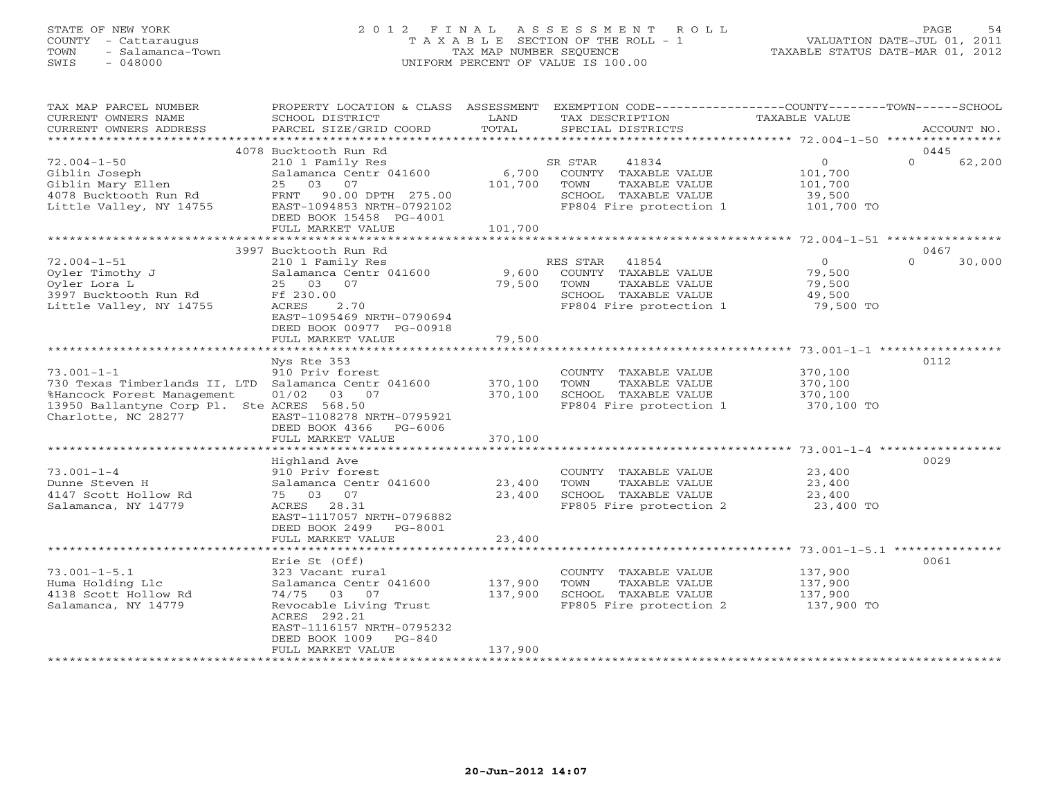STATE OF NEW YORK
COUNTY - Cattaraugus
TOWN - Salamanca-Town
SWIS - 048000

# 2012 FINAL ASSESSMENT ROLL
TAXABLE SECTION OF THE ROLL - 1
TAX MAP NUMBER SEQUENCE
UNIFORM PERCENT OF VALUE IS 100.00

VALUATION DATE-JUL 01, 2011
TAXABLE STATUS DATE-MAR 01, 2012

| TAX MAP PARCEL NUMBER / CURRENT OWNERS NAME / CURRENT OWNERS ADDRESS | PROPERTY LOCATION & CLASS / SCHOOL DISTRICT / PARCEL SIZE/GRID COORD | ASSESSMENT LAND / TOTAL | EXEMPTION CODE / TAX DESCRIPTION / SPECIAL DISTRICTS | COUNTY / TOWN / SCHOOL TAXABLE VALUE | ACCOUNT NO. |
|---|---|---|---|---|---|
| **72.004-1-50** | 4078 Bucktooth Run Rd | | | | 0445 |
| Giblin Joseph | 210 1 Family Res | | SR STAR 41834 | 0 / 0 / 62,200 | |
| Giblin Mary Ellen | Salamanca Centr 041600 | 6,700 | COUNTY TAXABLE VALUE | 101,700 | |
| 4078 Bucktooth Run Rd | 25 03 07 | 101,700 | TOWN TAXABLE VALUE | 101,700 | |
| Little Valley, NY 14755 | FRNT 90.00 DPTH 275.00 | | SCHOOL TAXABLE VALUE | 39,500 | |
| | EAST-1094853 NRTH-0792102 | | FP804 Fire protection 1 | 101,700 TO | |
| | DEED BOOK 15458 PG-4001 | | | | |
| | FULL MARKET VALUE | 101,700 | | | |
| **72.004-1-51** | 3997 Bucktooth Run Rd | | | | 0467 |
| Oyler Timothy J | 210 1 Family Res | | RES STAR 41854 | 0 / 0 / 30,000 | |
| Oyler Lora L | Salamanca Centr 041600 | 9,600 | COUNTY TAXABLE VALUE | 79,500 | |
| 3997 Bucktooth Run Rd | 25 03 07 | 79,500 | TOWN TAXABLE VALUE | 79,500 | |
| Little Valley, NY 14755 | Ff 230.00 | | SCHOOL TAXABLE VALUE | 49,500 | |
| | ACRES 2.70 | | FP804 Fire protection 1 | 79,500 TO | |
| | EAST-1095469 NRTH-0790694 | | | | |
| | DEED BOOK 00977 PG-00918 | | | | |
| | FULL MARKET VALUE | 79,500 | | | |
| **73.001-1-1** | Nys Rte 353 | | | | 0112 |
| 730 Texas Timberlands II, LTD | 910 Priv forest | | COUNTY TAXABLE VALUE | 370,100 | |
| %Hancock Forest Management | Salamanca Centr 041600 | 370,100 | TOWN TAXABLE VALUE | 370,100 | |
| 13950 Ballantyne Corp Pl. Ste | 01/02 03 07 | 370,100 | SCHOOL TAXABLE VALUE | 370,100 | |
| Charlotte, NC 28277 | ACRES 568.50 | | FP804 Fire protection 1 | 370,100 TO | |
| | EAST-1108278 NRTH-0795921 | | | | |
| | DEED BOOK 4366 PG-6006 | | | | |
| | FULL MARKET VALUE | 370,100 | | | |
| **73.001-1-4** | Highland Ave | | | | 0029 |
| Dunne Steven H | 910 Priv forest | | COUNTY TAXABLE VALUE | 23,400 | |
| 4147 Scott Hollow Rd | Salamanca Centr 041600 | 23,400 | TOWN TAXABLE VALUE | 23,400 | |
| Salamanca, NY 14779 | 75 03 07 | 23,400 | SCHOOL TAXABLE VALUE | 23,400 | |
| | ACRES 28.31 | | FP805 Fire protection 2 | 23,400 TO | |
| | EAST-1117057 NRTH-0796882 | | | | |
| | DEED BOOK 2499 PG-8001 | | | | |
| | FULL MARKET VALUE | 23,400 | | | |
| **73.001-1-5.1** | Erie St (Off) | | | | 0061 |
| Huma Holding Llc | 323 Vacant rural | | COUNTY TAXABLE VALUE | 137,900 | |
| 4138 Scott Hollow Rd | Salamanca Centr 041600 | 137,900 | TOWN TAXABLE VALUE | 137,900 | |
| Salamanca, NY 14779 | 74/75 03 07 | 137,900 | SCHOOL TAXABLE VALUE | 137,900 | |
| | Revocable Living Trust | | FP805 Fire protection 2 | 137,900 TO | |
| | ACRES 292.21 | | | | |
| | EAST-1116157 NRTH-0795232 | | | | |
| | DEED BOOK 1009 PG-840 | | | | |
| | FULL MARKET VALUE | 137,900 | | | |

20-Jun-2012 14:07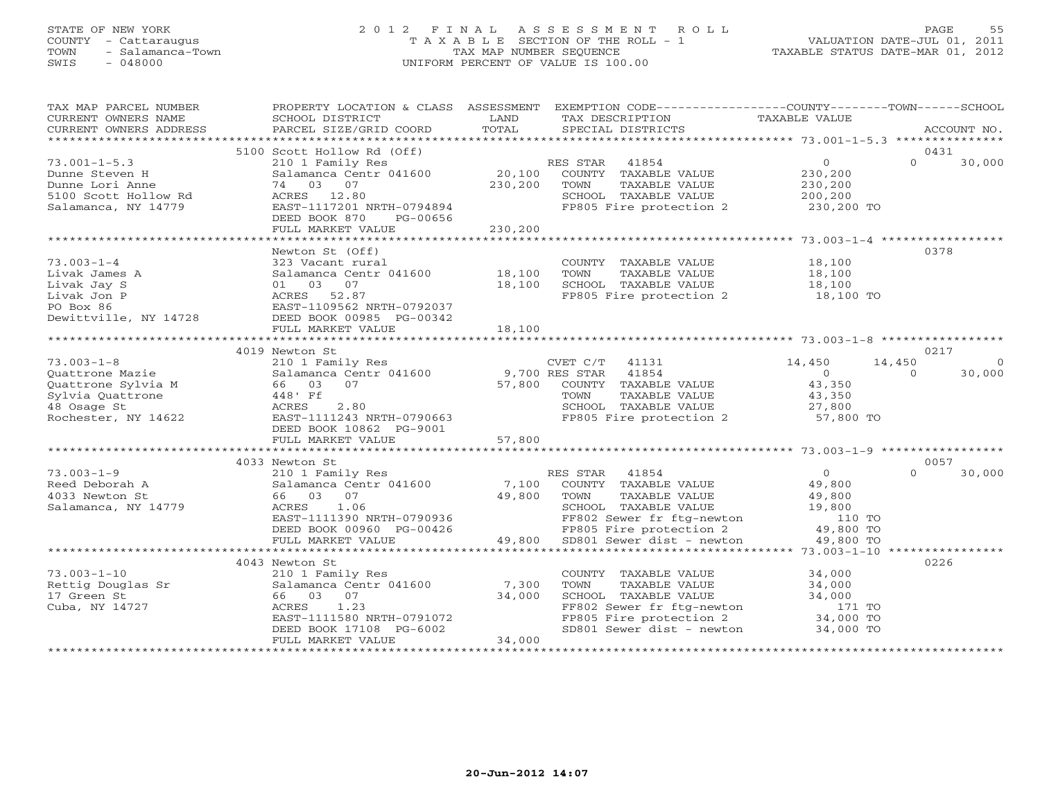STATE OF NEW YORK
COUNTY - Cattaraugus
TOWN - Salamanca-Town
SWIS - 048000

2012 FINAL ASSESSMENT ROLL
TAXABLE SECTION OF THE ROLL - 1
TAX MAP NUMBER SEQUENCE
UNIFORM PERCENT OF VALUE IS 100.00

VALUATION DATE-JUL 01, 2011
TAXABLE STATUS DATE-MAR 01, 2012

| TAX MAP PARCEL NUMBER / CURRENT OWNERS NAME / CURRENT OWNERS ADDRESS | PROPERTY LOCATION & CLASS / SCHOOL DISTRICT / PARCEL SIZE/GRID COORD | ASSESSMENT LAND / TOTAL | EXEMPTION CODE / TAX DESCRIPTION / SPECIAL DISTRICTS | COUNTY TAXABLE VALUE | TOWN | SCHOOL / ACCOUNT NO. |
|---|---|---|---|---|---|---|
| 73.001-1-5.3 | 5100 Scott Hollow Rd (Off) | | | | | 0431 |
| Dunne Steven H | 210 1 Family Res | | RES STAR 41854 | 0 | 0 | 30,000 |
| Dunne Lori Anne | Salamanca Centr 041600 | 20,100 | COUNTY TAXABLE VALUE | 230,200 | | |
| 5100 Scott Hollow Rd | 74 03 07 | 230,200 | TOWN TAXABLE VALUE | 230,200 | | |
| Salamanca, NY 14779 | ACRES 12.80 | | SCHOOL TAXABLE VALUE | 200,200 | | |
| | EAST-1117201 NRTH-0794894 | | FP805 Fire protection 2 | 230,200 TO | | |
| | DEED BOOK 870 PG-00656 | | | | | |
| | FULL MARKET VALUE | 230,200 | | | | |
| 73.003-1-4 | Newton St (Off) | | | | | 0378 |
| Livak James A | 323 Vacant rural | | COUNTY TAXABLE VALUE | 18,100 | | |
| Livak Jay S | Salamanca Centr 041600 | 18,100 | TOWN TAXABLE VALUE | 18,100 | | |
| Livak Jon P | 01 03 07 | 18,100 | SCHOOL TAXABLE VALUE | 18,100 | | |
| PO Box 86 | ACRES 52.87 | | FP805 Fire protection 2 | 18,100 TO | | |
| Dewittville, NY 14728 | EAST-1109562 NRTH-0792037 | | | | | |
| | DEED BOOK 00985 PG-00342 | | | | | |
| | FULL MARKET VALUE | 18,100 | | | | |
| 73.003-1-8 | 4019 Newton St | | | | | 0217 |
| Quattrone Mazie | 210 1 Family Res | | CVET C/T 41131 | 14,450 | 14,450 | 0 |
| Quattrone Sylvia M | Salamanca Centr 041600 | 9,700 | RES STAR 41854 | 0 | 0 | 30,000 |
| Sylvia Quattrone | 66 03 07 | 57,800 | COUNTY TAXABLE VALUE | 43,350 | | |
| 48 Osage St | 448' Ff | | TOWN TAXABLE VALUE | 43,350 | | |
| Rochester, NY 14622 | ACRES 2.80 | | SCHOOL TAXABLE VALUE | 27,800 | | |
| | EAST-1111243 NRTH-0790663 | | FP805 Fire protection 2 | 57,800 TO | | |
| | DEED BOOK 10862 PG-9001 | | | | | |
| | FULL MARKET VALUE | 57,800 | | | | |
| 73.003-1-9 | 4033 Newton St | | | | | 0057 |
| Reed Deborah A | 210 1 Family Res | | RES STAR 41854 | 0 | 0 | 30,000 |
| 4033 Newton St | Salamanca Centr 041600 | 7,100 | COUNTY TAXABLE VALUE | 49,800 | | |
| Salamanca, NY 14779 | 66 03 07 | 49,800 | TOWN TAXABLE VALUE | 49,800 | | |
| | ACRES 1.06 | | SCHOOL TAXABLE VALUE | 19,800 | | |
| | EAST-1111390 NRTH-0790936 | | FF802 Sewer fr ftg-newton | 110 TO | | |
| | DEED BOOK 00960 PG-00426 | | FP805 Fire protection 2 | 49,800 TO | | |
| | FULL MARKET VALUE | 49,800 | SD801 Sewer dist - newton | 49,800 TO | | |
| 73.003-1-10 | 4043 Newton St | | | | | 0226 |
| Rettig Douglas Sr | 210 1 Family Res | | COUNTY TAXABLE VALUE | 34,000 | | |
| 17 Green St | Salamanca Centr 041600 | 7,300 | TOWN TAXABLE VALUE | 34,000 | | |
| Cuba, NY 14727 | 66 03 07 | 34,000 | SCHOOL TAXABLE VALUE | 34,000 | | |
| | ACRES 1.23 | | FF802 Sewer fr ftg-newton | 171 TO | | |
| | EAST-1111580 NRTH-0791072 | | FP805 Fire protection 2 | 34,000 TO | | |
| | DEED BOOK 17108 PG-6002 | | SD801 Sewer dist - newton | 34,000 TO | | |
| | FULL MARKET VALUE | 34,000 | | | | |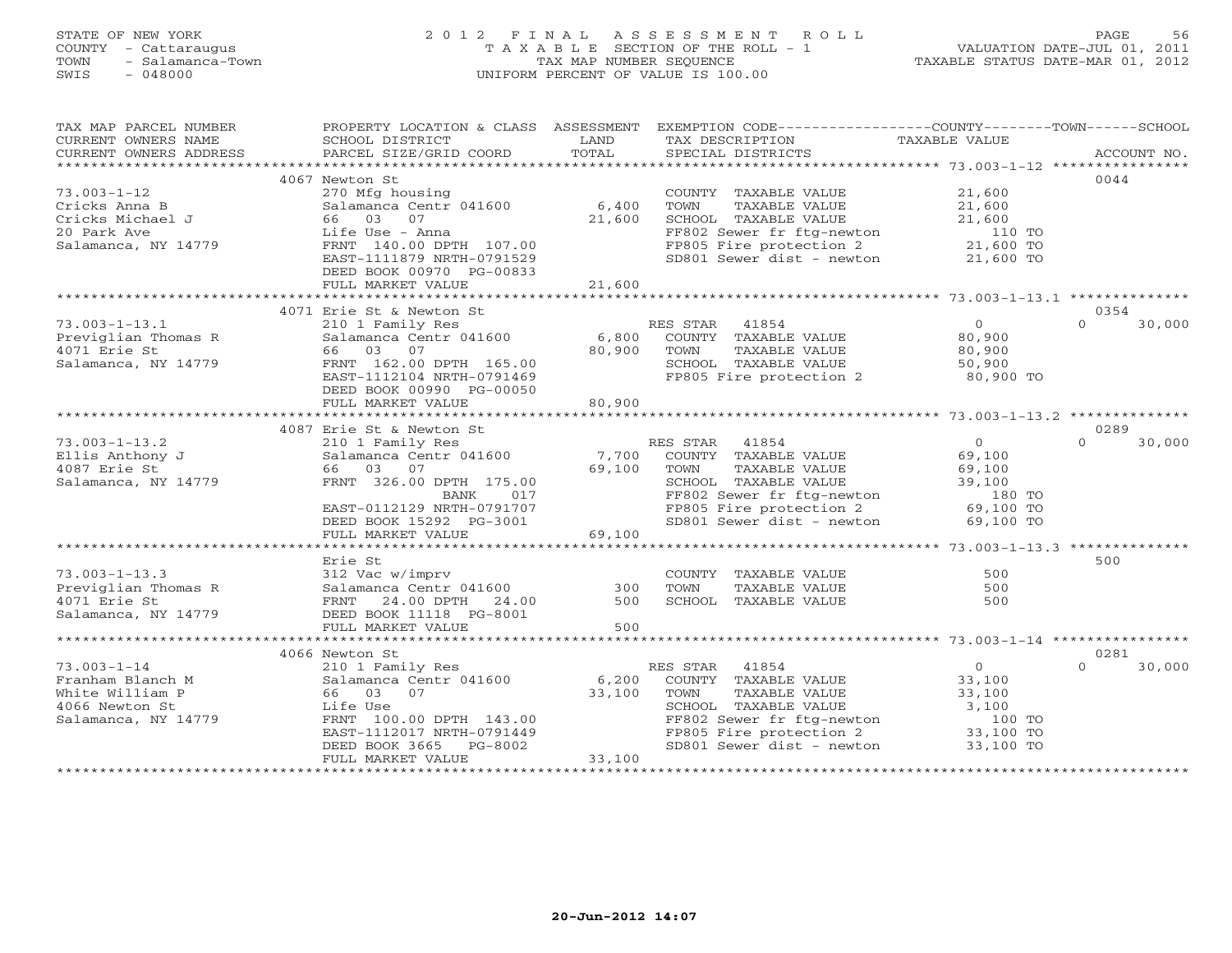STATE OF NEW YORK
COUNTY - Cattaraugus
TOWN - Salamanca-Town
SWIS - 048000

# 2012 FINAL ASSESSMENT ROLL
TAXABLE SECTION OF THE ROLL - 1
TAX MAP NUMBER SEQUENCE
UNIFORM PERCENT OF VALUE IS 100.00

VALUATION DATE-JUL 01, 2011
TAXABLE STATUS DATE-MAR 01, 2012

| TAX MAP PARCEL NUMBER / CURRENT OWNERS NAME / CURRENT OWNERS ADDRESS | PROPERTY LOCATION & CLASS / SCHOOL DISTRICT / PARCEL SIZE/GRID COORD | ASSESSMENT LAND | TOTAL | EXEMPTION CODE / TAX DESCRIPTION / SPECIAL DISTRICTS | COUNTY TAXABLE VALUE | TOWN | SCHOOL / ACCOUNT NO. |
|---|---|---|---|---|---|---|---|
| | 4067 Newton St | | | | | | 0044 |
| 73.003-1-12 | 270 Mfg housing | | | COUNTY TAXABLE VALUE | 21,600 | | |
| Cricks Anna B | Salamanca Centr 041600 | 6,400 | | TOWN TAXABLE VALUE | 21,600 | | |
| Cricks Michael J | 66 03 07 | | 21,600 | SCHOOL TAXABLE VALUE | 21,600 | | |
| 20 Park Ave | Life Use - Anna | | | FF802 Sewer fr ftg-newton | 110 TO | | |
| Salamanca, NY 14779 | FRNT 140.00 DPTH 107.00 | | | FP805 Fire protection 2 | 21,600 TO | | |
| | EAST-1111879 NRTH-0791529 | | | SD801 Sewer dist - newton | 21,600 TO | | |
| | DEED BOOK 00970 PG-00833 | | | | | | |
| | FULL MARKET VALUE | | 21,600 | | | | |
| | 4071 Erie St & Newton St | | | | | | 0354 |
| 73.003-1-13.1 | 210 1 Family Res | | | RES STAR 41854 | 0 | 0 | 30,000 |
| Previglian Thomas R | Salamanca Centr 041600 | 6,800 | | COUNTY TAXABLE VALUE | 80,900 | | |
| 4071 Erie St | 66 03 07 | | 80,900 | TOWN TAXABLE VALUE | 80,900 | | |
| Salamanca, NY 14779 | FRNT 162.00 DPTH 165.00 | | | SCHOOL TAXABLE VALUE | 50,900 | | |
| | EAST-1112104 NRTH-0791469 | | | FP805 Fire protection 2 | 80,900 TO | | |
| | DEED BOOK 00990 PG-00050 | | | | | | |
| | FULL MARKET VALUE | | 80,900 | | | | |
| | 4087 Erie St & Newton St | | | | | | 0289 |
| 73.003-1-13.2 | 210 1 Family Res | | | RES STAR 41854 | 0 | 0 | 30,000 |
| Ellis Anthony J | Salamanca Centr 041600 | 7,700 | | COUNTY TAXABLE VALUE | 69,100 | | |
| 4087 Erie St | 66 03 07 | | 69,100 | TOWN TAXABLE VALUE | 69,100 | | |
| Salamanca, NY 14779 | FRNT 326.00 DPTH 175.00 | | | SCHOOL TAXABLE VALUE | 39,100 | | |
| | BANK 017 | | | FF802 Sewer fr ftg-newton | 180 TO | | |
| | EAST-0112129 NRTH-0791707 | | | FP805 Fire protection 2 | 69,100 TO | | |
| | DEED BOOK 15292 PG-3001 | | | SD801 Sewer dist - newton | 69,100 TO | | |
| | FULL MARKET VALUE | | 69,100 | | | | |
| | Erie St | | | | | | 500 |
| 73.003-1-13.3 | 312 Vac w/imprv | | | COUNTY TAXABLE VALUE | 500 | | |
| Previglian Thomas R | Salamanca Centr 041600 | 300 | | TOWN TAXABLE VALUE | 500 | | |
| 4071 Erie St | FRNT 24.00 DPTH 24.00 | | 500 | SCHOOL TAXABLE VALUE | 500 | | |
| Salamanca, NY 14779 | DEED BOOK 11118 PG-8001 | | | | | | |
| | FULL MARKET VALUE | | 500 | | | | |
| | 4066 Newton St | | | | | | 0281 |
| 73.003-1-14 | 210 1 Family Res | | | RES STAR 41854 | 0 | 0 | 30,000 |
| Franham Blanch M | Salamanca Centr 041600 | 6,200 | | COUNTY TAXABLE VALUE | 33,100 | | |
| White William P | 66 03 07 | | 33,100 | TOWN TAXABLE VALUE | 33,100 | | |
| 4066 Newton St | Life Use | | | SCHOOL TAXABLE VALUE | 3,100 | | |
| Salamanca, NY 14779 | FRNT 100.00 DPTH 143.00 | | | FF802 Sewer fr ftg-newton | 100 TO | | |
| | EAST-1112017 NRTH-0791449 | | | FP805 Fire protection 2 | 33,100 TO | | |
| | DEED BOOK 3665 PG-8002 | | | SD801 Sewer dist - newton | 33,100 TO | | |
| | FULL MARKET VALUE | | 33,100 | | | | |

20-Jun-2012 14:07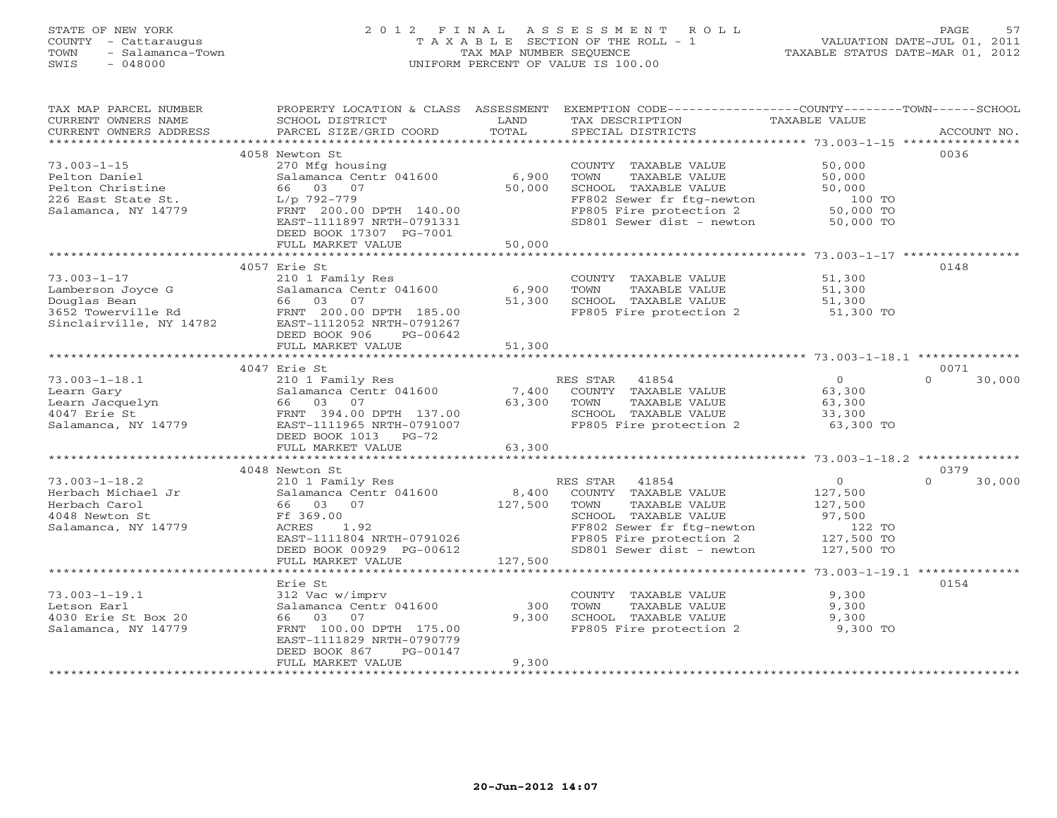STATE OF NEW YORK
COUNTY - Cattaraugus
TOWN - Salamanca-Town
SWIS - 048000

# 2012 FINAL ASSESSMENT ROLL
TAXABLE SECTION OF THE ROLL - 1
TAX MAP NUMBER SEQUENCE
UNIFORM PERCENT OF VALUE IS 100.00

VALUATION DATE-JUL 01, 2011
TAXABLE STATUS DATE-MAR 01, 2012

| TAX MAP PARCEL NUMBER / CURRENT OWNERS NAME / CURRENT OWNERS ADDRESS | PROPERTY LOCATION & CLASS / SCHOOL DISTRICT / PARCEL SIZE/GRID COORD | ASSESSMENT LAND | TOTAL | EXEMPTION CODE / TAX DESCRIPTION / SPECIAL DISTRICTS | COUNTY | TOWN | SCHOOL | ACCOUNT NO. |
|---|---|---|---|---|---|---|---|---|
| 73.003-1-15 | 4058 Newton St | | | | | | | 0036 |
| Pelton Daniel | 270 Mfg housing | | | COUNTY TAXABLE VALUE | 50,000 | | | |
| Pelton Christine | Salamanca Centr 041600 | 6,900 | | TOWN TAXABLE VALUE | | 50,000 | | |
| 226 East State St. | 66 03 07 | | 50,000 | SCHOOL TAXABLE VALUE | | | 50,000 | |
| Salamanca, NY 14779 | L/p 792-779 | | | FF802 Sewer fr ftg-newton | 100 TO | | | |
| | FRNT 200.00 DPTH 140.00 | | | FP805 Fire protection 2 | 50,000 TO | | | |
| | EAST-1111897 NRTH-0791331 | | | SD801 Sewer dist - newton | 50,000 TO | | | |
| | DEED BOOK 17307 PG-7001 | | | | | | | |
| | FULL MARKET VALUE | | 50,000 | | | | | |
| 73.003-1-17 | 4057 Erie St | | | | | | | 0148 |
| Lamberson Joyce G | 210 1 Family Res | | | COUNTY TAXABLE VALUE | 51,300 | | | |
| Douglas Bean | Salamanca Centr 041600 | 6,900 | | TOWN TAXABLE VALUE | | 51,300 | | |
| 3652 Towerville Rd | 66 03 07 | | 51,300 | SCHOOL TAXABLE VALUE | | | 51,300 | |
| Sinclairville, NY 14782 | FRNT 200.00 DPTH 185.00 | | | FP805 Fire protection 2 | 51,300 TO | | | |
| | EAST-1112052 NRTH-0791267 | | | | | | | |
| | DEED BOOK 906 PG-00642 | | | | | | | |
| | FULL MARKET VALUE | | 51,300 | | | | | |
| 73.003-1-18.1 | 4047 Erie St | | | | | | | 0071 |
| Learn Gary | 210 1 Family Res | | | RES STAR 41854 | 0 | | 30,000 | |
| Learn Jacquelyn | Salamanca Centr 041600 | 7,400 | | COUNTY TAXABLE VALUE | 63,300 | | | |
| 4047 Erie St | 66 03 07 | | 63,300 | TOWN TAXABLE VALUE | | 63,300 | | |
| Salamanca, NY 14779 | FRNT 394.00 DPTH 137.00 | | | SCHOOL TAXABLE VALUE | | | 33,300 | |
| | EAST-1111965 NRTH-0791007 | | | FP805 Fire protection 2 | 63,300 TO | | | |
| | DEED BOOK 1013 PG-72 | | | | | | | |
| | FULL MARKET VALUE | | 63,300 | | | | | |
| 73.003-1-18.2 | 4048 Newton St | | | | | | | 0379 |
| Herbach Michael Jr | 210 1 Family Res | | | RES STAR 41854 | 0 | | 30,000 | |
| Herbach Carol | Salamanca Centr 041600 | 8,400 | | COUNTY TAXABLE VALUE | 127,500 | | | |
| 4048 Newton St | 66 03 07 | | 127,500 | TOWN TAXABLE VALUE | | 127,500 | | |
| Salamanca, NY 14779 | Ff 369.00 | | | SCHOOL TAXABLE VALUE | | | 97,500 | |
| | ACRES 1.92 | | | FF802 Sewer fr ftg-newton | 122 TO | | | |
| | EAST-1111804 NRTH-0791026 | | | FP805 Fire protection 2 | 127,500 TO | | | |
| | DEED BOOK 00929 PG-00612 | | | SD801 Sewer dist - newton | 127,500 TO | | | |
| | FULL MARKET VALUE | | 127,500 | | | | | |
| 73.003-1-19.1 | Erie St | | | | | | | 0154 |
| Letson Earl | 312 Vac w/imprv | | | COUNTY TAXABLE VALUE | 9,300 | | | |
| 4030 Erie St Box 20 | Salamanca Centr 041600 | 300 | | TOWN TAXABLE VALUE | | 9,300 | | |
| Salamanca, NY 14779 | 66 03 07 | | 9,300 | SCHOOL TAXABLE VALUE | | | 9,300 | |
| | FRNT 100.00 DPTH 175.00 | | | FP805 Fire protection 2 | 9,300 TO | | | |
| | EAST-1111829 NRTH-0790779 | | | | | | | |
| | DEED BOOK 867 PG-00147 | | | | | | | |
| | FULL MARKET VALUE | | 9,300 | | | | | |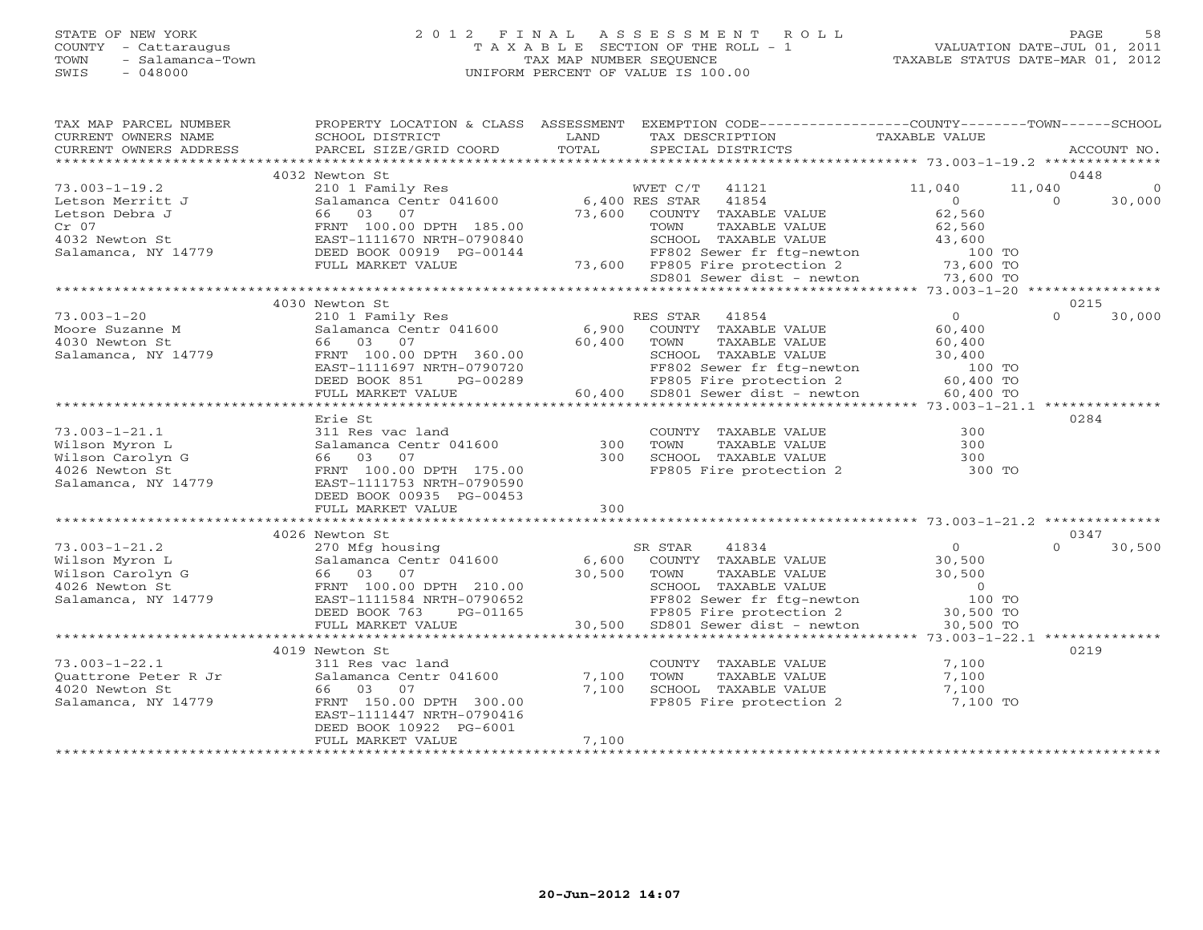STATE OF NEW YORK
COUNTY - Cattaraugus
TOWN - Salamanca-Town
SWIS - 048000

2 0 1 2 F I N A L A S S E S S M E N T R O L L
T A X A B L E SECTION OF THE ROLL - 1
TAX MAP NUMBER SEQUENCE
UNIFORM PERCENT OF VALUE IS 100.00

VALUATION DATE-JUL 01, 2011
TAXABLE STATUS DATE-MAR 01, 2012

| TAX MAP PARCEL NUMBER / CURRENT OWNERS NAME / CURRENT OWNERS ADDRESS | PROPERTY LOCATION & CLASS / SCHOOL DISTRICT / PARCEL SIZE/GRID COORD | ASSESSMENT LAND / TOTAL | EXEMPTION CODE / TAX DESCRIPTION / SPECIAL DISTRICTS | COUNTY TAXABLE VALUE | TOWN | SCHOOL | ACCOUNT NO. |
|---|---|---|---|---|---|---|---|
| **73.003-1-19.2** | 4032 Newton St | | | | | | 0448 |
| 73.003-1-19.2 | 210 1 Family Res | | WVET C/T 41121 | 11,040 | 11,040 | 0 | |
| Letson Merritt J | Salamanca Centr 041600 | 6,400 | RES STAR 41854 | 0 | 0 | 30,000 | |
| Letson Debra J | 66 03 07 | 73,600 | COUNTY TAXABLE VALUE | 62,560 | | | |
| Cr 07 | FRNT 100.00 DPTH 185.00 | | TOWN TAXABLE VALUE | 62,560 | | | |
| 4032 Newton St | EAST-1111670 NRTH-0790840 | | SCHOOL TAXABLE VALUE | 43,600 | | | |
| Salamanca, NY 14779 | DEED BOOK 00919 PG-00144 | | FF802 Sewer fr ftg-newton | 100 TO | | | |
| | FULL MARKET VALUE | 73,600 | FP805 Fire protection 2 | 73,600 TO | | | |
| | | | SD801 Sewer dist - newton | 73,600 TO | | | |
| **73.003-1-20** | 4030 Newton St | | | | | | 0215 |
| 73.003-1-20 | 210 1 Family Res | | RES STAR 41854 | 0 | 0 | 30,000 | |
| Moore Suzanne M | Salamanca Centr 041600 | 6,900 | COUNTY TAXABLE VALUE | 60,400 | | | |
| 4030 Newton St | 66 03 07 | 60,400 | TOWN TAXABLE VALUE | 60,400 | | | |
| Salamanca, NY 14779 | FRNT 100.00 DPTH 360.00 | | SCHOOL TAXABLE VALUE | 30,400 | | | |
| | EAST-1111697 NRTH-0790720 | | FF802 Sewer fr ftg-newton | 100 TO | | | |
| | DEED BOOK 851 PG-00289 | | FP805 Fire protection 2 | 60,400 TO | | | |
| | FULL MARKET VALUE | 60,400 | SD801 Sewer dist - newton | 60,400 TO | | | |
| **73.003-1-21.1** | Erie St | | | | | | 0284 |
| 73.003-1-21.1 | 311 Res vac land | | COUNTY TAXABLE VALUE | 300 | | | |
| Wilson Myron L | Salamanca Centr 041600 | 300 | TOWN TAXABLE VALUE | 300 | | | |
| Wilson Carolyn G | 66 03 07 | 300 | SCHOOL TAXABLE VALUE | 300 | | | |
| 4026 Newton St | FRNT 100.00 DPTH 175.00 | | FP805 Fire protection 2 | 300 TO | | | |
| Salamanca, NY 14779 | EAST-1111753 NRTH-0790590 | | | | | | |
| | DEED BOOK 00935 PG-00453 | | | | | | |
| | FULL MARKET VALUE | 300 | | | | | |
| **73.003-1-21.2** | 4026 Newton St | | | | | | 0347 |
| 73.003-1-21.2 | 270 Mfg housing | | SR STAR 41834 | 0 | 0 | 30,500 | |
| Wilson Myron L | Salamanca Centr 041600 | 6,600 | COUNTY TAXABLE VALUE | 30,500 | | | |
| Wilson Carolyn G | 66 03 07 | 30,500 | TOWN TAXABLE VALUE | 30,500 | | | |
| 4026 Newton St | FRNT 100.00 DPTH 210.00 | | SCHOOL TAXABLE VALUE | 0 | | | |
| Salamanca, NY 14779 | EAST-1111584 NRTH-0790652 | | FF802 Sewer fr ftg-newton | 100 TO | | | |
| | DEED BOOK 763 PG-01165 | | FP805 Fire protection 2 | 30,500 TO | | | |
| | FULL MARKET VALUE | 30,500 | SD801 Sewer dist - newton | 30,500 TO | | | |
| **73.003-1-22.1** | 4019 Newton St | | | | | | 0219 |
| 73.003-1-22.1 | 311 Res vac land | | COUNTY TAXABLE VALUE | 7,100 | | | |
| Quattrone Peter R Jr | Salamanca Centr 041600 | 7,100 | TOWN TAXABLE VALUE | 7,100 | | | |
| 4020 Newton St | 66 03 07 | 7,100 | SCHOOL TAXABLE VALUE | 7,100 | | | |
| Salamanca, NY 14779 | FRNT 150.00 DPTH 300.00 | | FP805 Fire protection 2 | 7,100 TO | | | |
| | EAST-1111447 NRTH-0790416 | | | | | | |
| | DEED BOOK 10922 PG-6001 | | | | | | |
| | FULL MARKET VALUE | 7,100 | | | | | |

20-Jun-2012 14:07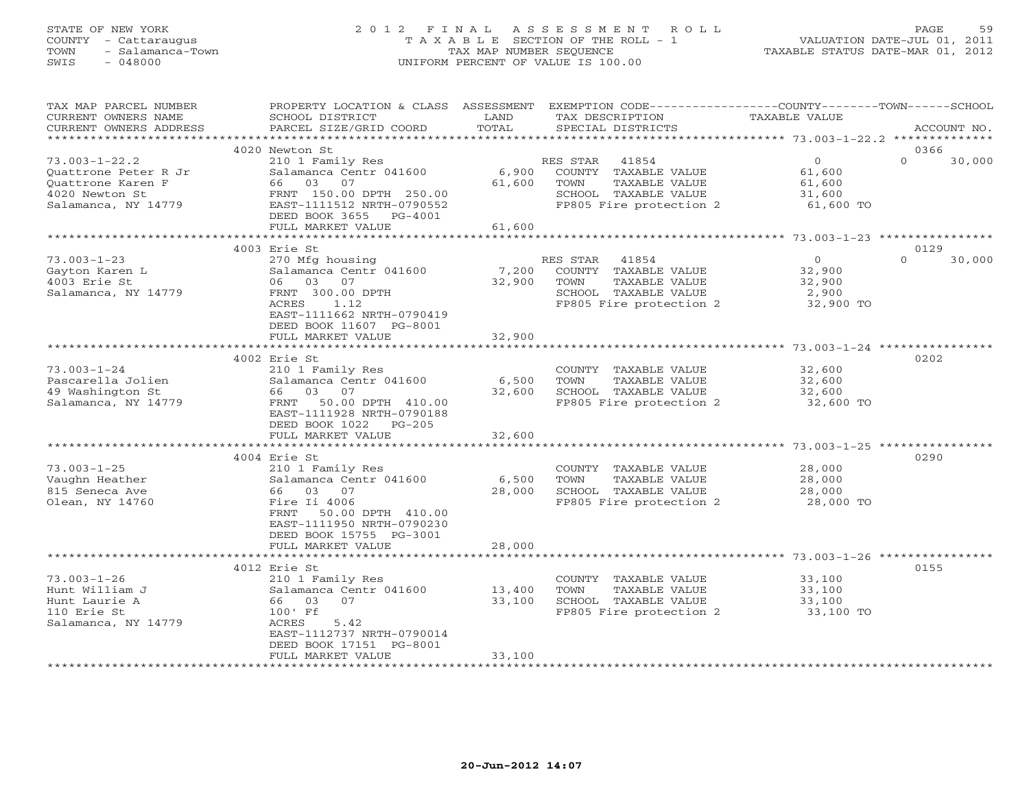STATE OF NEW YORK
COUNTY - Cattaraugus
TOWN - Salamanca-Town
SWIS - 048000

2012 FINAL ASSESSMENT ROLL
TAXABLE SECTION OF THE ROLL - 1
TAX MAP NUMBER SEQUENCE
UNIFORM PERCENT OF VALUE IS 100.00

VALUATION DATE-JUL 01, 2011
TAXABLE STATUS DATE-MAR 01, 2012

| TAX MAP PARCEL NUMBER / CURRENT OWNERS NAME / CURRENT OWNERS ADDRESS | PROPERTY LOCATION & CLASS / SCHOOL DISTRICT / PARCEL SIZE/GRID COORD | ASSESSMENT LAND / TOTAL | EXEMPTION CODE / TAX DESCRIPTION / SPECIAL DISTRICTS | COUNTY / TOWN / SCHOOL TAXABLE VALUE | ACCOUNT NO. |
|---|---|---|---|---|---|
| 73.003-1-22.2 | 4020 Newton St | | | | 0366 |
| Quattrone Peter R Jr | 210 1 Family Res | | RES STAR 41854 | 0 / 0 / 30,000 | |
| Quattrone Karen F | Salamanca Centr 041600 | 6,900 | COUNTY TAXABLE VALUE | 61,600 | |
| 4020 Newton St | 66 03 07 | 61,600 | TOWN TAXABLE VALUE | 61,600 | |
| Salamanca, NY 14779 | FRNT 150.00 DPTH 250.00 | | SCHOOL TAXABLE VALUE | 31,600 | |
| | EAST-1111512 NRTH-0790552 | | FP805 Fire protection 2 | 61,600 TO | |
| | DEED BOOK 3655 PG-4001 | | | | |
| | FULL MARKET VALUE | 61,600 | | | |
| 73.003-1-23 | 4003 Erie St | | | | 0129 |
| Gayton Karen L | 270 Mfg housing | | RES STAR 41854 | 0 / 0 / 30,000 | |
| 4003 Erie St | Salamanca Centr 041600 | 7,200 | COUNTY TAXABLE VALUE | 32,900 | |
| Salamanca, NY 14779 | 06 03 07 | 32,900 | TOWN TAXABLE VALUE | 32,900 | |
| | FRNT 300.00 DPTH | | SCHOOL TAXABLE VALUE | 2,900 | |
| | ACRES 1.12 | | FP805 Fire protection 2 | 32,900 TO | |
| | EAST-1111662 NRTH-0790419 | | | | |
| | DEED BOOK 11607 PG-8001 | | | | |
| | FULL MARKET VALUE | 32,900 | | | |
| 73.003-1-24 | 4002 Erie St | | | | 0202 |
| Pascarella Jolien | 210 1 Family Res | | COUNTY TAXABLE VALUE | 32,600 | |
| 49 Washington St | Salamanca Centr 041600 | 6,500 | TOWN TAXABLE VALUE | 32,600 | |
| Salamanca, NY 14779 | 66 03 07 | 32,600 | SCHOOL TAXABLE VALUE | 32,600 | |
| | FRNT 50.00 DPTH 410.00 | | FP805 Fire protection 2 | 32,600 TO | |
| | EAST-1111928 NRTH-0790188 | | | | |
| | DEED BOOK 1022 PG-205 | | | | |
| | FULL MARKET VALUE | 32,600 | | | |
| 73.003-1-25 | 4004 Erie St | | | | 0290 |
| Vaughn Heather | 210 1 Family Res | | COUNTY TAXABLE VALUE | 28,000 | |
| 815 Seneca Ave | Salamanca Centr 041600 | 6,500 | TOWN TAXABLE VALUE | 28,000 | |
| Olean, NY 14760 | 66 03 07 | 28,000 | SCHOOL TAXABLE VALUE | 28,000 | |
| | Fire Ii 4006 | | FP805 Fire protection 2 | 28,000 TO | |
| | FRNT 50.00 DPTH 410.00 | | | | |
| | EAST-1111950 NRTH-0790230 | | | | |
| | DEED BOOK 15755 PG-3001 | | | | |
| | FULL MARKET VALUE | 28,000 | | | |
| 73.003-1-26 | 4012 Erie St | | | | 0155 |
| Hunt William J | 210 1 Family Res | | COUNTY TAXABLE VALUE | 33,100 | |
| Hunt Laurie A | Salamanca Centr 041600 | 13,400 | TOWN TAXABLE VALUE | 33,100 | |
| 110 Erie St | 66 03 07 | 33,100 | SCHOOL TAXABLE VALUE | 33,100 | |
| Salamanca, NY 14779 | 100' Ff | | FP805 Fire protection 2 | 33,100 TO | |
| | ACRES 5.42 | | | | |
| | EAST-1112737 NRTH-0790014 | | | | |
| | DEED BOOK 17151 PG-8001 | | | | |
| | FULL MARKET VALUE | 33,100 | | | |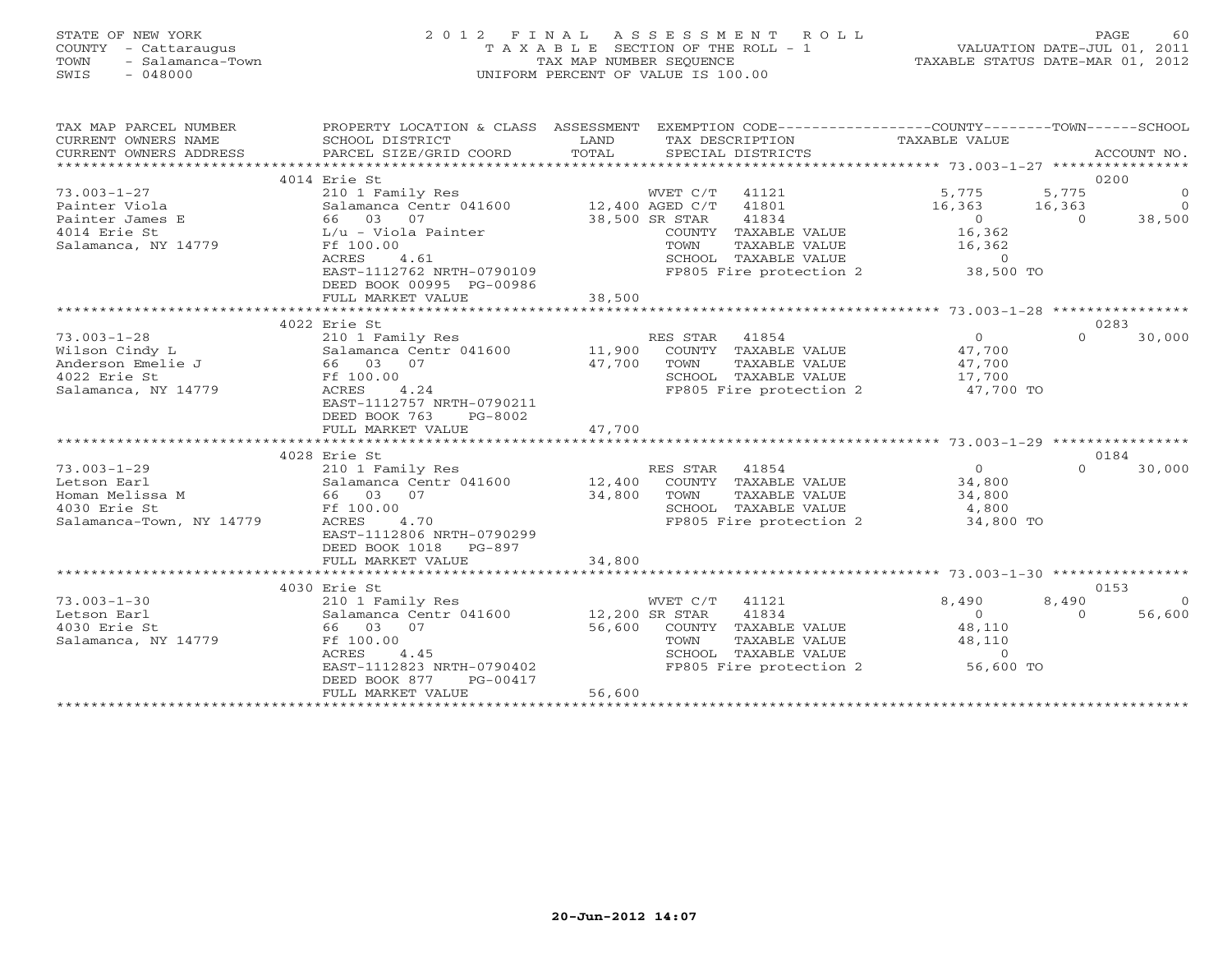STATE OF NEW YORK
COUNTY - Cattaraugus
TOWN - Salamanca-Town
SWIS - 048000

2 0 1 2 F I N A L A S S E S S M E N T R O L L
T A X A B L E SECTION OF THE ROLL - 1
TAX MAP NUMBER SEQUENCE
UNIFORM PERCENT OF VALUE IS 100.00

VALUATION DATE-JUL 01, 2011
TAXABLE STATUS DATE-MAR 01, 2012

| TAX MAP PARCEL NUMBER / CURRENT OWNERS NAME / CURRENT OWNERS ADDRESS | PROPERTY LOCATION & CLASS / SCHOOL DISTRICT / PARCEL SIZE/GRID COORD | ASSESSMENT LAND / TOTAL | EXEMPTION CODE / TAX DESCRIPTION / SPECIAL DISTRICTS | COUNTY TAXABLE VALUE | TOWN | SCHOOL / ACCOUNT NO. |
|---|---|---|---|---|---|---|
| ******** 73.003-1-27 ******** | 4014 Erie St | | | | | 0200 |
| 73.003-1-27 | 210 1 Family Res | | WVET C/T 41121 | 5,775 | 5,775 | 0 |
| Painter Viola | Salamanca Centr 041600 | 12,400 | AGED C/T 41801 | 16,363 | 16,363 | 0 |
| Painter James E | 66 03 07 | 38,500 | SR STAR 41834 | 0 | 0 | 38,500 |
| 4014 Erie St | L/u - Viola Painter | | COUNTY TAXABLE VALUE | 16,362 | | |
| Salamanca, NY 14779 | Ff 100.00 | | TOWN TAXABLE VALUE | 16,362 | | |
| | ACRES 4.61 | | SCHOOL TAXABLE VALUE | 0 | | |
| | EAST-1112762 NRTH-0790109 | | FP805 Fire protection 2 | 38,500 TO | | |
| | DEED BOOK 00995 PG-00986 | | | | | |
| | FULL MARKET VALUE | 38,500 | | | | |
| ******** 73.003-1-28 ******** | 4022 Erie St | | | | | 0283 |
| 73.003-1-28 | 210 1 Family Res | | RES STAR 41854 | 0 | 0 | 30,000 |
| Wilson Cindy L | Salamanca Centr 041600 | 11,900 | COUNTY TAXABLE VALUE | 47,700 | | |
| Anderson Emelie J | 66 03 07 | 47,700 | TOWN TAXABLE VALUE | 47,700 | | |
| 4022 Erie St | Ff 100.00 | | SCHOOL TAXABLE VALUE | 17,700 | | |
| Salamanca, NY 14779 | ACRES 4.24 | | FP805 Fire protection 2 | 47,700 TO | | |
| | EAST-1112757 NRTH-0790211 | | | | | |
| | DEED BOOK 763 PG-8002 | | | | | |
| | FULL MARKET VALUE | 47,700 | | | | |
| ******** 73.003-1-29 ******** | 4028 Erie St | | | | | 0184 |
| 73.003-1-29 | 210 1 Family Res | | RES STAR 41854 | 0 | 0 | 30,000 |
| Letson Earl | Salamanca Centr 041600 | 12,400 | COUNTY TAXABLE VALUE | 34,800 | | |
| Homan Melissa M | 66 03 07 | 34,800 | TOWN TAXABLE VALUE | 34,800 | | |
| 4030 Erie St | Ff 100.00 | | SCHOOL TAXABLE VALUE | 4,800 | | |
| Salamanca-Town, NY 14779 | ACRES 4.70 | | FP805 Fire protection 2 | 34,800 TO | | |
| | EAST-1112806 NRTH-0790299 | | | | | |
| | DEED BOOK 1018 PG-897 | | | | | |
| | FULL MARKET VALUE | 34,800 | | | | |
| ******** 73.003-1-30 ******** | 4030 Erie St | | | | | 0153 |
| 73.003-1-30 | 210 1 Family Res | | WVET C/T 41121 | 8,490 | 8,490 | 0 |
| Letson Earl | Salamanca Centr 041600 | 12,200 | SR STAR 41834 | 0 | 0 | 56,600 |
| 4030 Erie St | 66 03 07 | 56,600 | COUNTY TAXABLE VALUE | 48,110 | | |
| Salamanca, NY 14779 | Ff 100.00 | | TOWN TAXABLE VALUE | 48,110 | | |
| | ACRES 4.45 | | SCHOOL TAXABLE VALUE | 0 | | |
| | EAST-1112823 NRTH-0790402 | | FP805 Fire protection 2 | 56,600 TO | | |
| | DEED BOOK 877 PG-00417 | | | | | |
| | FULL MARKET VALUE | 56,600 | | | | |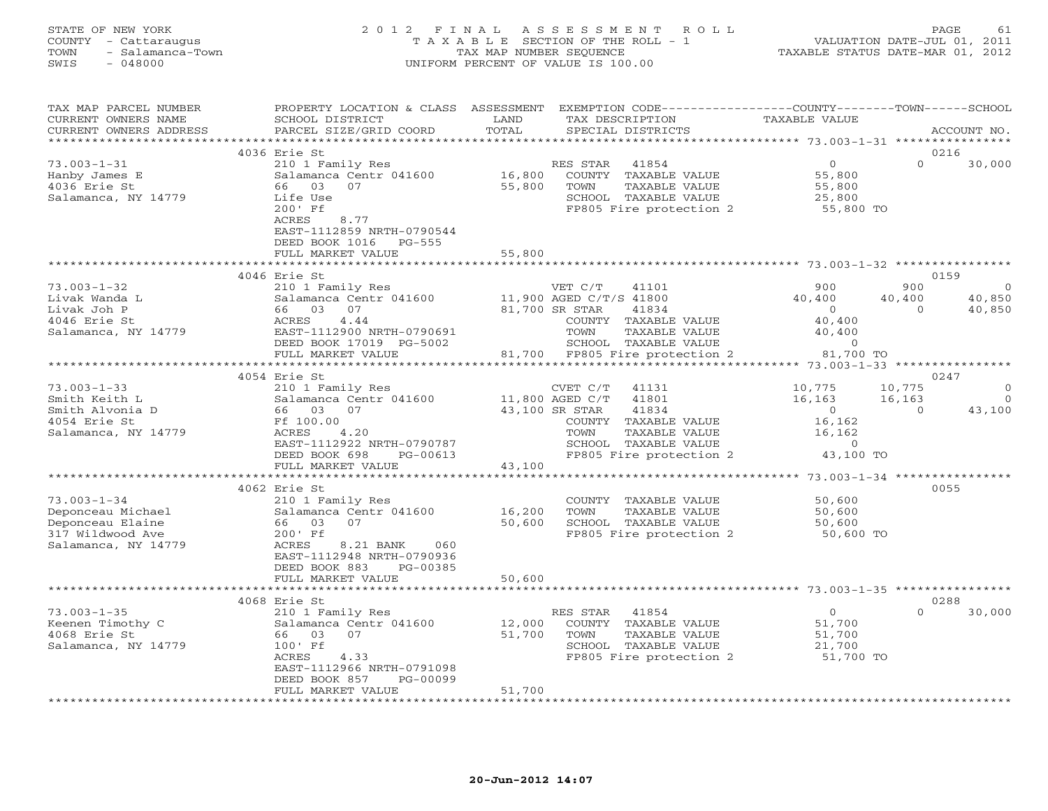STATE OF NEW YORK — COUNTY - Cattaraugus — TOWN - Salamanca-Town — SWIS - 048000

# 2012 FINAL ASSESSMENT ROLL

TAXABLE SECTION OF THE ROLL - 1
TAX MAP NUMBER SEQUENCE
UNIFORM PERCENT OF VALUE IS 100.00

VALUATION DATE-JUL 01, 2011
TAXABLE STATUS DATE-MAR 01, 2012

| TAX MAP PARCEL NUMBER / CURRENT OWNERS NAME / CURRENT OWNERS ADDRESS | PROPERTY LOCATION & CLASS / SCHOOL DISTRICT / PARCEL SIZE/GRID COORD | ASSESSMENT LAND / TOTAL | EXEMPTION CODE / TAX DESCRIPTION / SPECIAL DISTRICTS | COUNTY TAXABLE VALUE | TOWN | SCHOOL | ACCOUNT NO. |
|---|---|---|---|---|---|---|---|
| | 4036 Erie St | | | | | | 0216 |
| 73.003-1-31 | 210 1 Family Res | | RES STAR 41854 | 0 | 0 | 30,000 | |
| Hanby James E | Salamanca Centr 041600 | 16,800 | COUNTY TAXABLE VALUE | 55,800 | | | |
| 4036 Erie St | 66 03 07 | 55,800 | TOWN TAXABLE VALUE | 55,800 | | | |
| Salamanca, NY 14779 | Life Use | | SCHOOL TAXABLE VALUE | 25,800 | | | |
| | 200' Ff | | FP805 Fire protection 2 | 55,800 TO | | | |
| | ACRES 8.77 | | | | | | |
| | EAST-1112859 NRTH-0790544 | | | | | | |
| | DEED BOOK 1016 PG-555 | | | | | | |
| | FULL MARKET VALUE | 55,800 | | | | | |
| | 4046 Erie St | | | | | | 0159 |
| 73.003-1-32 | 210 1 Family Res | | VET C/T 41101 | 900 | 900 | 0 | |
| Livak Wanda L | Salamanca Centr 041600 | 11,900 | AGED C/T/S 41800 | 40,400 | 40,400 | 40,850 | |
| Livak Joh P | 66 03 07 | 81,700 | SR STAR 41834 | 0 | 0 | 40,850 | |
| 4046 Erie St | ACRES 4.44 | | COUNTY TAXABLE VALUE | 40,400 | | | |
| Salamanca, NY 14779 | EAST-1112900 NRTH-0790691 | | TOWN TAXABLE VALUE | 40,400 | | | |
| | DEED BOOK 17019 PG-5002 | | SCHOOL TAXABLE VALUE | 0 | | | |
| | FULL MARKET VALUE | 81,700 | FP805 Fire protection 2 | 81,700 TO | | | |
| | 4054 Erie St | | | | | | 0247 |
| 73.003-1-33 | 210 1 Family Res | | CVET C/T 41131 | 10,775 | 10,775 | 0 | |
| Smith Keith L | Salamanca Centr 041600 | 11,800 | AGED C/T 41801 | 16,163 | 16,163 | 0 | |
| Smith Alvonia D | 66 03 07 | 43,100 | SR STAR 41834 | 0 | 0 | 43,100 | |
| 4054 Erie St | Ff 100.00 | | COUNTY TAXABLE VALUE | 16,162 | | | |
| Salamanca, NY 14779 | ACRES 4.20 | | TOWN TAXABLE VALUE | 16,162 | | | |
| | EAST-1112922 NRTH-0790787 | | SCHOOL TAXABLE VALUE | 0 | | | |
| | DEED BOOK 698 PG-00613 | | FP805 Fire protection 2 | 43,100 TO | | | |
| | FULL MARKET VALUE | 43,100 | | | | | |
| | 4062 Erie St | | | | | | 0055 |
| 73.003-1-34 | 210 1 Family Res | | COUNTY TAXABLE VALUE | 50,600 | | | |
| Deponceau Michael | Salamanca Centr 041600 | 16,200 | TOWN TAXABLE VALUE | 50,600 | | | |
| Deponceau Elaine | 66 03 07 | 50,600 | SCHOOL TAXABLE VALUE | 50,600 | | | |
| 317 Wildwood Ave | 200' Ff | | FP805 Fire protection 2 | 50,600 TO | | | |
| Salamanca, NY 14779 | ACRES 8.21 BANK 060 | | | | | | |
| | EAST-1112948 NRTH-0790936 | | | | | | |
| | DEED BOOK 883 PG-00385 | | | | | | |
| | FULL MARKET VALUE | 50,600 | | | | | |
| | 4068 Erie St | | | | | | 0288 |
| 73.003-1-35 | 210 1 Family Res | | RES STAR 41854 | 0 | 0 | 30,000 | |
| Keenen Timothy C | Salamanca Centr 041600 | 12,000 | COUNTY TAXABLE VALUE | 51,700 | | | |
| 4068 Erie St | 66 03 07 | 51,700 | TOWN TAXABLE VALUE | 51,700 | | | |
| Salamanca, NY 14779 | 100' Ff | | SCHOOL TAXABLE VALUE | 21,700 | | | |
| | ACRES 4.33 | | FP805 Fire protection 2 | 51,700 TO | | | |
| | EAST-1112966 NRTH-0791098 | | | | | | |
| | DEED BOOK 857 PG-00099 | | | | | | |
| | FULL MARKET VALUE | 51,700 | | | | | |

20-Jun-2012 14:07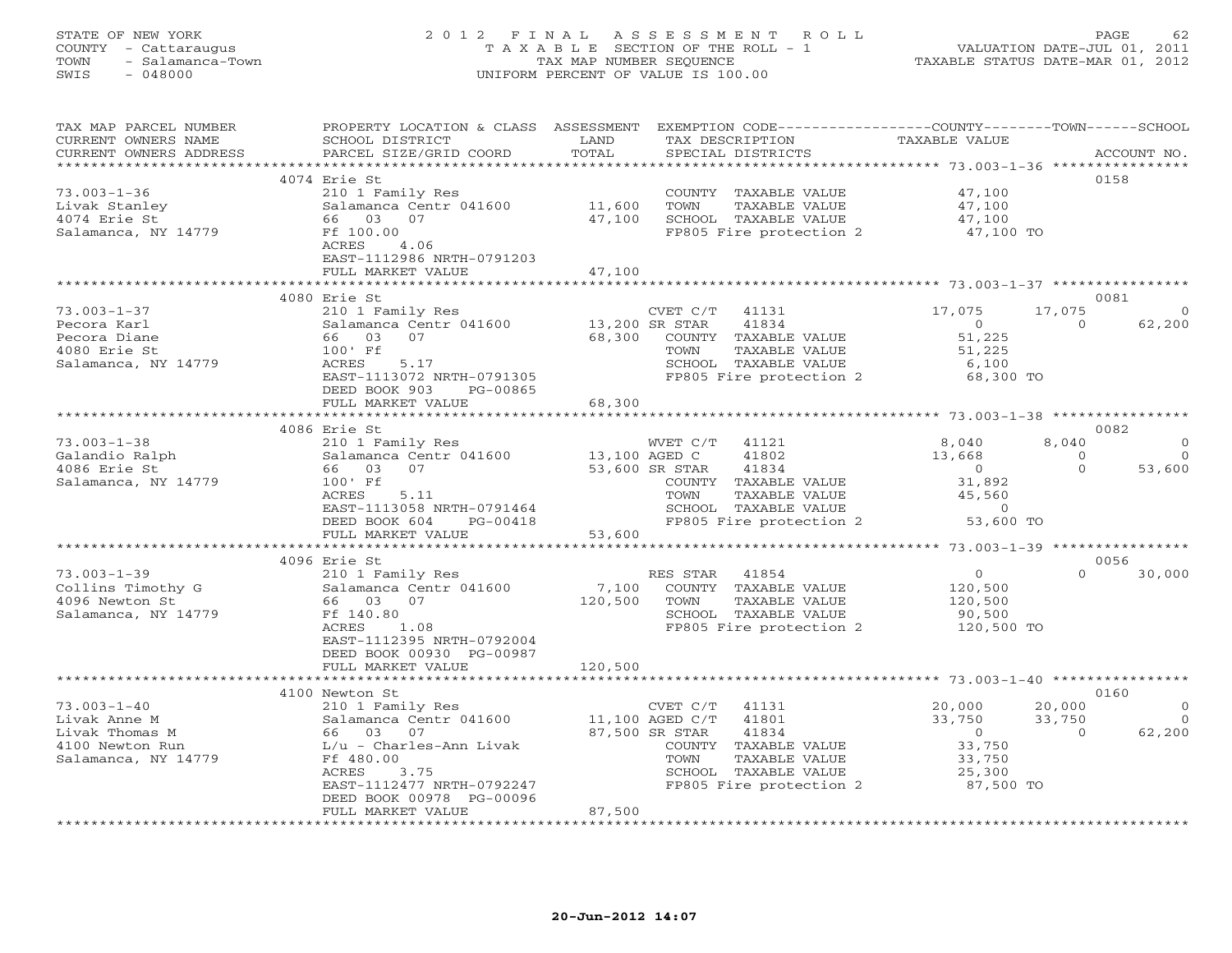STATE OF NEW YORK
COUNTY - Cattaraugus
TOWN - Salamanca-Town
SWIS - 048000

2 0 1 2 F I N A L A S S E S S M E N T R O L L
T A X A B L E SECTION OF THE ROLL - 1
TAX MAP NUMBER SEQUENCE
UNIFORM PERCENT OF VALUE IS 100.00

VALUATION DATE-JUL 01, 2011
TAXABLE STATUS DATE-MAR 01, 2012

| TAX MAP PARCEL NUMBER / CURRENT OWNERS NAME / CURRENT OWNERS ADDRESS | PROPERTY LOCATION & CLASS / SCHOOL DISTRICT / PARCEL SIZE/GRID COORD | ASSESSMENT LAND / TOTAL | EXEMPTION CODE / TAX DESCRIPTION / SPECIAL DISTRICTS | COUNTY TAXABLE VALUE | TOWN | SCHOOL | ACCOUNT NO. |
|---|---|---|---|---|---|---|---|
| 73.003-1-36 | 4074 Erie St | | | | | | 0158 |
| Livak Stanley | 210 1 Family Res | | COUNTY TAXABLE VALUE | 47,100 | | | |
| 4074 Erie St | Salamanca Centr 041600 | 11,600 | TOWN TAXABLE VALUE | 47,100 | | | |
| Salamanca, NY 14779 | 66 03 07 | 47,100 | SCHOOL TAXABLE VALUE | 47,100 | | | |
| | Ff 100.00 | | FP805 Fire protection 2 | 47,100 TO | | | |
| | ACRES 4.06 | | | | | | |
| | EAST-1112986 NRTH-0791203 | | | | | | |
| | FULL MARKET VALUE | 47,100 | | | | | |
| 73.003-1-37 | 4080 Erie St | | | | | | 0081 |
| Pecora Karl | 210 1 Family Res | | CVET C/T 41131 | 17,075 | 17,075 | 0 | |
| Pecora Diane | Salamanca Centr 041600 | 13,200 | SR STAR 41834 | 0 | 0 | 62,200 | |
| 4080 Erie St | 66 03 07 | 68,300 | COUNTY TAXABLE VALUE | 51,225 | | | |
| Salamanca, NY 14779 | 100' Ff | | TOWN TAXABLE VALUE | 51,225 | | | |
| | ACRES 5.17 | | SCHOOL TAXABLE VALUE | 6,100 | | | |
| | EAST-1113072 NRTH-0791305 | | FP805 Fire protection 2 | 68,300 TO | | | |
| | DEED BOOK 903 PG-00865 | | | | | | |
| | FULL MARKET VALUE | 68,300 | | | | | |
| 73.003-1-38 | 4086 Erie St | | | | | | 0082 |
| Galandio Ralph | 210 1 Family Res | | WVET C/T 41121 | 8,040 | 8,040 | 0 | |
| 4086 Erie St | Salamanca Centr 041600 | 13,100 | AGED C 41802 | 13,668 | 0 | 0 | |
| Salamanca, NY 14779 | 66 03 07 | 53,600 | SR STAR 41834 | 0 | 0 | 53,600 | |
| | 100' Ff | | COUNTY TAXABLE VALUE | 31,892 | | | |
| | ACRES 5.11 | | TOWN TAXABLE VALUE | 45,560 | | | |
| | EAST-1113058 NRTH-0791464 | | SCHOOL TAXABLE VALUE | 0 | | | |
| | DEED BOOK 604 PG-00418 | | FP805 Fire protection 2 | 53,600 TO | | | |
| | FULL MARKET VALUE | 53,600 | | | | | |
| 73.003-1-39 | 4096 Erie St | | | | | | 0056 |
| Collins Timothy G | 210 1 Family Res | | RES STAR 41854 | 0 | 0 | 30,000 | |
| 4096 Newton St | Salamanca Centr 041600 | 7,100 | COUNTY TAXABLE VALUE | 120,500 | | | |
| Salamanca, NY 14779 | 66 03 07 | 120,500 | TOWN TAXABLE VALUE | 120,500 | | | |
| | Ff 140.80 | | SCHOOL TAXABLE VALUE | 90,500 | | | |
| | ACRES 1.08 | | FP805 Fire protection 2 | 120,500 TO | | | |
| | EAST-1112395 NRTH-0792004 | | | | | | |
| | DEED BOOK 00930 PG-00987 | | | | | | |
| | FULL MARKET VALUE | 120,500 | | | | | |
| 73.003-1-40 | 4100 Newton St | | | | | | 0160 |
| Livak Anne M | 210 1 Family Res | | CVET C/T 41131 | 20,000 | 20,000 | 0 | |
| Livak Thomas M | Salamanca Centr 041600 | 11,100 | AGED C/T 41801 | 33,750 | 33,750 | 0 | |
| 4100 Newton Run | 66 03 07 | 87,500 | SR STAR 41834 | 0 | 0 | 62,200 | |
| Salamanca, NY 14779 | L/u - Charles-Ann Livak | | COUNTY TAXABLE VALUE | 33,750 | | | |
| | Ff 480.00 | | TOWN TAXABLE VALUE | 33,750 | | | |
| | ACRES 3.75 | | SCHOOL TAXABLE VALUE | 25,300 | | | |
| | EAST-1112477 NRTH-0792247 | | FP805 Fire protection 2 | 87,500 TO | | | |
| | DEED BOOK 00978 PG-00096 | | | | | | |
| | FULL MARKET VALUE | 87,500 | | | | | |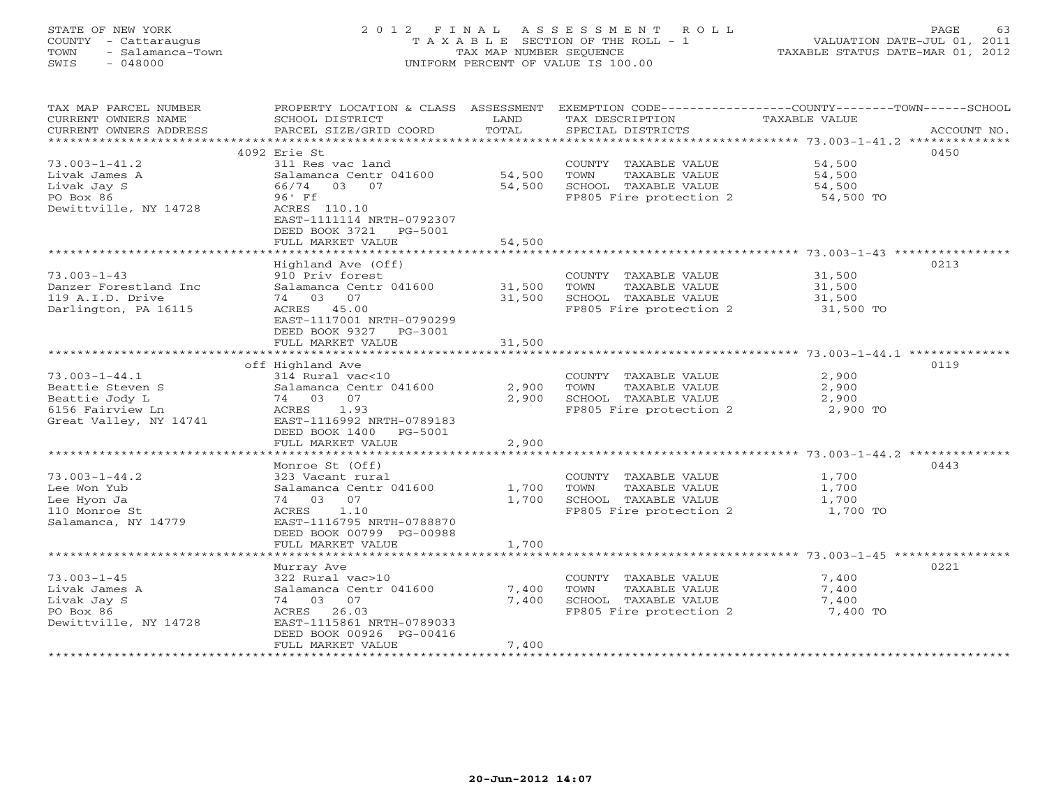STATE OF NEW YORK
COUNTY - Cattaraugus
TOWN - Salamanca-Town
SWIS - 048000

2 0 1 2 F I N A L A S S E S S M E N T R O L L
T A X A B L E SECTION OF THE ROLL - 1
TAX MAP NUMBER SEQUENCE
UNIFORM PERCENT OF VALUE IS 100.00

VALUATION DATE-JUL 01, 2011
TAXABLE STATUS DATE-MAR 01, 2012

| TAX MAP PARCEL NUMBER / CURRENT OWNERS NAME / CURRENT OWNERS ADDRESS | PROPERTY LOCATION & CLASS / SCHOOL DISTRICT / PARCEL SIZE/GRID COORD | ASSESSMENT LAND / TOTAL | EXEMPTION CODE / TAX DESCRIPTION / SPECIAL DISTRICTS | COUNTY--------TOWN------SCHOOL TAXABLE VALUE | ACCOUNT NO. |
|---|---|---|---|---|---|
| 73.003-1-41.2 | 4092 Erie St | | | | 0450 |
| | 311 Res vac land | | COUNTY TAXABLE VALUE | 54,500 | |
| Livak James A | Salamanca Centr 041600 | 54,500 | TOWN TAXABLE VALUE | 54,500 | |
| Livak Jay S | 66/74 03 07 | 54,500 | SCHOOL TAXABLE VALUE | 54,500 | |
| PO Box 86 | 96' Ff | | FP805 Fire protection 2 | 54,500 TO | |
| Dewittville, NY 14728 | ACRES 110.10 | | | | |
| | EAST-1111114 NRTH-0792307 | | | | |
| | DEED BOOK 3721 PG-5001 | | | | |
| | FULL MARKET VALUE | 54,500 | | | |
| 73.003-1-43 | Highland Ave (Off) | | | | 0213 |
| | 910 Priv forest | | COUNTY TAXABLE VALUE | 31,500 | |
| Danzer Forestland Inc | Salamanca Centr 041600 | 31,500 | TOWN TAXABLE VALUE | 31,500 | |
| 119 A.I.D. Drive | 74 03 07 | 31,500 | SCHOOL TAXABLE VALUE | 31,500 | |
| Darlington, PA 16115 | ACRES 45.00 | | FP805 Fire protection 2 | 31,500 TO | |
| | EAST-1117001 NRTH-0790299 | | | | |
| | DEED BOOK 9327 PG-3001 | | | | |
| | FULL MARKET VALUE | 31,500 | | | |
| 73.003-1-44.1 | off Highland Ave | | | | 0119 |
| | 314 Rural vac<10 | | COUNTY TAXABLE VALUE | 2,900 | |
| Beattie Steven S | Salamanca Centr 041600 | 2,900 | TOWN TAXABLE VALUE | 2,900 | |
| Beattie Jody L | 74 03 07 | 2,900 | SCHOOL TAXABLE VALUE | 2,900 | |
| 6156 Fairview Ln | ACRES 1.93 | | FP805 Fire protection 2 | 2,900 TO | |
| Great Valley, NY 14741 | EAST-1116992 NRTH-0789183 | | | | |
| | DEED BOOK 1400 PG-5001 | | | | |
| | FULL MARKET VALUE | 2,900 | | | |
| 73.003-1-44.2 | Monroe St (Off) | | | | 0443 |
| | 323 Vacant rural | | COUNTY TAXABLE VALUE | 1,700 | |
| Lee Won Yub | Salamanca Centr 041600 | 1,700 | TOWN TAXABLE VALUE | 1,700 | |
| Lee Hyon Ja | 74 03 07 | 1,700 | SCHOOL TAXABLE VALUE | 1,700 | |
| 110 Monroe St | ACRES 1.10 | | FP805 Fire protection 2 | 1,700 TO | |
| Salamanca, NY 14779 | EAST-1116795 NRTH-0788870 | | | | |
| | DEED BOOK 00799 PG-00988 | | | | |
| | FULL MARKET VALUE | 1,700 | | | |
| 73.003-1-45 | Murray Ave | | | | 0221 |
| | 322 Rural vac>10 | | COUNTY TAXABLE VALUE | 7,400 | |
| Livak James A | Salamanca Centr 041600 | 7,400 | TOWN TAXABLE VALUE | 7,400 | |
| Livak Jay S | 74 03 07 | 7,400 | SCHOOL TAXABLE VALUE | 7,400 | |
| PO Box 86 | ACRES 26.03 | | FP805 Fire protection 2 | 7,400 TO | |
| Dewittville, NY 14728 | EAST-1115861 NRTH-0789033 | | | | |
| | DEED BOOK 00926 PG-00416 | | | | |
| | FULL MARKET VALUE | 7,400 | | | |

20-Jun-2012 14:07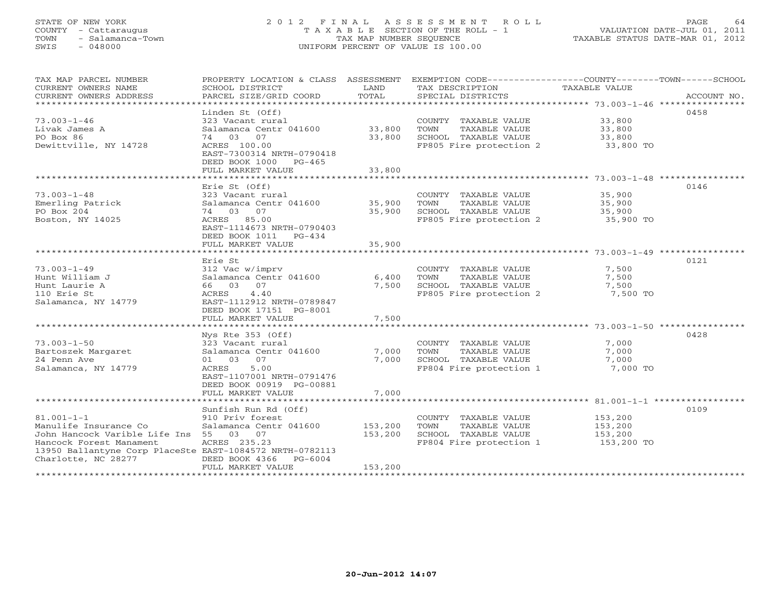STATE OF NEW YORK
COUNTY - Cattaraugus
TOWN - Salamanca-Town
SWIS - 048000

# 2012 FINAL ASSESSMENT ROLL
TAXABLE SECTION OF THE ROLL - 1
TAX MAP NUMBER SEQUENCE
UNIFORM PERCENT OF VALUE IS 100.00

VALUATION DATE-JUL 01, 2011
TAXABLE STATUS DATE-MAR 01, 2012

| TAX MAP PARCEL NUMBER / CURRENT OWNERS NAME / CURRENT OWNERS ADDRESS | PROPERTY LOCATION & CLASS / SCHOOL DISTRICT / PARCEL SIZE/GRID COORD | ASSESSMENT LAND / TOTAL | EXEMPTION CODE / TAX DESCRIPTION / SPECIAL DISTRICTS | TAXABLE VALUE (COUNTY / TOWN / SCHOOL) | ACCOUNT NO. |
|---|---|---|---|---|---|
| 73.003-1-46 | Linden St (Off) | | | | 0458 |
| Livak James A | 323 Vacant rural | | COUNTY TAXABLE VALUE | 33,800 | |
| PO Box 86 | Salamanca Centr 041600 | 33,800 | TOWN TAXABLE VALUE | 33,800 | |
| Dewittville, NY 14728 | 74 03 07 | 33,800 | SCHOOL TAXABLE VALUE | 33,800 | |
| | ACRES 100.00 | | FP805 Fire protection 2 | 33,800 TO | |
| | EAST-7300314 NRTH-0790418 | | | | |
| | DEED BOOK 1000 PG-465 | | | | |
| | FULL MARKET VALUE | 33,800 | | | |
| 73.003-1-48 | Erie St (Off) | | | | 0146 |
| Emerling Patrick | 323 Vacant rural | | COUNTY TAXABLE VALUE | 35,900 | |
| PO Box 204 | Salamanca Centr 041600 | 35,900 | TOWN TAXABLE VALUE | 35,900 | |
| Boston, NY 14025 | 74 03 07 | 35,900 | SCHOOL TAXABLE VALUE | 35,900 | |
| | ACRES 85.00 | | FP805 Fire protection 2 | 35,900 TO | |
| | EAST-1114673 NRTH-0790403 | | | | |
| | DEED BOOK 1011 PG-434 | | | | |
| | FULL MARKET VALUE | 35,900 | | | |
| 73.003-1-49 | Erie St | | | | 0121 |
| Hunt William J | 312 Vac w/imprv | | COUNTY TAXABLE VALUE | 7,500 | |
| Hunt Laurie A | Salamanca Centr 041600 | 6,400 | TOWN TAXABLE VALUE | 7,500 | |
| 110 Erie St | 66 03 07 | 7,500 | SCHOOL TAXABLE VALUE | 7,500 | |
| Salamanca, NY 14779 | ACRES 4.40 | | FP805 Fire protection 2 | 7,500 TO | |
| | EAST-1112912 NRTH-0789847 | | | | |
| | DEED BOOK 17151 PG-8001 | | | | |
| | FULL MARKET VALUE | 7,500 | | | |
| 73.003-1-50 | Nys Rte 353 (Off) | | | | 0428 |
| Bartoszek Margaret | 323 Vacant rural | | COUNTY TAXABLE VALUE | 7,000 | |
| 24 Penn Ave | Salamanca Centr 041600 | 7,000 | TOWN TAXABLE VALUE | 7,000 | |
| Salamanca, NY 14779 | 01 03 07 | 7,000 | SCHOOL TAXABLE VALUE | 7,000 | |
| | ACRES 5.00 | | FP804 Fire protection 1 | 7,000 TO | |
| | EAST-1107001 NRTH-0791476 | | | | |
| | DEED BOOK 00919 PG-00881 | | | | |
| | FULL MARKET VALUE | 7,000 | | | |
| 81.001-1-1 | Sunfish Run Rd (Off) | | | | 0109 |
| Manulife Insurance Co | 910 Priv forest | | COUNTY TAXABLE VALUE | 153,200 | |
| John Hancock Varible Life Ins | Salamanca Centr 041600 | 153,200 | TOWN TAXABLE VALUE | 153,200 | |
| Hancock Forest Manament | 55 03 07 | 153,200 | SCHOOL TAXABLE VALUE | 153,200 | |
| 13950 Ballantyne Corp PlaceSte | ACRES 235.23 | | FP804 Fire protection 1 | 153,200 TO | |
| Charlotte, NC 28277 | EAST-1084572 NRTH-0782113 | | | | |
| | DEED BOOK 4366 PG-6004 | | | | |
| | FULL MARKET VALUE | 153,200 | | | |

20-Jun-2012 14:07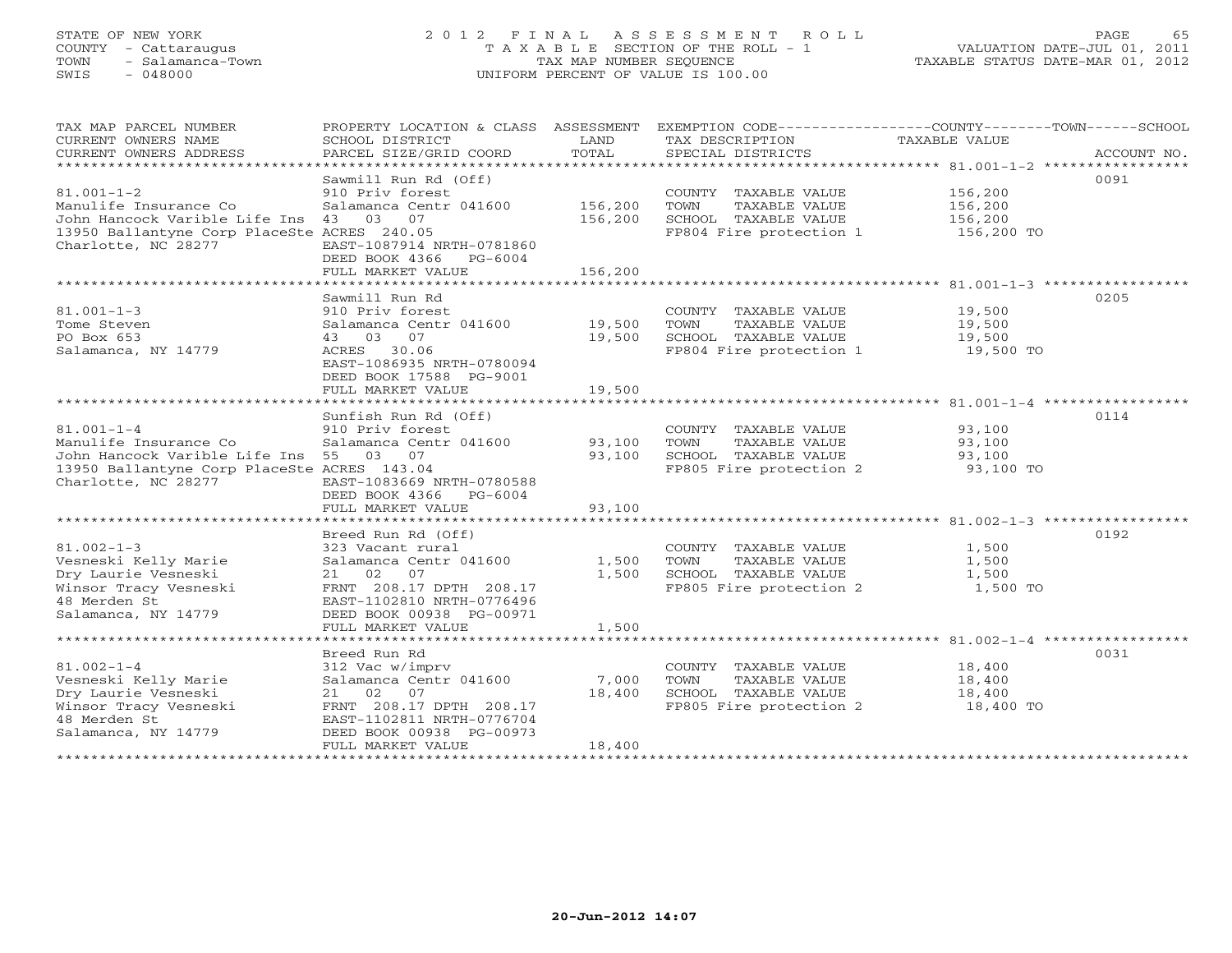STATE OF NEW YORK
COUNTY - Cattaraugus
TOWN - Salamanca-Town
SWIS - 048000

# 2012 FINAL ASSESSMENT ROLL

TAXABLE SECTION OF THE ROLL - 1
TAX MAP NUMBER SEQUENCE
UNIFORM PERCENT OF VALUE IS 100.00

VALUATION DATE-JUL 01, 2011
TAXABLE STATUS DATE-MAR 01, 2012

| TAX MAP PARCEL NUMBER / CURRENT OWNERS NAME / CURRENT OWNERS ADDRESS | PROPERTY LOCATION & CLASS / SCHOOL DISTRICT / PARCEL SIZE/GRID COORD | ASSESSMENT LAND | ASSESSMENT TOTAL | EXEMPTION CODE / TAX DESCRIPTION / SPECIAL DISTRICTS | TAXABLE VALUE (COUNTY / TOWN / SCHOOL) | ACCOUNT NO. |
|---|---|---|---|---|---|---|
| **81.001-1-2** | Sawmill Run Rd (Off) | | | | | 0091 |
| Manulife Insurance Co | 910 Priv forest | | | COUNTY TAXABLE VALUE | 156,200 | |
| John Hancock Varible Life Ins | Salamanca Centr 041600 | 156,200 | | TOWN TAXABLE VALUE | 156,200 | |
| 13950 Ballantyne Corp PlaceSte | 43 03 07 | | 156,200 | SCHOOL TAXABLE VALUE | 156,200 | |
| Charlotte, NC 28277 | ACRES 240.05 | | | FP804 Fire protection 1 | 156,200 TO | |
| | EAST-1087914 NRTH-0781860 | | | | | |
| | DEED BOOK 4366 PG-6004 | | | | | |
| | FULL MARKET VALUE | | 156,200 | | | |
| **81.001-1-3** | Sawmill Run Rd | | | | | 0205 |
| Tome Steven | 910 Priv forest | | | COUNTY TAXABLE VALUE | 19,500 | |
| PO Box 653 | Salamanca Centr 041600 | 19,500 | | TOWN TAXABLE VALUE | 19,500 | |
| Salamanca, NY 14779 | 43 03 07 | | 19,500 | SCHOOL TAXABLE VALUE | 19,500 | |
| | ACRES 30.06 | | | FP804 Fire protection 1 | 19,500 TO | |
| | EAST-1086935 NRTH-0780094 | | | | | |
| | DEED BOOK 17588 PG-9001 | | | | | |
| | FULL MARKET VALUE | | 19,500 | | | |
| **81.001-1-4** | Sunfish Run Rd (Off) | | | | | 0114 |
| Manulife Insurance Co | 910 Priv forest | | | COUNTY TAXABLE VALUE | 93,100 | |
| John Hancock Varible Life Ins | Salamanca Centr 041600 | 93,100 | | TOWN TAXABLE VALUE | 93,100 | |
| 13950 Ballantyne Corp PlaceSte | 55 03 07 | | 93,100 | SCHOOL TAXABLE VALUE | 93,100 | |
| Charlotte, NC 28277 | ACRES 143.04 | | | FP805 Fire protection 2 | 93,100 TO | |
| | EAST-1083669 NRTH-0780588 | | | | | |
| | DEED BOOK 4366 PG-6004 | | | | | |
| | FULL MARKET VALUE | | 93,100 | | | |
| **81.002-1-3** | Breed Run Rd (Off) | | | | | 0192 |
| Vesneski Kelly Marie | 323 Vacant rural | | | COUNTY TAXABLE VALUE | 1,500 | |
| Dry Laurie Vesneski | Salamanca Centr 041600 | 1,500 | | TOWN TAXABLE VALUE | 1,500 | |
| Winsor Tracy Vesneski | 21 02 07 | | 1,500 | SCHOOL TAXABLE VALUE | 1,500 | |
| 48 Merden St | FRNT 208.17 DPTH 208.17 | | | FP805 Fire protection 2 | 1,500 TO | |
| Salamanca, NY 14779 | EAST-1102810 NRTH-0776496 | | | | | |
| | DEED BOOK 00938 PG-00971 | | | | | |
| | FULL MARKET VALUE | | 1,500 | | | |
| **81.002-1-4** | Breed Run Rd | | | | | 0031 |
| Vesneski Kelly Marie | 312 Vac w/imprv | | | COUNTY TAXABLE VALUE | 18,400 | |
| Dry Laurie Vesneski | Salamanca Centr 041600 | 7,000 | | TOWN TAXABLE VALUE | 18,400 | |
| Winsor Tracy Vesneski | 21 02 07 | | 18,400 | SCHOOL TAXABLE VALUE | 18,400 | |
| 48 Merden St | FRNT 208.17 DPTH 208.17 | | | FP805 Fire protection 2 | 18,400 TO | |
| Salamanca, NY 14779 | EAST-1102811 NRTH-0776704 | | | | | |
| | DEED BOOK 00938 PG-00973 | | | | | |
| | FULL MARKET VALUE | | 18,400 | | | |

20-Jun-2012 14:07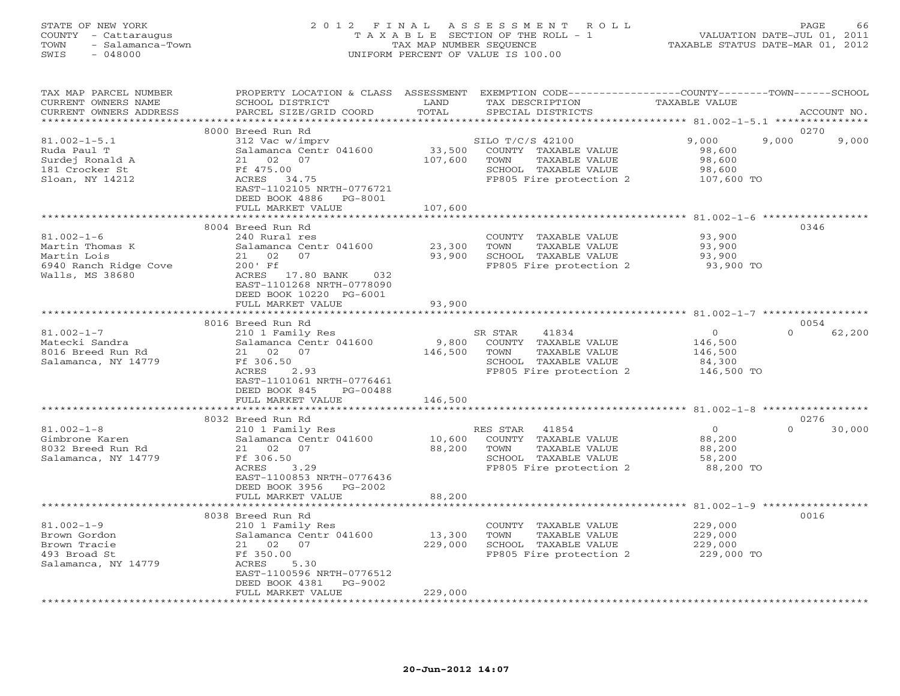STATE OF NEW YORK
COUNTY - Cattaraugus
TOWN - Salamanca-Town
SWIS - 048000

# 2012 FINAL ASSESSMENT ROLL

TAXABLE SECTION OF THE ROLL - 1
TAX MAP NUMBER SEQUENCE
UNIFORM PERCENT OF VALUE IS 100.00

VALUATION DATE-JUL 01, 2011
TAXABLE STATUS DATE-MAR 01, 2012

| TAX MAP PARCEL NUMBER / CURRENT OWNERS NAME / CURRENT OWNERS ADDRESS | PROPERTY LOCATION & CLASS / SCHOOL DISTRICT / PARCEL SIZE/GRID COORD | ASSESSMENT LAND / TOTAL | EXEMPTION CODE / TAX DESCRIPTION / SPECIAL DISTRICTS | COUNTY | TOWN | SCHOOL | ACCOUNT NO. |
|---|---|---|---|---|---|---|---|
| 81.002-1-5.1 | 8000 Breed Run Rd | | | | | | 0270 |
| Ruda Paul T | 312 Vac w/imprv | | SILO T/C/S 42100 | 9,000 | 9,000 | 9,000 | |
| Surdej Ronald A | Salamanca Centr 041600 | 33,500 | COUNTY TAXABLE VALUE | 98,600 | | | |
| 181 Crocker St | 21 02 07 | 107,600 | TOWN TAXABLE VALUE | | 98,600 | | |
| Sloan, NY 14212 | Ff 475.00 | | SCHOOL TAXABLE VALUE | | | 98,600 | |
| | ACRES 34.75 | | FP805 Fire protection 2 | 107,600 TO | | | |
| | EAST-1102105 NRTH-0776721 | | | | | | |
| | DEED BOOK 4886 PG-8001 | | | | | | |
| | FULL MARKET VALUE | 107,600 | | | | | |
| 81.002-1-6 | 8004 Breed Run Rd | | | | | | 0346 |
| Martin Thomas K | 240 Rural res | | COUNTY TAXABLE VALUE | 93,900 | | | |
| Martin Lois | Salamanca Centr 041600 | 23,300 | TOWN TAXABLE VALUE | | 93,900 | | |
| 6940 Ranch Ridge Cove | 21 02 07 | 93,900 | SCHOOL TAXABLE VALUE | | | 93,900 | |
| Walls, MS 38680 | 200' Ff | | FP805 Fire protection 2 | 93,900 TO | | | |
| | ACRES 17.80 BANK 032 | | | | | | |
| | EAST-1101268 NRTH-0778090 | | | | | | |
| | DEED BOOK 10220 PG-6001 | | | | | | |
| | FULL MARKET VALUE | 93,900 | | | | | |
| 81.002-1-7 | 8016 Breed Run Rd | | | | | | 0054 |
| Matecki Sandra | 210 1 Family Res | | SR STAR 41834 | 0 | 0 | 62,200 | |
| 8016 Breed Run Rd | Salamanca Centr 041600 | 9,800 | COUNTY TAXABLE VALUE | 146,500 | | | |
| Salamanca, NY 14779 | 21 02 07 | 146,500 | TOWN TAXABLE VALUE | | 146,500 | | |
| | Ff 306.50 | | SCHOOL TAXABLE VALUE | | | 84,300 | |
| | ACRES 2.93 | | FP805 Fire protection 2 | 146,500 TO | | | |
| | EAST-1101061 NRTH-0776461 | | | | | | |
| | DEED BOOK 845 PG-00488 | | | | | | |
| | FULL MARKET VALUE | 146,500 | | | | | |
| 81.002-1-8 | 8032 Breed Run Rd | | | | | | 0276 |
| Gimbrone Karen | 210 1 Family Res | | RES STAR 41854 | 0 | 0 | 30,000 | |
| 8032 Breed Run Rd | Salamanca Centr 041600 | 10,600 | COUNTY TAXABLE VALUE | 88,200 | | | |
| Salamanca, NY 14779 | 21 02 07 | 88,200 | TOWN TAXABLE VALUE | | 88,200 | | |
| | Ff 306.50 | | SCHOOL TAXABLE VALUE | | | 58,200 | |
| | ACRES 3.29 | | FP805 Fire protection 2 | 88,200 TO | | | |
| | EAST-1100853 NRTH-0776436 | | | | | | |
| | DEED BOOK 3956 PG-2002 | | | | | | |
| | FULL MARKET VALUE | 88,200 | | | | | |
| 81.002-1-9 | 8038 Breed Run Rd | | | | | | 0016 |
| Brown Gordon | 210 1 Family Res | | COUNTY TAXABLE VALUE | 229,000 | | | |
| Brown Tracie | Salamanca Centr 041600 | 13,300 | TOWN TAXABLE VALUE | | 229,000 | | |
| 493 Broad St | 21 02 07 | 229,000 | SCHOOL TAXABLE VALUE | | | 229,000 | |
| Salamanca, NY 14779 | Ff 350.00 | | FP805 Fire protection 2 | 229,000 TO | | | |
| | ACRES 5.30 | | | | | | |
| | EAST-1100596 NRTH-0776512 | | | | | | |
| | DEED BOOK 4381 PG-9002 | | | | | | |
| | FULL MARKET VALUE | 229,000 | | | | | |

20-Jun-2012 14:07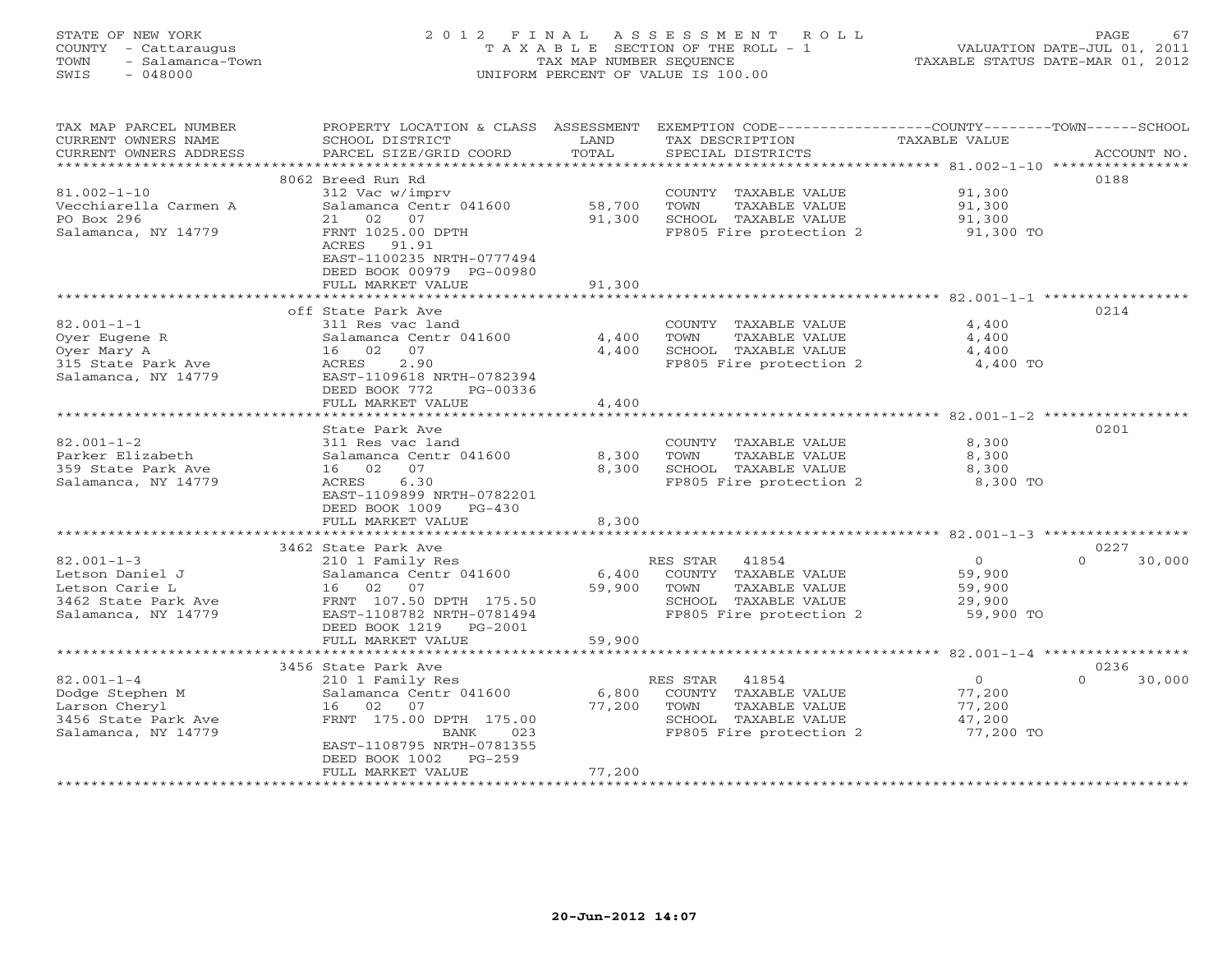STATE OF NEW YORK
COUNTY - Cattaraugus
TOWN - Salamanca-Town
SWIS - 048000

2012 FINAL ASSESSMENT ROLL
TAXABLE SECTION OF THE ROLL - 1
TAX MAP NUMBER SEQUENCE
UNIFORM PERCENT OF VALUE IS 100.00

VALUATION DATE-JUL 01, 2011
TAXABLE STATUS DATE-MAR 01, 2012

| TAX MAP PARCEL NUMBER / CURRENT OWNERS NAME / CURRENT OWNERS ADDRESS | PROPERTY LOCATION & CLASS / SCHOOL DISTRICT / PARCEL SIZE/GRID COORD | ASSESSMENT LAND | TOTAL | EXEMPTION CODE / TAX DESCRIPTION / SPECIAL DISTRICTS | COUNTY / TOWN TAXABLE VALUE | SCHOOL | ACCOUNT NO. |
|---|---|---|---|---|---|---|---|
| | 8062 Breed Run Rd | | | | | | 0188 |
| 81.002-1-10 | 312 Vac w/imprv | | | COUNTY TAXABLE VALUE | 91,300 | | |
| Vecchiarella Carmen A | Salamanca Centr 041600 | 58,700 | | TOWN TAXABLE VALUE | 91,300 | | |
| PO Box 296 | 21 02 07 | | 91,300 | SCHOOL TAXABLE VALUE | 91,300 | | |
| Salamanca, NY 14779 | FRNT 1025.00 DPTH | | | FP805 Fire protection 2 | 91,300 TO | | |
| | ACRES 91.91 | | | | | | |
| | EAST-1100235 NRTH-0777494 | | | | | | |
| | DEED BOOK 00979 PG-00980 | | | | | | |
| | FULL MARKET VALUE | | 91,300 | | | | |
| | off State Park Ave | | | | | | 0214 |
| 82.001-1-1 | 311 Res vac land | | | COUNTY TAXABLE VALUE | 4,400 | | |
| Oyer Eugene R | Salamanca Centr 041600 | 4,400 | | TOWN TAXABLE VALUE | 4,400 | | |
| Oyer Mary A | 16 02 07 | | 4,400 | SCHOOL TAXABLE VALUE | 4,400 | | |
| 315 State Park Ave | ACRES 2.90 | | | FP805 Fire protection 2 | 4,400 TO | | |
| Salamanca, NY 14779 | EAST-1109618 NRTH-0782394 | | | | | | |
| | DEED BOOK 772 PG-00336 | | | | | | |
| | FULL MARKET VALUE | | 4,400 | | | | |
| | State Park Ave | | | | | | 0201 |
| 82.001-1-2 | 311 Res vac land | | | COUNTY TAXABLE VALUE | 8,300 | | |
| Parker Elizabeth | Salamanca Centr 041600 | 8,300 | | TOWN TAXABLE VALUE | 8,300 | | |
| 359 State Park Ave | 16 02 07 | | 8,300 | SCHOOL TAXABLE VALUE | 8,300 | | |
| Salamanca, NY 14779 | ACRES 6.30 | | | FP805 Fire protection 2 | 8,300 TO | | |
| | EAST-1109899 NRTH-0782201 | | | | | | |
| | DEED BOOK 1009 PG-430 | | | | | | |
| | FULL MARKET VALUE | | 8,300 | | | | |
| | 3462 State Park Ave | | | | | | 0227 |
| 82.001-1-3 | 210 1 Family Res | | | RES STAR 41854 | 0 | 0 | 30,000 |
| Letson Daniel J | Salamanca Centr 041600 | 6,400 | | COUNTY TAXABLE VALUE | 59,900 | | |
| Letson Carie L | 16 02 07 | | 59,900 | TOWN TAXABLE VALUE | 59,900 | | |
| 3462 State Park Ave | FRNT 107.50 DPTH 175.50 | | | SCHOOL TAXABLE VALUE | 29,900 | | |
| Salamanca, NY 14779 | EAST-1108782 NRTH-0781494 | | | FP805 Fire protection 2 | 59,900 TO | | |
| | DEED BOOK 1219 PG-2001 | | | | | | |
| | FULL MARKET VALUE | | 59,900 | | | | |
| | 3456 State Park Ave | | | | | | 0236 |
| 82.001-1-4 | 210 1 Family Res | | | RES STAR 41854 | 0 | 0 | 30,000 |
| Dodge Stephen M | Salamanca Centr 041600 | 6,800 | | COUNTY TAXABLE VALUE | 77,200 | | |
| Larson Cheryl | 16 02 07 | | 77,200 | TOWN TAXABLE VALUE | 77,200 | | |
| 3456 State Park Ave | FRNT 175.00 DPTH 175.00 | | | SCHOOL TAXABLE VALUE | 47,200 | | |
| Salamanca, NY 14779 | BANK 023 | | | FP805 Fire protection 2 | 77,200 TO | | |
| | EAST-1108795 NRTH-0781355 | | | | | | |
| | DEED BOOK 1002 PG-259 | | | | | | |
| | FULL MARKET VALUE | | 77,200 | | | | |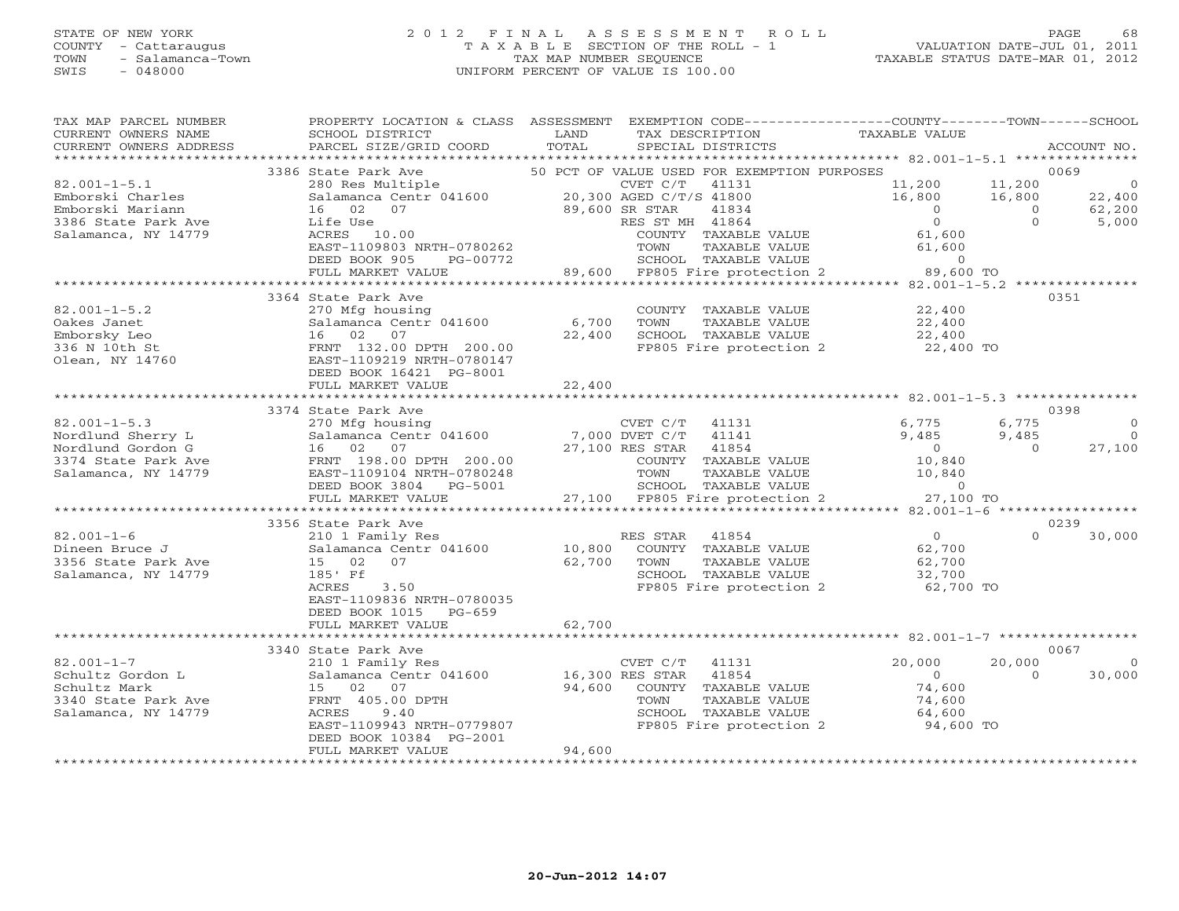STATE OF NEW YORK — COUNTY - Cattaraugus — TOWN - Salamanca-Town — SWIS - 048000

# 2012 FINAL ASSESSMENT ROLL

TAXABLE SECTION OF THE ROLL - 1
TAX MAP NUMBER SEQUENCE
UNIFORM PERCENT OF VALUE IS 100.00

VALUATION DATE-JUL 01, 2011
TAXABLE STATUS DATE-MAR 01, 2012

| TAX MAP PARCEL NUMBER / CURRENT OWNERS NAME / CURRENT OWNERS ADDRESS | PROPERTY LOCATION & CLASS / SCHOOL DISTRICT / PARCEL SIZE/GRID COORD | ASSESSMENT LAND / TOTAL | EXEMPTION CODE / TAX DESCRIPTION / SPECIAL DISTRICTS | COUNTY TAXABLE VALUE | TOWN | SCHOOL | ACCOUNT NO. |
|---|---|---|---|---|---|---|---|
| **82.001-1-5.1** | 3386 State Park Ave | | 50 PCT OF VALUE USED FOR EXEMPTION PURPOSES | | | | 0069 |
| Emborski Charles | 280 Res Multiple | | CVET C/T 41131 | 11,200 | 11,200 | 0 | |
| Emborski Mariann | Salamanca Centr 041600 | 20,300 | AGED C/T/S 41800 | 16,800 | 16,800 | 22,400 | |
| 3386 State Park Ave | 16 02 07 | 89,600 | SR STAR 41834 | 0 | 0 | 62,200 | |
| Salamanca, NY 14779 | Life Use | | RES ST MH 41864 | 0 | 0 | 5,000 | |
| | ACRES 10.00 | | COUNTY TAXABLE VALUE | 61,600 | | | |
| | EAST-1109803 NRTH-0780262 | | TOWN TAXABLE VALUE | 61,600 | | | |
| | DEED BOOK 905 PG-00772 | | SCHOOL TAXABLE VALUE | 0 | | | |
| | FULL MARKET VALUE | 89,600 | FP805 Fire protection 2 | 89,600 TO | | | |
| **82.001-1-5.2** | 3364 State Park Ave | | | | | | 0351 |
| Oakes Janet | 270 Mfg housing | | COUNTY TAXABLE VALUE | 22,400 | | | |
| Emborsky Leo | Salamanca Centr 041600 | 6,700 | TOWN TAXABLE VALUE | 22,400 | | | |
| 336 N 10th St | 16 02 07 | 22,400 | SCHOOL TAXABLE VALUE | 22,400 | | | |
| Olean, NY 14760 | FRNT 132.00 DPTH 200.00 | | FP805 Fire protection 2 | 22,400 TO | | | |
| | EAST-1109219 NRTH-0780147 | | | | | | |
| | DEED BOOK 16421 PG-8001 | | | | | | |
| | FULL MARKET VALUE | 22,400 | | | | | |
| **82.001-1-5.3** | 3374 State Park Ave | | | | | | 0398 |
| Nordlund Sherry L | 270 Mfg housing | | CVET C/T 41131 | 6,775 | 6,775 | 0 | |
| Nordlund Gordon G | Salamanca Centr 041600 | 7,000 | DVET C/T 41141 | 9,485 | 9,485 | 0 | |
| 3374 State Park Ave | 16 02 07 | 27,100 | RES STAR 41854 | 0 | 0 | 27,100 | |
| Salamanca, NY 14779 | FRNT 198.00 DPTH 200.00 | | COUNTY TAXABLE VALUE | 10,840 | | | |
| | EAST-1109104 NRTH-0780248 | | TOWN TAXABLE VALUE | 10,840 | | | |
| | DEED BOOK 3804 PG-5001 | | SCHOOL TAXABLE VALUE | 0 | | | |
| | FULL MARKET VALUE | 27,100 | FP805 Fire protection 2 | 27,100 TO | | | |
| **82.001-1-6** | 3356 State Park Ave | | | | | | 0239 |
| Dineen Bruce J | 210 1 Family Res | | RES STAR 41854 | 0 | 0 | 30,000 | |
| 3356 State Park Ave | Salamanca Centr 041600 | 10,800 | COUNTY TAXABLE VALUE | 62,700 | | | |
| Salamanca, NY 14779 | 15 02 07 | 62,700 | TOWN TAXABLE VALUE | 62,700 | | | |
| | 185' Ff | | SCHOOL TAXABLE VALUE | 32,700 | | | |
| | ACRES 3.50 | | FP805 Fire protection 2 | 62,700 TO | | | |
| | EAST-1109836 NRTH-0780035 | | | | | | |
| | DEED BOOK 1015 PG-659 | | | | | | |
| | FULL MARKET VALUE | 62,700 | | | | | |
| **82.001-1-7** | 3340 State Park Ave | | | | | | 0067 |
| Schultz Gordon L | 210 1 Family Res | | CVET C/T 41131 | 20,000 | 20,000 | 0 | |
| Schultz Mark | Salamanca Centr 041600 | 16,300 | RES STAR 41854 | 0 | 0 | 30,000 | |
| 3340 State Park Ave | 15 02 07 | 94,600 | COUNTY TAXABLE VALUE | 74,600 | | | |
| Salamanca, NY 14779 | FRNT 405.00 DPTH | | TOWN TAXABLE VALUE | 74,600 | | | |
| | ACRES 9.40 | | SCHOOL TAXABLE VALUE | 64,600 | | | |
| | EAST-1109943 NRTH-0779807 | | FP805 Fire protection 2 | 94,600 TO | | | |
| | DEED BOOK 10384 PG-2001 | | | | | | |
| | FULL MARKET VALUE | 94,600 | | | | | |

20-Jun-2012 14:07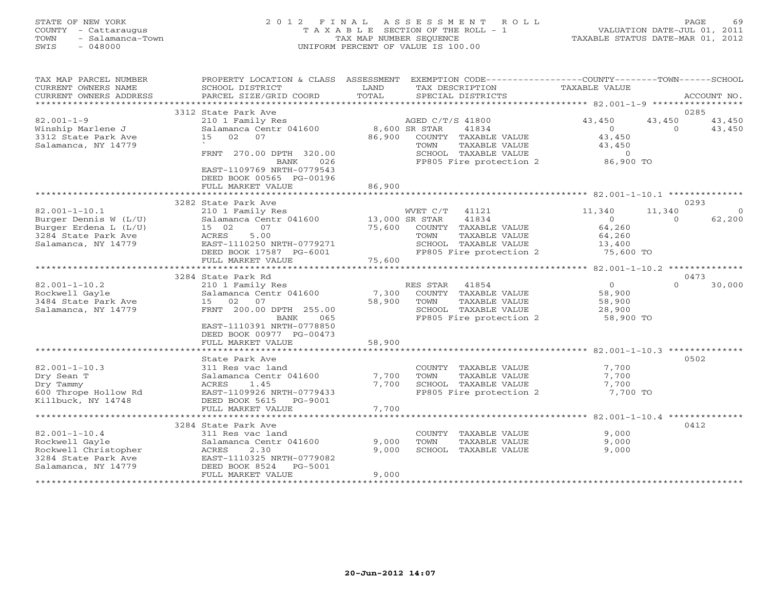STATE OF NEW YORK
COUNTY - Cattaraugus
TOWN - Salamanca-Town
SWIS - 048000

# 2012 FINAL ASSESSMENT ROLL

TAXABLE SECTION OF THE ROLL - 1
TAX MAP NUMBER SEQUENCE
UNIFORM PERCENT OF VALUE IS 100.00

VALUATION DATE-JUL 01, 2011
TAXABLE STATUS DATE-MAR 01, 2012

| TAX MAP PARCEL NUMBER / CURRENT OWNERS NAME / CURRENT OWNERS ADDRESS | PROPERTY LOCATION & CLASS / SCHOOL DISTRICT / PARCEL SIZE/GRID COORD | ASSESSMENT LAND / TOTAL | EXEMPTION CODE / TAX DESCRIPTION / SPECIAL DISTRICTS | COUNTY TAXABLE VALUE | TOWN | SCHOOL | ACCOUNT NO. |
|---|---|---|---|---|---|---|---|
| **82.001-1-9** | 3312 State Park Ave | | | | | | 0285 |
| Winship Marlene J | 210 1 Family Res | | AGED C/T/S 41800 | 43,450 | 43,450 | 43,450 | |
| 3312 State Park Ave | Salamanca Centr 041600 | 8,600 | SR STAR 41834 | 0 | 0 | 43,450 | |
| Salamanca, NY 14779 | 15 02 07 | 86,900 | COUNTY TAXABLE VALUE | 43,450 | | | |
| | ` | | TOWN TAXABLE VALUE | 43,450 | | | |
| | FRNT 270.00 DPTH 320.00 | | SCHOOL TAXABLE VALUE | 0 | | | |
| | BANK 026 | | FP805 Fire protection 2 | 86,900 TO | | | |
| | EAST-1109769 NRTH-0779543 | | | | | | |
| | DEED BOOK 00565 PG-00196 | | | | | | |
| | FULL MARKET VALUE | 86,900 | | | | | |
| **82.001-1-10.1** | 3282 State Park Ave | | | | | | 0293 |
| Burger Dennis W (L/U) | 210 1 Family Res | | WVET C/T 41121 | 11,340 | 11,340 | 0 | |
| Burger Erdena L (L/U) | Salamanca Centr 041600 | 13,000 | SR STAR 41834 | 0 | 0 | 62,200 | |
| 3284 State Park Ave | 15 02 07 | 75,600 | COUNTY TAXABLE VALUE | 64,260 | | | |
| Salamanca, NY 14779 | ACRES 5.00 | | TOWN TAXABLE VALUE | 64,260 | | | |
| | EAST-1110250 NRTH-0779271 | | SCHOOL TAXABLE VALUE | 13,400 | | | |
| | DEED BOOK 17587 PG-6001 | | FP805 Fire protection 2 | 75,600 TO | | | |
| | FULL MARKET VALUE | 75,600 | | | | | |
| **82.001-1-10.2** | 3284 State Park Rd | | | | | | 0473 |
| Rockwell Gayle | 210 1 Family Res | | RES STAR 41854 | 0 | 0 | 30,000 | |
| 3484 State Park Ave | Salamanca Centr 041600 | 7,300 | COUNTY TAXABLE VALUE | 58,900 | | | |
| Salamanca, NY 14779 | 15 02 07 | 58,900 | TOWN TAXABLE VALUE | 58,900 | | | |
| | FRNT 200.00 DPTH 255.00 | | SCHOOL TAXABLE VALUE | 28,900 | | | |
| | BANK 065 | | FP805 Fire protection 2 | 58,900 TO | | | |
| | EAST-1110391 NRTH-0778850 | | | | | | |
| | DEED BOOK 00977 PG-00473 | | | | | | |
| | FULL MARKET VALUE | 58,900 | | | | | |
| **82.001-1-10.3** | State Park Ave | | | | | | 0502 |
| Dry Sean T | 311 Res vac land | | COUNTY TAXABLE VALUE | 7,700 | | | |
| Dry Tammy | Salamanca Centr 041600 | 7,700 | TOWN TAXABLE VALUE | 7,700 | | | |
| 600 Thrope Hollow Rd | ACRES 1.45 | 7,700 | SCHOOL TAXABLE VALUE | 7,700 | | | |
| Killbuck, NY 14748 | EAST-1109926 NRTH-0779433 | | FP805 Fire protection 2 | 7,700 TO | | | |
| | DEED BOOK 5615 PG-9001 | | | | | | |
| | FULL MARKET VALUE | 7,700 | | | | | |
| **82.001-1-10.4** | 3284 State Park Ave | | | | | | 0412 |
| Rockwell Gayle | 311 Res vac land | | COUNTY TAXABLE VALUE | 9,000 | | | |
| Rockwell Christopher | Salamanca Centr 041600 | 9,000 | TOWN TAXABLE VALUE | 9,000 | | | |
| 3284 State Park Ave | ACRES 2.30 | 9,000 | SCHOOL TAXABLE VALUE | 9,000 | | | |
| Salamanca, NY 14779 | EAST-1110325 NRTH-0779082 | | | | | | |
| | DEED BOOK 8524 PG-5001 | | | | | | |
| | FULL MARKET VALUE | 9,000 | | | | | |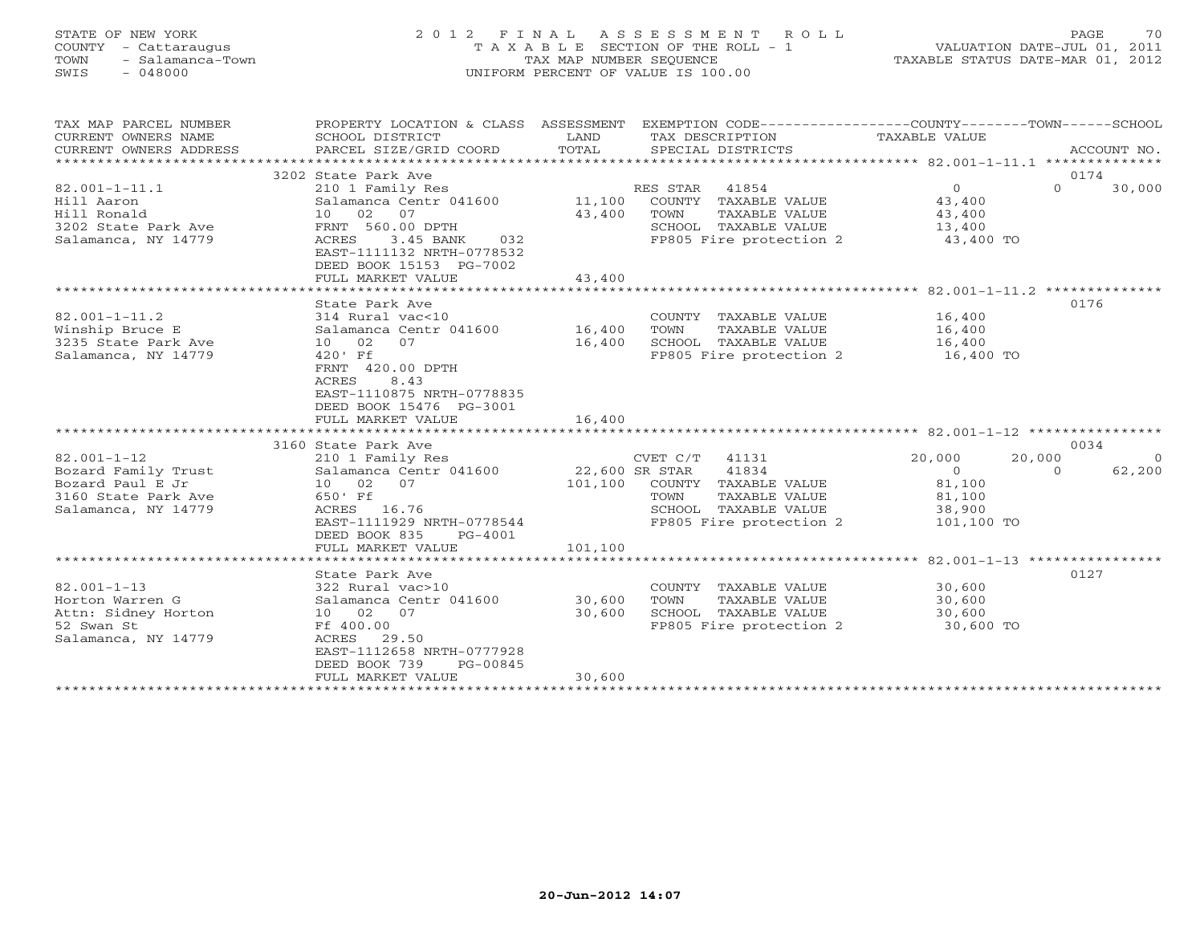STATE OF NEW YORK
COUNTY - Cattaraugus
TOWN - Salamanca-Town
SWIS - 048000

2 0 1 2 F I N A L A S S E S S M E N T R O L L
T A X A B L E SECTION OF THE ROLL - 1
TAX MAP NUMBER SEQUENCE
UNIFORM PERCENT OF VALUE IS 100.00

VALUATION DATE-JUL 01, 2011
TAXABLE STATUS DATE-MAR 01, 2012

| TAX MAP PARCEL NUMBER / CURRENT OWNERS NAME / CURRENT OWNERS ADDRESS | PROPERTY LOCATION & CLASS / SCHOOL DISTRICT / PARCEL SIZE/GRID COORD | ASSESSMENT LAND / TOTAL | EXEMPTION CODE / TAX DESCRIPTION / SPECIAL DISTRICTS | COUNTY TAXABLE VALUE | TOWN | SCHOOL | ACCOUNT NO. |
|---|---|---|---|---|---|---|---|
| **82.001-1-11.1** | 3202 State Park Ave | | | | | | 0174 |
| 82.001-1-11.1 | 210 1 Family Res | | RES STAR 41854 | 0 | 0 | 30,000 | |
| Hill Aaron | Salamanca Centr 041600 | 11,100 | COUNTY TAXABLE VALUE | 43,400 | | | |
| Hill Ronald | 10 02 07 | 43,400 | TOWN TAXABLE VALUE | 43,400 | | | |
| 3202 State Park Ave | FRNT 560.00 DPTH | | SCHOOL TAXABLE VALUE | 13,400 | | | |
| Salamanca, NY 14779 | ACRES 3.45 BANK 032 | | FP805 Fire protection 2 | 43,400 TO | | | |
| | EAST-1111132 NRTH-0778532 | | | | | | |
| | DEED BOOK 15153 PG-7002 | | | | | | |
| | FULL MARKET VALUE | 43,400 | | | | | |
| **82.001-1-11.2** | State Park Ave | | | | | | 0176 |
| 82.001-1-11.2 | 314 Rural vac<10 | | COUNTY TAXABLE VALUE | 16,400 | | | |
| Winship Bruce E | Salamanca Centr 041600 | 16,400 | TOWN TAXABLE VALUE | 16,400 | | | |
| 3235 State Park Ave | 10 02 07 | 16,400 | SCHOOL TAXABLE VALUE | 16,400 | | | |
| Salamanca, NY 14779 | 420' Ff | | FP805 Fire protection 2 | 16,400 TO | | | |
| | FRNT 420.00 DPTH | | | | | | |
| | ACRES 8.43 | | | | | | |
| | EAST-1110875 NRTH-0778835 | | | | | | |
| | DEED BOOK 15476 PG-3001 | | | | | | |
| | FULL MARKET VALUE | 16,400 | | | | | |
| **82.001-1-12** | 3160 State Park Ave | | | | | | 0034 |
| 82.001-1-12 | 210 1 Family Res | | CVET C/T 41131 | 20,000 | 20,000 | 0 | |
| Bozard Family Trust | Salamanca Centr 041600 | 22,600 | SR STAR 41834 | 0 | 0 | 62,200 | |
| Bozard Paul E Jr | 10 02 07 | 101,100 | COUNTY TAXABLE VALUE | 81,100 | | | |
| 3160 State Park Ave | 650' Ff | | TOWN TAXABLE VALUE | 81,100 | | | |
| Salamanca, NY 14779 | ACRES 16.76 | | SCHOOL TAXABLE VALUE | 38,900 | | | |
| | EAST-1111929 NRTH-0778544 | | FP805 Fire protection 2 | 101,100 TO | | | |
| | DEED BOOK 835 PG-4001 | | | | | | |
| | FULL MARKET VALUE | 101,100 | | | | | |
| **82.001-1-13** | State Park Ave | | | | | | 0127 |
| 82.001-1-13 | 322 Rural vac>10 | | COUNTY TAXABLE VALUE | 30,600 | | | |
| Horton Warren G | Salamanca Centr 041600 | 30,600 | TOWN TAXABLE VALUE | 30,600 | | | |
| Attn: Sidney Horton | 10 02 07 | 30,600 | SCHOOL TAXABLE VALUE | 30,600 | | | |
| 52 Swan St | Ff 400.00 | | FP805 Fire protection 2 | 30,600 TO | | | |
| Salamanca, NY 14779 | ACRES 29.50 | | | | | | |
| | EAST-1112658 NRTH-0777928 | | | | | | |
| | DEED BOOK 739 PG-00845 | | | | | | |
| | FULL MARKET VALUE | 30,600 | | | | | |

20-Jun-2012 14:07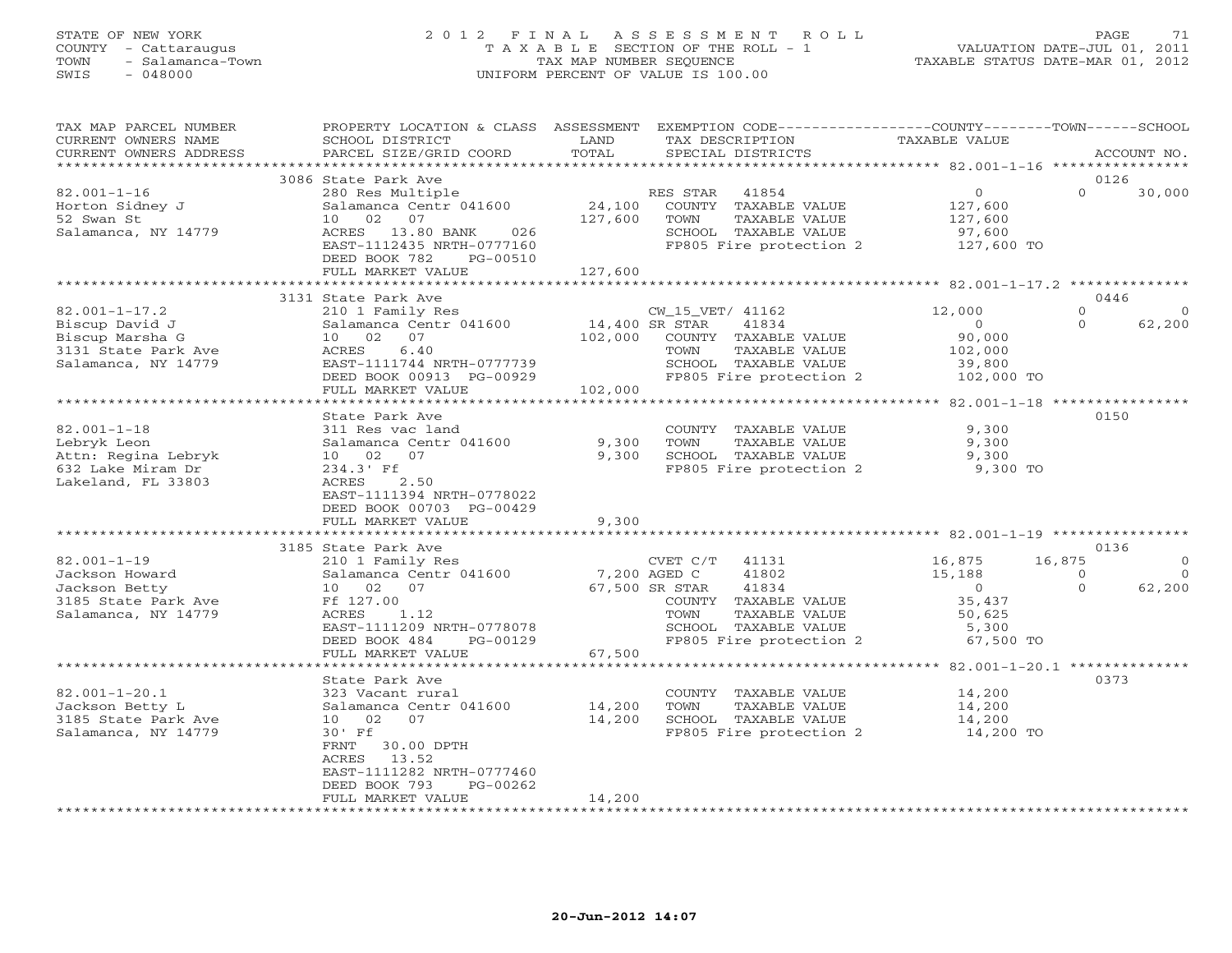STATE OF NEW YORK
COUNTY - Cattaraugus
TOWN - Salamanca-Town
SWIS - 048000

# 2012 FINAL ASSESSMENT ROLL
TAXABLE SECTION OF THE ROLL - 1
TAX MAP NUMBER SEQUENCE
UNIFORM PERCENT OF VALUE IS 100.00

VALUATION DATE-JUL 01, 2011
TAXABLE STATUS DATE-MAR 01, 2012

| TAX MAP PARCEL NUMBER / CURRENT OWNERS NAME / CURRENT OWNERS ADDRESS | PROPERTY LOCATION & CLASS / SCHOOL DISTRICT / PARCEL SIZE/GRID COORD | ASSESSMENT LAND / TOTAL | EXEMPTION CODE / TAX DESCRIPTION / SPECIAL DISTRICTS | COUNTY TAXABLE VALUE | TOWN | SCHOOL / ACCOUNT NO. |
|---|---|---|---|---|---|---|
| | 3086 State Park Ave | | | | | 0126 |
| 82.001-1-16 | 280 Res Multiple | | RES STAR 41854 | 0 | 0 | 30,000 |
| Horton Sidney J | Salamanca Centr 041600 | 24,100 | COUNTY TAXABLE VALUE | 127,600 | | |
| 52 Swan St | 10 02 07 | 127,600 | TOWN TAXABLE VALUE | 127,600 | | |
| Salamanca, NY 14779 | ACRES 13.80 BANK 026 | | SCHOOL TAXABLE VALUE | 97,600 | | |
| | EAST-1112435 NRTH-0777160 | | FP805 Fire protection 2 | 127,600 TO | | |
| | DEED BOOK 782 PG-00510 | | | | | |
| | FULL MARKET VALUE | 127,600 | | | | |
| | 3131 State Park Ave | | | | | 0446 |
| 82.001-1-17.2 | 210 1 Family Res | | CW_15_VET/ 41162 | 12,000 | 0 | 0 |
| Biscup David J | Salamanca Centr 041600 | 14,400 | SR STAR 41834 | 0 | 0 | 62,200 |
| Biscup Marsha G | 10 02 07 | 102,000 | COUNTY TAXABLE VALUE | 90,000 | | |
| 3131 State Park Ave | ACRES 6.40 | | TOWN TAXABLE VALUE | 102,000 | | |
| Salamanca, NY 14779 | EAST-1111744 NRTH-0777739 | | SCHOOL TAXABLE VALUE | 39,800 | | |
| | DEED BOOK 00913 PG-00929 | | FP805 Fire protection 2 | 102,000 TO | | |
| | FULL MARKET VALUE | 102,000 | | | | |
| | State Park Ave | | | | | 0150 |
| 82.001-1-18 | 311 Res vac land | | COUNTY TAXABLE VALUE | 9,300 | | |
| Lebryk Leon | Salamanca Centr 041600 | 9,300 | TOWN TAXABLE VALUE | 9,300 | | |
| Attn: Regina Lebryk | 10 02 07 | 9,300 | SCHOOL TAXABLE VALUE | 9,300 | | |
| 632 Lake Miram Dr | 234.3' Ff | | FP805 Fire protection 2 | 9,300 TO | | |
| Lakeland, FL 33803 | ACRES 2.50 | | | | | |
| | EAST-1111394 NRTH-0778022 | | | | | |
| | DEED BOOK 00703 PG-00429 | | | | | |
| | FULL MARKET VALUE | 9,300 | | | | |
| | 3185 State Park Ave | | | | | 0136 |
| 82.001-1-19 | 210 1 Family Res | | CVET C/T 41131 | 16,875 | 16,875 | 0 |
| Jackson Howard | Salamanca Centr 041600 | 7,200 | AGED C 41802 | 15,188 | 0 | 0 |
| Jackson Betty | 10 02 07 | 67,500 | SR STAR 41834 | 0 | 0 | 62,200 |
| 3185 State Park Ave | Ff 127.00 | | COUNTY TAXABLE VALUE | 35,437 | | |
| Salamanca, NY 14779 | ACRES 1.12 | | TOWN TAXABLE VALUE | 50,625 | | |
| | EAST-1111209 NRTH-0778078 | | SCHOOL TAXABLE VALUE | 5,300 | | |
| | DEED BOOK 484 PG-00129 | | FP805 Fire protection 2 | 67,500 TO | | |
| | FULL MARKET VALUE | 67,500 | | | | |
| | State Park Ave | | | | | 0373 |
| 82.001-1-20.1 | 323 Vacant rural | | COUNTY TAXABLE VALUE | 14,200 | | |
| Jackson Betty L | Salamanca Centr 041600 | 14,200 | TOWN TAXABLE VALUE | 14,200 | | |
| 3185 State Park Ave | 10 02 07 | 14,200 | SCHOOL TAXABLE VALUE | 14,200 | | |
| Salamanca, NY 14779 | 30' Ff | | FP805 Fire protection 2 | 14,200 TO | | |
| | FRNT 30.00 DPTH | | | | | |
| | ACRES 13.52 | | | | | |
| | EAST-1111282 NRTH-0777460 | | | | | |
| | DEED BOOK 793 PG-00262 | | | | | |
| | FULL MARKET VALUE | 14,200 | | | | |

20-Jun-2012 14:07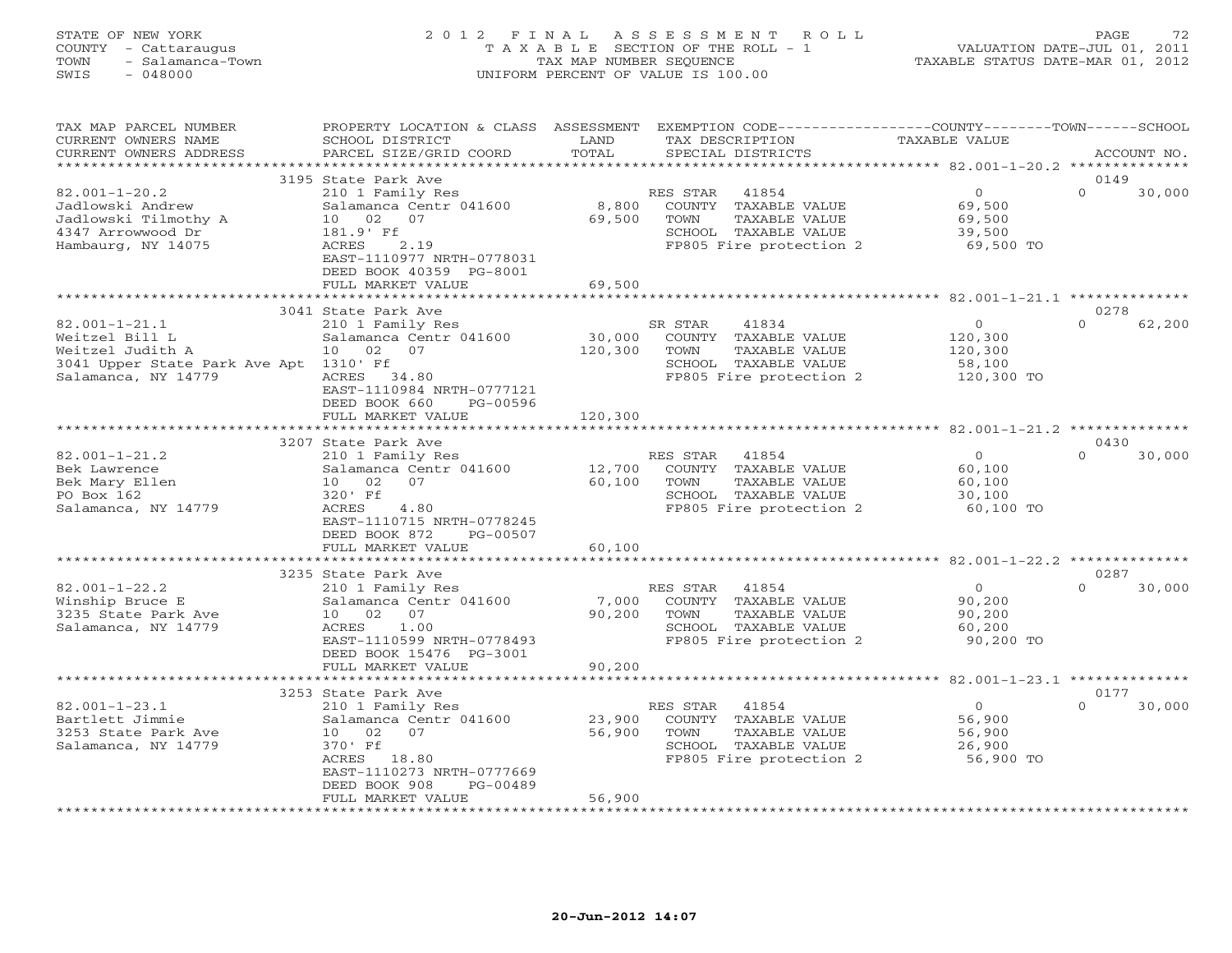STATE OF NEW YORK
COUNTY - Cattaraugus
TOWN - Salamanca-Town
SWIS - 048000

2 0 1 2 F I N A L A S S E S S M E N T R O L L
T A X A B L E SECTION OF THE ROLL - 1
TAX MAP NUMBER SEQUENCE
UNIFORM PERCENT OF VALUE IS 100.00

VALUATION DATE-JUL 01, 2011
TAXABLE STATUS DATE-MAR 01, 2012

| TAX MAP PARCEL NUMBER / CURRENT OWNERS NAME / CURRENT OWNERS ADDRESS | PROPERTY LOCATION & CLASS / SCHOOL DISTRICT / PARCEL SIZE/GRID COORD | ASSESSMENT LAND / TOTAL | EXEMPTION CODE / TAX DESCRIPTION / SPECIAL DISTRICTS | COUNTY / TOWN / SCHOOL TAXABLE VALUE | ACCOUNT NO. |
|---|---|---|---|---|---|
| | 3195 State Park Ave | | | | 0149 |
| 82.001-1-20.2 | 210 1 Family Res | | RES STAR 41854 | 0 | 0 30,000 |
| Jadlowski Andrew | Salamanca Centr 041600 | 8,800 | COUNTY TAXABLE VALUE | 69,500 | |
| Jadlowski Tilmothy A | 10 02 07 | 69,500 | TOWN TAXABLE VALUE | 69,500 | |
| 4347 Arrowwood Dr | 181.9' Ff | | SCHOOL TAXABLE VALUE | 39,500 | |
| Hambaurg, NY 14075 | ACRES 2.19 | | FP805 Fire protection 2 | 69,500 TO | |
| | EAST-1110977 NRTH-0778031 | | | | |
| | DEED BOOK 40359 PG-8001 | | | | |
| | FULL MARKET VALUE | 69,500 | | | |
| | 3041 State Park Ave | | | | 0278 |
| 82.001-1-21.1 | 210 1 Family Res | | SR STAR 41834 | 0 | 0 62,200 |
| Weitzel Bill L | Salamanca Centr 041600 | 30,000 | COUNTY TAXABLE VALUE | 120,300 | |
| Weitzel Judith A | 10 02 07 | 120,300 | TOWN TAXABLE VALUE | 120,300 | |
| 3041 Upper State Park Ave Apt | 1310' Ff | | SCHOOL TAXABLE VALUE | 58,100 | |
| Salamanca, NY 14779 | ACRES 34.80 | | FP805 Fire protection 2 | 120,300 TO | |
| | EAST-1110984 NRTH-0777121 | | | | |
| | DEED BOOK 660 PG-00596 | | | | |
| | FULL MARKET VALUE | 120,300 | | | |
| | 3207 State Park Ave | | | | 0430 |
| 82.001-1-21.2 | 210 1 Family Res | | RES STAR 41854 | 0 | 0 30,000 |
| Bek Lawrence | Salamanca Centr 041600 | 12,700 | COUNTY TAXABLE VALUE | 60,100 | |
| Bek Mary Ellen | 10 02 07 | 60,100 | TOWN TAXABLE VALUE | 60,100 | |
| PO Box 162 | 320' Ff | | SCHOOL TAXABLE VALUE | 30,100 | |
| Salamanca, NY 14779 | ACRES 4.80 | | FP805 Fire protection 2 | 60,100 TO | |
| | EAST-1110715 NRTH-0778245 | | | | |
| | DEED BOOK 872 PG-00507 | | | | |
| | FULL MARKET VALUE | 60,100 | | | |
| | 3235 State Park Ave | | | | 0287 |
| 82.001-1-22.2 | 210 1 Family Res | | RES STAR 41854 | 0 | 0 30,000 |
| Winship Bruce E | Salamanca Centr 041600 | 7,000 | COUNTY TAXABLE VALUE | 90,200 | |
| 3235 State Park Ave | 10 02 07 | 90,200 | TOWN TAXABLE VALUE | 90,200 | |
| Salamanca, NY 14779 | ACRES 1.00 | | SCHOOL TAXABLE VALUE | 60,200 | |
| | EAST-1110599 NRTH-0778493 | | FP805 Fire protection 2 | 90,200 TO | |
| | DEED BOOK 15476 PG-3001 | | | | |
| | FULL MARKET VALUE | 90,200 | | | |
| | 3253 State Park Ave | | | | 0177 |
| 82.001-1-23.1 | 210 1 Family Res | | RES STAR 41854 | 0 | 0 30,000 |
| Bartlett Jimmie | Salamanca Centr 041600 | 23,900 | COUNTY TAXABLE VALUE | 56,900 | |
| 3253 State Park Ave | 10 02 07 | 56,900 | TOWN TAXABLE VALUE | 56,900 | |
| Salamanca, NY 14779 | 370' Ff | | SCHOOL TAXABLE VALUE | 26,900 | |
| | ACRES 18.80 | | FP805 Fire protection 2 | 56,900 TO | |
| | EAST-1110273 NRTH-0777669 | | | | |
| | DEED BOOK 908 PG-00489 | | | | |
| | FULL MARKET VALUE | 56,900 | | | |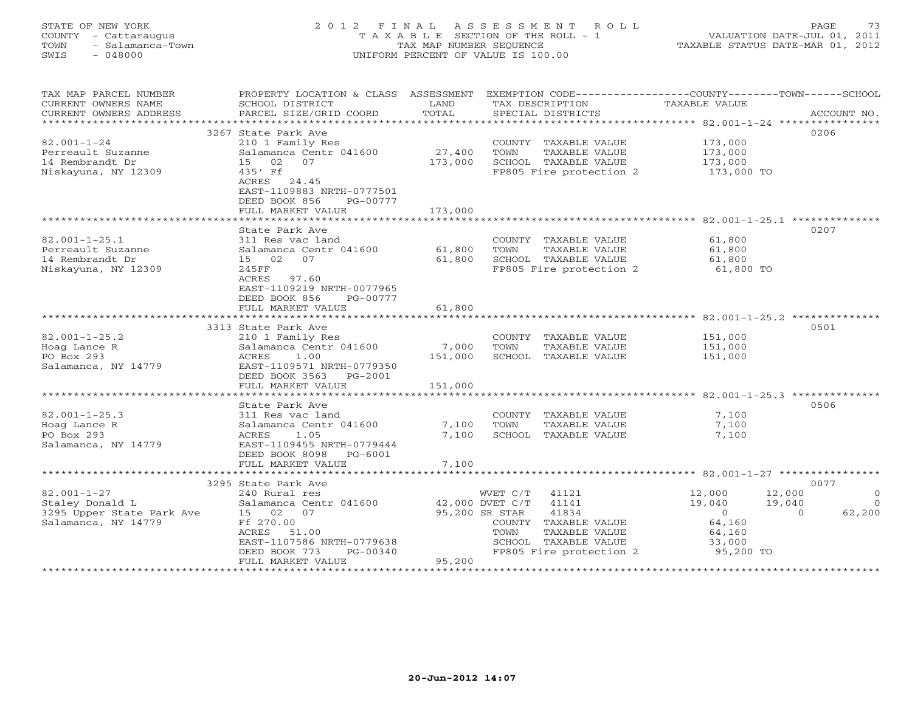STATE OF NEW YORK
COUNTY - Cattaraugus
TOWN - Salamanca-Town
SWIS - 048000

2 0 1 2 F I N A L A S S E S S M E N T R O L L
T A X A B L E SECTION OF THE ROLL - 1
TAX MAP NUMBER SEQUENCE
UNIFORM PERCENT OF VALUE IS 100.00

VALUATION DATE-JUL 01, 2011
TAXABLE STATUS DATE-MAR 01, 2012

| TAX MAP PARCEL NUMBER / CURRENT OWNERS NAME / CURRENT OWNERS ADDRESS | PROPERTY LOCATION & CLASS / SCHOOL DISTRICT / PARCEL SIZE/GRID COORD | ASSESSMENT LAND / TOTAL | EXEMPTION CODE / TAX DESCRIPTION / SPECIAL DISTRICTS | COUNTY TAXABLE VALUE | TOWN | SCHOOL | ACCOUNT NO. |
|---|---|---|---|---|---|---|---|
| **82.001-1-24** | 3267 State Park Ave | | | | | | 0206 |
| 82.001-1-24 | 210 1 Family Res | | COUNTY TAXABLE VALUE | 173,000 | | | |
| Perreault Suzanne | Salamanca Centr 041600 | 27,400 | TOWN TAXABLE VALUE | 173,000 | | | |
| 14 Rembrandt Dr | 15 02 07 | 173,000 | SCHOOL TAXABLE VALUE | 173,000 | | | |
| Niskayuna, NY 12309 | 435' Ff | | FP805 Fire protection 2 | 173,000 TO | | | |
| | ACRES 24.45 | | | | | | |
| | EAST-1109883 NRTH-0777501 | | | | | | |
| | DEED BOOK 856 PG-00777 | | | | | | |
| | FULL MARKET VALUE | 173,000 | | | | | |
| **82.001-1-25.1** | State Park Ave | | | | | | 0207 |
| 82.001-1-25.1 | 311 Res vac land | | COUNTY TAXABLE VALUE | 61,800 | | | |
| Perreault Suzanne | Salamanca Centr 041600 | 61,800 | TOWN TAXABLE VALUE | 61,800 | | | |
| 14 Rembrandt Dr | 15 02 07 | 61,800 | SCHOOL TAXABLE VALUE | 61,800 | | | |
| Niskayuna, NY 12309 | 245FF | | FP805 Fire protection 2 | 61,800 TO | | | |
| | ACRES 97.60 | | | | | | |
| | EAST-1109219 NRTH-0077965 | | | | | | |
| | DEED BOOK 856 PG-00777 | | | | | | |
| | FULL MARKET VALUE | 61,800 | | | | | |
| **82.001-1-25.2** | 3313 State Park Ave | | | | | | 0501 |
| 82.001-1-25.2 | 210 1 Family Res | | COUNTY TAXABLE VALUE | 151,000 | | | |
| Hoag Lance R | Salamanca Centr 041600 | 7,000 | TOWN TAXABLE VALUE | 151,000 | | | |
| PO Box 293 | ACRES 1.00 | 151,000 | SCHOOL TAXABLE VALUE | 151,000 | | | |
| Salamanca, NY 14779 | EAST-1109571 NRTH-0779350 | | | | | | |
| | DEED BOOK 3563 PG-2001 | | | | | | |
| | FULL MARKET VALUE | 151,000 | | | | | |
| **82.001-1-25.3** | State Park Ave | | | | | | 0506 |
| 82.001-1-25.3 | 311 Res vac land | | COUNTY TAXABLE VALUE | 7,100 | | | |
| Hoag Lance R | Salamanca Centr 041600 | 7,100 | TOWN TAXABLE VALUE | 7,100 | | | |
| PO Box 293 | ACRES 1.05 | 7,100 | SCHOOL TAXABLE VALUE | 7,100 | | | |
| Salamanca, NY 14779 | EAST-1109455 NRTH-0779444 | | | | | | |
| | DEED BOOK 8098 PG-6001 | | | | | | |
| | FULL MARKET VALUE | 7,100 | | | | | |
| **82.001-1-27** | 3295 State Park Ave | | | | | | 0077 |
| 82.001-1-27 | 240 Rural res | | WVET C/T 41121 | 12,000 | 12,000 | 0 | |
| Staley Donald L | Salamanca Centr 041600 | 42,000 | DVET C/T 41141 | 19,040 | 19,040 | 0 | |
| 3295 Upper State Park Ave | 15 02 07 | 95,200 | SR STAR 41834 | 0 | 0 | 62,200 | |
| Salamanca, NY 14779 | Ff 270.00 | | COUNTY TAXABLE VALUE | 64,160 | | | |
| | ACRES 51.00 | | TOWN TAXABLE VALUE | 64,160 | | | |
| | EAST-1107586 NRTH-0779638 | | SCHOOL TAXABLE VALUE | 33,000 | | | |
| | DEED BOOK 773 PG-00340 | | FP805 Fire protection 2 | 95,200 TO | | | |
| | FULL MARKET VALUE | 95,200 | | | | | |

20-Jun-2012 14:07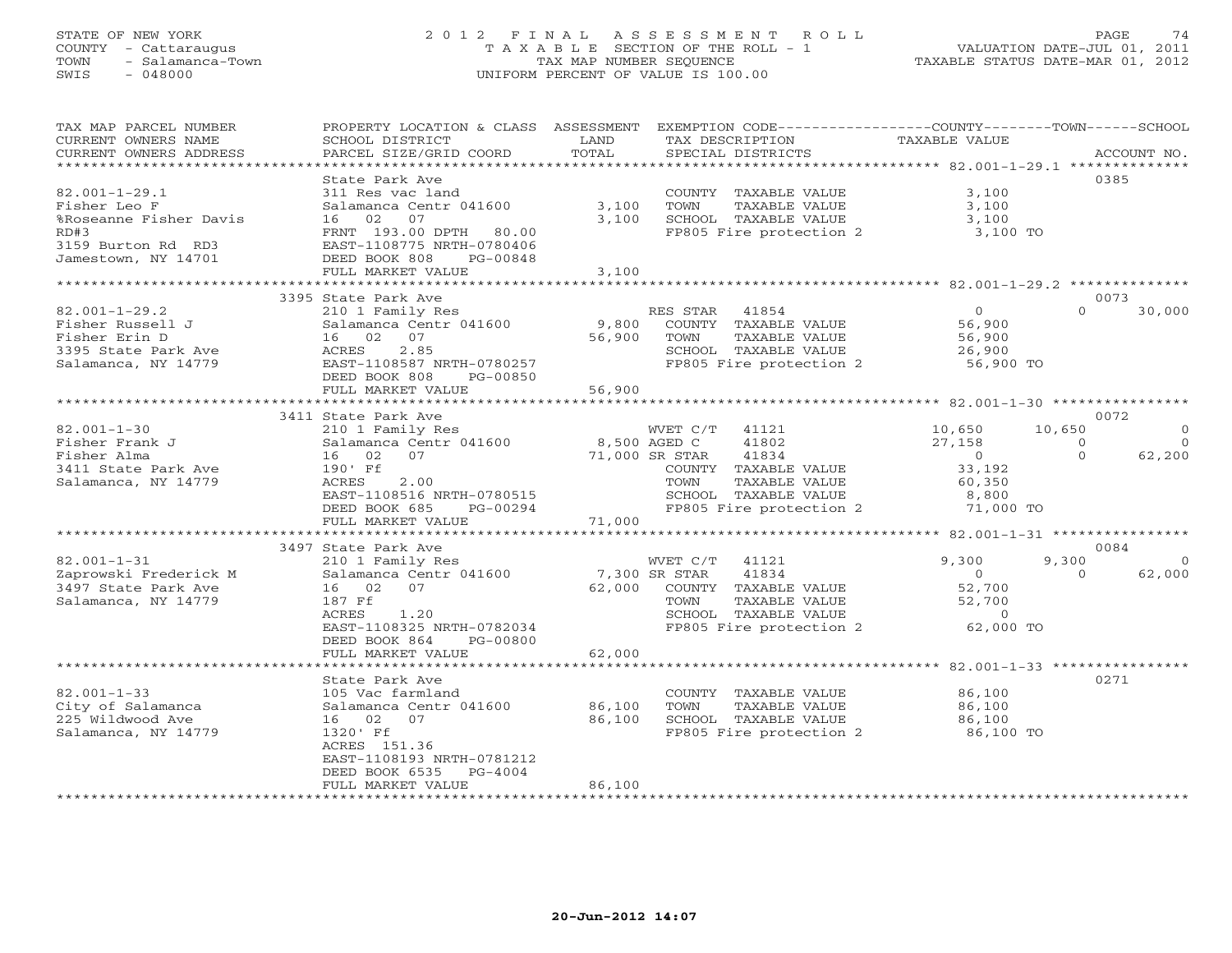STATE OF NEW YORK
COUNTY - Cattaraugus
TOWN - Salamanca-Town
SWIS - 048000

# 2012 FINAL ASSESSMENT ROLL
TAXABLE SECTION OF THE ROLL - 1
TAX MAP NUMBER SEQUENCE
UNIFORM PERCENT OF VALUE IS 100.00

VALUATION DATE-JUL 01, 2011
TAXABLE STATUS DATE-MAR 01, 2012

| TAX MAP PARCEL NUMBER / CURRENT OWNERS NAME / CURRENT OWNERS ADDRESS | PROPERTY LOCATION & CLASS / SCHOOL DISTRICT / PARCEL SIZE/GRID COORD | ASSESSMENT LAND / TOTAL | EXEMPTION CODE / TAX DESCRIPTION / SPECIAL DISTRICTS | COUNTY TAXABLE VALUE | TOWN | SCHOOL | ACCOUNT NO. |
|---|---|---|---|---|---|---|---|
| **82.001-1-29.1** | State Park Ave | | | | | | 0385 |
| 82.001-1-29.1 | 311 Res vac land | | COUNTY TAXABLE VALUE | 3,100 | | | |
| Fisher Leo F | Salamanca Centr 041600 | 3,100 | TOWN TAXABLE VALUE | 3,100 | | | |
| %Roseanne Fisher Davis | 16 02 07 | 3,100 | SCHOOL TAXABLE VALUE | 3,100 | | | |
| RD#3 | FRNT 193.00 DPTH 80.00 | | FP805 Fire protection 2 | 3,100 TO | | | |
| 3159 Burton Rd RD3 | EAST-1108775 NRTH-0780406 | | | | | | |
| Jamestown, NY 14701 | DEED BOOK 808 PG-00848 | | | | | | |
| | FULL MARKET VALUE | 3,100 | | | | | |
| **82.001-1-29.2** | 3395 State Park Ave | | | | | | 0073 |
| 82.001-1-29.2 | 210 1 Family Res | | RES STAR 41854 | 0 | 0 | 30,000 | |
| Fisher Russell J | Salamanca Centr 041600 | 9,800 | COUNTY TAXABLE VALUE | 56,900 | | | |
| Fisher Erin D | 16 02 07 | 56,900 | TOWN TAXABLE VALUE | 56,900 | | | |
| 3395 State Park Ave | ACRES 2.85 | | SCHOOL TAXABLE VALUE | 26,900 | | | |
| Salamanca, NY 14779 | EAST-1108587 NRTH-0780257 | | FP805 Fire protection 2 | 56,900 TO | | | |
| | DEED BOOK 808 PG-00850 | | | | | | |
| | FULL MARKET VALUE | 56,900 | | | | | |
| **82.001-1-30** | 3411 State Park Ave | | | | | | 0072 |
| 82.001-1-30 | 210 1 Family Res | | WVET C/T 41121 | 10,650 | 10,650 | 0 | |
| Fisher Frank J | Salamanca Centr 041600 | 8,500 | AGED C 41802 | 27,158 | 0 | 0 | |
| Fisher Alma | 16 02 07 | 71,000 | SR STAR 41834 | 0 | 0 | 62,200 | |
| 3411 State Park Ave | 190' Ff | | COUNTY TAXABLE VALUE | 33,192 | | | |
| Salamanca, NY 14779 | ACRES 2.00 | | TOWN TAXABLE VALUE | 60,350 | | | |
| | EAST-1108516 NRTH-0780515 | | SCHOOL TAXABLE VALUE | 8,800 | | | |
| | DEED BOOK 685 PG-00294 | | FP805 Fire protection 2 | 71,000 TO | | | |
| | FULL MARKET VALUE | 71,000 | | | | | |
| **82.001-1-31** | 3497 State Park Ave | | | | | | 0084 |
| 82.001-1-31 | 210 1 Family Res | | WVET C/T 41121 | 9,300 | 9,300 | 0 | |
| Zaprowski Frederick M | Salamanca Centr 041600 | 7,300 | SR STAR 41834 | 0 | 0 | 62,000 | |
| 3497 State Park Ave | 16 02 07 | 62,000 | COUNTY TAXABLE VALUE | 52,700 | | | |
| Salamanca, NY 14779 | 187 Ff | | TOWN TAXABLE VALUE | 52,700 | | | |
| | ACRES 1.20 | | SCHOOL TAXABLE VALUE | 0 | | | |
| | EAST-1108325 NRTH-0782034 | | FP805 Fire protection 2 | 62,000 TO | | | |
| | DEED BOOK 864 PG-00800 | | | | | | |
| | FULL MARKET VALUE | 62,000 | | | | | |
| **82.001-1-33** | State Park Ave | | | | | | 0271 |
| 82.001-1-33 | 105 Vac farmland | | COUNTY TAXABLE VALUE | 86,100 | | | |
| City of Salamanca | Salamanca Centr 041600 | 86,100 | TOWN TAXABLE VALUE | 86,100 | | | |
| 225 Wildwood Ave | 16 02 07 | 86,100 | SCHOOL TAXABLE VALUE | 86,100 | | | |
| Salamanca, NY 14779 | 1320' Ff | | FP805 Fire protection 2 | 86,100 TO | | | |
| | ACRES 151.36 | | | | | | |
| | EAST-1108193 NRTH-0781212 | | | | | | |
| | DEED BOOK 6535 PG-4004 | | | | | | |
| | FULL MARKET VALUE | 86,100 | | | | | |

20-Jun-2012 14:07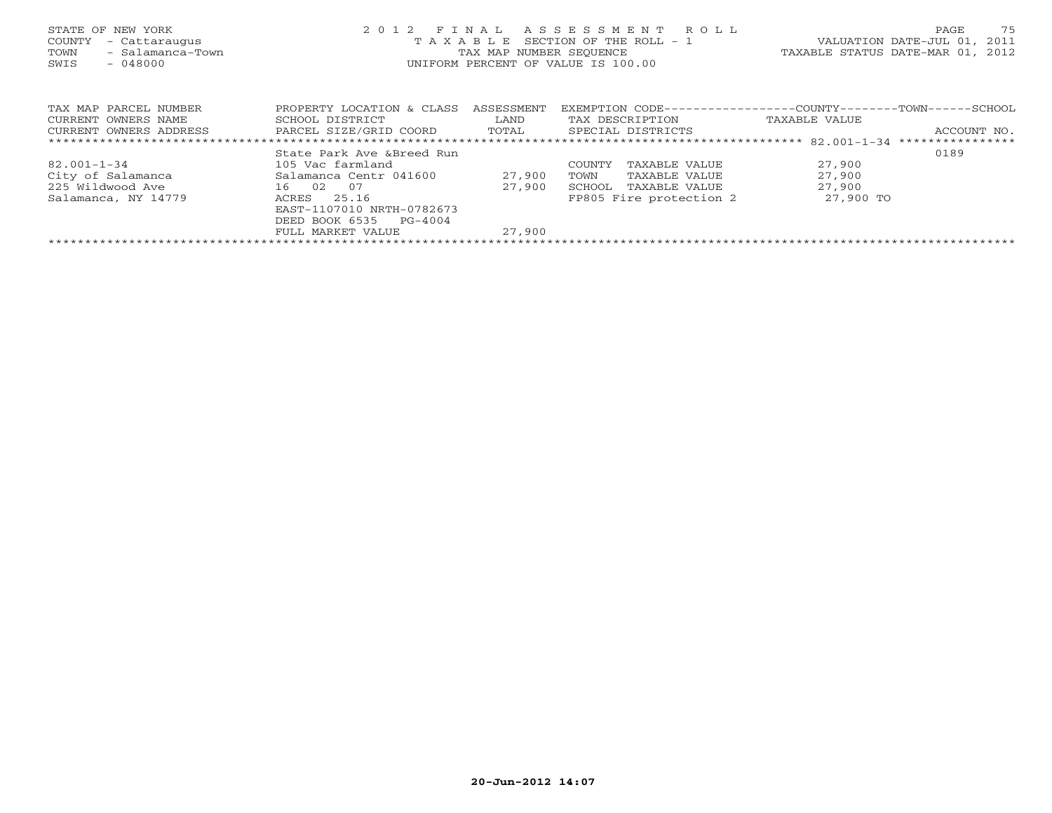STATE OF NEW YORK
COUNTY - Cattaraugus
TOWN - Salamanca-Town
SWIS - 048000

2012 FINAL ASSESSMENT ROLL
TAXABLE SECTION OF THE ROLL - 1
TAX MAP NUMBER SEQUENCE
UNIFORM PERCENT OF VALUE IS 100.00

VALUATION DATE-JUL 01, 2011
TAXABLE STATUS DATE-MAR 01, 2012

| TAX MAP PARCEL NUMBER<br>CURRENT OWNERS NAME<br>CURRENT OWNERS ADDRESS | PROPERTY LOCATION & CLASS<br>SCHOOL DISTRICT<br>PARCEL SIZE/GRID COORD | ASSESSMENT<br>LAND<br>TOTAL | EXEMPTION CODE<br>TAX DESCRIPTION<br>SPECIAL DISTRICTS | COUNTY--------TOWN------SCHOOL<br>TAXABLE VALUE | ACCOUNT NO. |
|---|---|---|---|---|---|
| 82.001-1-34 | State Park Ave &Breed Run | | | | 0189 |
| 82.001-1-34 | 105 Vac farmland | | COUNTY TAXABLE VALUE | 27,900 | |
| City of Salamanca | Salamanca Centr 041600 | 27,900 | TOWN TAXABLE VALUE | 27,900 | |
| 225 Wildwood Ave | 16 02 07 | 27,900 | SCHOOL TAXABLE VALUE | 27,900 | |
| Salamanca, NY 14779 | ACRES 25.16 | | FP805 Fire protection 2 | 27,900 TO | |
| | EAST-1107010 NRTH-0782673 | | | | |
| | DEED BOOK 6535 PG-4004 | | | | |
| | FULL MARKET VALUE | 27,900 | | | |

20-Jun-2012 14:07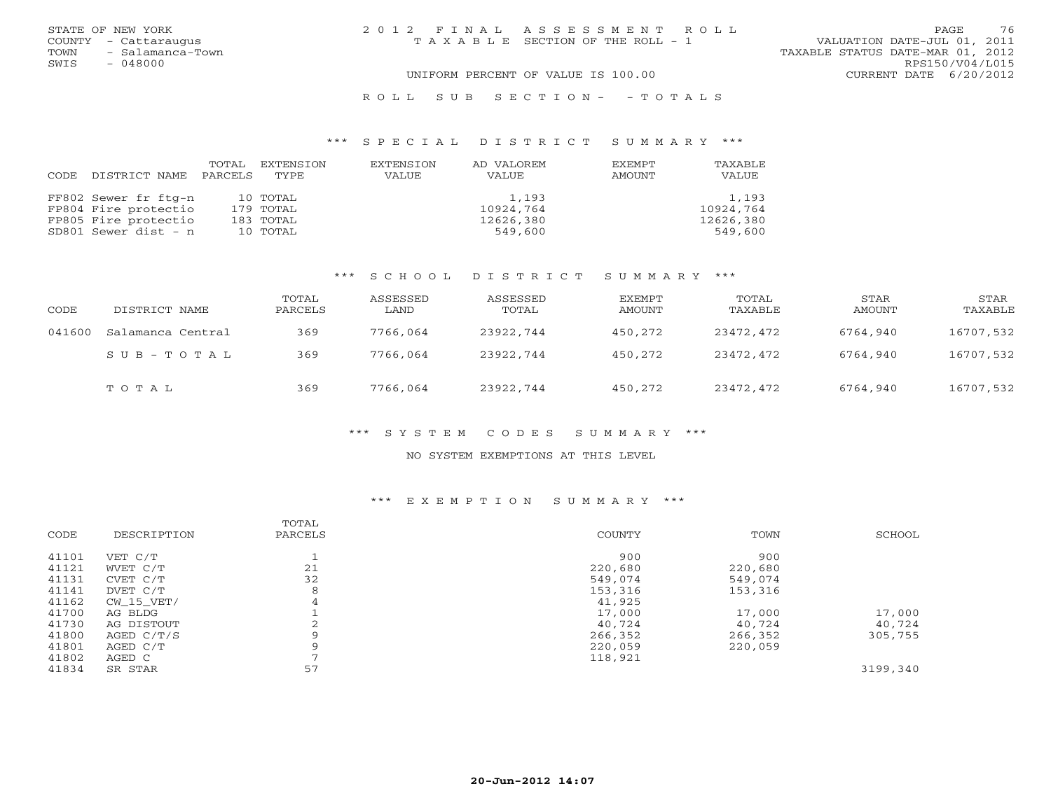STATE OF NEW YORK
COUNTY - Cattaraugus
TOWN - Salamanca-Town
SWIS - 048000

2012 FINAL ASSESSMENT ROLL
TAXABLE SECTION OF THE ROLL - 1

UNIFORM PERCENT OF VALUE IS 100.00

VALUATION DATE-JUL 01, 2011
TAXABLE STATUS DATE-MAR 01, 2012
RPS150/V04/L015
CURRENT DATE 6/20/2012

ROLL SUB SECTION- - TOTALS

## *** SPECIAL DISTRICT SUMMARY ***

| CODE | DISTRICT NAME | TOTAL PARCELS | EXTENSION TYPE | EXTENSION VALUE | AD VALOREM VALUE | EXEMPT AMOUNT | TAXABLE VALUE |
|---|---|---|---|---|---|---|---|
| FF802 | Sewer fr ftg-n | 10 | TOTAL | | 1,193 | | 1,193 |
| FF804 | Fire protectio | 179 | TOTAL | | 10924,764 | | 10924,764 |
| FF805 | Fire protectio | 183 | TOTAL | | 12626,380 | | 12626,380 |
| SD801 | Sewer dist - n | 10 | TOTAL | | 549,600 | | 549,600 |

## *** SCHOOL DISTRICT SUMMARY ***

| CODE | DISTRICT NAME | TOTAL PARCELS | ASSESSED LAND | ASSESSED TOTAL | EXEMPT AMOUNT | TOTAL TAXABLE | STAR AMOUNT | STAR TAXABLE |
|---|---|---|---|---|---|---|---|---|
| 041600 | Salamanca Central | 369 | 7766,064 | 23922,744 | 450,272 | 23472,472 | 6764,940 | 16707,532 |
| | SUB-TOTAL | 369 | 7766,064 | 23922,744 | 450,272 | 23472,472 | 6764,940 | 16707,532 |
| | TOTAL | 369 | 7766,064 | 23922,744 | 450,272 | 23472,472 | 6764,940 | 16707,532 |

## *** SYSTEM CODES SUMMARY ***

NO SYSTEM EXEMPTIONS AT THIS LEVEL

## *** EXEMPTION SUMMARY ***

| CODE | DESCRIPTION | TOTAL PARCELS | COUNTY | TOWN | SCHOOL |
|---|---|---|---|---|---|
| 41101 | VET C/T | 1 | 900 | 900 | |
| 41121 | WVET C/T | 21 | 220,680 | 220,680 | |
| 41131 | CVET C/T | 32 | 549,074 | 549,074 | |
| 41141 | DVET C/T | 8 | 153,316 | 153,316 | |
| 41162 | CW_15_VET/ | 4 | 41,925 | | |
| 41700 | AG BLDG | 1 | 17,000 | 17,000 | 17,000 |
| 41730 | AG DISTOUT | 2 | 40,724 | 40,724 | 40,724 |
| 41800 | AGED C/T/S | 9 | 266,352 | 266,352 | 305,755 |
| 41801 | AGED C/T | 9 | 220,059 | 220,059 | |
| 41802 | AGED C | 7 | 118,921 | | |
| 41834 | SR STAR | 57 | | | 3199,340 |

20-Jun-2012 14:07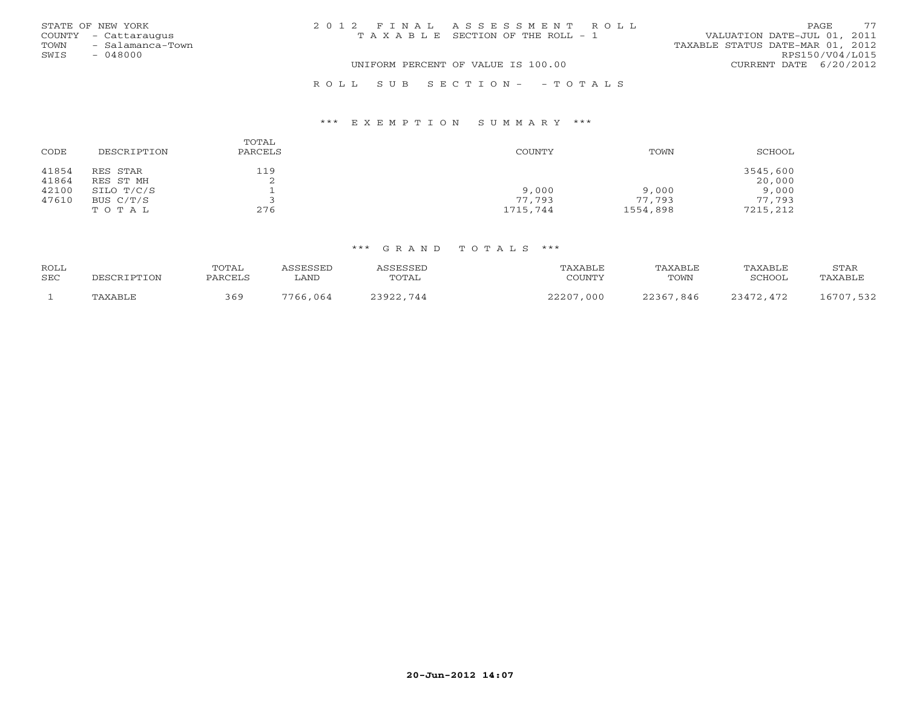STATE OF NEW YORK
COUNTY - Cattaraugus
TOWN - Salamanca-Town
SWIS - 048000

2012 FINAL ASSESSMENT ROLL
TAXABLE SECTION OF THE ROLL - 1
UNIFORM PERCENT OF VALUE IS 100.00

VALUATION DATE-JUL 01, 2011
TAXABLE STATUS DATE-MAR 01, 2012
RPS150/V04/L015
CURRENT DATE 6/20/2012

ROLL SUB SECTION- - TOTALS

*** EXEMPTION SUMMARY ***

| CODE | DESCRIPTION | TOTAL PARCELS | COUNTY | TOWN | SCHOOL |
|---|---|---|---|---|---|
| 41854 | RES STAR | 119 | | | 3545,600 |
| 41864 | RES ST MH | 2 | | | 20,000 |
| 42100 | SILO T/C/S | 1 | 9,000 | 9,000 | 9,000 |
| 47610 | BUS C/T/S | 3 | 77,793 | 77,793 | 77,793 |
| | TOTAL | 276 | 1715,744 | 1554,898 | 7215,212 |

*** GRAND TOTALS ***

| ROLL SEC | DESCRIPTION | TOTAL PARCELS | ASSESSED LAND | ASSESSED TOTAL | TAXABLE COUNTY | TAXABLE TOWN | TAXABLE SCHOOL | STAR TAXABLE |
|---|---|---|---|---|---|---|---|---|
| 1 | TAXABLE | 369 | 7766,064 | 23922,744 | 22207,000 | 22367,846 | 23472,472 | 16707,532 |

20-Jun-2012 14:07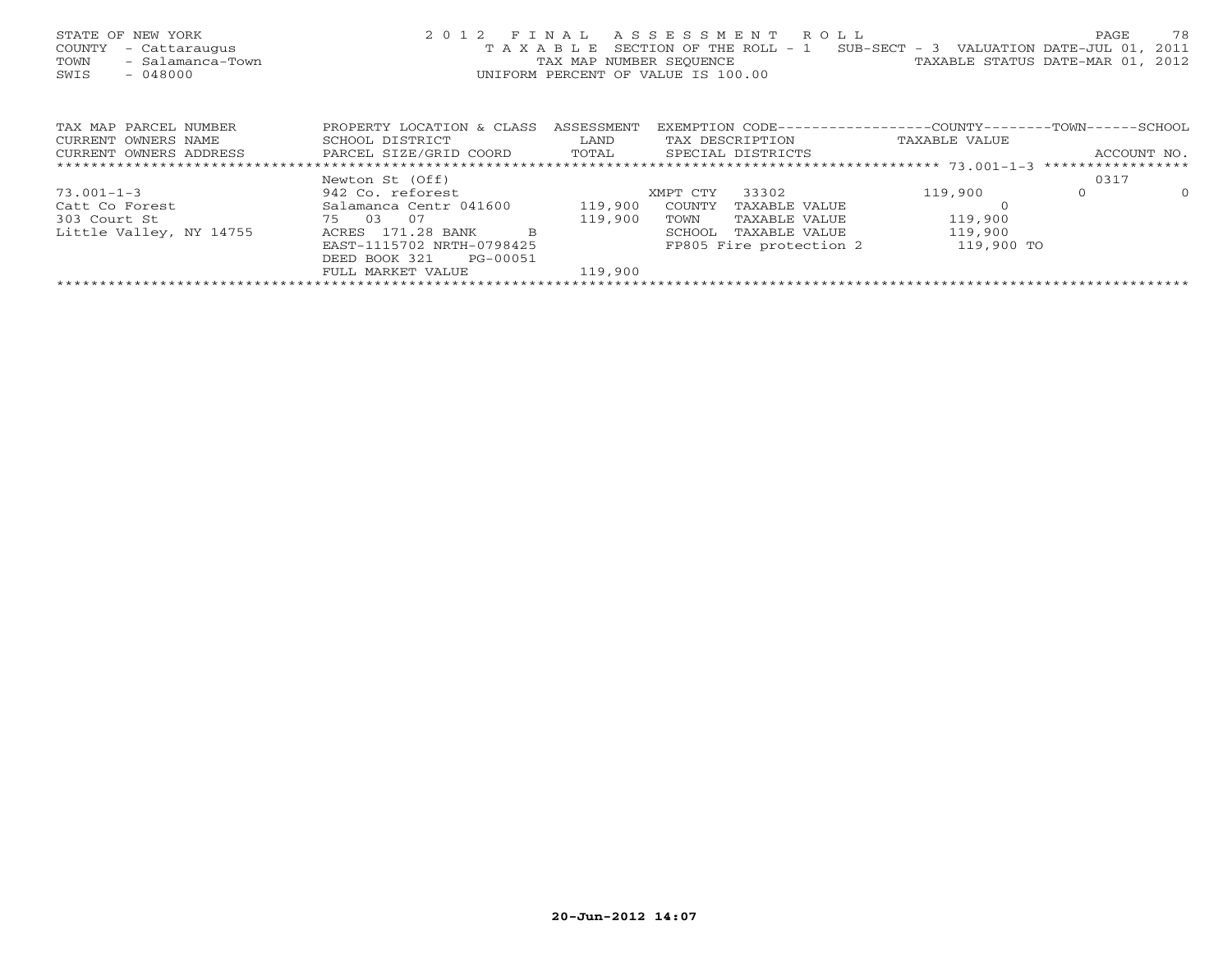STATE OF NEW YORK
COUNTY - Cattaraugus
TOWN - Salamanca-Town
SWIS - 048000

2 0 1 2 F I N A L A S S E S S M E N T R O L L
T A X A B L E SECTION OF THE ROLL - 1 SUB-SECT - 3 VALUATION DATE-JUL 01, 2011
TAX MAP NUMBER SEQUENCE TAXABLE STATUS DATE-MAR 01, 2012
UNIFORM PERCENT OF VALUE IS 100.00

| TAX MAP PARCEL NUMBER<br>CURRENT OWNERS NAME<br>CURRENT OWNERS ADDRESS | PROPERTY LOCATION & CLASS<br>SCHOOL DISTRICT<br>PARCEL SIZE/GRID COORD | ASSESSMENT<br>LAND<br>TOTAL | EXEMPTION CODE-----COUNTY-----TOWN------SCHOOL<br>TAX DESCRIPTION<br>SPECIAL DISTRICTS | TAXABLE VALUE | ACCOUNT NO. |
|---|---|---|---|---|---|
| | Newton St (Off) | | | | 0317 |
| 73.001-1-3 | 942 Co. reforest | | XMPT CTY 33302 | 119,900 0 0 | |
| Catt Co Forest | Salamanca Centr 041600 | 119,900 | COUNTY TAXABLE VALUE | 0 | |
| 303 Court St | 75 03 07 | 119,900 | TOWN TAXABLE VALUE | 119,900 | |
| Little Valley, NY 14755 | ACRES 171.28 BANK B | | SCHOOL TAXABLE VALUE | 119,900 | |
| | EAST-1115702 NRTH-0798425 | | FP805 Fire protection 2 | 119,900 TO | |
| | DEED BOOK 321 PG-00051 | | | | |
| | FULL MARKET VALUE | 119,900 | | | |

20-Jun-2012 14:07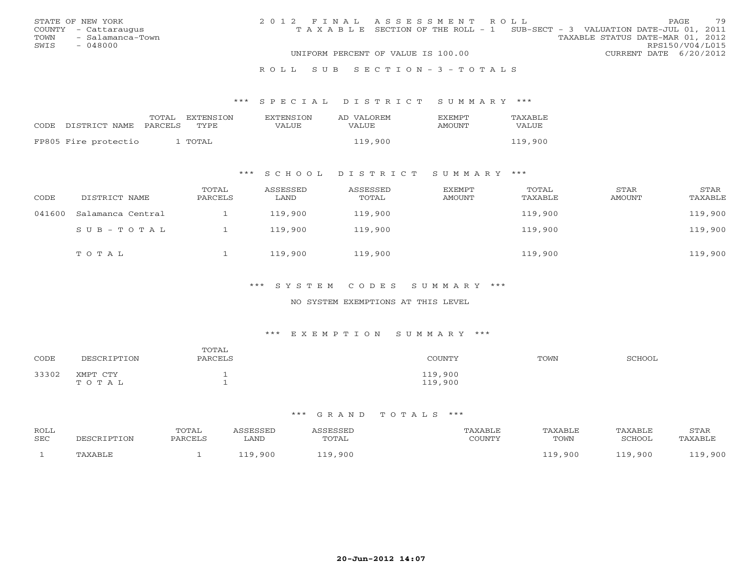STATE OF NEW YORK
COUNTY - Cattaraugus
TOWN - Salamanca-Town
SWIS - 048000

2012 FINAL ASSESSMENT ROLL
TAXABLE SECTION OF THE ROLL - 1 SUB-SECT - 3 VALUATION DATE-JUL 01, 2011
TAXABLE STATUS DATE-MAR 01, 2012
RPS150/V04/L015
UNIFORM PERCENT OF VALUE IS 100.00 CURRENT DATE 6/20/2012

ROLL SUB SECTION-3-TOTALS

## *** SPECIAL DISTRICT SUMMARY ***

| CODE DISTRICT NAME | TOTAL PARCELS | EXTENSION TYPE | EXTENSION VALUE | AD VALOREM VALUE | EXEMPT AMOUNT | TAXABLE VALUE |
|---|---|---|---|---|---|---|
| FP805 Fire protectio | 1 | TOTAL | | 119,900 | | 119,900 |

## *** SCHOOL DISTRICT SUMMARY ***

| CODE | DISTRICT NAME | TOTAL PARCELS | ASSESSED LAND | ASSESSED TOTAL | EXEMPT AMOUNT | TOTAL TAXABLE | STAR AMOUNT | STAR TAXABLE |
|---|---|---|---|---|---|---|---|---|
| 041600 | Salamanca Central | 1 | 119,900 | 119,900 | | 119,900 | | 119,900 |
| | SUB-TOTAL | 1 | 119,900 | 119,900 | | 119,900 | | 119,900 |
| | TOTAL | 1 | 119,900 | 119,900 | | 119,900 | | 119,900 |

## *** SYSTEM CODES SUMMARY ***

NO SYSTEM EXEMPTIONS AT THIS LEVEL

## *** EXEMPTION SUMMARY ***

| CODE | DESCRIPTION | TOTAL PARCELS | COUNTY | TOWN | SCHOOL |
|---|---|---|---|---|---|
| 33302 | XMPT CTY | 1 | 119,900 | | |
| | TOTAL | 1 | 119,900 | | |

## *** GRAND TOTALS ***

| ROLL SEC | DESCRIPTION | TOTAL PARCELS | ASSESSED LAND | ASSESSED TOTAL | TAXABLE COUNTY | TAXABLE TOWN | TAXABLE SCHOOL | STAR TAXABLE |
|---|---|---|---|---|---|---|---|---|
| 1 | TAXABLE | 1 | 119,900 | 119,900 | | 119,900 | 119,900 | 119,900 |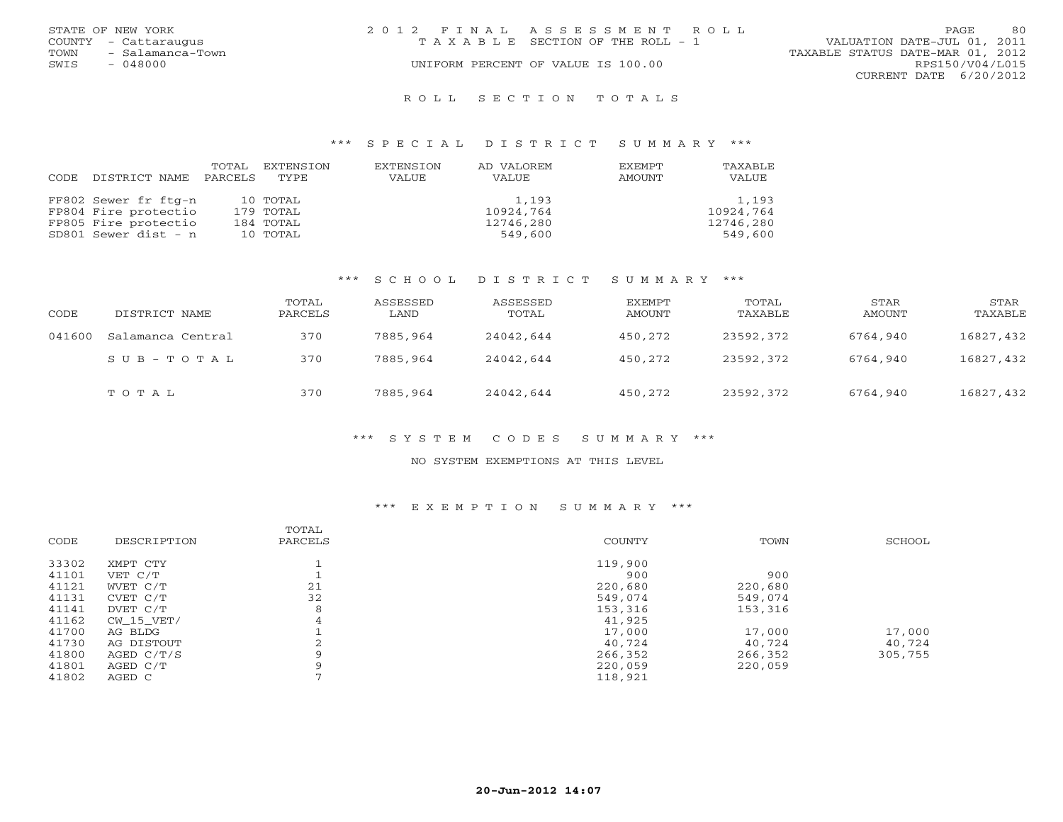STATE OF NEW YORK
COUNTY - Cattaraugus
TOWN - Salamanca-Town
SWIS - 048000

2 0 1 2 F I N A L A S S E S S M E N T R O L L
T A X A B L E SECTION OF THE ROLL - 1
UNIFORM PERCENT OF VALUE IS 100.00

VALUATION DATE-JUL 01, 2011
TAXABLE STATUS DATE-MAR 01, 2012
RPS150/V04/L015
CURRENT DATE 6/20/2012

## R O L L S E C T I O N T O T A L S

### *** S P E C I A L D I S T R I C T S U M M A R Y ***

| CODE DISTRICT NAME | TOTAL PARCELS | EXTENSION TYPE | EXTENSION VALUE | AD VALOREM VALUE | EXEMPT AMOUNT | TAXABLE VALUE |
|---|---|---|---|---|---|---|
| FF802 Sewer fr ftg-n | 10 | TOTAL | | 1,193 | | 1,193 |
| FP804 Fire protectio | 179 | TOTAL | | 10924,764 | | 10924,764 |
| FP805 Fire protectio | 184 | TOTAL | | 12746,280 | | 12746,280 |
| SD801 Sewer dist - n | 10 | TOTAL | | 549,600 | | 549,600 |

### *** S C H O O L D I S T R I C T S U M M A R Y ***

| CODE | DISTRICT NAME | TOTAL PARCELS | ASSESSED LAND | ASSESSED TOTAL | EXEMPT AMOUNT | TOTAL TAXABLE | STAR AMOUNT | STAR TAXABLE |
|---|---|---|---|---|---|---|---|---|
| 041600 | Salamanca Central | 370 | 7885,964 | 24042,644 | 450,272 | 23592,372 | 6764,940 | 16827,432 |
| | S U B - T O T A L | 370 | 7885,964 | 24042,644 | 450,272 | 23592,372 | 6764,940 | 16827,432 |
| | T O T A L | 370 | 7885,964 | 24042,644 | 450,272 | 23592,372 | 6764,940 | 16827,432 |

### *** S Y S T E M C O D E S S U M M A R Y ***

NO SYSTEM EXEMPTIONS AT THIS LEVEL

### *** E X E M P T I O N S U M M A R Y ***

| CODE | DESCRIPTION | TOTAL PARCELS | COUNTY | TOWN | SCHOOL |
|---|---|---|---|---|---|
| 33302 | XMPT CTY | 1 | 119,900 | | |
| 41101 | VET C/T | 1 | 900 | 900 | |
| 41121 | WVET C/T | 21 | 220,680 | 220,680 | |
| 41131 | CVET C/T | 32 | 549,074 | 549,074 | |
| 41141 | DVET C/T | 8 | 153,316 | 153,316 | |
| 41162 | CW_15_VET/ | 4 | 41,925 | | |
| 41700 | AG BLDG | 1 | 17,000 | 17,000 | 17,000 |
| 41730 | AG DISTOUT | 2 | 40,724 | 40,724 | 40,724 |
| 41800 | AGED C/T/S | 9 | 266,352 | 266,352 | 305,755 |
| 41801 | AGED C/T | 9 | 220,059 | 220,059 | |
| 41802 | AGED C | 7 | 118,921 | | |

20-Jun-2012 14:07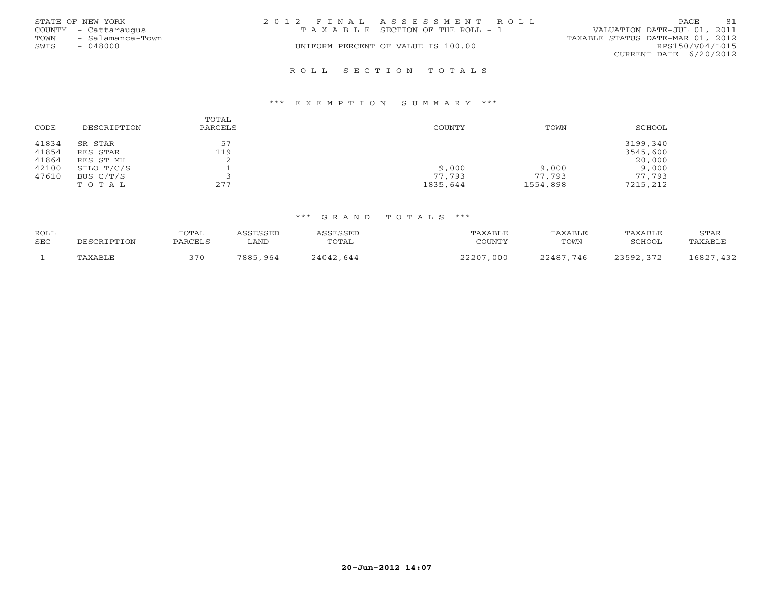STATE OF NEW YORK
COUNTY - Cattaraugus
TOWN - Salamanca-Town
SWIS - 048000

2 0 1 2 F I N A L A S S E S S M E N T R O L L
T A X A B L E SECTION OF THE ROLL - 1
UNIFORM PERCENT OF VALUE IS 100.00

VALUATION DATE-JUL 01, 2011
TAXABLE STATUS DATE-MAR 01, 2012
RPS150/V04/L015
CURRENT DATE 6/20/2012

## R O L L S E C T I O N T O T A L S

### *** E X E M P T I O N S U M M A R Y ***

| CODE | DESCRIPTION | TOTAL PARCELS | COUNTY | TOWN | SCHOOL |
|---|---|---|---|---|---|
| 41834 | SR STAR | 57 | | | 3199,340 |
| 41854 | RES STAR | 119 | | | 3545,600 |
| 41864 | RES ST MH | 2 | | | 20,000 |
| 42100 | SILO T/C/S | 1 | 9,000 | 9,000 | 9,000 |
| 47610 | BUS C/T/S | 3 | 77,793 | 77,793 | 77,793 |
| | T O T A L | 277 | 1835,644 | 1554,898 | 7215,212 |

### *** G R A N D T O T A L S ***

| ROLL SEC | DESCRIPTION | TOTAL PARCELS | ASSESSED LAND | ASSESSED TOTAL | TAXABLE COUNTY | TAXABLE TOWN | TAXABLE SCHOOL | STAR TAXABLE |
|---|---|---|---|---|---|---|---|---|
| 1 | TAXABLE | 370 | 7885,964 | 24042,644 | 22207,000 | 22487,746 | 23592,372 | 16827,432 |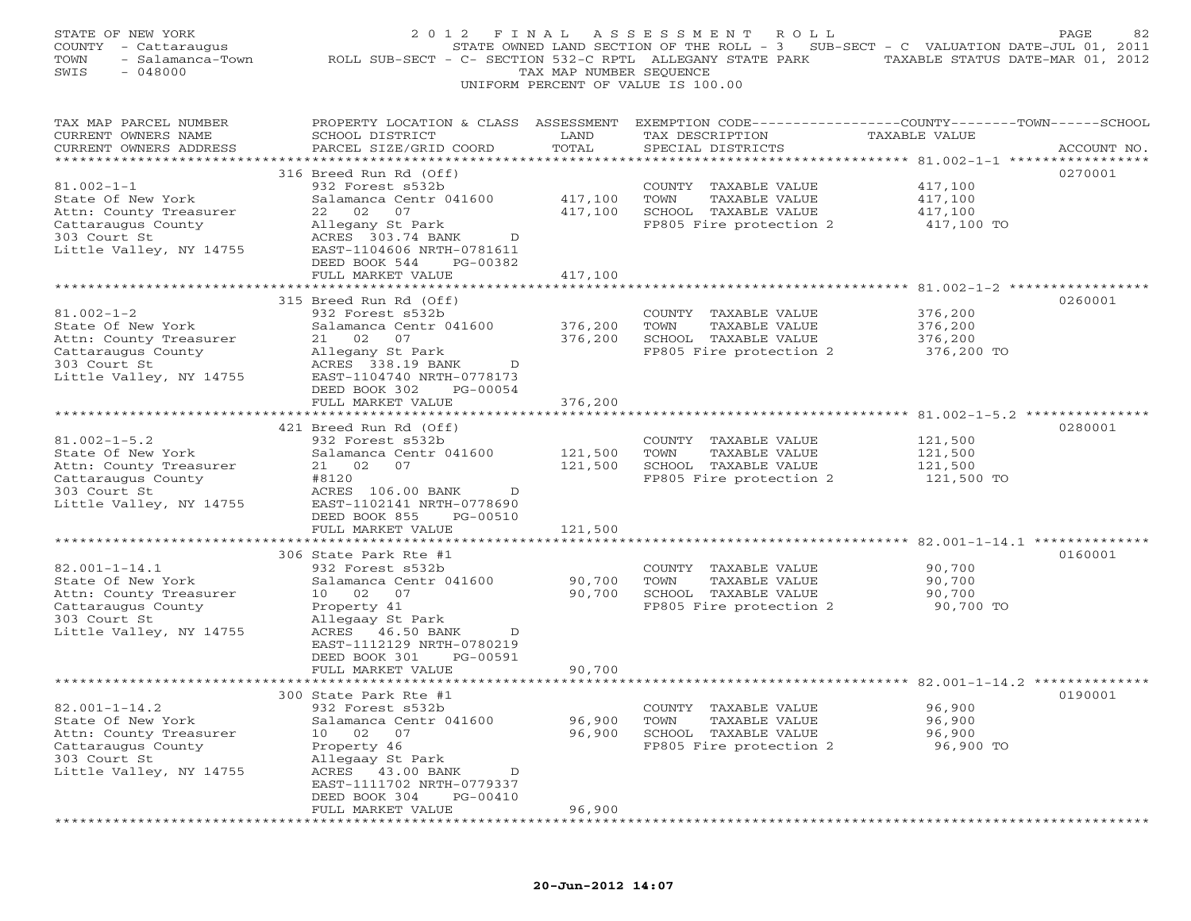STATE OF NEW YORK
COUNTY - Cattaraugus
TOWN - Salamanca-Town
SWIS - 048000

2012 FINAL ASSESSMENT ROLL
STATE OWNED LAND SECTION OF THE ROLL - 3 SUB-SECT - C VALUATION DATE-JUL 01, 2011
ROLL SUB-SECT - C- SECTION 532-C RPTL ALLEGANY STATE PARK TAXABLE STATUS DATE-MAR 01, 2012
TAX MAP NUMBER SEQUENCE
UNIFORM PERCENT OF VALUE IS 100.00

| TAX MAP PARCEL NUMBER / CURRENT OWNERS NAME / CURRENT OWNERS ADDRESS | PROPERTY LOCATION & CLASS / SCHOOL DISTRICT / PARCEL SIZE/GRID COORD | ASSESSMENT LAND | ASSESSMENT TOTAL | EXEMPTION CODE / TAX DESCRIPTION / SPECIAL DISTRICTS | TAXABLE VALUE (COUNTY / TOWN / SCHOOL) | ACCOUNT NO. |
|---|---|---|---|---|---|---|
| 81.002-1-1 | 316 Breed Run Rd (Off) | | | | | 0270001 |
| State Of New York | 932 Forest s532b | | | COUNTY TAXABLE VALUE | 417,100 | |
| Attn: County Treasurer | Salamanca Centr 041600 | 417,100 | | TOWN TAXABLE VALUE | 417,100 | |
| Cattaraugus County | 22 02 07 | | 417,100 | SCHOOL TAXABLE VALUE | 417,100 | |
| 303 Court St | Allegany St Park | | | FP805 Fire protection 2 | 417,100 TO | |
| Little Valley, NY 14755 | ACRES 303.74 BANK D | | | | | |
| | EAST-1104606 NRTH-0781611 | | | | | |
| | DEED BOOK 544 PG-00382 | | | | | |
| | FULL MARKET VALUE | | 417,100 | | | |
| 81.002-1-2 | 315 Breed Run Rd (Off) | | | | | 0260001 |
| State Of New York | 932 Forest s532b | | | COUNTY TAXABLE VALUE | 376,200 | |
| Attn: County Treasurer | Salamanca Centr 041600 | 376,200 | | TOWN TAXABLE VALUE | 376,200 | |
| Cattaraugus County | 21 02 07 | | 376,200 | SCHOOL TAXABLE VALUE | 376,200 | |
| 303 Court St | Allegany St Park | | | FP805 Fire protection 2 | 376,200 TO | |
| Little Valley, NY 14755 | ACRES 338.19 BANK D | | | | | |
| | EAST-1104740 NRTH-0778173 | | | | | |
| | DEED BOOK 302 PG-00054 | | | | | |
| | FULL MARKET VALUE | | 376,200 | | | |
| 81.002-1-5.2 | 421 Breed Run Rd (Off) | | | | | 0280001 |
| State Of New York | 932 Forest s532b | | | COUNTY TAXABLE VALUE | 121,500 | |
| Attn: County Treasurer | Salamanca Centr 041600 | 121,500 | | TOWN TAXABLE VALUE | 121,500 | |
| Cattaraugus County | 21 02 07 | | 121,500 | SCHOOL TAXABLE VALUE | 121,500 | |
| 303 Court St | #8120 | | | FP805 Fire protection 2 | 121,500 TO | |
| Little Valley, NY 14755 | ACRES 106.00 BANK D | | | | | |
| | EAST-1102141 NRTH-0778690 | | | | | |
| | DEED BOOK 855 PG-00510 | | | | | |
| | FULL MARKET VALUE | | 121,500 | | | |
| 82.001-1-14.1 | 306 State Park Rte #1 | | | | | 0160001 |
| State Of New York | 932 Forest s532b | | | COUNTY TAXABLE VALUE | 90,700 | |
| Attn: County Treasurer | Salamanca Centr 041600 | 90,700 | | TOWN TAXABLE VALUE | 90,700 | |
| Cattaraugus County | 10 02 07 | | 90,700 | SCHOOL TAXABLE VALUE | 90,700 | |
| 303 Court St | Property 41 | | | FP805 Fire protection 2 | 90,700 TO | |
| Little Valley, NY 14755 | Allegaay St Park | | | | | |
| | ACRES 46.50 BANK D | | | | | |
| | EAST-1112129 NRTH-0780219 | | | | | |
| | DEED BOOK 301 PG-00591 | | | | | |
| | FULL MARKET VALUE | | 90,700 | | | |
| 82.001-1-14.2 | 300 State Park Rte #1 | | | | | 0190001 |
| State Of New York | 932 Forest s532b | | | COUNTY TAXABLE VALUE | 96,900 | |
| Attn: County Treasurer | Salamanca Centr 041600 | 96,900 | | TOWN TAXABLE VALUE | 96,900 | |
| Cattaraugus County | 10 02 07 | | 96,900 | SCHOOL TAXABLE VALUE | 96,900 | |
| 303 Court St | Property 46 | | | FP805 Fire protection 2 | 96,900 TO | |
| Little Valley, NY 14755 | Allegaay St Park | | | | | |
| | ACRES 43.00 BANK D | | | | | |
| | EAST-1111702 NRTH-0779337 | | | | | |
| | DEED BOOK 304 PG-00410 | | | | | |
| | FULL MARKET VALUE | | 96,900 | | | |

20-Jun-2012 14:07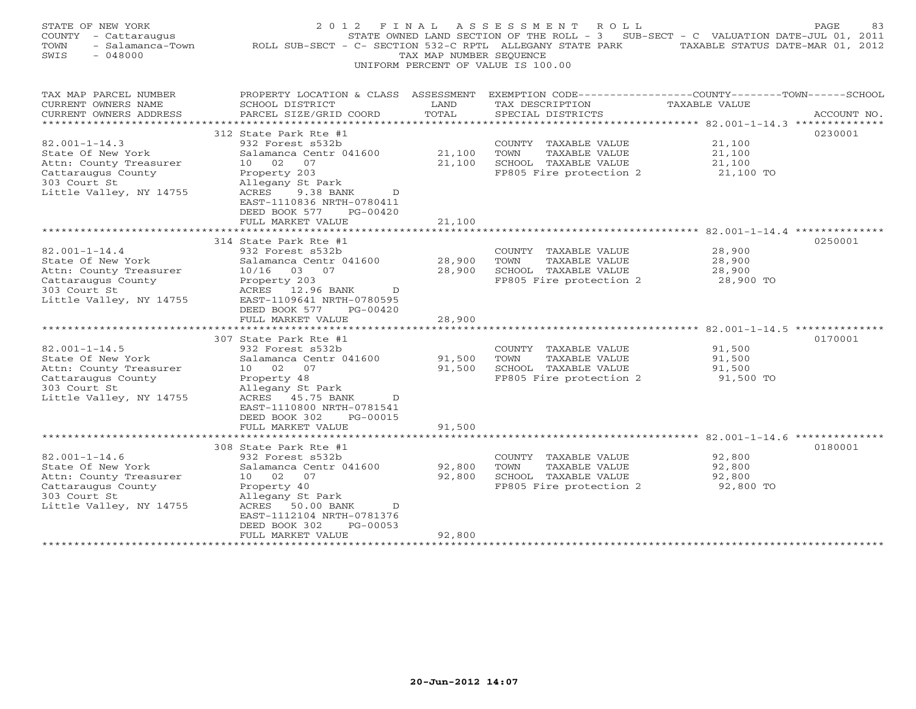STATE OF NEW YORK
COUNTY - Cattaraugus
TOWN - Salamanca-Town
SWIS - 048000

2012 FINAL ASSESSMENT ROLL
STATE OWNED LAND SECTION OF THE ROLL - 3 SUB-SECT - C VALUATION DATE-JUL 01, 2011
ROLL SUB-SECT - C- SECTION 532-C RPTL ALLEGANY STATE PARK TAXABLE STATUS DATE-MAR 01, 2012
TAX MAP NUMBER SEQUENCE
UNIFORM PERCENT OF VALUE IS 100.00

| TAX MAP PARCEL NUMBER / CURRENT OWNERS NAME / CURRENT OWNERS ADDRESS | PROPERTY LOCATION & CLASS / SCHOOL DISTRICT / PARCEL SIZE/GRID COORD | ASSESSMENT LAND / TOTAL | EXEMPTION CODE / TAX DESCRIPTION / SPECIAL DISTRICTS | COUNTY--TOWN--SCHOOL TAXABLE VALUE | ACCOUNT NO. |
|---|---|---|---|---|---|
| 82.001-1-14.3 | 312 State Park Rte #1 | | | | 0230001 |
| State Of New York | 932 Forest s532b | | COUNTY TAXABLE VALUE | 21,100 | |
| Attn: County Treasurer | Salamanca Centr 041600 | 21,100 | TOWN TAXABLE VALUE | 21,100 | |
| Cattaraugus County | 10 02 07 | 21,100 | SCHOOL TAXABLE VALUE | 21,100 | |
| 303 Court St | Property 203 | | FP805 Fire protection 2 | 21,100 TO | |
| Little Valley, NY 14755 | Allegany St Park | | | | |
| | ACRES 9.38 BANK D | | | | |
| | EAST-1110836 NRTH-0780411 | | | | |
| | DEED BOOK 577 PG-00420 | | | | |
| | FULL MARKET VALUE | 21,100 | | | |
| 82.001-1-14.4 | 314 State Park Rte #1 | | | | 0250001 |
| State Of New York | 932 Forest s532b | | COUNTY TAXABLE VALUE | 28,900 | |
| Attn: County Treasurer | Salamanca Centr 041600 | 28,900 | TOWN TAXABLE VALUE | 28,900 | |
| Cattaraugus County | 10/16 03 07 | 28,900 | SCHOOL TAXABLE VALUE | 28,900 | |
| 303 Court St | Property 203 | | FP805 Fire protection 2 | 28,900 TO | |
| Little Valley, NY 14755 | ACRES 12.96 BANK D | | | | |
| | EAST-1109641 NRTH-0780595 | | | | |
| | DEED BOOK 577 PG-00420 | | | | |
| | FULL MARKET VALUE | 28,900 | | | |
| 82.001-1-14.5 | 307 State Park Rte #1 | | | | 0170001 |
| State Of New York | 932 Forest s532b | | COUNTY TAXABLE VALUE | 91,500 | |
| Attn: County Treasurer | Salamanca Centr 041600 | 91,500 | TOWN TAXABLE VALUE | 91,500 | |
| Cattaraugus County | 10 02 07 | 91,500 | SCHOOL TAXABLE VALUE | 91,500 | |
| 303 Court St | Property 48 | | FP805 Fire protection 2 | 91,500 TO | |
| Little Valley, NY 14755 | Allegany St Park | | | | |
| | ACRES 45.75 BANK D | | | | |
| | EAST-1110800 NRTH-0781541 | | | | |
| | DEED BOOK 302 PG-00015 | | | | |
| | FULL MARKET VALUE | 91,500 | | | |
| 82.001-1-14.6 | 308 State Park Rte #1 | | | | 0180001 |
| State Of New York | 932 Forest s532b | | COUNTY TAXABLE VALUE | 92,800 | |
| Attn: County Treasurer | Salamanca Centr 041600 | 92,800 | TOWN TAXABLE VALUE | 92,800 | |
| Cattaraugus County | 10 02 07 | 92,800 | SCHOOL TAXABLE VALUE | 92,800 | |
| 303 Court St | Property 40 | | FP805 Fire protection 2 | 92,800 TO | |
| Little Valley, NY 14755 | Allegany St Park | | | | |
| | ACRES 50.00 BANK D | | | | |
| | EAST-1112104 NRTH-0781376 | | | | |
| | DEED BOOK 302 PG-00053 | | | | |
| | FULL MARKET VALUE | 92,800 | | | |

20-Jun-2012 14:07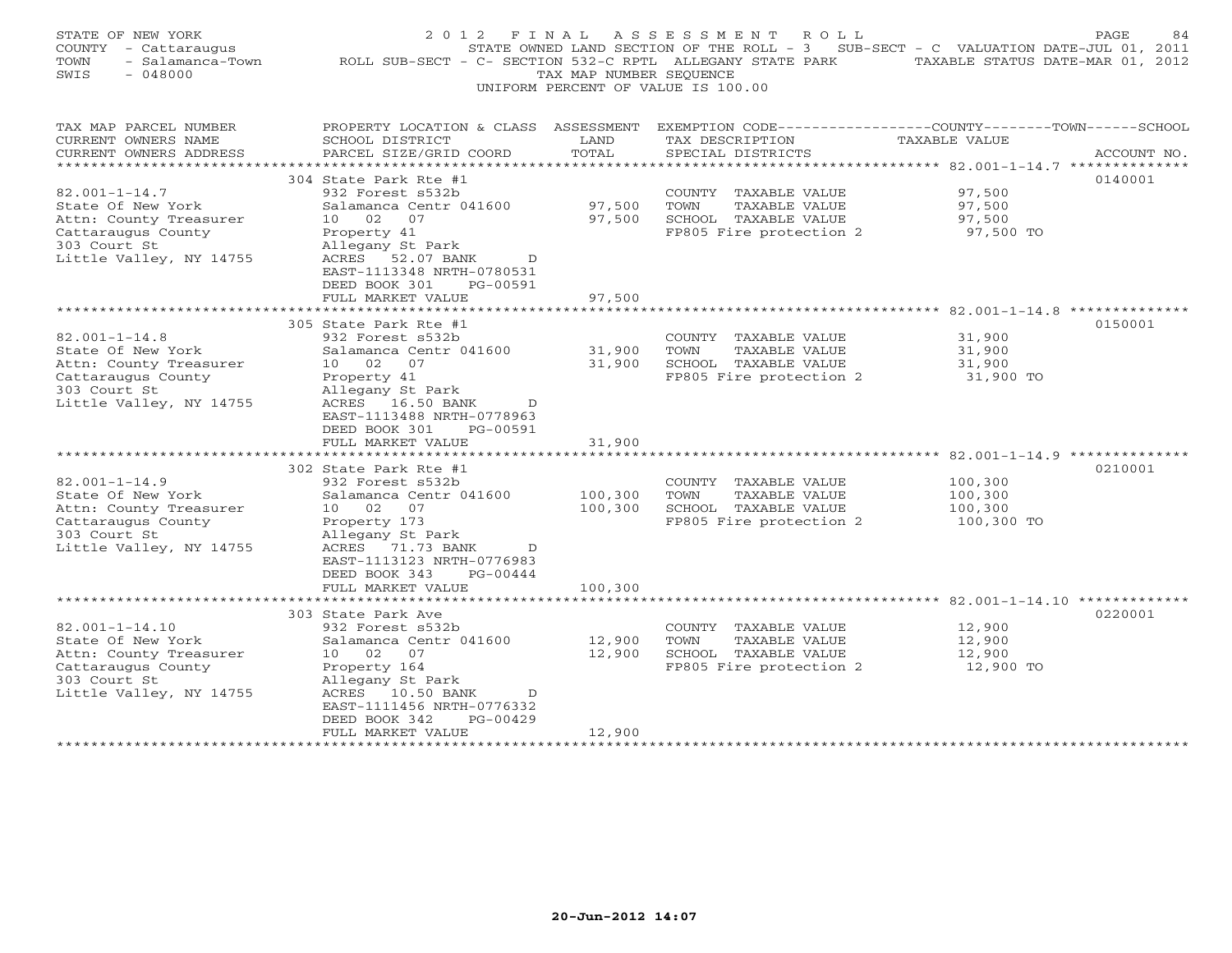STATE OF NEW YORK — 2012 FINAL ASSESSMENT ROLL
COUNTY - Cattaraugus — STATE OWNED LAND SECTION OF THE ROLL - 3 SUB-SECT - C VALUATION DATE-JUL 01, 2011
TOWN - Salamanca-Town — ROLL SUB-SECT - C- SECTION 532-C RPTL ALLEGANY STATE PARK — TAXABLE STATUS DATE-MAR 01, 2012
SWIS - 048000 — TAX MAP NUMBER SEQUENCE
UNIFORM PERCENT OF VALUE IS 100.00

| TAX MAP PARCEL NUMBER / CURRENT OWNERS NAME / CURRENT OWNERS ADDRESS | PROPERTY LOCATION & CLASS / SCHOOL DISTRICT / PARCEL SIZE/GRID COORD | ASSESSMENT LAND / TOTAL | EXEMPTION CODE / TAX DESCRIPTION / SPECIAL DISTRICTS | COUNTY--TOWN--SCHOOL TAXABLE VALUE | ACCOUNT NO. |
|---|---|---|---|---|---|
| 82.001-1-14.7 | 304 State Park Rte #1 | | | | 0140001 |
| State Of New York | 932 Forest s532b | | COUNTY TAXABLE VALUE | 97,500 | |
| Attn: County Treasurer | Salamanca Centr 041600 | 97,500 | TOWN TAXABLE VALUE | 97,500 | |
| Cattaraugus County | 10 02 07 | 97,500 | SCHOOL TAXABLE VALUE | 97,500 | |
| 303 Court St | Property 41 | | FP805 Fire protection 2 | 97,500 TO | |
| Little Valley, NY 14755 | Allegany St Park | | | | |
| | ACRES 52.07 BANK D | | | | |
| | EAST-1113348 NRTH-0780531 | | | | |
| | DEED BOOK 301 PG-00591 | | | | |
| | FULL MARKET VALUE | 97,500 | | | |
| 82.001-1-14.8 | 305 State Park Rte #1 | | | | 0150001 |
| State Of New York | 932 Forest s532b | | COUNTY TAXABLE VALUE | 31,900 | |
| Attn: County Treasurer | Salamanca Centr 041600 | 31,900 | TOWN TAXABLE VALUE | 31,900 | |
| Cattaraugus County | 10 02 07 | 31,900 | SCHOOL TAXABLE VALUE | 31,900 | |
| 303 Court St | Property 41 | | FP805 Fire protection 2 | 31,900 TO | |
| Little Valley, NY 14755 | Allegany St Park | | | | |
| | ACRES 16.50 BANK D | | | | |
| | EAST-1113488 NRTH-0778963 | | | | |
| | DEED BOOK 301 PG-00591 | | | | |
| | FULL MARKET VALUE | 31,900 | | | |
| 82.001-1-14.9 | 302 State Park Rte #1 | | | | 0210001 |
| State Of New York | 932 Forest s532b | | COUNTY TAXABLE VALUE | 100,300 | |
| Attn: County Treasurer | Salamanca Centr 041600 | 100,300 | TOWN TAXABLE VALUE | 100,300 | |
| Cattaraugus County | 10 02 07 | 100,300 | SCHOOL TAXABLE VALUE | 100,300 | |
| 303 Court St | Property 173 | | FP805 Fire protection 2 | 100,300 TO | |
| Little Valley, NY 14755 | Allegany St Park | | | | |
| | ACRES 71.73 BANK D | | | | |
| | EAST-1113123 NRTH-0776983 | | | | |
| | DEED BOOK 343 PG-00444 | | | | |
| | FULL MARKET VALUE | 100,300 | | | |
| 82.001-1-14.10 | 303 State Park Ave | | | | 0220001 |
| State Of New York | 932 Forest s532b | | COUNTY TAXABLE VALUE | 12,900 | |
| Attn: County Treasurer | Salamanca Centr 041600 | 12,900 | TOWN TAXABLE VALUE | 12,900 | |
| Cattaraugus County | 10 02 07 | 12,900 | SCHOOL TAXABLE VALUE | 12,900 | |
| 303 Court St | Property 164 | | FP805 Fire protection 2 | 12,900 TO | |
| Little Valley, NY 14755 | Allegany St Park | | | | |
| | ACRES 10.50 BANK D | | | | |
| | EAST-1111456 NRTH-0776332 | | | | |
| | DEED BOOK 342 PG-00429 | | | | |
| | FULL MARKET VALUE | 12,900 | | | |

20-Jun-2012 14:07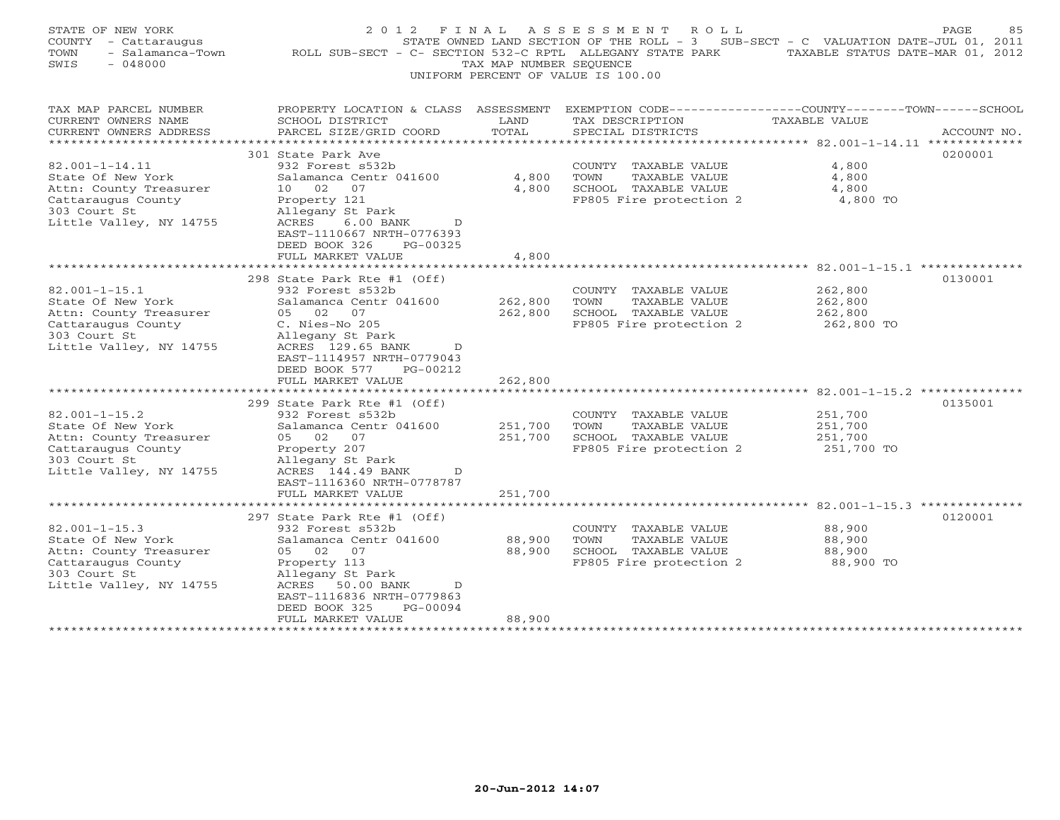STATE OF NEW YORK
COUNTY - Cattaraugus
TOWN - Salamanca-Town
SWIS - 048000

2 0 1 2 F I N A L A S S E S S M E N T R O L L
STATE OWNED LAND SECTION OF THE ROLL - 3 SUB-SECT - C VALUATION DATE-JUL 01, 2011
ROLL SUB-SECT - C- SECTION 532-C RPTL ALLEGANY STATE PARK TAXABLE STATUS DATE-MAR 01, 2012
TAX MAP NUMBER SEQUENCE
UNIFORM PERCENT OF VALUE IS 100.00

| TAX MAP PARCEL NUMBER<br>CURRENT OWNERS NAME<br>CURRENT OWNERS ADDRESS | PROPERTY LOCATION & CLASS<br>SCHOOL DISTRICT<br>PARCEL SIZE/GRID COORD | ASSESSMENT<br>LAND<br>TOTAL | EXEMPTION CODE-----COUNTY-----TOWN-----SCHOOL<br>TAX DESCRIPTION<br>SPECIAL DISTRICTS | TAXABLE VALUE | ACCOUNT NO. |
|---|---|---|---|---|---|
| 82.001-1-14.11 | 301 State Park Ave | | | | 0200001 |
| 82.001-1-14.11 | 932 Forest s532b | | COUNTY TAXABLE VALUE | 4,800 | |
| State Of New York | Salamanca Centr 041600 | 4,800 | TOWN TAXABLE VALUE | 4,800 | |
| Attn: County Treasurer | 10 02 07 | 4,800 | SCHOOL TAXABLE VALUE | 4,800 | |
| Cattaraugus County | Property 121 | | FP805 Fire protection 2 | 4,800 TO | |
| 303 Court St | Allegany St Park | | | | |
| Little Valley, NY 14755 | ACRES 6.00 BANK D | | | | |
| | EAST-1110667 NRTH-0776393 | | | | |
| | DEED BOOK 326 PG-00325 | | | | |
| | FULL MARKET VALUE | 4,800 | | | |
| 82.001-1-15.1 | 298 State Park Rte #1 (Off) | | | | 0130001 |
| 82.001-1-15.1 | 932 Forest s532b | | COUNTY TAXABLE VALUE | 262,800 | |
| State Of New York | Salamanca Centr 041600 | 262,800 | TOWN TAXABLE VALUE | 262,800 | |
| Attn: County Treasurer | 05 02 07 | 262,800 | SCHOOL TAXABLE VALUE | 262,800 | |
| Cattaraugus County | C. Nies-No 205 | | FP805 Fire protection 2 | 262,800 TO | |
| 303 Court St | Allegany St Park | | | | |
| Little Valley, NY 14755 | ACRES 129.65 BANK D | | | | |
| | EAST-1114957 NRTH-0779043 | | | | |
| | DEED BOOK 577 PG-00212 | | | | |
| | FULL MARKET VALUE | 262,800 | | | |
| 82.001-1-15.2 | 299 State Park Rte #1 (Off) | | | | 0135001 |
| 82.001-1-15.2 | 932 Forest s532b | | COUNTY TAXABLE VALUE | 251,700 | |
| State Of New York | Salamanca Centr 041600 | 251,700 | TOWN TAXABLE VALUE | 251,700 | |
| Attn: County Treasurer | 05 02 07 | 251,700 | SCHOOL TAXABLE VALUE | 251,700 | |
| Cattaraugus County | Property 207 | | FP805 Fire protection 2 | 251,700 TO | |
| 303 Court St | Allegany St Park | | | | |
| Little Valley, NY 14755 | ACRES 144.49 BANK D | | | | |
| | EAST-1116360 NRTH-0778787 | | | | |
| | FULL MARKET VALUE | 251,700 | | | |
| 82.001-1-15.3 | 297 State Park Rte #1 (Off) | | | | 0120001 |
| 82.001-1-15.3 | 932 Forest s532b | | COUNTY TAXABLE VALUE | 88,900 | |
| State Of New York | Salamanca Centr 041600 | 88,900 | TOWN TAXABLE VALUE | 88,900 | |
| Attn: County Treasurer | 05 02 07 | 88,900 | SCHOOL TAXABLE VALUE | 88,900 | |
| Cattaraugus County | Property 113 | | FP805 Fire protection 2 | 88,900 TO | |
| 303 Court St | Allegany St Park | | | | |
| Little Valley, NY 14755 | ACRES 50.00 BANK D | | | | |
| | EAST-1116836 NRTH-0779863 | | | | |
| | DEED BOOK 325 PG-00094 | | | | |
| | FULL MARKET VALUE | 88,900 | | | |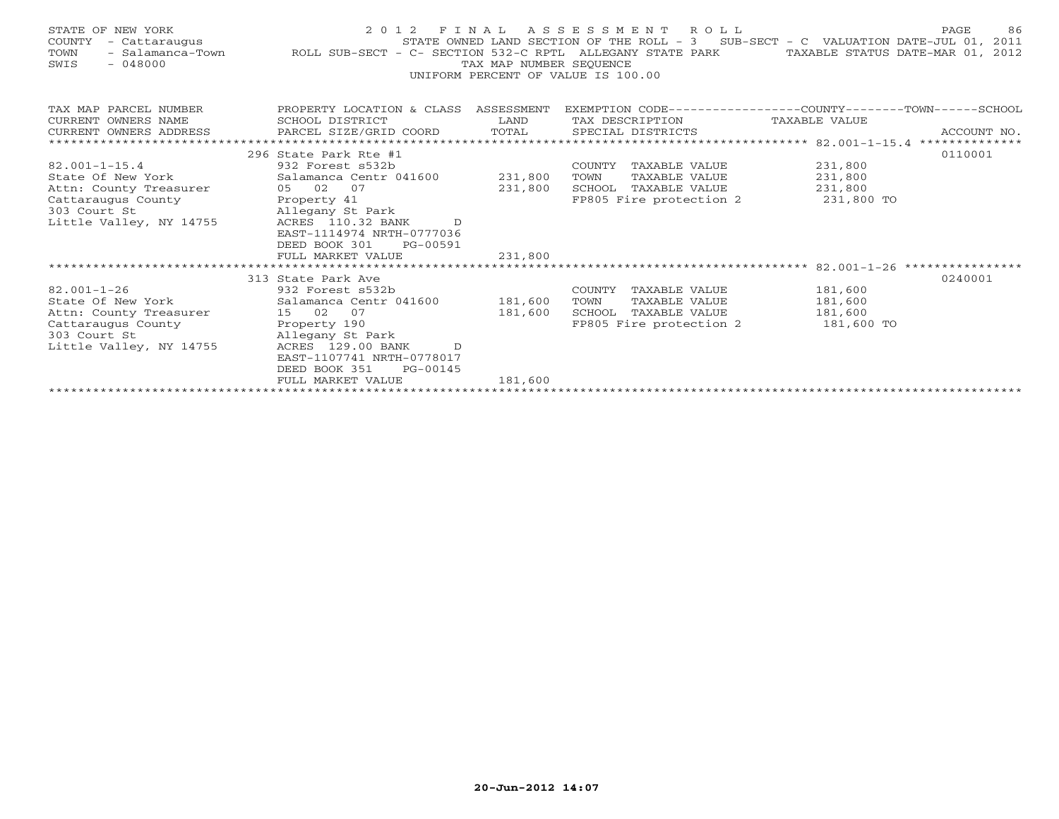STATE OF NEW YORK
COUNTY - Cattaraugus
TOWN - Salamanca-Town
SWIS - 048000

2 0 1 2 F I N A L A S S E S S M E N T R O L L

STATE OWNED LAND SECTION OF THE ROLL - 3 SUB-SECT - C VALUATION DATE-JUL 01, 2011

ROLL SUB-SECT - C- SECTION 532-C RPTL ALLEGANY STATE PARK TAXABLE STATUS DATE-MAR 01, 2012

TAX MAP NUMBER SEQUENCE

UNIFORM PERCENT OF VALUE IS 100.00

| TAX MAP PARCEL NUMBER / CURRENT OWNERS NAME / CURRENT OWNERS ADDRESS | PROPERTY LOCATION & CLASS / SCHOOL DISTRICT / PARCEL SIZE/GRID COORD | ASSESSMENT LAND / TOTAL | EXEMPTION CODE / TAX DESCRIPTION / SPECIAL DISTRICTS | TAXABLE VALUE | ACCOUNT NO. |
|---|---|---|---|---|---|
| 82.001-1-15.4 | 296 State Park Rte #1 | | | | 0110001 |
| | 932 Forest s532b | | COUNTY TAXABLE VALUE | 231,800 | |
| State Of New York | Salamanca Centr 041600 | 231,800 | TOWN TAXABLE VALUE | 231,800 | |
| Attn: County Treasurer | 05 02 07 | 231,800 | SCHOOL TAXABLE VALUE | 231,800 | |
| Cattaraugus County | Property 41 | | FP805 Fire protection 2 | 231,800 TO | |
| 303 Court St | Allegany St Park | | | | |
| Little Valley, NY 14755 | ACRES 110.32 BANK D | | | | |
| | EAST-1114974 NRTH-0777036 | | | | |
| | DEED BOOK 301 PG-00591 | | | | |
| | FULL MARKET VALUE | 231,800 | | | |
| 82.001-1-26 | 313 State Park Ave | | | | 0240001 |
| | 932 Forest s532b | | COUNTY TAXABLE VALUE | 181,600 | |
| State Of New York | Salamanca Centr 041600 | 181,600 | TOWN TAXABLE VALUE | 181,600 | |
| Attn: County Treasurer | 15 02 07 | 181,600 | SCHOOL TAXABLE VALUE | 181,600 | |
| Cattaraugus County | Property 190 | | FP805 Fire protection 2 | 181,600 TO | |
| 303 Court St | Allegany St Park | | | | |
| Little Valley, NY 14755 | ACRES 129.00 BANK D | | | | |
| | EAST-1107741 NRTH-0778017 | | | | |
| | DEED BOOK 351 PG-00145 | | | | |
| | FULL MARKET VALUE | 181,600 | | | |

20-Jun-2012 14:07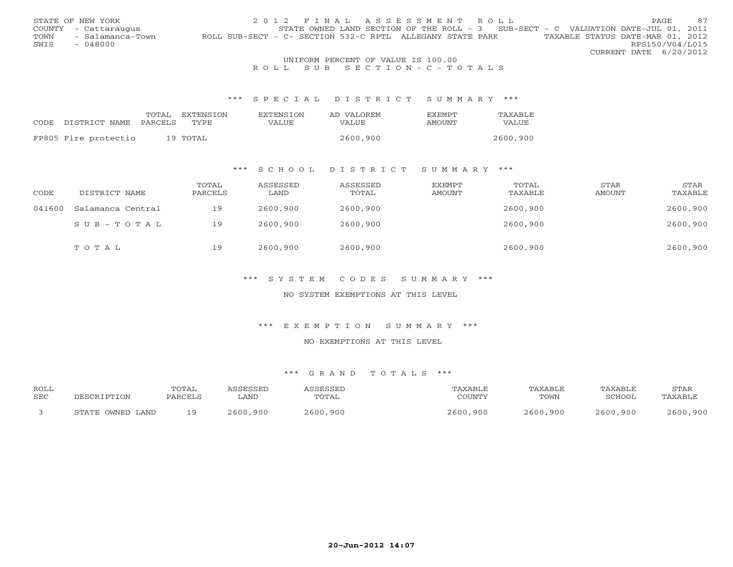STATE OF NEW YORK
COUNTY - Cattaraugus
TOWN - Salamanca-Town
SWIS - 048000

2012 FINAL ASSESSMENT ROLL
STATE OWNED LAND SECTION OF THE ROLL - 3 SUB-SECT - C VALUATION DATE-JUL 01, 2011
ROLL SUB-SECT - C- SECTION 532-C RPTL ALLEGANY STATE PARK TAXABLE STATUS DATE-MAR 01, 2012
RPS150/V04/L015
CURRENT DATE 6/20/2012

UNIFORM PERCENT OF VALUE IS 100.00

ROLL SUB SECTION-C-TOTALS

## *** SPECIAL DISTRICT SUMMARY ***

| CODE | DISTRICT NAME | TOTAL PARCELS | EXTENSION TYPE | EXTENSION VALUE | AD VALOREM VALUE | EXEMPT AMOUNT | TAXABLE VALUE |
|---|---|---|---|---|---|---|---|
| FP805 | Fire protectio | 19 | TOTAL | | 2600,900 | | 2600,900 |

## *** SCHOOL DISTRICT SUMMARY ***

| CODE | DISTRICT NAME | TOTAL PARCELS | ASSESSED LAND | ASSESSED TOTAL | EXEMPT AMOUNT | TOTAL TAXABLE | STAR AMOUNT | STAR TAXABLE |
|---|---|---|---|---|---|---|---|---|
| 041600 | Salamanca Central | 19 | 2600,900 | 2600,900 | | 2600,900 | | 2600,900 |
| | SUB-TOTAL | 19 | 2600,900 | 2600,900 | | 2600,900 | | 2600,900 |
| | TOTAL | 19 | 2600,900 | 2600,900 | | 2600,900 | | 2600,900 |

## *** SYSTEM CODES SUMMARY ***

NO SYSTEM EXEMPTIONS AT THIS LEVEL

## *** EXEMPTION SUMMARY ***

NO EXEMPTIONS AT THIS LEVEL

## *** GRAND TOTALS ***

| ROLL SEC | DESCRIPTION | TOTAL PARCELS | ASSESSED LAND | ASSESSED TOTAL | TAXABLE COUNTY | TAXABLE TOWN | TAXABLE SCHOOL | STAR TAXABLE |
|---|---|---|---|---|---|---|---|---|
| 3 | STATE OWNED LAND | 19 | 2600,900 | 2600,900 | 2600,900 | 2600,900 | 2600,900 | 2600,900 |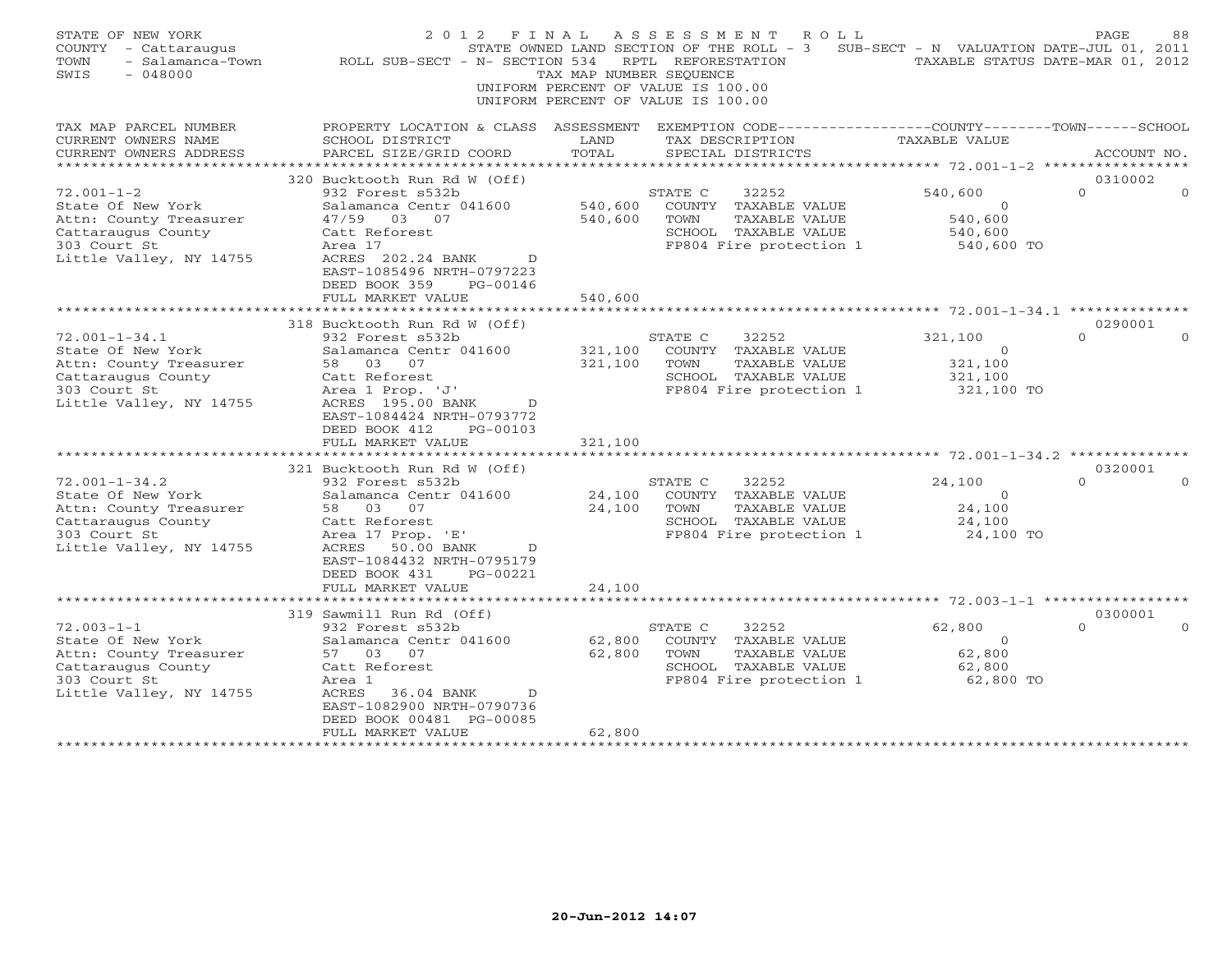STATE OF NEW YORK
COUNTY - Cattaraugus
TOWN - Salamanca-Town
SWIS - 048000

2 0 1 2 F I N A L A S S E S S M E N T R O L L
STATE OWNED LAND SECTION OF THE ROLL - 3 SUB-SECT - N VALUATION DATE-JUL 01, 2011
ROLL SUB-SECT - N- SECTION 534 RPTL REFORESTATION TAXABLE STATUS DATE-MAR 01, 2012
TAX MAP NUMBER SEQUENCE
UNIFORM PERCENT OF VALUE IS 100.00
UNIFORM PERCENT OF VALUE IS 100.00

| TAX MAP PARCEL NUMBER / CURRENT OWNERS NAME / CURRENT OWNERS ADDRESS | PROPERTY LOCATION & CLASS / SCHOOL DISTRICT / PARCEL SIZE/GRID COORD | ASSESSMENT LAND / TOTAL | EXEMPTION CODE / TAX DESCRIPTION / SPECIAL DISTRICTS | COUNTY | TOWN | SCHOOL | ACCOUNT NO. |
|---|---|---|---|---|---|---|---|
| **72.001-1-2** | 320 Bucktooth Run Rd W (Off) | | | | | | 0310002 |
| State Of New York | 932 Forest s532b | | STATE C 32252 | 540,600 | 0 | 0 | |
| Attn: County Treasurer | Salamanca Centr 041600 | 540,600 | COUNTY TAXABLE VALUE | 0 | | | |
| Cattaraugus County | 47/59 03 07 | 540,600 | TOWN TAXABLE VALUE | 540,600 | | | |
| 303 Court St | Catt Reforest | | SCHOOL TAXABLE VALUE | 540,600 | | | |
| Little Valley, NY 14755 | Area 17 | | FP804 Fire protection 1 | 540,600 TO | | | |
| | ACRES 202.24 BANK D | | | | | | |
| | EAST-1085496 NRTH-0797223 | | | | | | |
| | DEED BOOK 359 PG-00146 | | | | | | |
| | FULL MARKET VALUE | 540,600 | | | | | |
| **72.001-1-34.1** | 318 Bucktooth Run Rd W (Off) | | | | | | 0290001 |
| State Of New York | 932 Forest s532b | | STATE C 32252 | 321,100 | 0 | 0 | |
| Attn: County Treasurer | Salamanca Centr 041600 | 321,100 | COUNTY TAXABLE VALUE | 0 | | | |
| Cattaraugus County | 58 03 07 | 321,100 | TOWN TAXABLE VALUE | 321,100 | | | |
| 303 Court St | Catt Reforest | | SCHOOL TAXABLE VALUE | 321,100 | | | |
| Little Valley, NY 14755 | Area 1 Prop. 'J' | | FP804 Fire protection 1 | 321,100 TO | | | |
| | ACRES 195.00 BANK D | | | | | | |
| | EAST-1084424 NRTH-0793772 | | | | | | |
| | DEED BOOK 412 PG-00103 | | | | | | |
| | FULL MARKET VALUE | 321,100 | | | | | |
| **72.001-1-34.2** | 321 Bucktooth Run Rd W (Off) | | | | | | 0320001 |
| State Of New York | 932 Forest s532b | | STATE C 32252 | 24,100 | 0 | 0 | |
| Attn: County Treasurer | Salamanca Centr 041600 | 24,100 | COUNTY TAXABLE VALUE | 0 | | | |
| Cattaraugus County | 58 03 07 | 24,100 | TOWN TAXABLE VALUE | 24,100 | | | |
| 303 Court St | Catt Reforest | | SCHOOL TAXABLE VALUE | 24,100 | | | |
| Little Valley, NY 14755 | Area 17 Prop. 'E' | | FP804 Fire protection 1 | 24,100 TO | | | |
| | ACRES 50.00 BANK D | | | | | | |
| | EAST-1084432 NRTH-0795179 | | | | | | |
| | DEED BOOK 431 PG-00221 | | | | | | |
| | FULL MARKET VALUE | 24,100 | | | | | |
| **72.003-1-1** | 319 Sawmill Run Rd (Off) | | | | | | 0300001 |
| State Of New York | 932 Forest s532b | | STATE C 32252 | 62,800 | 0 | 0 | |
| Attn: County Treasurer | Salamanca Centr 041600 | 62,800 | COUNTY TAXABLE VALUE | 0 | | | |
| Cattaraugus County | 57 03 07 | 62,800 | TOWN TAXABLE VALUE | 62,800 | | | |
| 303 Court St | Catt Reforest | | SCHOOL TAXABLE VALUE | 62,800 | | | |
| Little Valley, NY 14755 | Area 1 | | FP804 Fire protection 1 | 62,800 TO | | | |
| | ACRES 36.04 BANK D | | | | | | |
| | EAST-1082900 NRTH-0790736 | | | | | | |
| | DEED BOOK 00481 PG-00085 | | | | | | |
| | FULL MARKET VALUE | 62,800 | | | | | |

20-Jun-2012 14:07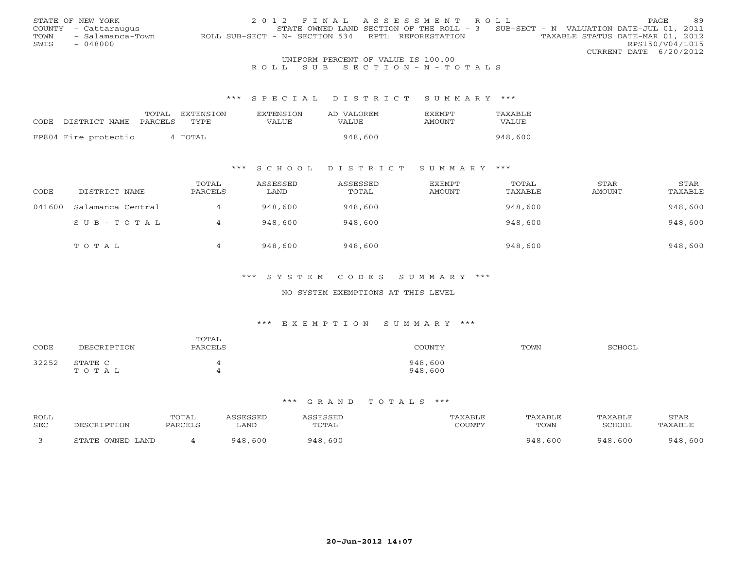STATE OF NEW YORK | 2 0 1 2 F I N A L A S S E S S M E N T R O L L | PAGE 89
COUNTY - Cattaraugus | STATE OWNED LAND SECTION OF THE ROLL - 3 SUB-SECT - N VALUATION DATE-JUL 01, 2011
TOWN - Salamanca-Town | ROLL SUB-SECT - N- SECTION 534 RPTL REFORESTATION | TAXABLE STATUS DATE-MAR 01, 2012
SWIS - 048000 | RPS150/V04/L015
CURRENT DATE 6/20/2012

UNIFORM PERCENT OF VALUE IS 100.00

R O L L S U B S E C T I O N - N - T O T A L S

### *** S P E C I A L D I S T R I C T S U M M A R Y ***

| CODE DISTRICT NAME | TOTAL PARCELS | EXTENSION TYPE | EXTENSION VALUE | AD VALOREM VALUE | EXEMPT AMOUNT | TAXABLE VALUE |
|---|---|---|---|---|---|---|
| FP804 Fire protectio | 4 | TOTAL | | 948,600 | | 948,600 |

### *** S C H O O L D I S T R I C T S U M M A R Y ***

| CODE | DISTRICT NAME | TOTAL PARCELS | ASSESSED LAND | ASSESSED TOTAL | EXEMPT AMOUNT | TOTAL TAXABLE | STAR AMOUNT | STAR TAXABLE |
|---|---|---|---|---|---|---|---|---|
| 041600 | Salamanca Central | 4 | 948,600 | 948,600 | | 948,600 | | 948,600 |
| | S U B - T O T A L | 4 | 948,600 | 948,600 | | 948,600 | | 948,600 |
| | T O T A L | 4 | 948,600 | 948,600 | | 948,600 | | 948,600 |

### *** S Y S T E M C O D E S S U M M A R Y ***

NO SYSTEM EXEMPTIONS AT THIS LEVEL

### *** E X E M P T I O N S U M M A R Y ***

| CODE | DESCRIPTION | TOTAL PARCELS | COUNTY | TOWN | SCHOOL |
|---|---|---|---|---|---|
| 32252 | STATE C | 4 | 948,600 | | |
| | T O T A L | 4 | 948,600 | | |

### *** G R A N D T O T A L S ***

| ROLL SEC | DESCRIPTION | TOTAL PARCELS | ASSESSED LAND | ASSESSED TOTAL | TAXABLE COUNTY | TAXABLE TOWN | TAXABLE SCHOOL | STAR TAXABLE |
|---|---|---|---|---|---|---|---|---|
| 3 | STATE OWNED LAND | 4 | 948,600 | 948,600 | | 948,600 | 948,600 | 948,600 |

20-Jun-2012 14:07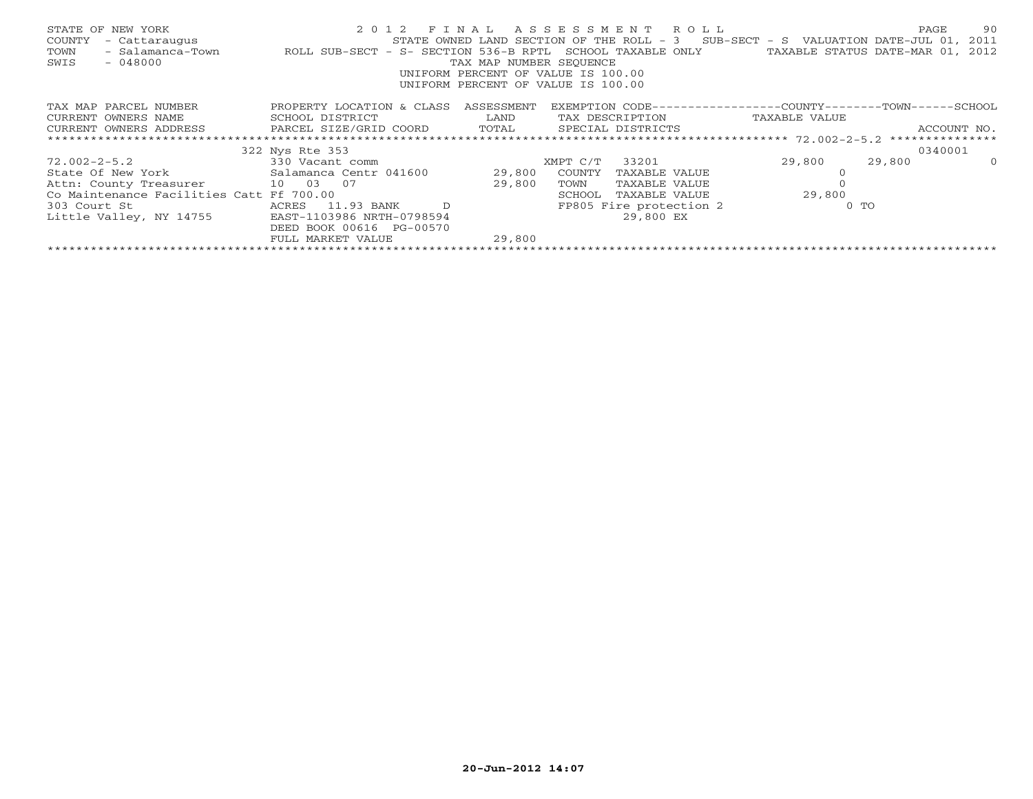STATE OF NEW YORK
COUNTY - Cattaraugus
TOWN - Salamanca-Town
SWIS - 048000

2 0 1 2 F I N A L A S S E S S M E N T R O L L

STATE OWNED LAND SECTION OF THE ROLL - 3 SUB-SECT - S VALUATION DATE-JUL 01, 2011

ROLL SUB-SECT - S- SECTION 536-B RPTL SCHOOL TAXABLE ONLY TAXABLE STATUS DATE-MAR 01, 2012

TAX MAP NUMBER SEQUENCE

UNIFORM PERCENT OF VALUE IS 100.00

UNIFORM PERCENT OF VALUE IS 100.00

| TAX MAP PARCEL NUMBER / CURRENT OWNERS NAME / CURRENT OWNERS ADDRESS | PROPERTY LOCATION & CLASS / SCHOOL DISTRICT / PARCEL SIZE/GRID COORD | ASSESSMENT LAND / TOTAL | EXEMPTION CODE / TAX DESCRIPTION / SPECIAL DISTRICTS | COUNTY | TOWN | SCHOOL / ACCOUNT NO. |
|---|---|---|---|---|---|---|
| | 322 Nys Rte 353 | | | | | 0340001 |
| 72.002-2-5.2 | 330 Vacant comm | | XMPT C/T 33201 | 29,800 | 29,800 | 0 |
| State Of New York | Salamanca Centr 041600 | 29,800 | COUNTY TAXABLE VALUE | 0 | | |
| Attn: County Treasurer | 10 03 07 | 29,800 | TOWN TAXABLE VALUE | 0 | | |
| Co Maintenance Facilities Catt | Ff 700.00 | | SCHOOL TAXABLE VALUE | 29,800 | | |
| 303 Court St | ACRES 11.93 BANK D | | FP805 Fire protection 2 | 0 TO | | |
| Little Valley, NY 14755 | EAST-1103986 NRTH-0798594 | | 29,800 EX | | | |
| | DEED BOOK 00616 PG-00570 | | | | | |
| | FULL MARKET VALUE | 29,800 | | | | |

20-Jun-2012 14:07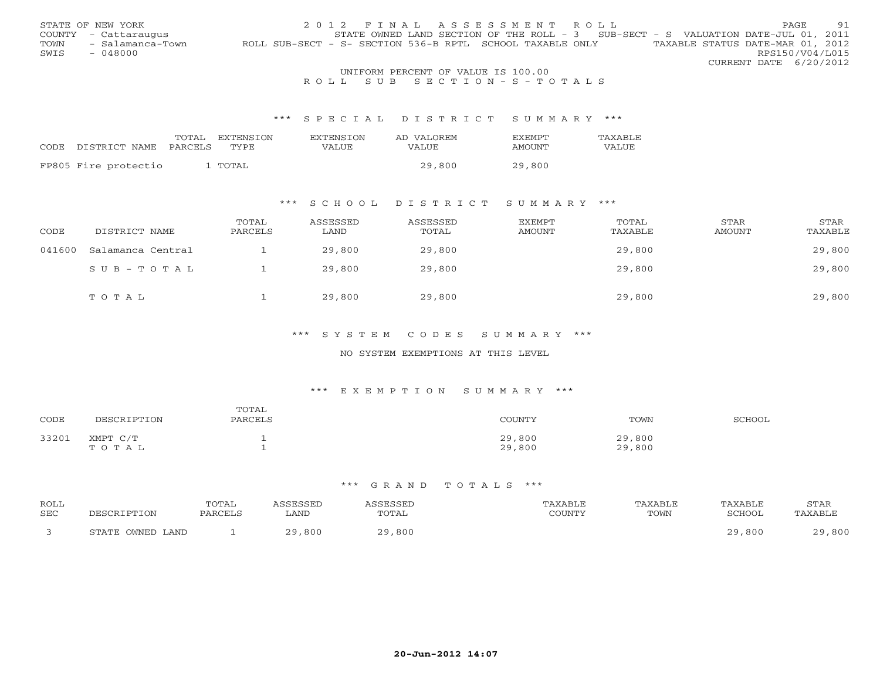STATE OF NEW YORK
COUNTY - Cattaraugus
TOWN - Salamanca-Town
SWIS - 048000

2012 FINAL ASSESSMENT ROLL
STATE OWNED LAND SECTION OF THE ROLL - 3 SUB-SECT - S VALUATION DATE-JUL 01, 2011
ROLL SUB-SECT - S- SECTION 536-B RPTL SCHOOL TAXABLE ONLY TAXABLE STATUS DATE-MAR 01, 2012
RPS150/V04/L015
CURRENT DATE 6/20/2012

UNIFORM PERCENT OF VALUE IS 100.00

ROLL SUB SECTION - S - TOTALS

## *** SPECIAL DISTRICT SUMMARY ***

| CODE | DISTRICT NAME | TOTAL PARCELS | EXTENSION TYPE | EXTENSION VALUE | AD VALOREM VALUE | EXEMPT AMOUNT | TAXABLE VALUE |
|---|---|---|---|---|---|---|---|
| FP805 | Fire protectio | 1 | TOTAL | | 29,800 | 29,800 | |

## *** SCHOOL DISTRICT SUMMARY ***

| CODE | DISTRICT NAME | TOTAL PARCELS | ASSESSED LAND | ASSESSED TOTAL | EXEMPT AMOUNT | TOTAL TAXABLE | STAR AMOUNT | STAR TAXABLE |
|---|---|---|---|---|---|---|---|---|
| 041600 | Salamanca Central | 1 | 29,800 | 29,800 | | 29,800 | | 29,800 |
| | SUB-TOTAL | 1 | 29,800 | 29,800 | | 29,800 | | 29,800 |
| | TOTAL | 1 | 29,800 | 29,800 | | 29,800 | | 29,800 |

## *** SYSTEM CODES SUMMARY ***

NO SYSTEM EXEMPTIONS AT THIS LEVEL

## *** EXEMPTION SUMMARY ***

| CODE | DESCRIPTION | TOTAL PARCELS | COUNTY | TOWN | SCHOOL |
|---|---|---|---|---|---|
| 33201 | XMPT C/T | 1 | 29,800 | 29,800 | |
| | TOTAL | 1 | 29,800 | 29,800 | |

## *** GRAND TOTALS ***

| ROLL SEC | DESCRIPTION | TOTAL PARCELS | ASSESSED LAND | ASSESSED TOTAL | TAXABLE COUNTY | TAXABLE TOWN | TAXABLE SCHOOL | STAR TAXABLE |
|---|---|---|---|---|---|---|---|---|
| 3 | STATE OWNED LAND | 1 | 29,800 | 29,800 | | | 29,800 | 29,800 |

20-Jun-2012 14:07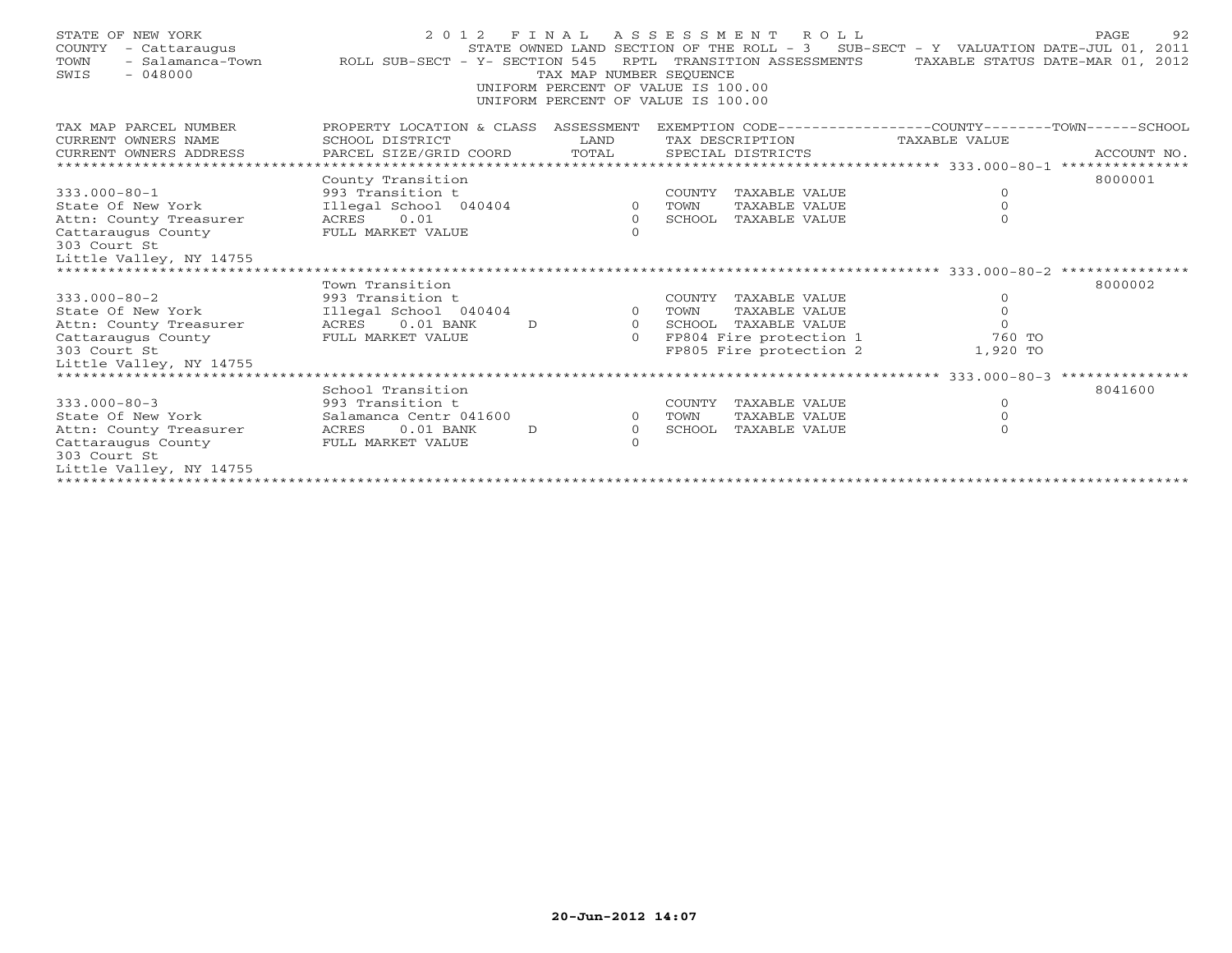STATE OF NEW YORK
COUNTY - Cattaraugus
TOWN - Salamanca-Town
SWIS - 048000

2 0 1 2 F I N A L A S S E S S M E N T R O L L

STATE OWNED LAND SECTION OF THE ROLL - 3 SUB-SECT - Y VALUATION DATE-JUL 01, 2011

ROLL SUB-SECT - Y- SECTION 545 RPTL TRANSITION ASSESSMENTS TAXABLE STATUS DATE-MAR 01, 2012

TAX MAP NUMBER SEQUENCE
UNIFORM PERCENT OF VALUE IS 100.00
UNIFORM PERCENT OF VALUE IS 100.00

| TAX MAP PARCEL NUMBER / CURRENT OWNERS NAME / CURRENT OWNERS ADDRESS | PROPERTY LOCATION & CLASS / SCHOOL DISTRICT / PARCEL SIZE/GRID COORD | ASSESSMENT LAND | TOTAL | EXEMPTION CODE / TAX DESCRIPTION / SPECIAL DISTRICTS | COUNTY / TOWN / SCHOOL TAXABLE VALUE | ACCOUNT NO. |
|---|---|---|---|---|---|---|
| **333.000-80-1** | County Transition | | | | | 8000001 |
| 333.000-80-1 | 993 Transition t | | | COUNTY TAXABLE VALUE | 0 | |
| State Of New York | Illegal School 040404 | 0 | | TOWN TAXABLE VALUE | 0 | |
| Attn: County Treasurer | ACRES 0.01 | | 0 | SCHOOL TAXABLE VALUE | 0 | |
| Cattaraugus County | FULL MARKET VALUE | | 0 | | | |
| 303 Court St | | | | | | |
| Little Valley, NY 14755 | | | | | | |
| **333.000-80-2** | Town Transition | | | | | 8000002 |
| 333.000-80-2 | 993 Transition t | | | COUNTY TAXABLE VALUE | 0 | |
| State Of New York | Illegal School 040404 | 0 | | TOWN TAXABLE VALUE | 0 | |
| Attn: County Treasurer | ACRES 0.01 BANK D | | 0 | SCHOOL TAXABLE VALUE | 0 | |
| Cattaraugus County | FULL MARKET VALUE | | 0 | FP804 Fire protection 1 | 760 TO | |
| 303 Court St | | | | FP805 Fire protection 2 | 1,920 TO | |
| Little Valley, NY 14755 | | | | | | |
| **333.000-80-3** | School Transition | | | | | 8041600 |
| 333.000-80-3 | 993 Transition t | | | COUNTY TAXABLE VALUE | 0 | |
| State Of New York | Salamanca Centr 041600 | 0 | | TOWN TAXABLE VALUE | 0 | |
| Attn: County Treasurer | ACRES 0.01 BANK D | | 0 | SCHOOL TAXABLE VALUE | 0 | |
| Cattaraugus County | FULL MARKET VALUE | | 0 | | | |
| 303 Court St | | | | | | |
| Little Valley, NY 14755 | | | | | | |

20-Jun-2012 14:07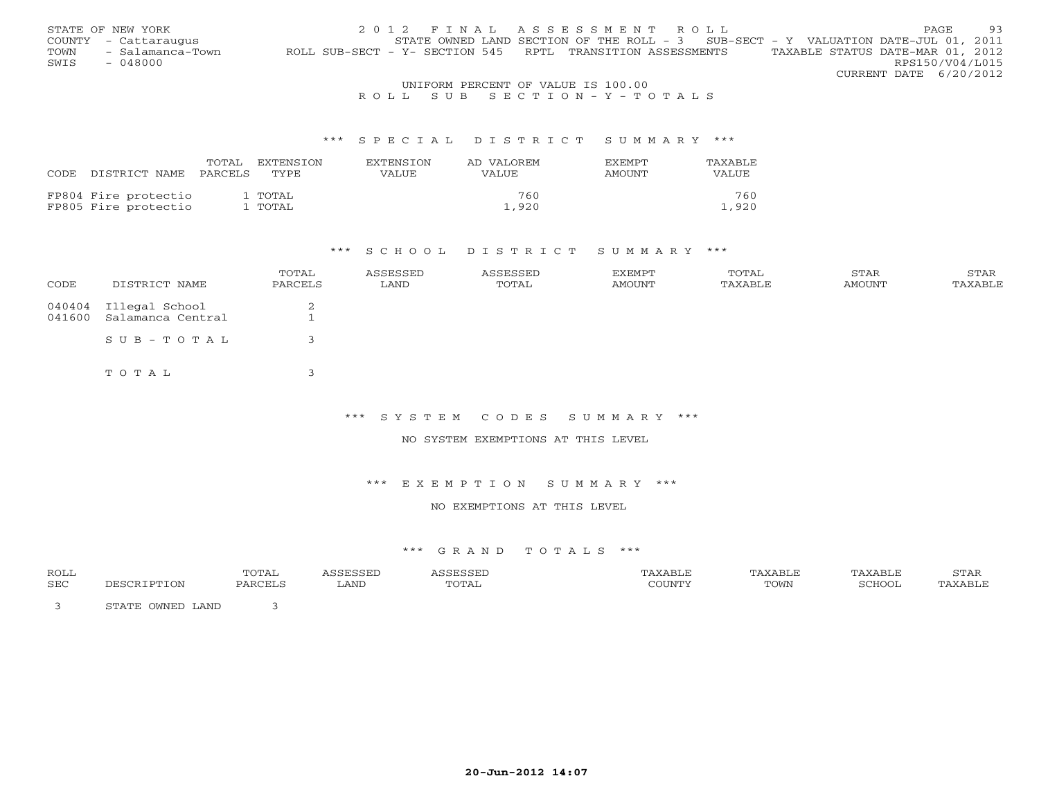STATE OF NEW YORK
COUNTY - Cattaraugus
TOWN - Salamanca-Town
SWIS - 048000

2012 FINAL ASSESSMENT ROLL

STATE OWNED LAND SECTION OF THE ROLL - 3 SUB-SECT - Y VALUATION DATE-JUL 01, 2011

ROLL SUB-SECT - Y- SECTION 545 RPTL TRANSITION ASSESSMENTS TAXABLE STATUS DATE-MAR 01, 2012

RPS150/V04/L015
CURRENT DATE 6/20/2012

UNIFORM PERCENT OF VALUE IS 100.00

ROLL SUB SECTION - Y - TOTALS

### *** SPECIAL DISTRICT SUMMARY ***

| CODE DISTRICT NAME | TOTAL PARCELS | EXTENSION TYPE | EXTENSION VALUE | AD VALOREM VALUE | EXEMPT AMOUNT | TAXABLE VALUE |
|---|---|---|---|---|---|---|
| FP804 Fire protectio | 1 | TOTAL | | 760 | | 760 |
| FP805 Fire protectio | 1 | TOTAL | | 1,920 | | 1,920 |

### *** SCHOOL DISTRICT SUMMARY ***

| CODE | DISTRICT NAME | TOTAL PARCELS | ASSESSED LAND | ASSESSED TOTAL | EXEMPT AMOUNT | TOTAL TAXABLE | STAR AMOUNT | STAR TAXABLE |
|---|---|---|---|---|---|---|---|---|
| 040404 | Illegal School | 2 | | | | | | |
| 041600 | Salamanca Central | 1 | | | | | | |
| | SUB-TOTAL | 3 | | | | | | |
| | TOTAL | 3 | | | | | | |

### *** SYSTEM CODES SUMMARY ***

NO SYSTEM EXEMPTIONS AT THIS LEVEL

### *** EXEMPTION SUMMARY ***

NO EXEMPTIONS AT THIS LEVEL

### *** GRAND TOTALS ***

| ROLL SEC | DESCRIPTION | TOTAL PARCELS | ASSESSED LAND | ASSESSED TOTAL | TAXABLE COUNTY | TAXABLE TOWN | TAXABLE SCHOOL | STAR TAXABLE |
|---|---|---|---|---|---|---|---|---|
| 3 | STATE OWNED LAND | 3 | | | | | | |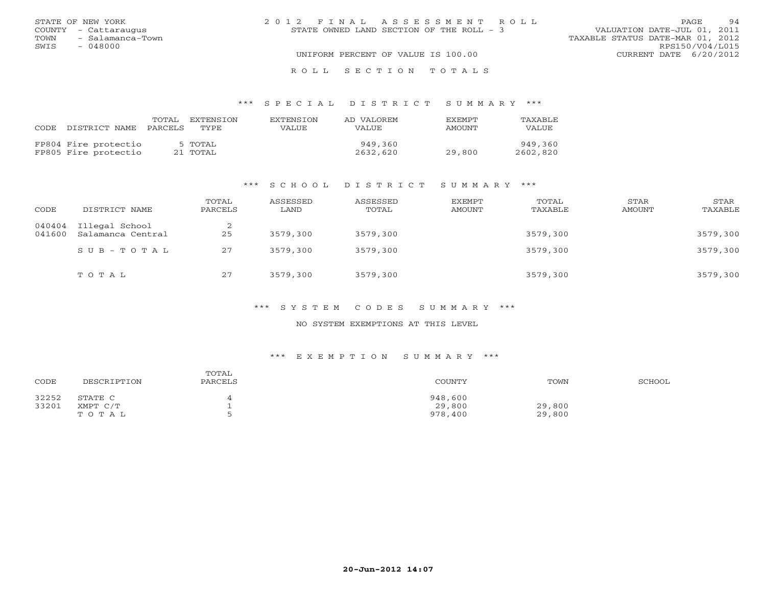STATE OF NEW YORK
COUNTY - Cattaraugus
TOWN - Salamanca-Town
SWIS - 048000

2012 FINAL ASSESSMENT ROLL
STATE OWNED LAND SECTION OF THE ROLL - 3
UNIFORM PERCENT OF VALUE IS 100.00

VALUATION DATE-JUL 01, 2011
TAXABLE STATUS DATE-MAR 01, 2012
RPS150/V04/L015
CURRENT DATE 6/20/2012

## ROLL SECTION TOTALS

### *** SPECIAL DISTRICT SUMMARY ***

| CODE | DISTRICT NAME | TOTAL PARCELS | EXTENSION TYPE | EXTENSION VALUE | AD VALOREM VALUE | EXEMPT AMOUNT | TAXABLE VALUE |
|---|---|---|---|---|---|---|---|
| FP804 | Fire protectio | 5 | TOTAL | | 949,360 | | 949,360 |
| FP805 | Fire protectio | 21 | TOTAL | | 2632,620 | 29,800 | 2602,820 |

### *** SCHOOL DISTRICT SUMMARY ***

| CODE | DISTRICT NAME | TOTAL PARCELS | ASSESSED LAND | ASSESSED TOTAL | EXEMPT AMOUNT | TOTAL TAXABLE | STAR AMOUNT | STAR TAXABLE |
|---|---|---|---|---|---|---|---|---|
| 040404 | Illegal School | 2 | | | | | | |
| 041600 | Salamanca Central | 25 | 3579,300 | 3579,300 | | 3579,300 | | 3579,300 |
| | SUB-TOTAL | 27 | 3579,300 | 3579,300 | | 3579,300 | | 3579,300 |
| | TOTAL | 27 | 3579,300 | 3579,300 | | 3579,300 | | 3579,300 |

### *** SYSTEM CODES SUMMARY ***

NO SYSTEM EXEMPTIONS AT THIS LEVEL

### *** EXEMPTION SUMMARY ***

| CODE | DESCRIPTION | TOTAL PARCELS | COUNTY | TOWN | SCHOOL |
|---|---|---|---|---|---|
| 32252 | STATE C | 4 | 948,600 | | |
| 33201 | XMPT C/T | 1 | 29,800 | 29,800 | |
| | TOTAL | 5 | 978,400 | 29,800 | |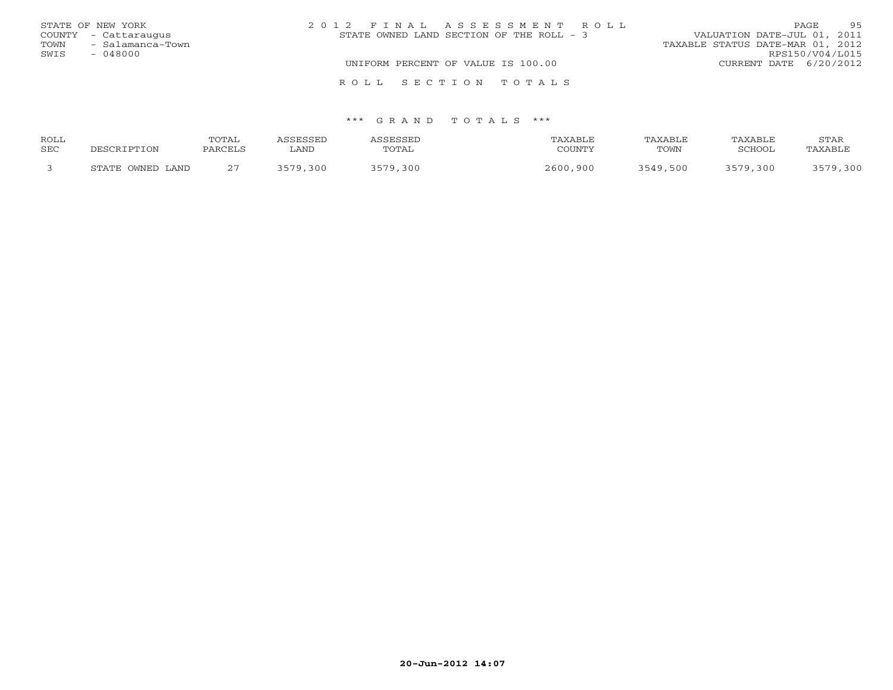STATE OF NEW YORK
COUNTY - Cattaraugus
TOWN - Salamanca-Town
SWIS - 048000

2012 FINAL ASSESSMENT ROLL
STATE OWNED LAND SECTION OF THE ROLL - 3
UNIFORM PERCENT OF VALUE IS 100.00

VALUATION DATE-JUL 01, 2011
TAXABLE STATUS DATE-MAR 01, 2012
RPS150/V04/L015
CURRENT DATE 6/20/2012

ROLL SECTION TOTALS

*** GRAND TOTALS ***

| ROLL SEC | DESCRIPTION | TOTAL PARCELS | ASSESSED LAND | ASSESSED TOTAL | TAXABLE COUNTY | TAXABLE TOWN | TAXABLE SCHOOL | STAR TAXABLE |
|---|---|---|---|---|---|---|---|---|
| 3 | STATE OWNED LAND | 27 | 3579,300 | 3579,300 | 2600,900 | 3549,500 | 3579,300 | 3579,300 |

20-Jun-2012 14:07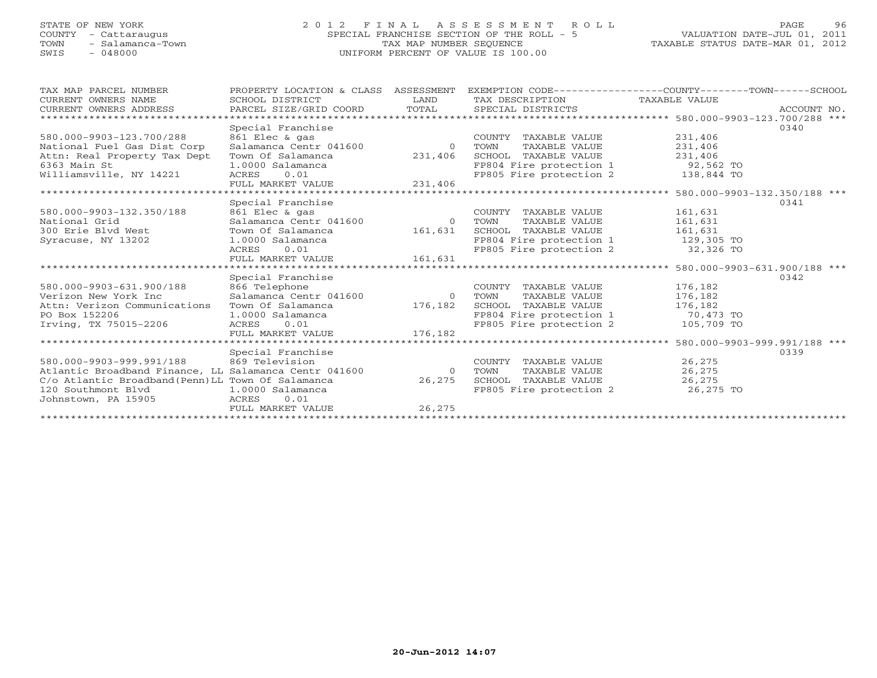STATE OF NEW YORK
COUNTY - Cattaraugus
TOWN - Salamanca-Town
SWIS - 048000

2012 FINAL ASSESSMENT ROLL
SPECIAL FRANCHISE SECTION OF THE ROLL - 5
TAX MAP NUMBER SEQUENCE
UNIFORM PERCENT OF VALUE IS 100.00

VALUATION DATE-JUL 01, 2011
TAXABLE STATUS DATE-MAR 01, 2012

| TAX MAP PARCEL NUMBER / CURRENT OWNERS NAME / CURRENT OWNERS ADDRESS | PROPERTY LOCATION & CLASS / SCHOOL DISTRICT / PARCEL SIZE/GRID COORD | ASSESSMENT LAND / TOTAL | EXEMPTION CODE / TAX DESCRIPTION / SPECIAL DISTRICTS | TAXABLE VALUE (COUNTY / TOWN / SCHOOL) | ACCOUNT NO. |
|---|---|---|---|---|---|
| **580.000-9903-123.700/288** | Special Franchise | | | | 0340 |
| 580.000-9903-123.700/288 | 861 Elec & gas | | COUNTY TAXABLE VALUE | 231,406 | |
| National Fuel Gas Dist Corp | Salamanca Centr 041600 | 0 | TOWN TAXABLE VALUE | 231,406 | |
| Attn: Real Property Tax Dept | Town Of Salamanca | 231,406 | SCHOOL TAXABLE VALUE | 231,406 | |
| 6363 Main St | 1.0000 Salamanca | | FP804 Fire protection 1 | 92,562 TO | |
| Williamsville, NY 14221 | ACRES 0.01 | | FP805 Fire protection 2 | 138,844 TO | |
| | FULL MARKET VALUE | 231,406 | | | |
| **580.000-9903-132.350/188** | Special Franchise | | | | 0341 |
| 580.000-9903-132.350/188 | 861 Elec & gas | | COUNTY TAXABLE VALUE | 161,631 | |
| National Grid | Salamanca Centr 041600 | 0 | TOWN TAXABLE VALUE | 161,631 | |
| 300 Erie Blvd West | Town Of Salamanca | 161,631 | SCHOOL TAXABLE VALUE | 161,631 | |
| Syracuse, NY 13202 | 1.0000 Salamanca | | FP804 Fire protection 1 | 129,305 TO | |
| | ACRES 0.01 | | FP805 Fire protection 2 | 32,326 TO | |
| | FULL MARKET VALUE | 161,631 | | | |
| **580.000-9903-631.900/188** | Special Franchise | | | | 0342 |
| 580.000-9903-631.900/188 | 866 Telephone | | COUNTY TAXABLE VALUE | 176,182 | |
| Verizon New York Inc | Salamanca Centr 041600 | 0 | TOWN TAXABLE VALUE | 176,182 | |
| Attn: Verizon Communications | Town Of Salamanca | 176,182 | SCHOOL TAXABLE VALUE | 176,182 | |
| PO Box 152206 | 1.0000 Salamanca | | FP804 Fire protection 1 | 70,473 TO | |
| Irving, TX 75015-2206 | ACRES 0.01 | | FP805 Fire protection 2 | 105,709 TO | |
| | FULL MARKET VALUE | 176,182 | | | |
| **580.000-9903-999.991/188** | Special Franchise | | | | 0339 |
| 580.000-9903-999.991/188 | 869 Television | | COUNTY TAXABLE VALUE | 26,275 | |
| Atlantic Broadband Finance, LL | Salamanca Centr 041600 | 0 | TOWN TAXABLE VALUE | 26,275 | |
| C/o Atlantic Broadband(Penn)LL | Town Of Salamanca | 26,275 | SCHOOL TAXABLE VALUE | 26,275 | |
| 120 Southmont Blvd | 1.0000 Salamanca | | FP805 Fire protection 2 | 26,275 TO | |
| Johnstown, PA 15905 | ACRES 0.01 | | | | |
| | FULL MARKET VALUE | 26,275 | | | |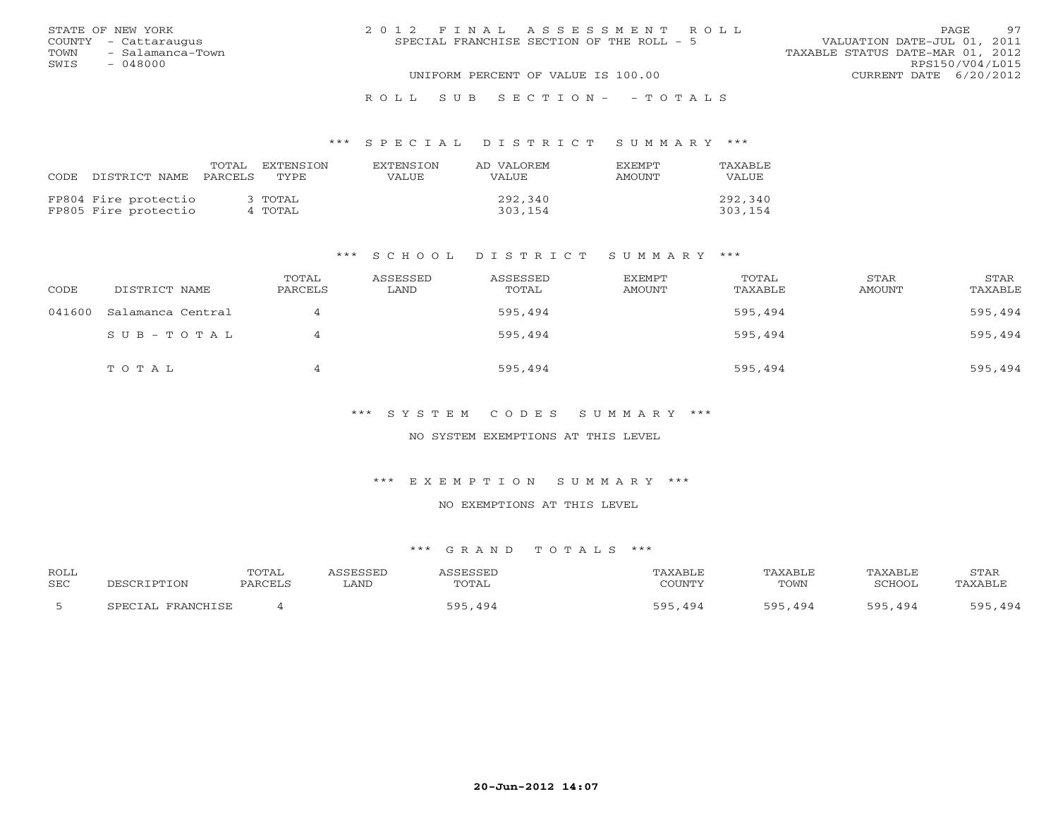STATE OF NEW YORK
COUNTY - Cattaraugus
TOWN - Salamanca-Town
SWIS - 048000

# 2012 FINAL ASSESSMENT ROLL

SPECIAL FRANCHISE SECTION OF THE ROLL - 5

UNIFORM PERCENT OF VALUE IS 100.00

VALUATION DATE-JUL 01, 2011
TAXABLE STATUS DATE-MAR 01, 2012
RPS150/V04/L015
CURRENT DATE 6/20/2012

## ROLL SUB SECTION- - TOTALS

### *** SPECIAL DISTRICT SUMMARY ***

| CODE | DISTRICT NAME | TOTAL PARCELS | EXTENSION TYPE | EXTENSION VALUE | AD VALOREM VALUE | EXEMPT AMOUNT | TAXABLE VALUE |
|---|---|---|---|---|---|---|---|
| FP804 | Fire protectio | 3 | TOTAL | | 292,340 | | 292,340 |
| FP805 | Fire protectio | 4 | TOTAL | | 303,154 | | 303,154 |

### *** SCHOOL DISTRICT SUMMARY ***

| CODE | DISTRICT NAME | TOTAL PARCELS | ASSESSED LAND | ASSESSED TOTAL | EXEMPT AMOUNT | TOTAL TAXABLE | STAR AMOUNT | STAR TAXABLE |
|---|---|---|---|---|---|---|---|---|
| 041600 | Salamanca Central | 4 | | 595,494 | | 595,494 | | 595,494 |
| | SUB-TOTAL | 4 | | 595,494 | | 595,494 | | 595,494 |
| | TOTAL | 4 | | 595,494 | | 595,494 | | 595,494 |

### *** SYSTEM CODES SUMMARY ***

NO SYSTEM EXEMPTIONS AT THIS LEVEL

### *** EXEMPTION SUMMARY ***

NO EXEMPTIONS AT THIS LEVEL

### *** GRAND TOTALS ***

| ROLL SEC | DESCRIPTION | TOTAL PARCELS | ASSESSED LAND | ASSESSED TOTAL | TAXABLE COUNTY | TAXABLE TOWN | TAXABLE SCHOOL | STAR TAXABLE |
|---|---|---|---|---|---|---|---|---|
| 5 | SPECIAL FRANCHISE | 4 | | 595,494 | 595,494 | 595,494 | 595,494 | 595,494 |

20-Jun-2012 14:07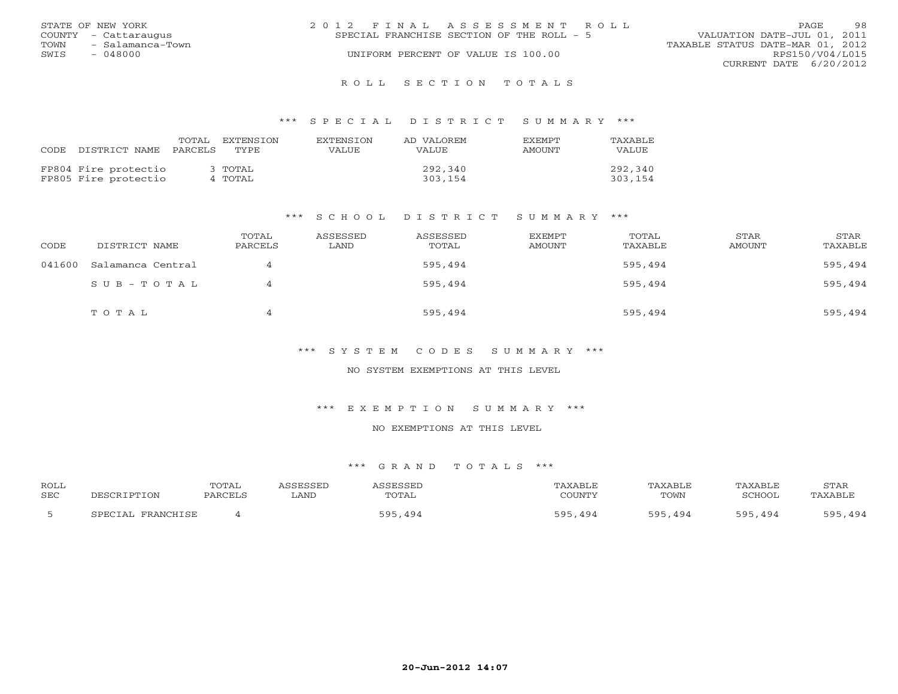STATE OF NEW YORK
COUNTY - Cattaraugus
TOWN - Salamanca-Town
SWIS - 048000

2 0 1 2 F I N A L A S S E S S M E N T R O L L
SPECIAL FRANCHISE SECTION OF THE ROLL - 5
UNIFORM PERCENT OF VALUE IS 100.00

VALUATION DATE-JUL 01, 2011
TAXABLE STATUS DATE-MAR 01, 2012
RPS150/V04/L015
CURRENT DATE 6/20/2012

## R O L L S E C T I O N T O T A L S

### *** S P E C I A L D I S T R I C T S U M M A R Y ***

| CODE | DISTRICT NAME | TOTAL PARCELS | EXTENSION TYPE | EXTENSION VALUE | AD VALOREM VALUE | EXEMPT AMOUNT | TAXABLE VALUE |
|---|---|---|---|---|---|---|---|
| FP804 | Fire protectio | 3 | TOTAL | | 292,340 | | 292,340 |
| FP805 | Fire protectio | 4 | TOTAL | | 303,154 | | 303,154 |

### *** S C H O O L D I S T R I C T S U M M A R Y ***

| CODE | DISTRICT NAME | TOTAL PARCELS | ASSESSED LAND | ASSESSED TOTAL | EXEMPT AMOUNT | TOTAL TAXABLE | STAR AMOUNT | STAR TAXABLE |
|---|---|---|---|---|---|---|---|---|
| 041600 | Salamanca Central | 4 | | 595,494 | | 595,494 | | 595,494 |
| | S U B - T O T A L | 4 | | 595,494 | | 595,494 | | 595,494 |
| | T O T A L | 4 | | 595,494 | | 595,494 | | 595,494 |

### *** S Y S T E M C O D E S S U M M A R Y ***

NO SYSTEM EXEMPTIONS AT THIS LEVEL

### *** E X E M P T I O N S U M M A R Y ***

NO EXEMPTIONS AT THIS LEVEL

### *** G R A N D T O T A L S ***

| ROLL SEC | DESCRIPTION | TOTAL PARCELS | ASSESSED LAND | ASSESSED TOTAL | TAXABLE COUNTY | TAXABLE TOWN | TAXABLE SCHOOL | STAR TAXABLE |
|---|---|---|---|---|---|---|---|---|
| 5 | SPECIAL FRANCHISE | 4 | | 595,494 | 595,494 | 595,494 | 595,494 | 595,494 |

**20-Jun-2012 14:07**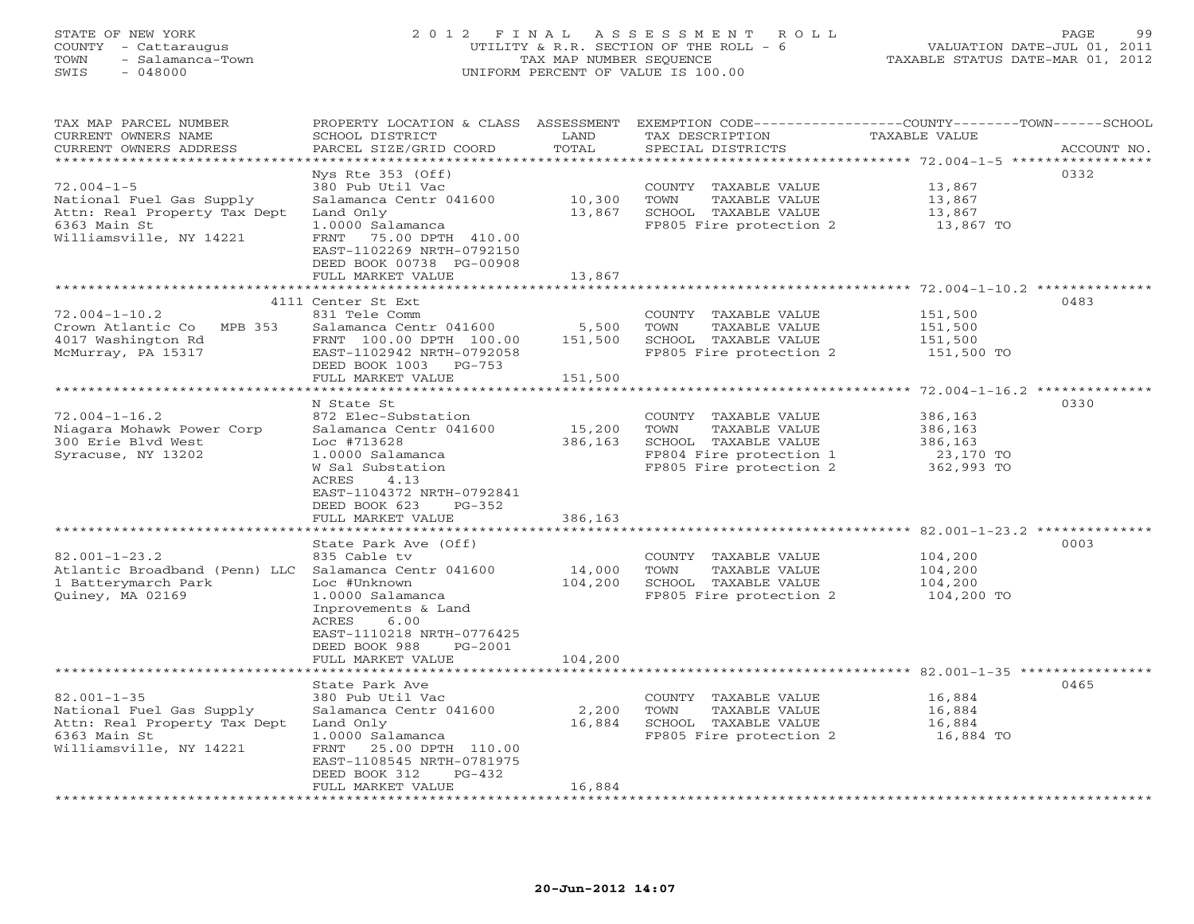STATE OF NEW YORK
COUNTY - Cattaraugus
TOWN - Salamanca-Town
SWIS - 048000

# 2012 FINAL ASSESSMENT ROLL

UTILITY & R.R. SECTION OF THE ROLL - 6
TAX MAP NUMBER SEQUENCE
UNIFORM PERCENT OF VALUE IS 100.00

VALUATION DATE-JUL 01, 2011
TAXABLE STATUS DATE-MAR 01, 2012

| TAX MAP PARCEL NUMBER / CURRENT OWNERS NAME / CURRENT OWNERS ADDRESS | PROPERTY LOCATION & CLASS / SCHOOL DISTRICT / PARCEL SIZE/GRID COORD | ASSESSMENT LAND / TOTAL | EXEMPTION CODE / TAX DESCRIPTION / SPECIAL DISTRICTS | TAXABLE VALUE (COUNTY / TOWN / SCHOOL) | ACCOUNT NO. |
|---|---|---|---|---|---|
| 72.004-1-5 | Nys Rte 353 (Off) | | | | 0332 |
| | 380 Pub Util Vac | | COUNTY TAXABLE VALUE | 13,867 | |
| National Fuel Gas Supply | Salamanca Centr 041600 | 10,300 | TOWN TAXABLE VALUE | 13,867 | |
| Attn: Real Property Tax Dept | Land Only | 13,867 | SCHOOL TAXABLE VALUE | 13,867 | |
| 6363 Main St | 1.0000 Salamanca | | FP805 Fire protection 2 | 13,867 TO | |
| Williamsville, NY 14221 | FRNT 75.00 DPTH 410.00 | | | | |
| | EAST-1102269 NRTH-0792150 | | | | |
| | DEED BOOK 00738 PG-00908 | | | | |
| | FULL MARKET VALUE | 13,867 | | | |
| 72.004-1-10.2 | 4111 Center St Ext | | | | 0483 |
| | 831 Tele Comm | | COUNTY TAXABLE VALUE | 151,500 | |
| Crown Atlantic Co MPB 353 | Salamanca Centr 041600 | 5,500 | TOWN TAXABLE VALUE | 151,500 | |
| 4017 Washington Rd | FRNT 100.00 DPTH 100.00 | 151,500 | SCHOOL TAXABLE VALUE | 151,500 | |
| McMurray, PA 15317 | EAST-1102942 NRTH-0792058 | | FP805 Fire protection 2 | 151,500 TO | |
| | DEED BOOK 1003 PG-753 | | | | |
| | FULL MARKET VALUE | 151,500 | | | |
| 72.004-1-16.2 | N State St | | | | 0330 |
| | 872 Elec-Substation | | COUNTY TAXABLE VALUE | 386,163 | |
| Niagara Mohawk Power Corp | Salamanca Centr 041600 | 15,200 | TOWN TAXABLE VALUE | 386,163 | |
| 300 Erie Blvd West | Loc #713628 | 386,163 | SCHOOL TAXABLE VALUE | 386,163 | |
| Syracuse, NY 13202 | 1.0000 Salamanca | | FP804 Fire protection 1 | 23,170 TO | |
| | W Sal Substation | | FP805 Fire protection 2 | 362,993 TO | |
| | ACRES 4.13 | | | | |
| | EAST-1104372 NRTH-0792841 | | | | |
| | DEED BOOK 623 PG-352 | | | | |
| | FULL MARKET VALUE | 386,163 | | | |
| 82.001-1-23.2 | State Park Ave (Off) | | | | 0003 |
| | 835 Cable tv | | COUNTY TAXABLE VALUE | 104,200 | |
| Atlantic Broadband (Penn) LLC | Salamanca Centr 041600 | 14,000 | TOWN TAXABLE VALUE | 104,200 | |
| 1 Batterymarch Park | Loc #Unknown | 104,200 | SCHOOL TAXABLE VALUE | 104,200 | |
| Quiney, MA 02169 | 1.0000 Salamanca | | FP805 Fire protection 2 | 104,200 TO | |
| | Inprovements & Land | | | | |
| | ACRES 6.00 | | | | |
| | EAST-1110218 NRTH-0776425 | | | | |
| | DEED BOOK 988 PG-2001 | | | | |
| | FULL MARKET VALUE | 104,200 | | | |
| 82.001-1-35 | State Park Ave | | | | 0465 |
| | 380 Pub Util Vac | | COUNTY TAXABLE VALUE | 16,884 | |
| National Fuel Gas Supply | Salamanca Centr 041600 | 2,200 | TOWN TAXABLE VALUE | 16,884 | |
| Attn: Real Property Tax Dept | Land Only | 16,884 | SCHOOL TAXABLE VALUE | 16,884 | |
| 6363 Main St | 1.0000 Salamanca | | FP805 Fire protection 2 | 16,884 TO | |
| Williamsville, NY 14221 | FRNT 25.00 DPTH 110.00 | | | | |
| | EAST-1108545 NRTH-0781975 | | | | |
| | DEED BOOK 312 PG-432 | | | | |
| | FULL MARKET VALUE | 16,884 | | | |

20-Jun-2012 14:07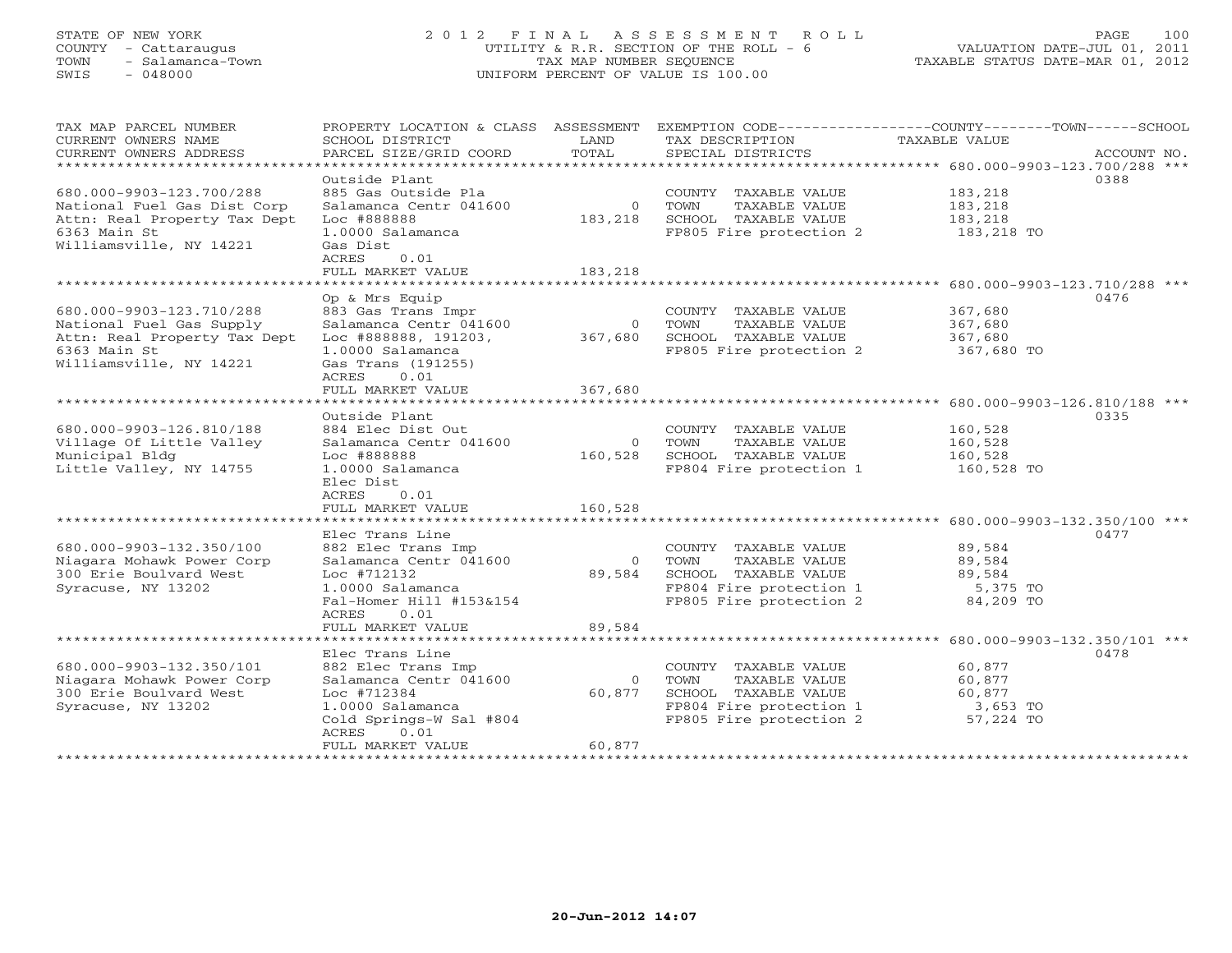STATE OF NEW YORK
COUNTY - Cattaraugus
TOWN - Salamanca-Town
SWIS - 048000

# 2012 FINAL ASSESSMENT ROLL

UTILITY & R.R. SECTION OF THE ROLL - 6
TAX MAP NUMBER SEQUENCE
UNIFORM PERCENT OF VALUE IS 100.00

VALUATION DATE-JUL 01, 2011
TAXABLE STATUS DATE-MAR 01, 2012

| TAX MAP PARCEL NUMBER / CURRENT OWNERS NAME / CURRENT OWNERS ADDRESS | PROPERTY LOCATION & CLASS / SCHOOL DISTRICT / PARCEL SIZE/GRID COORD | ASSESSMENT LAND / TOTAL | EXEMPTION CODE / TAX DESCRIPTION / SPECIAL DISTRICTS | TAXABLE VALUE (COUNTY / TOWN / SCHOOL) | ACCOUNT NO. |
|---|---|---|---|---|---|
| 680.000-9903-123.700/288 | Outside Plant | | | | 0388 |
| 680.000-9903-123.700/288 | 885 Gas Outside Pla | | COUNTY TAXABLE VALUE | 183,218 | |
| National Fuel Gas Dist Corp | Salamanca Centr 041600 | 0 | TOWN TAXABLE VALUE | 183,218 | |
| Attn: Real Property Tax Dept | Loc #888888 | 183,218 | SCHOOL TAXABLE VALUE | 183,218 | |
| 6363 Main St | 1.0000 Salamanca | | FP805 Fire protection 2 | 183,218 TO | |
| Williamsville, NY 14221 | Gas Dist | | | | |
| | ACRES 0.01 | | | | |
| | FULL MARKET VALUE | 183,218 | | | |
| 680.000-9903-123.710/288 | Op & Mrs Equip | | | | 0476 |
| 680.000-9903-123.710/288 | 883 Gas Trans Impr | | COUNTY TAXABLE VALUE | 367,680 | |
| National Fuel Gas Supply | Salamanca Centr 041600 | 0 | TOWN TAXABLE VALUE | 367,680 | |
| Attn: Real Property Tax Dept | Loc #888888, 191203, | 367,680 | SCHOOL TAXABLE VALUE | 367,680 | |
| 6363 Main St | 1.0000 Salamanca | | FP805 Fire protection 2 | 367,680 TO | |
| Williamsville, NY 14221 | Gas Trans (191255) | | | | |
| | ACRES 0.01 | | | | |
| | FULL MARKET VALUE | 367,680 | | | |
| 680.000-9903-126.810/188 | Outside Plant | | | | 0335 |
| 680.000-9903-126.810/188 | 884 Elec Dist Out | | COUNTY TAXABLE VALUE | 160,528 | |
| Village Of Little Valley | Salamanca Centr 041600 | 0 | TOWN TAXABLE VALUE | 160,528 | |
| Municipal Bldg | Loc #888888 | 160,528 | SCHOOL TAXABLE VALUE | 160,528 | |
| Little Valley, NY 14755 | 1.0000 Salamanca | | FP804 Fire protection 1 | 160,528 TO | |
| | Elec Dist | | | | |
| | ACRES 0.01 | | | | |
| | FULL MARKET VALUE | 160,528 | | | |
| 680.000-9903-132.350/100 | Elec Trans Line | | | | 0477 |
| 680.000-9903-132.350/100 | 882 Elec Trans Imp | | COUNTY TAXABLE VALUE | 89,584 | |
| Niagara Mohawk Power Corp | Salamanca Centr 041600 | 0 | TOWN TAXABLE VALUE | 89,584 | |
| 300 Erie Boulvard West | Loc #712132 | 89,584 | SCHOOL TAXABLE VALUE | 89,584 | |
| Syracuse, NY 13202 | 1.0000 Salamanca | | FP804 Fire protection 1 | 5,375 TO | |
| | Fal-Homer Hill #153&154 | | FP805 Fire protection 2 | 84,209 TO | |
| | ACRES 0.01 | | | | |
| | FULL MARKET VALUE | 89,584 | | | |
| 680.000-9903-132.350/101 | Elec Trans Line | | | | 0478 |
| 680.000-9903-132.350/101 | 882 Elec Trans Imp | | COUNTY TAXABLE VALUE | 60,877 | |
| Niagara Mohawk Power Corp | Salamanca Centr 041600 | 0 | TOWN TAXABLE VALUE | 60,877 | |
| 300 Erie Boulvard West | Loc #712384 | 60,877 | SCHOOL TAXABLE VALUE | 60,877 | |
| Syracuse, NY 13202 | 1.0000 Salamanca | | FP804 Fire protection 1 | 3,653 TO | |
| | Cold Springs-W Sal #804 | | FP805 Fire protection 2 | 57,224 TO | |
| | ACRES 0.01 | | | | |
| | FULL MARKET VALUE | 60,877 | | | |

20-Jun-2012 14:07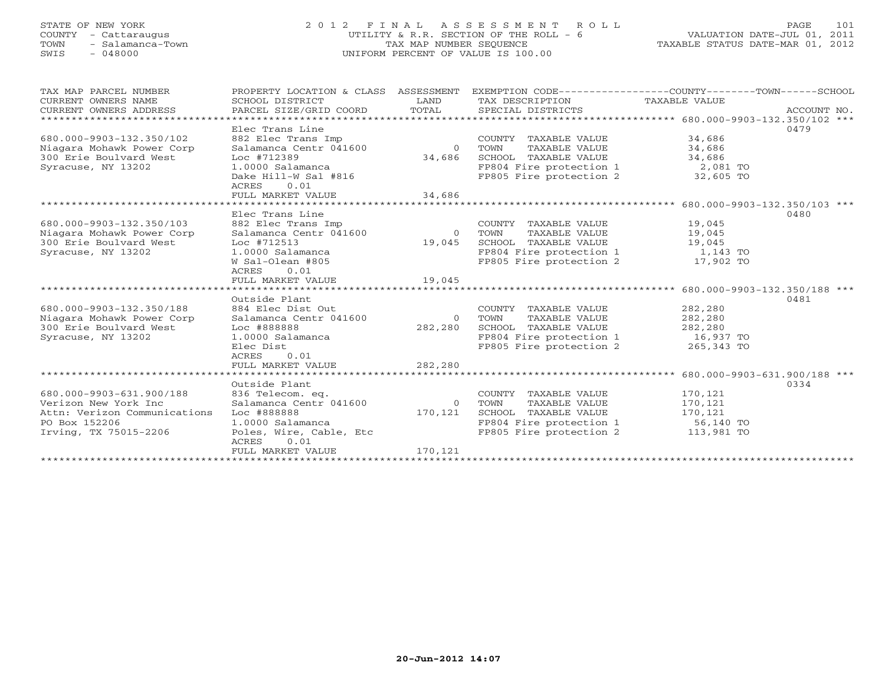STATE OF NEW YORK
COUNTY - Cattaraugus
TOWN - Salamanca-Town
SWIS - 048000

# 2012 FINAL ASSESSMENT ROLL
UTILITY & R.R. SECTION OF THE ROLL - 6
TAX MAP NUMBER SEQUENCE
UNIFORM PERCENT OF VALUE IS 100.00

VALUATION DATE-JUL 01, 2011
TAXABLE STATUS DATE-MAR 01, 2012

| TAX MAP PARCEL NUMBER / CURRENT OWNERS NAME / CURRENT OWNERS ADDRESS | PROPERTY LOCATION & CLASS / SCHOOL DISTRICT / PARCEL SIZE/GRID COORD | ASSESSMENT LAND / TOTAL | EXEMPTION CODE / TAX DESCRIPTION / SPECIAL DISTRICTS | TAXABLE VALUE (COUNTY / TOWN / SCHOOL) | ACCOUNT NO. |
|---|---|---|---|---|---|
| 680.000-9903-132.350/102 | Elec Trans Line | | | | 0479 |
| Niagara Mohawk Power Corp | 882 Elec Trans Imp | | COUNTY TAXABLE VALUE | 34,686 | |
| 300 Erie Boulvard West | Salamanca Centr 041600 | 0 | TOWN TAXABLE VALUE | 34,686 | |
| Syracuse, NY 13202 | Loc #712389 | 34,686 | SCHOOL TAXABLE VALUE | 34,686 | |
| | 1.0000 Salamanca | | FP804 Fire protection 1 | 2,081 TO | |
| | Dake Hill-W Sal #816 | | FP805 Fire protection 2 | 32,605 TO | |
| | ACRES 0.01 | | | | |
| | FULL MARKET VALUE | 34,686 | | | |
| 680.000-9903-132.350/103 | Elec Trans Line | | | | 0480 |
| Niagara Mohawk Power Corp | 882 Elec Trans Imp | | COUNTY TAXABLE VALUE | 19,045 | |
| 300 Erie Boulvard West | Salamanca Centr 041600 | 0 | TOWN TAXABLE VALUE | 19,045 | |
| Syracuse, NY 13202 | Loc #712513 | 19,045 | SCHOOL TAXABLE VALUE | 19,045 | |
| | 1.0000 Salamanca | | FP804 Fire protection 1 | 1,143 TO | |
| | W Sal-Olean #805 | | FP805 Fire protection 2 | 17,902 TO | |
| | ACRES 0.01 | | | | |
| | FULL MARKET VALUE | 19,045 | | | |
| 680.000-9903-132.350/188 | Outside Plant | | | | 0481 |
| Niagara Mohawk Power Corp | 884 Elec Dist Out | | COUNTY TAXABLE VALUE | 282,280 | |
| 300 Erie Boulvard West | Salamanca Centr 041600 | 0 | TOWN TAXABLE VALUE | 282,280 | |
| Syracuse, NY 13202 | Loc #888888 | 282,280 | SCHOOL TAXABLE VALUE | 282,280 | |
| | 1.0000 Salamanca | | FP804 Fire protection 1 | 16,937 TO | |
| | Elec Dist | | FP805 Fire protection 2 | 265,343 TO | |
| | ACRES 0.01 | | | | |
| | FULL MARKET VALUE | 282,280 | | | |
| 680.000-9903-631.900/188 | Outside Plant | | | | 0334 |
| Verizon New York Inc | 836 Telecom. eq. | | COUNTY TAXABLE VALUE | 170,121 | |
| Attn: Verizon Communications | Salamanca Centr 041600 | 0 | TOWN TAXABLE VALUE | 170,121 | |
| PO Box 152206 | Loc #888888 | 170,121 | SCHOOL TAXABLE VALUE | 170,121 | |
| Irving, TX 75015-2206 | 1.0000 Salamanca | | FP804 Fire protection 1 | 56,140 TO | |
| | Poles, Wire, Cable, Etc | | FP805 Fire protection 2 | 113,981 TO | |
| | ACRES 0.01 | | | | |
| | FULL MARKET VALUE | 170,121 | | | |

20-Jun-2012 14:07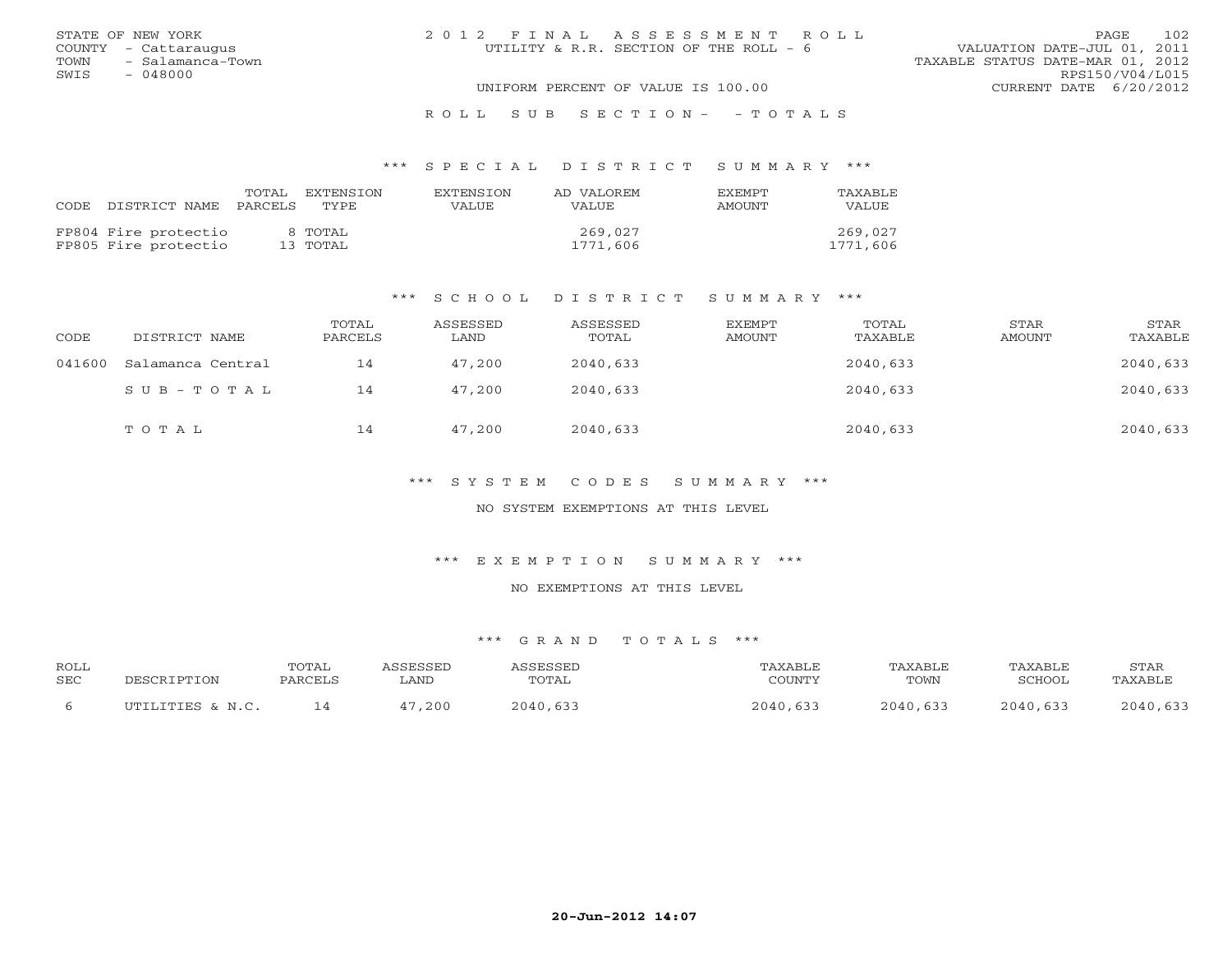STATE OF NEW YORK
COUNTY - Cattaraugus
TOWN - Salamanca-Town
SWIS - 048000

2 0 1 2 F I N A L A S S E S S M E N T R O L L
UTILITY & R.R. SECTION OF THE ROLL - 6
UNIFORM PERCENT OF VALUE IS 100.00

VALUATION DATE-JUL 01, 2011
TAXABLE STATUS DATE-MAR 01, 2012
RPS150/V04/L015
CURRENT DATE 6/20/2012

R O L L S U B S E C T I O N - - T O T A L S

## *** S P E C I A L D I S T R I C T S U M M A R Y ***

| CODE | DISTRICT NAME | TOTAL PARCELS | EXTENSION TYPE | EXTENSION VALUE | AD VALOREM VALUE | EXEMPT AMOUNT | TAXABLE VALUE |
|---|---|---|---|---|---|---|---|
| FP804 | Fire protectio | 8 | TOTAL | | 269,027 | | 269,027 |
| FP805 | Fire protectio | 13 | TOTAL | | 1771,606 | | 1771,606 |

## *** S C H O O L D I S T R I C T S U M M A R Y ***

| CODE | DISTRICT NAME | TOTAL PARCELS | ASSESSED LAND | ASSESSED TOTAL | EXEMPT AMOUNT | TOTAL TAXABLE | STAR AMOUNT | STAR TAXABLE |
|---|---|---|---|---|---|---|---|---|
| 041600 | Salamanca Central | 14 | 47,200 | 2040,633 | | 2040,633 | | 2040,633 |
| | S U B - T O T A L | 14 | 47,200 | 2040,633 | | 2040,633 | | 2040,633 |
| | T O T A L | 14 | 47,200 | 2040,633 | | 2040,633 | | 2040,633 |

## *** S Y S T E M C O D E S S U M M A R Y ***

NO SYSTEM EXEMPTIONS AT THIS LEVEL

## *** E X E M P T I O N S U M M A R Y ***

NO EXEMPTIONS AT THIS LEVEL

## *** G R A N D T O T A L S ***

| ROLL SEC | DESCRIPTION | TOTAL PARCELS | ASSESSED LAND | ASSESSED TOTAL | TAXABLE COUNTY | TAXABLE TOWN | TAXABLE SCHOOL | STAR TAXABLE |
|---|---|---|---|---|---|---|---|---|
| 6 | UTILITIES & N.C. | 14 | 47,200 | 2040,633 | 2040,633 | 2040,633 | 2040,633 | 2040,633 |

20-Jun-2012 14:07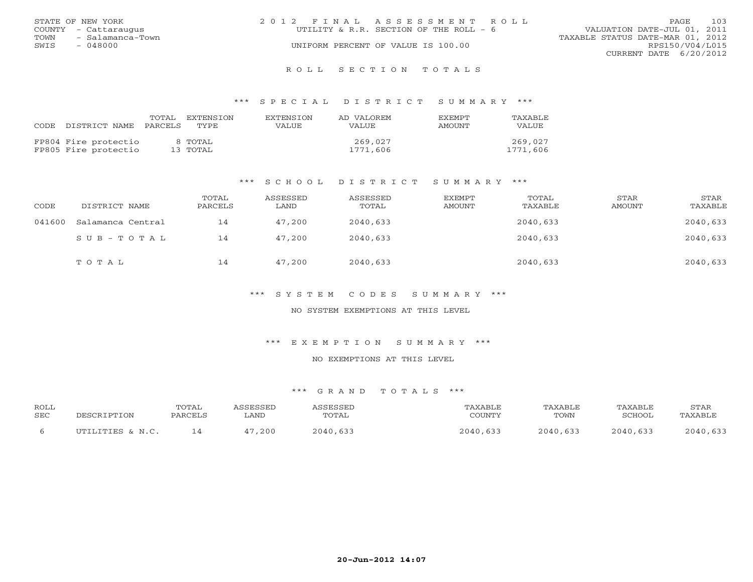STATE OF NEW YORK
COUNTY - Cattaraugus
TOWN - Salamanca-Town
SWIS - 048000

2012 FINAL ASSESSMENT ROLL
UTILITY & R.R. SECTION OF THE ROLL - 6
UNIFORM PERCENT OF VALUE IS 100.00

VALUATION DATE-JUL 01, 2011
TAXABLE STATUS DATE-MAR 01, 2012
RPS150/V04/L015
CURRENT DATE 6/20/2012

## ROLL SECTION TOTALS

### *** SPECIAL DISTRICT SUMMARY ***

| CODE DISTRICT NAME | TOTAL PARCELS | EXTENSION TYPE | EXTENSION VALUE | AD VALOREM VALUE | EXEMPT AMOUNT | TAXABLE VALUE |
|---|---|---|---|---|---|---|
| FP804 Fire protectio | 8 | TOTAL | | 269,027 | | 269,027 |
| FP805 Fire protectio | 13 | TOTAL | | 1771,606 | | 1771,606 |

### *** SCHOOL DISTRICT SUMMARY ***

| CODE | DISTRICT NAME | TOTAL PARCELS | ASSESSED LAND | ASSESSED TOTAL | EXEMPT AMOUNT | TOTAL TAXABLE | STAR AMOUNT | STAR TAXABLE |
|---|---|---|---|---|---|---|---|---|
| 041600 | Salamanca Central | 14 | 47,200 | 2040,633 | | 2040,633 | | 2040,633 |
| | SUB-TOTAL | 14 | 47,200 | 2040,633 | | 2040,633 | | 2040,633 |
| | TOTAL | 14 | 47,200 | 2040,633 | | 2040,633 | | 2040,633 |

### *** SYSTEM CODES SUMMARY ***

NO SYSTEM EXEMPTIONS AT THIS LEVEL

### *** EXEMPTION SUMMARY ***

NO EXEMPTIONS AT THIS LEVEL

### *** GRAND TOTALS ***

| ROLL SEC | DESCRIPTION | TOTAL PARCELS | ASSESSED LAND | ASSESSED TOTAL | TAXABLE COUNTY | TAXABLE TOWN | TAXABLE SCHOOL | STAR TAXABLE |
|---|---|---|---|---|---|---|---|---|
| 6 | UTILITIES & N.C. | 14 | 47,200 | 2040,633 | 2040,633 | 2040,633 | 2040,633 | 2040,633 |

20-Jun-2012 14:07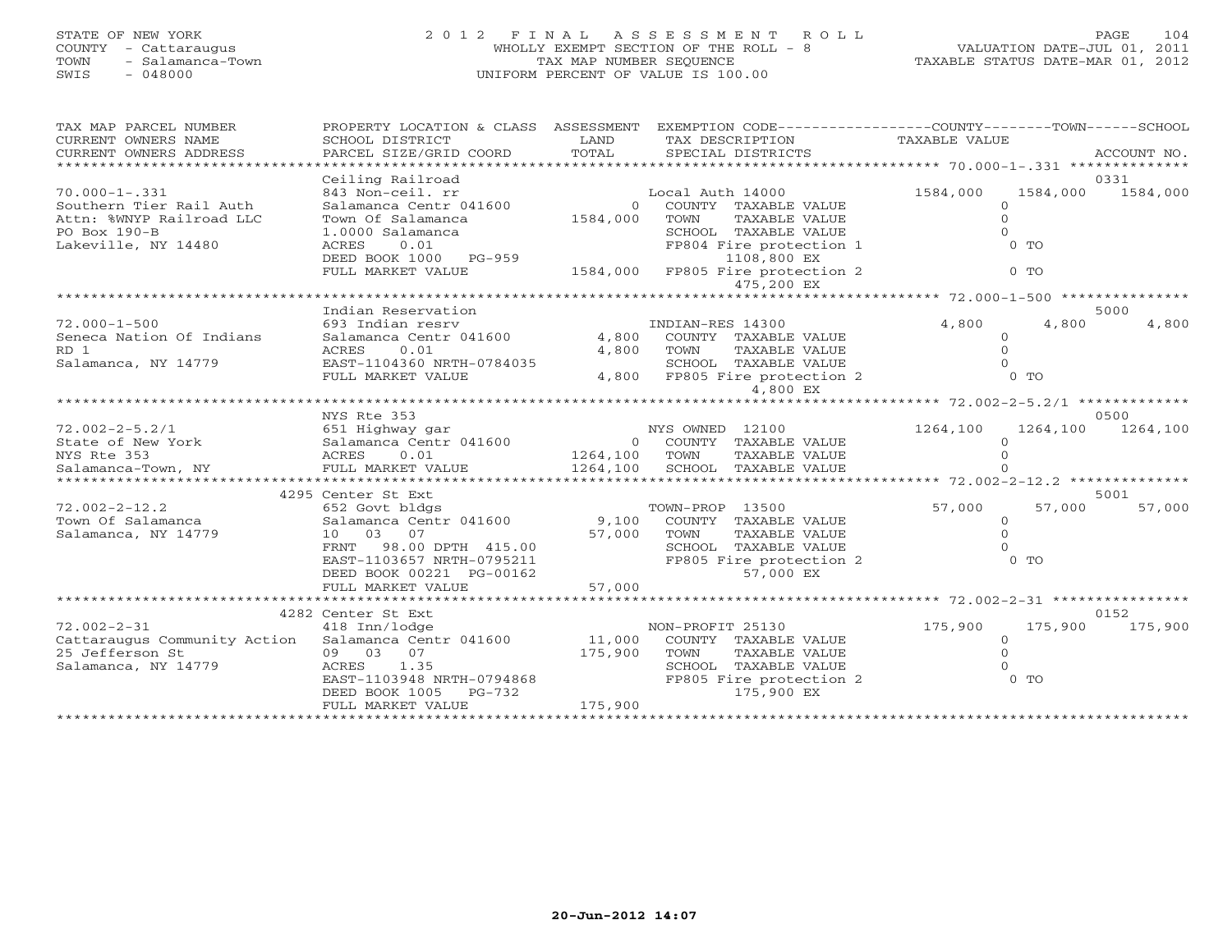STATE OF NEW YORK
COUNTY - Cattaraugus
TOWN - Salamanca-Town
SWIS - 048000

2012 FINAL ASSESSMENT ROLL
WHOLLY EXEMPT SECTION OF THE ROLL - 8
TAX MAP NUMBER SEQUENCE
UNIFORM PERCENT OF VALUE IS 100.00

VALUATION DATE-JUL 01, 2011
TAXABLE STATUS DATE-MAR 01, 2012

```
TAX MAP PARCEL NUMBER          PROPERTY LOCATION & CLASS  ASSESSMENT  EXEMPTION CODE-----------------COUNTY--------TOWN------SCHOOL
CURRENT OWNERS NAME            SCHOOL DISTRICT               LAND      TAX DESCRIPTION              TAXABLE VALUE
CURRENT OWNERS ADDRESS         PARCEL SIZE/GRID COORD        TOTAL     SPECIAL DISTRICTS                                    ACCOUNT NO.
******************************************************************************************************* 70.000-1-.331 **************
                               Ceiling Railroad                                                                          0331
70.000-1-.331                  843 Non-ceil. rr                   Local Auth 14000              1584,000   1584,000   1584,000
Southern Tier Rail Auth        Salamanca Centr 041600         0   COUNTY  TAXABLE VALUE                0
Attn: %WNYP Railroad LLC       Town Of Salamanca       1584,000   TOWN    TAXABLE VALUE                0
PO Box 190-B                   1.0000 Salamanca                   SCHOOL  TAXABLE VALUE                0
Lakeville, NY 14480            ACRES     0.01                     FP804 Fire protection 1              0 TO
                               DEED BOOK 1000   PG-959                 1108,800 EX
                               FULL MARKET VALUE       1584,000   FP805 Fire protection 2              0 TO
                                                                        475,200 EX
******************************************************************************************************* 72.000-1-500 ***************
                               Indian Reservation                                                                        5000
72.000-1-500                   693 Indian resrv                   INDIAN-RES 14300                 4,800      4,800      4,800
Seneca Nation Of Indians       Salamanca Centr 041600     4,800   COUNTY  TAXABLE VALUE                0
RD 1                           ACRES     0.01             4,800   TOWN    TAXABLE VALUE                0
Salamanca, NY 14779            EAST-1104360 NRTH-0784035          SCHOOL  TAXABLE VALUE                0
                               FULL MARKET VALUE          4,800   FP805 Fire protection 2              0 TO
                                                                          4,800 EX
******************************************************************************************************* 72.002-2-5.2/1 *************
                               NYS Rte 353                                                                               0500
72.002-2-5.2/1                 651 Highway gar                    NYS OWNED  12100              1264,100   1264,100   1264,100
State of New York              Salamanca Centr 041600         0   COUNTY  TAXABLE VALUE                0
NYS Rte 353                    ACRES     0.01          1264,100   TOWN    TAXABLE VALUE                0
Salamanca-Town, NY             FULL MARKET VALUE       1264,100   SCHOOL  TAXABLE VALUE                0
******************************************************************************************************* 72.002-2-12.2 **************
                          4295 Center St Ext                                                                             5001
72.002-2-12.2                  652 Govt bldgs                     TOWN-PROP  13500                57,000     57,000     57,000
Town Of Salamanca              Salamanca Centr 041600     9,100   COUNTY  TAXABLE VALUE                0
Salamanca, NY 14779            10   03   07              57,000   TOWN    TAXABLE VALUE                0
                               FRNT  98.00 DPTH 415.00            SCHOOL  TAXABLE VALUE                0
                               EAST-1103657 NRTH-0795211          FP805 Fire protection 2              0 TO
                               DEED BOOK 00221 PG-00162                  57,000 EX
                               FULL MARKET VALUE         57,000
******************************************************************************************************* 72.002-2-31 ****************
                          4282 Center St Ext                                                                             0152
72.002-2-31                    418 Inn/lodge                      NON-PROFIT 25130               175,900    175,900    175,900
Cattaraugus Community Action   Salamanca Centr 041600    11,000   COUNTY  TAXABLE VALUE                0
25 Jefferson St                09   03   07             175,900   TOWN    TAXABLE VALUE                0
Salamanca, NY 14779            ACRES     1.35                     SCHOOL  TAXABLE VALUE                0
                               EAST-1103948 NRTH-0794868          FP805 Fire protection 2              0 TO
                               DEED BOOK 1005   PG-732                  175,900 EX
                               FULL MARKET VALUE        175,900
************************************************************************************************************************************
```

20-Jun-2012 14:07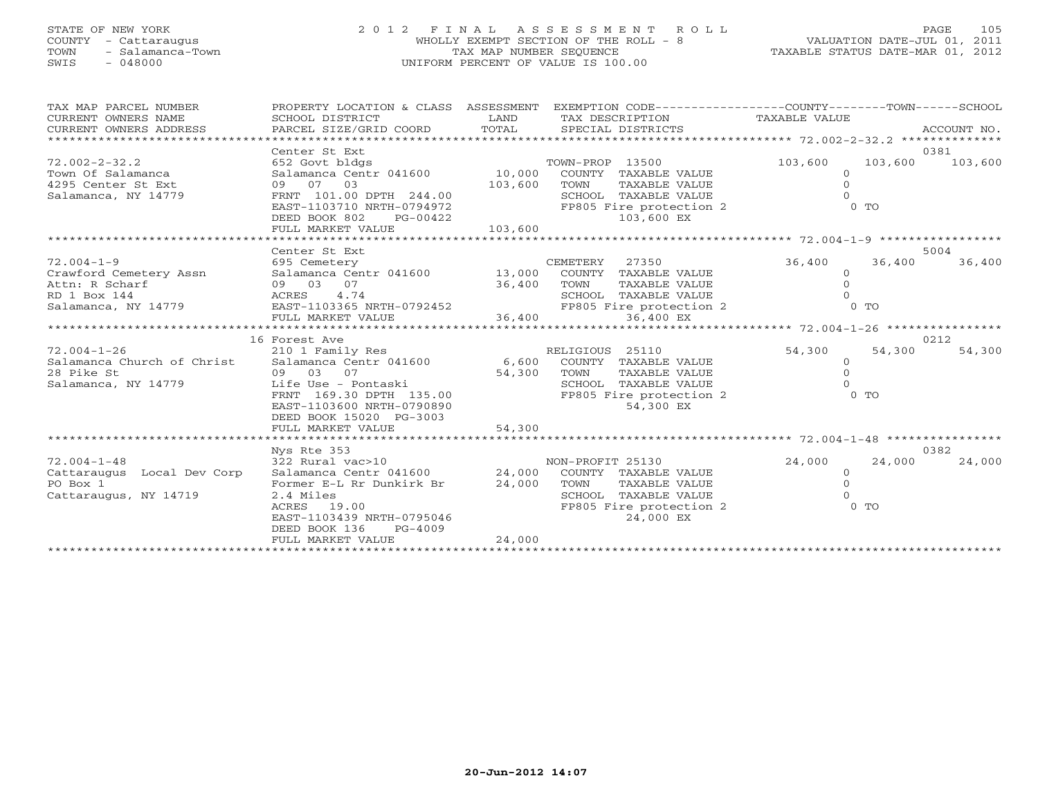STATE OF NEW YORK
COUNTY - Cattaraugus
TOWN - Salamanca-Town
SWIS - 048000

2 0 1 2 F I N A L A S S E S S M E N T R O L L
WHOLLY EXEMPT SECTION OF THE ROLL - 8
TAX MAP NUMBER SEQUENCE
UNIFORM PERCENT OF VALUE IS 100.00

VALUATION DATE-JUL 01, 2011
TAXABLE STATUS DATE-MAR 01, 2012

| TAX MAP PARCEL NUMBER / CURRENT OWNERS NAME / CURRENT OWNERS ADDRESS | PROPERTY LOCATION & CLASS / SCHOOL DISTRICT / PARCEL SIZE/GRID COORD | ASSESSMENT LAND / TOTAL | EXEMPTION CODE / TAX DESCRIPTION / SPECIAL DISTRICTS | COUNTY TAXABLE VALUE | TOWN | SCHOOL | ACCOUNT NO. |
|---|---|---|---|---|---|---|---|
| 72.002-2-32.2 | Center St Ext | | | | | | 0381 |
| | 652 Govt bldgs | | TOWN-PROP 13500 | 103,600 | 103,600 | 103,600 | |
| Town Of Salamanca | Salamanca Centr 041600 | 10,000 | COUNTY TAXABLE VALUE | 0 | | | |
| 4295 Center St Ext | 09 07 03 | 103,600 | TOWN TAXABLE VALUE | 0 | | | |
| Salamanca, NY 14779 | FRNT 101.00 DPTH 244.00 | | SCHOOL TAXABLE VALUE | 0 | | | |
| | EAST-1103710 NRTH-0794972 | | FP805 Fire protection 2 | 0 TO | | | |
| | DEED BOOK 802 PG-00422 | | 103,600 EX | | | | |
| | FULL MARKET VALUE | 103,600 | | | | | |
| 72.004-1-9 | Center St Ext | | | | | | 5004 |
| | 695 Cemetery | | CEMETERY 27350 | 36,400 | 36,400 | 36,400 | |
| Crawford Cemetery Assn | Salamanca Centr 041600 | 13,000 | COUNTY TAXABLE VALUE | 0 | | | |
| Attn: R Scharf | 09 03 07 | 36,400 | TOWN TAXABLE VALUE | 0 | | | |
| RD 1 Box 144 | ACRES 4.74 | | SCHOOL TAXABLE VALUE | 0 | | | |
| Salamanca, NY 14779 | EAST-1103365 NRTH-0792452 | | FP805 Fire protection 2 | 0 TO | | | |
| | FULL MARKET VALUE | 36,400 | 36,400 EX | | | | |
| 72.004-1-26 | 16 Forest Ave | | | | | | 0212 |
| | 210 1 Family Res | | RELIGIOUS 25110 | 54,300 | 54,300 | 54,300 | |
| Salamanca Church of Christ | Salamanca Centr 041600 | 6,600 | COUNTY TAXABLE VALUE | 0 | | | |
| 28 Pike St | 09 03 07 | 54,300 | TOWN TAXABLE VALUE | 0 | | | |
| Salamanca, NY 14779 | Life Use - Pontaski | | SCHOOL TAXABLE VALUE | 0 | | | |
| | FRNT 169.30 DPTH 135.00 | | FP805 Fire protection 2 | 0 TO | | | |
| | EAST-1103600 NRTH-0790890 | | 54,300 EX | | | | |
| | DEED BOOK 15020 PG-3003 | | | | | | |
| | FULL MARKET VALUE | 54,300 | | | | | |
| 72.004-1-48 | Nys Rte 353 | | | | | | 0382 |
| | 322 Rural vac>10 | | NON-PROFIT 25130 | 24,000 | 24,000 | 24,000 | |
| Cattaraugus Local Dev Corp | Salamanca Centr 041600 | 24,000 | COUNTY TAXABLE VALUE | 0 | | | |
| PO Box 1 | Former E-L Rr Dunkirk Br | 24,000 | TOWN TAXABLE VALUE | 0 | | | |
| Cattaraugus, NY 14719 | 2.4 Miles | | SCHOOL TAXABLE VALUE | 0 | | | |
| | ACRES 19.00 | | FP805 Fire protection 2 | 0 TO | | | |
| | EAST-1103439 NRTH-0795046 | | 24,000 EX | | | | |
| | DEED BOOK 136 PG-4009 | | | | | | |
| | FULL MARKET VALUE | 24,000 | | | | | |

20-Jun-2012 14:07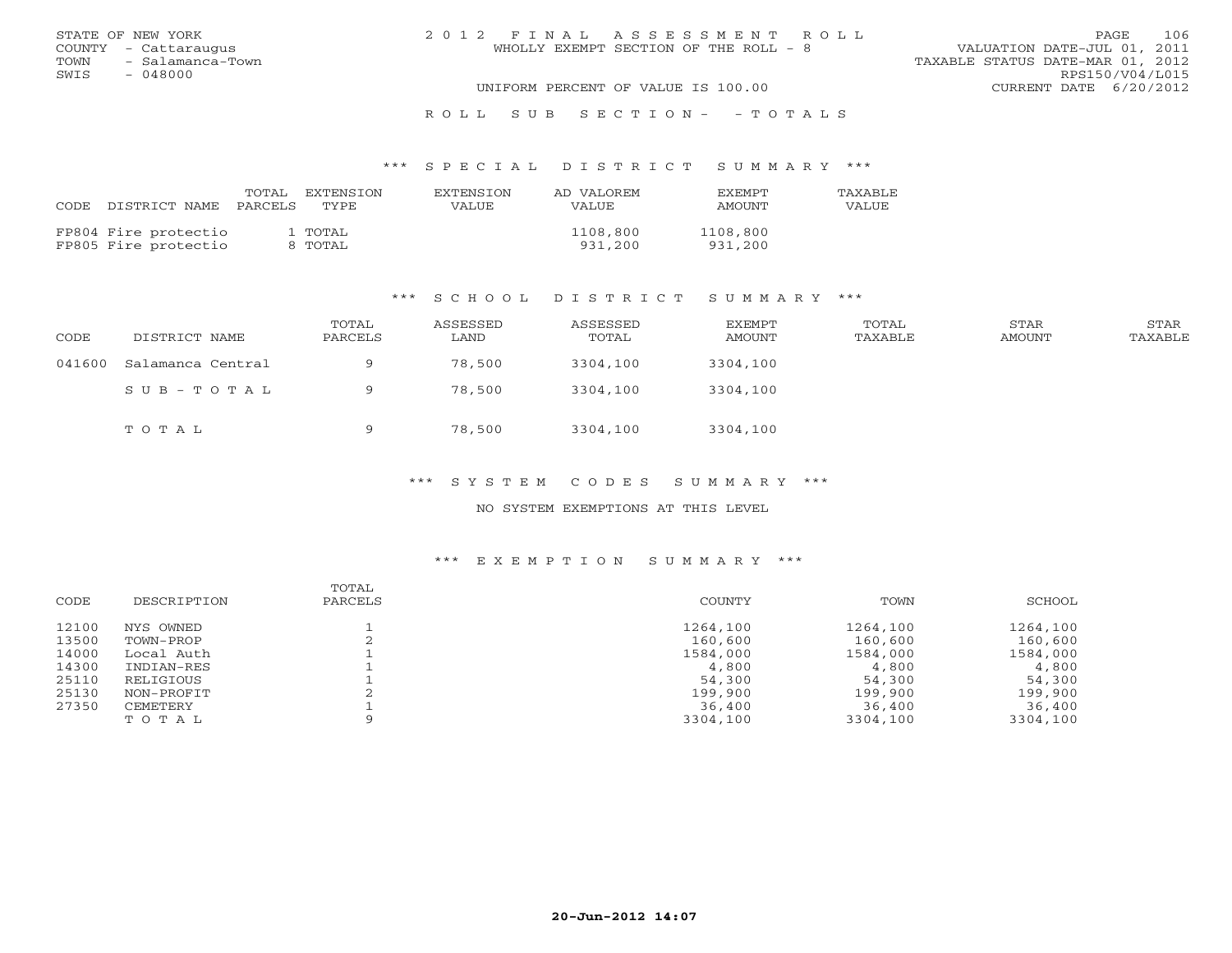STATE OF NEW YORK
COUNTY - Cattaraugus
TOWN - Salamanca-Town
SWIS - 048000

2012 FINAL ASSESSMENT ROLL
WHOLLY EXEMPT SECTION OF THE ROLL - 8
UNIFORM PERCENT OF VALUE IS 100.00

VALUATION DATE-JUL 01, 2011
TAXABLE STATUS DATE-MAR 01, 2012
RPS150/V04/L015
CURRENT DATE 6/20/2012

ROLL SUB SECTION- - TOTALS

### *** SPECIAL DISTRICT SUMMARY ***

| CODE | DISTRICT NAME | TOTAL PARCELS | EXTENSION TYPE | EXTENSION VALUE | AD VALOREM VALUE | EXEMPT AMOUNT | TAXABLE VALUE |
|---|---|---|---|---|---|---|---|
| FP804 | Fire protectio | 1 | TOTAL | | 1108,800 | 1108,800 | |
| FP805 | Fire protectio | 8 | TOTAL | | 931,200 | 931,200 | |

### *** SCHOOL DISTRICT SUMMARY ***

| CODE | DISTRICT NAME | TOTAL PARCELS | ASSESSED LAND | ASSESSED TOTAL | EXEMPT AMOUNT | TOTAL TAXABLE | STAR AMOUNT | STAR TAXABLE |
|---|---|---|---|---|---|---|---|---|
| 041600 | Salamanca Central | 9 | 78,500 | 3304,100 | 3304,100 | | | |
| | SUB-TOTAL | 9 | 78,500 | 3304,100 | 3304,100 | | | |
| | TOTAL | 9 | 78,500 | 3304,100 | 3304,100 | | | |

### *** SYSTEM CODES SUMMARY ***

NO SYSTEM EXEMPTIONS AT THIS LEVEL

### *** EXEMPTION SUMMARY ***

| CODE | DESCRIPTION | TOTAL PARCELS | COUNTY | TOWN | SCHOOL |
|---|---|---|---|---|---|
| 12100 | NYS OWNED | 1 | 1264,100 | 1264,100 | 1264,100 |
| 13500 | TOWN-PROP | 2 | 160,600 | 160,600 | 160,600 |
| 14000 | Local Auth | 1 | 1584,000 | 1584,000 | 1584,000 |
| 14300 | INDIAN-RES | 1 | 4,800 | 4,800 | 4,800 |
| 25110 | RELIGIOUS | 1 | 54,300 | 54,300 | 54,300 |
| 25130 | NON-PROFIT | 2 | 199,900 | 199,900 | 199,900 |
| 27350 | CEMETERY | 1 | 36,400 | 36,400 | 36,400 |
| | TOTAL | 9 | 3304,100 | 3304,100 | 3304,100 |

20-Jun-2012 14:07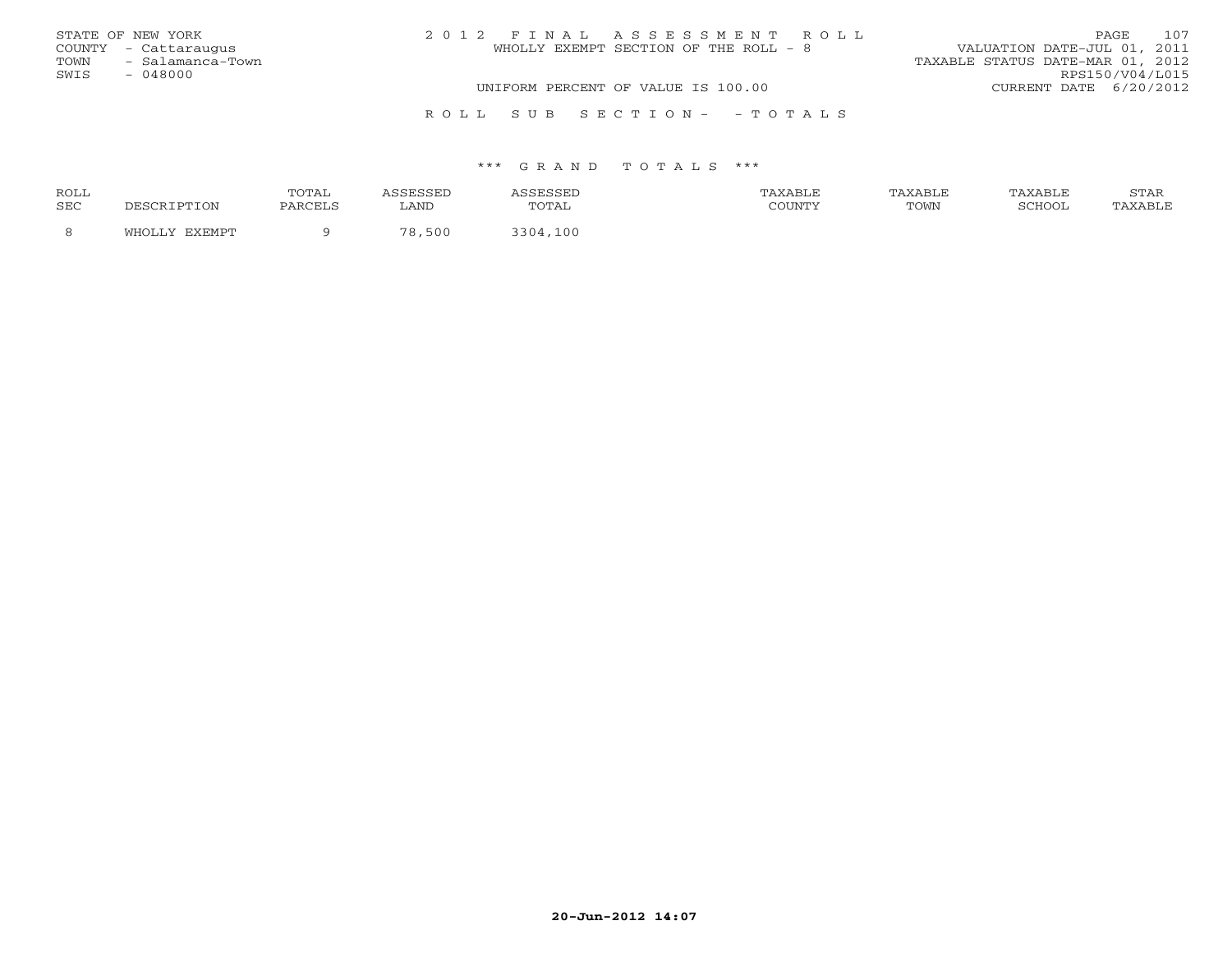STATE OF NEW YORK
COUNTY - Cattaraugus
TOWN - Salamanca-Town
SWIS - 048000

2 0 1 2 F I N A L A S S E S S M E N T R O L L
WHOLLY EXEMPT SECTION OF THE ROLL - 8
UNIFORM PERCENT OF VALUE IS 100.00

VALUATION DATE-JUL 01, 2011
TAXABLE STATUS DATE-MAR 01, 2012
RPS150/V04/L015
CURRENT DATE 6/20/2012

R O L L S U B S E C T I O N - - T O T A L S

*** G R A N D T O T A L S ***

| ROLL SEC | DESCRIPTION | TOTAL PARCELS | ASSESSED LAND | ASSESSED TOTAL | TAXABLE COUNTY | TAXABLE TOWN | TAXABLE SCHOOL | STAR TAXABLE |
|---|---|---|---|---|---|---|---|---|
| 8 | WHOLLY EXEMPT | 9 | 78,500 | 3304,100 | | | | |

20-Jun-2012 14:07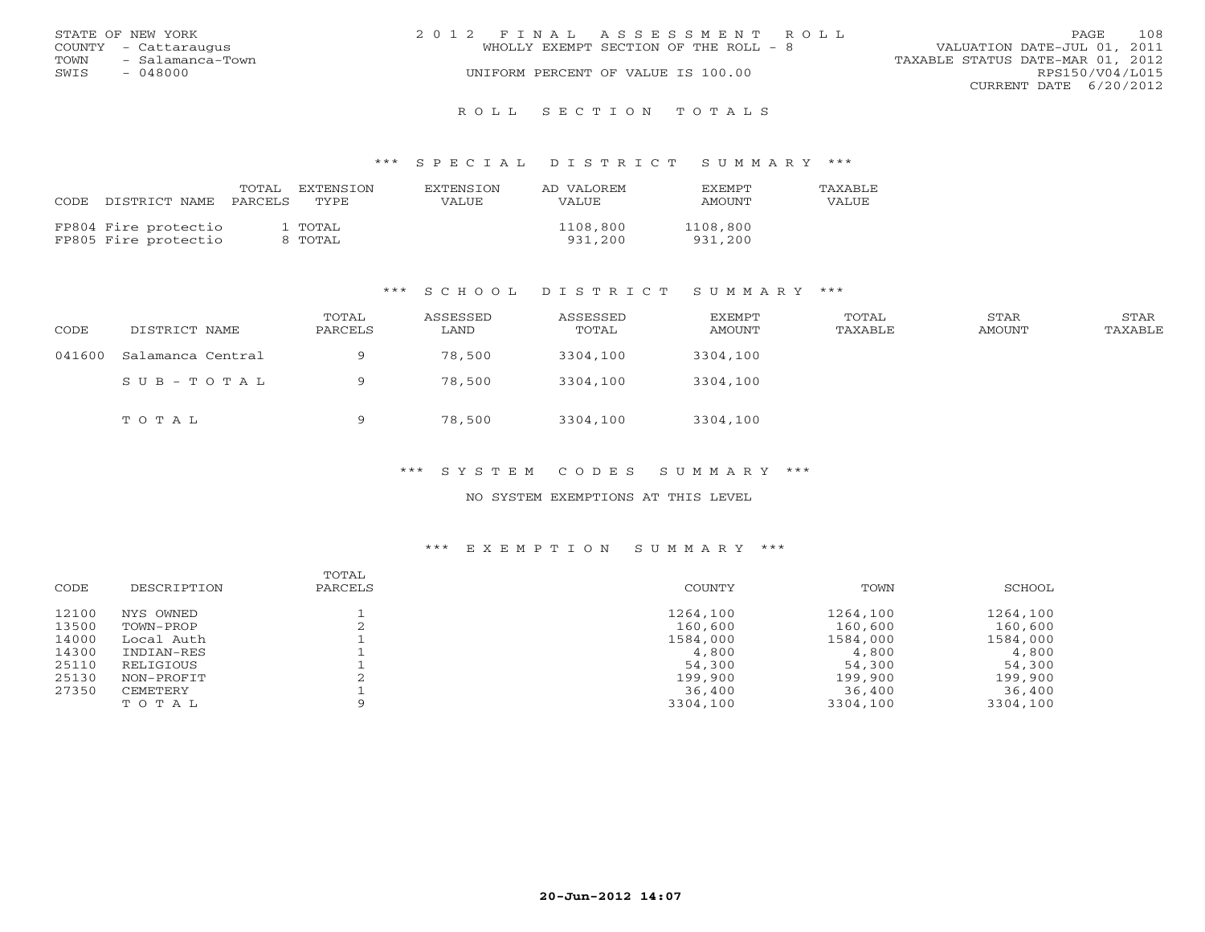STATE OF NEW YORK
COUNTY - Cattaraugus
TOWN - Salamanca-Town
SWIS - 048000

2 0 1 2 F I N A L A S S E S S M E N T R O L L
WHOLLY EXEMPT SECTION OF THE ROLL - 8
UNIFORM PERCENT OF VALUE IS 100.00

VALUATION DATE-JUL 01, 2011
TAXABLE STATUS DATE-MAR 01, 2012
RPS150/V04/L015
CURRENT DATE 6/20/2012

## R O L L S E C T I O N T O T A L S

### *** S P E C I A L D I S T R I C T S U M M A R Y ***

| CODE | DISTRICT NAME | TOTAL PARCELS | EXTENSION TYPE | EXTENSION VALUE | AD VALOREM VALUE | EXEMPT AMOUNT | TAXABLE VALUE |
|---|---|---|---|---|---|---|---|
| FP804 | Fire protectio | 1 | TOTAL | | 1108,800 | 1108,800 | |
| FP805 | Fire protectio | 8 | TOTAL | | 931,200 | 931,200 | |

### *** S C H O O L D I S T R I C T S U M M A R Y ***

| CODE | DISTRICT NAME | TOTAL PARCELS | ASSESSED LAND | ASSESSED TOTAL | EXEMPT AMOUNT | TOTAL TAXABLE | STAR AMOUNT | STAR TAXABLE |
|---|---|---|---|---|---|---|---|---|
| 041600 | Salamanca Central | 9 | 78,500 | 3304,100 | 3304,100 | | | |
| | S U B - T O T A L | 9 | 78,500 | 3304,100 | 3304,100 | | | |
| | T O T A L | 9 | 78,500 | 3304,100 | 3304,100 | | | |

### *** S Y S T E M C O D E S S U M M A R Y ***

NO SYSTEM EXEMPTIONS AT THIS LEVEL

### *** E X E M P T I O N S U M M A R Y ***

| CODE | DESCRIPTION | TOTAL PARCELS | COUNTY | TOWN | SCHOOL |
|---|---|---|---|---|---|
| 12100 | NYS OWNED | 1 | 1264,100 | 1264,100 | 1264,100 |
| 13500 | TOWN-PROP | 2 | 160,600 | 160,600 | 160,600 |
| 14000 | Local Auth | 1 | 1584,000 | 1584,000 | 1584,000 |
| 14300 | INDIAN-RES | 1 | 4,800 | 4,800 | 4,800 |
| 25110 | RELIGIOUS | 1 | 54,300 | 54,300 | 54,300 |
| 25130 | NON-PROFIT | 2 | 199,900 | 199,900 | 199,900 |
| 27350 | CEMETERY | 1 | 36,400 | 36,400 | 36,400 |
| | T O T A L | 9 | 3304,100 | 3304,100 | 3304,100 |

20-Jun-2012 14:07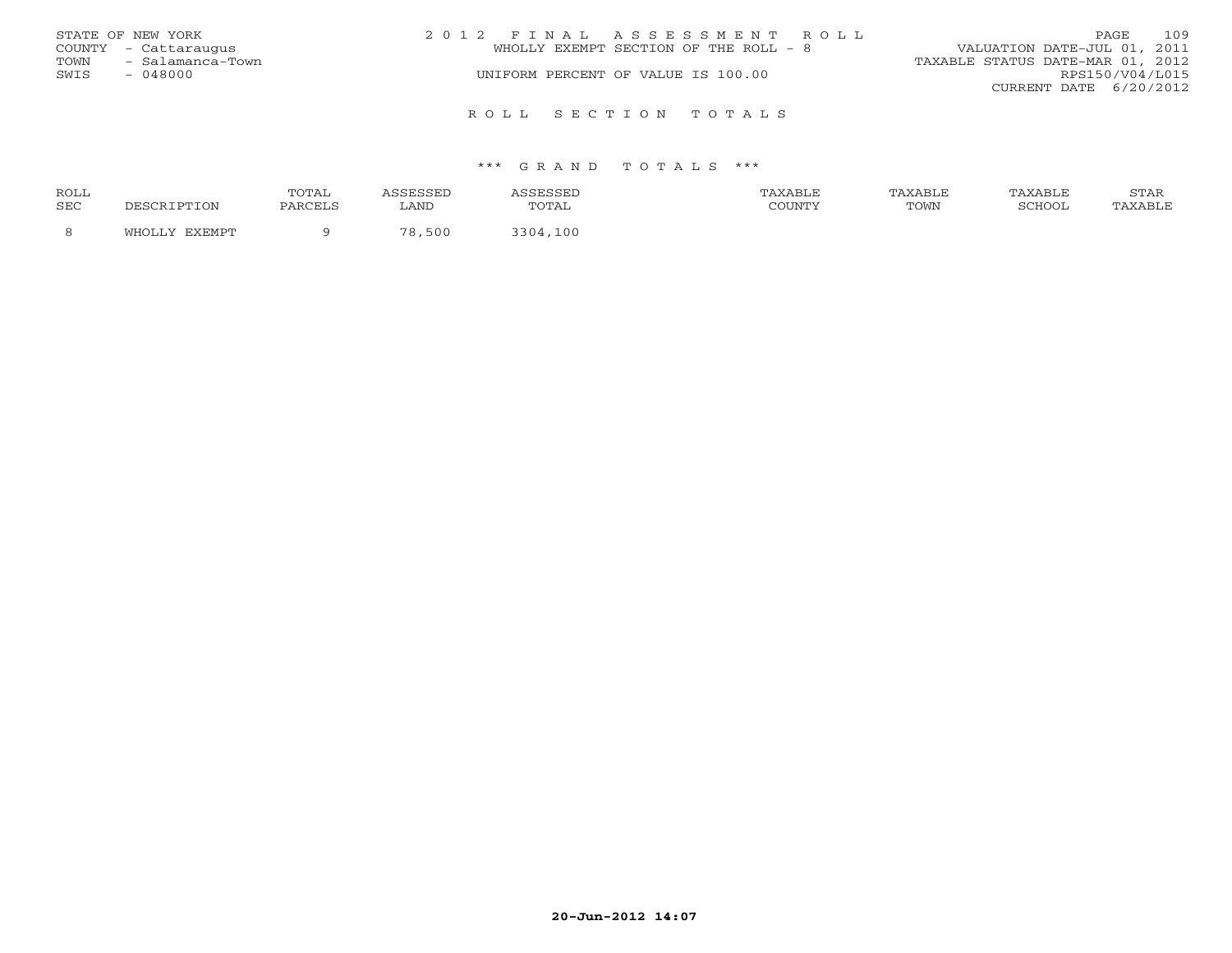STATE OF NEW YORK
COUNTY - Cattaraugus
TOWN - Salamanca-Town
SWIS - 048000

2 0 1 2 F I N A L A S S E S S M E N T R O L L
WHOLLY EXEMPT SECTION OF THE ROLL - 8
UNIFORM PERCENT OF VALUE IS 100.00

VALUATION DATE-JUL 01, 2011
TAXABLE STATUS DATE-MAR 01, 2012
RPS150/V04/L015
CURRENT DATE 6/20/2012

## R O L L S E C T I O N T O T A L S

### *** G R A N D T O T A L S ***

| ROLL SEC | DESCRIPTION | TOTAL PARCELS | ASSESSED LAND | ASSESSED TOTAL | TAXABLE COUNTY | TAXABLE TOWN | TAXABLE SCHOOL | STAR TAXABLE |
|---|---|---|---|---|---|---|---|---|
| 8 | WHOLLY EXEMPT | 9 | 78,500 | 3304,100 | | | | |

20-Jun-2012 14:07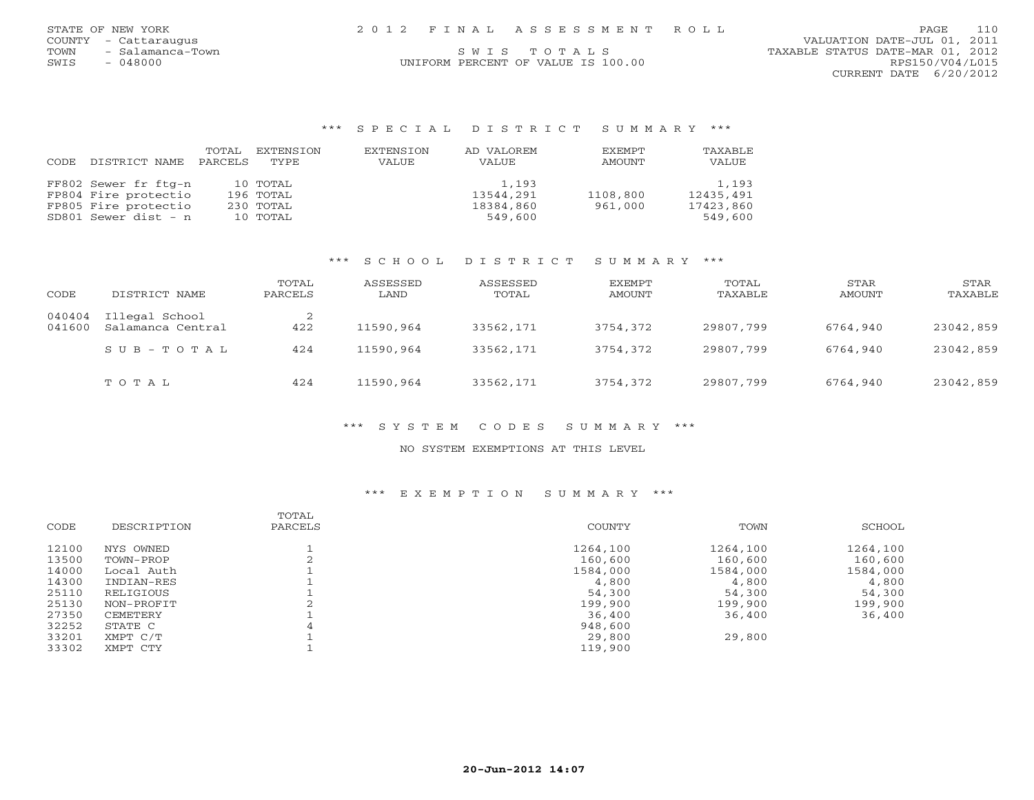STATE OF NEW YORK
COUNTY - Cattaraugus
TOWN - Salamanca-Town
SWIS - 048000

2012 FINAL ASSESSMENT ROLL
SWIS TOTALS
UNIFORM PERCENT OF VALUE IS 100.00

VALUATION DATE-JUL 01, 2011
TAXABLE STATUS DATE-MAR 01, 2012
RPS150/V04/L015
CURRENT DATE 6/20/2012

### *** SPECIAL DISTRICT SUMMARY ***

| CODE | DISTRICT NAME | TOTAL PARCELS | EXTENSION TYPE | EXTENSION VALUE | AD VALOREM VALUE | EXEMPT AMOUNT | TAXABLE VALUE |
|---|---|---|---|---|---|---|---|
| FF802 | Sewer fr ftg-n | 10 | TOTAL | | 1,193 | | 1,193 |
| FP804 | Fire protectio | 196 | TOTAL | | 13544,291 | 1108,800 | 12435,491 |
| FP805 | Fire protectio | 230 | TOTAL | | 18384,860 | 961,000 | 17423,860 |
| SD801 | Sewer dist - n | 10 | TOTAL | | 549,600 | | 549,600 |

### *** SCHOOL DISTRICT SUMMARY ***

| CODE | DISTRICT NAME | TOTAL PARCELS | ASSESSED LAND | ASSESSED TOTAL | EXEMPT AMOUNT | TOTAL TAXABLE | STAR AMOUNT | STAR TAXABLE |
|---|---|---|---|---|---|---|---|---|
| 040404 | Illegal School | 2 | | | | | | |
| 041600 | Salamanca Central | 422 | 11590,964 | 33562,171 | 3754,372 | 29807,799 | 6764,940 | 23042,859 |
| | SUB-TOTAL | 424 | 11590,964 | 33562,171 | 3754,372 | 29807,799 | 6764,940 | 23042,859 |
| | TOTAL | 424 | 11590,964 | 33562,171 | 3754,372 | 29807,799 | 6764,940 | 23042,859 |

### *** SYSTEM CODES SUMMARY ***

NO SYSTEM EXEMPTIONS AT THIS LEVEL

### *** EXEMPTION SUMMARY ***

| CODE | DESCRIPTION | TOTAL PARCELS | COUNTY | TOWN | SCHOOL |
|---|---|---|---|---|---|
| 12100 | NYS OWNED | 1 | 1264,100 | 1264,100 | 1264,100 |
| 13500 | TOWN-PROP | 2 | 160,600 | 160,600 | 160,600 |
| 14000 | Local Auth | 1 | 1584,000 | 1584,000 | 1584,000 |
| 14300 | INDIAN-RES | 1 | 4,800 | 4,800 | 4,800 |
| 25110 | RELIGIOUS | 1 | 54,300 | 54,300 | 54,300 |
| 25130 | NON-PROFIT | 2 | 199,900 | 199,900 | 199,900 |
| 27350 | CEMETERY | 1 | 36,400 | 36,400 | 36,400 |
| 32252 | STATE C | 4 | 948,600 | | |
| 33201 | XMPT C/T | 1 | 29,800 | 29,800 | |
| 33302 | XMPT CTY | 1 | 119,900 | | |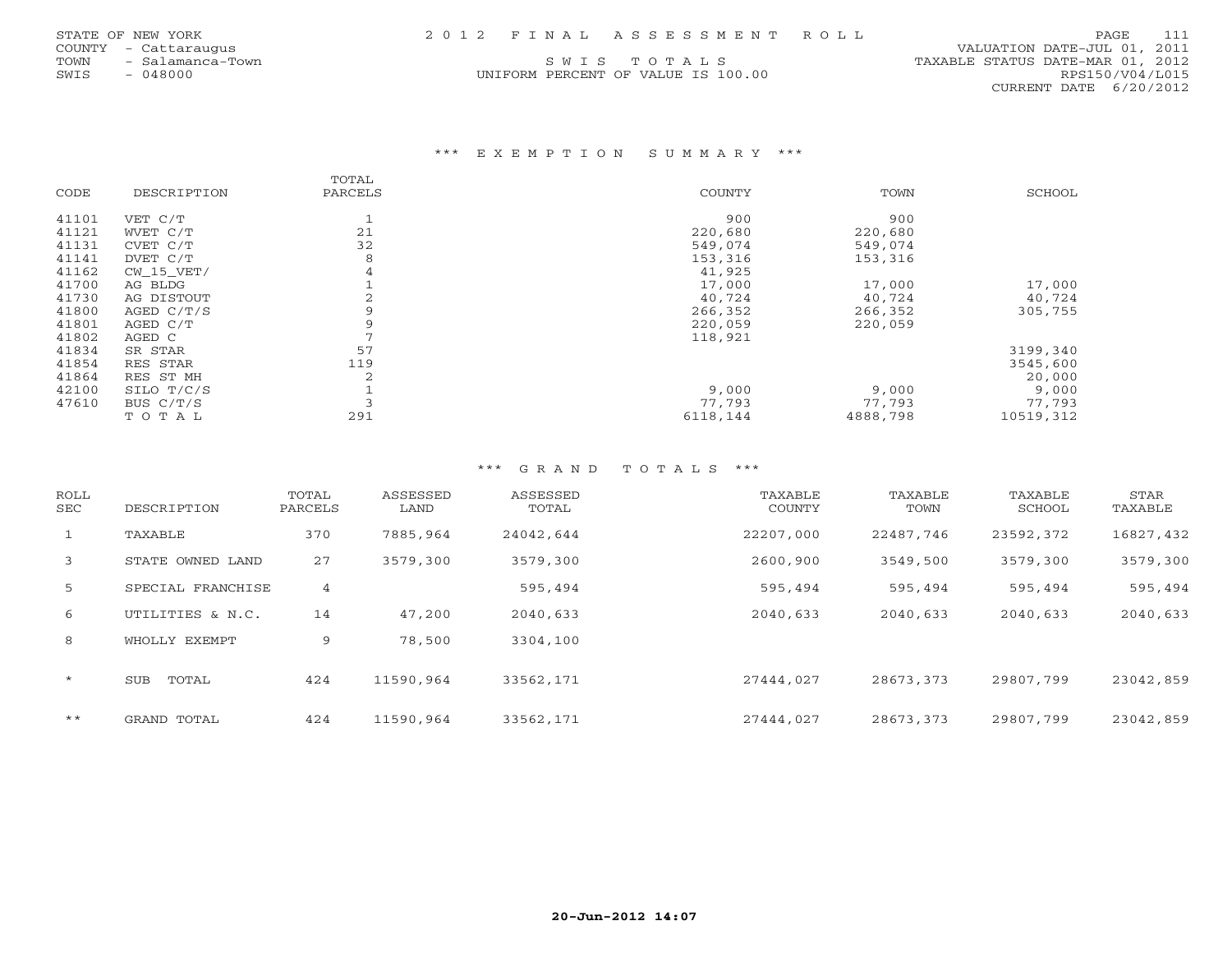STATE OF NEW YORK
COUNTY - Cattaraugus
TOWN - Salamanca-Town
SWIS - 048000

2012 FINAL ASSESSMENT ROLL

SWIS TOTALS

UNIFORM PERCENT OF VALUE IS 100.00

VALUATION DATE-JUL 01, 2011
TAXABLE STATUS DATE-MAR 01, 2012
RPS150/V04/L015
CURRENT DATE 6/20/2012

## *** EXEMPTION SUMMARY ***

| CODE | DESCRIPTION | TOTAL PARCELS | COUNTY | TOWN | SCHOOL |
|---|---|---|---|---|---|
| 41101 | VET C/T | 1 | 900 | 900 | |
| 41121 | WVET C/T | 21 | 220,680 | 220,680 | |
| 41131 | CVET C/T | 32 | 549,074 | 549,074 | |
| 41141 | DVET C/T | 8 | 153,316 | 153,316 | |
| 41162 | CW_15_VET/ | 4 | 41,925 | | |
| 41700 | AG BLDG | 1 | 17,000 | 17,000 | 17,000 |
| 41730 | AG DISTOUT | 2 | 40,724 | 40,724 | 40,724 |
| 41800 | AGED C/T/S | 9 | 266,352 | 266,352 | 305,755 |
| 41801 | AGED C/T | 9 | 220,059 | 220,059 | |
| 41802 | AGED C | 7 | 118,921 | | |
| 41834 | SR STAR | 57 | | | 3199,340 |
| 41854 | RES STAR | 119 | | | 3545,600 |
| 41864 | RES ST MH | 2 | | | 20,000 |
| 42100 | SILO T/C/S | 1 | 9,000 | 9,000 | 9,000 |
| 47610 | BUS C/T/S | 3 | 77,793 | 77,793 | 77,793 |
| | TOTAL | 291 | 6118,144 | 4888,798 | 10519,312 |

## *** GRAND TOTALS ***

| ROLL SEC | DESCRIPTION | TOTAL PARCELS | ASSESSED LAND | ASSESSED TOTAL | TAXABLE COUNTY | TAXABLE TOWN | TAXABLE SCHOOL | STAR TAXABLE |
|---|---|---|---|---|---|---|---|---|
| 1 | TAXABLE | 370 | 7885,964 | 24042,644 | 22207,000 | 22487,746 | 23592,372 | 16827,432 |
| 3 | STATE OWNED LAND | 27 | 3579,300 | 3579,300 | 2600,900 | 3549,500 | 3579,300 | 3579,300 |
| 5 | SPECIAL FRANCHISE | 4 | | 595,494 | 595,494 | 595,494 | 595,494 | 595,494 |
| 6 | UTILITIES & N.C. | 14 | 47,200 | 2040,633 | 2040,633 | 2040,633 | 2040,633 | 2040,633 |
| 8 | WHOLLY EXEMPT | 9 | 78,500 | 3304,100 | | | | |
| * | SUB TOTAL | 424 | 11590,964 | 33562,171 | 27444,027 | 28673,373 | 29807,799 | 23042,859 |
| ** | GRAND TOTAL | 424 | 11590,964 | 33562,171 | 27444,027 | 28673,373 | 29807,799 | 23042,859 |

20-Jun-2012 14:07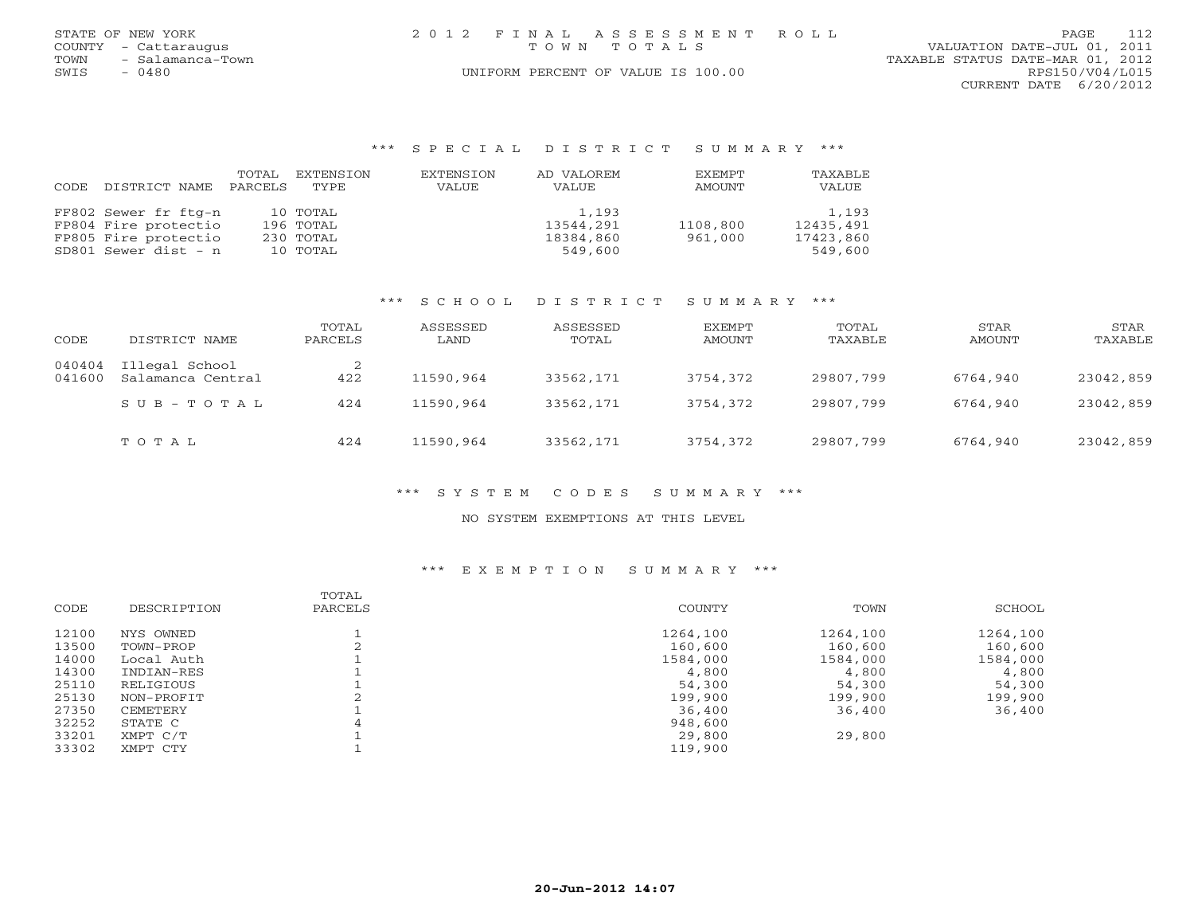STATE OF NEW YORK
COUNTY - Cattaraugus
TOWN - Salamanca-Town
SWIS - 0480

2012 FINAL ASSESSMENT ROLL
TOWN TOTALS
UNIFORM PERCENT OF VALUE IS 100.00

VALUATION DATE-JUL 01, 2011
TAXABLE STATUS DATE-MAR 01, 2012
RPS150/V04/L015
CURRENT DATE 6/20/2012

### *** SPECIAL DISTRICT SUMMARY ***

| CODE | DISTRICT NAME | TOTAL PARCELS | EXTENSION TYPE | EXTENSION VALUE | AD VALOREM VALUE | EXEMPT AMOUNT | TAXABLE VALUE |
|---|---|---|---|---|---|---|---|
| FF802 | Sewer fr ftg-n | 10 | TOTAL | | 1,193 | | 1,193 |
| FP804 | Fire protectio | 196 | TOTAL | | 13544,291 | 1108,800 | 12435,491 |
| FP805 | Fire protectio | 230 | TOTAL | | 18384,860 | 961,000 | 17423,860 |
| SD801 | Sewer dist - n | 10 | TOTAL | | 549,600 | | 549,600 |

### *** SCHOOL DISTRICT SUMMARY ***

| CODE | DISTRICT NAME | TOTAL PARCELS | ASSESSED LAND | ASSESSED TOTAL | EXEMPT AMOUNT | TOTAL TAXABLE | STAR AMOUNT | STAR TAXABLE |
|---|---|---|---|---|---|---|---|---|
| 040404 | Illegal School | 2 | | | | | | |
| 041600 | Salamanca Central | 422 | 11590,964 | 33562,171 | 3754,372 | 29807,799 | 6764,940 | 23042,859 |
| | SUB-TOTAL | 424 | 11590,964 | 33562,171 | 3754,372 | 29807,799 | 6764,940 | 23042,859 |
| | TOTAL | 424 | 11590,964 | 33562,171 | 3754,372 | 29807,799 | 6764,940 | 23042,859 |

### *** SYSTEM CODES SUMMARY ***

NO SYSTEM EXEMPTIONS AT THIS LEVEL

### *** EXEMPTION SUMMARY ***

| CODE | DESCRIPTION | TOTAL PARCELS | COUNTY | TOWN | SCHOOL |
|---|---|---|---|---|---|
| 12100 | NYS OWNED | 1 | 1264,100 | 1264,100 | 1264,100 |
| 13500 | TOWN-PROP | 2 | 160,600 | 160,600 | 160,600 |
| 14000 | Local Auth | 1 | 1584,000 | 1584,000 | 1584,000 |
| 14300 | INDIAN-RES | 1 | 4,800 | 4,800 | 4,800 |
| 25110 | RELIGIOUS | 1 | 54,300 | 54,300 | 54,300 |
| 25130 | NON-PROFIT | 2 | 199,900 | 199,900 | 199,900 |
| 27350 | CEMETERY | 1 | 36,400 | 36,400 | 36,400 |
| 32252 | STATE C | 4 | 948,600 | | |
| 33201 | XMPT C/T | 1 | 29,800 | 29,800 | |
| 33302 | XMPT CTY | 1 | 119,900 | | |

20-Jun-2012 14:07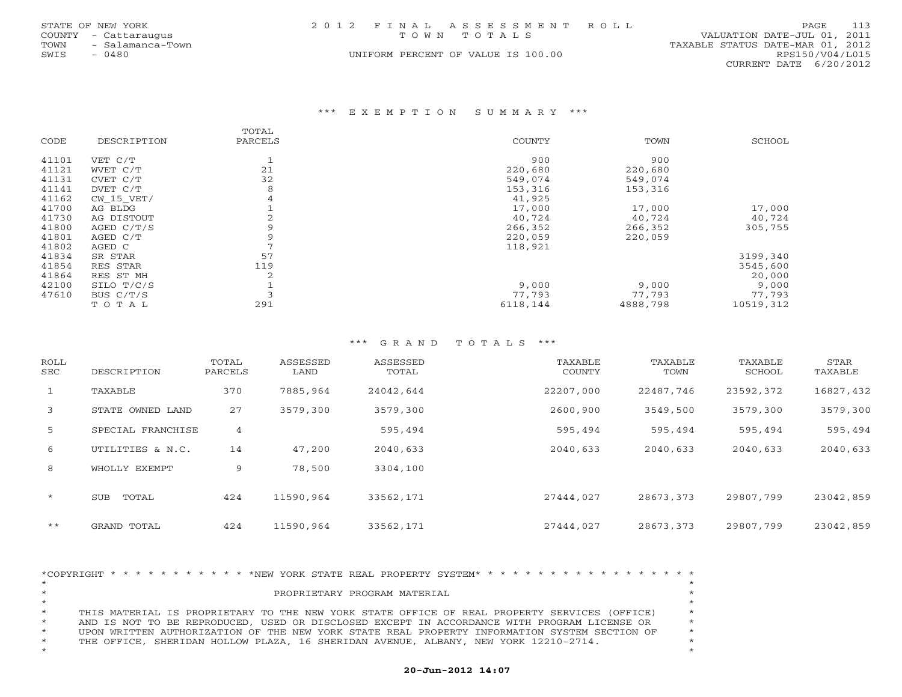STATE OF NEW YORK
COUNTY - Cattaraugus
TOWN - Salamanca-Town
SWIS - 0480

2012 FINAL ASSESSMENT ROLL
TOWN TOTALS
UNIFORM PERCENT OF VALUE IS 100.00

VALUATION DATE-JUL 01, 2011
TAXABLE STATUS DATE-MAR 01, 2012
RPS150/V04/L015
CURRENT DATE 6/20/2012

## *** EXEMPTION SUMMARY ***

| CODE | DESCRIPTION | TOTAL PARCELS | COUNTY | TOWN | SCHOOL |
|---|---|---|---|---|---|
| 41101 | VET C/T | 1 | 900 | 900 | |
| 41121 | WVET C/T | 21 | 220,680 | 220,680 | |
| 41131 | CVET C/T | 32 | 549,074 | 549,074 | |
| 41141 | DVET C/T | 8 | 153,316 | 153,316 | |
| 41162 | CW_15_VET/ | 4 | 41,925 | | |
| 41700 | AG BLDG | 1 | 17,000 | 17,000 | 17,000 |
| 41730 | AG DISTOUT | 2 | 40,724 | 40,724 | 40,724 |
| 41800 | AGED C/T/S | 9 | 266,352 | 266,352 | 305,755 |
| 41801 | AGED C/T | 9 | 220,059 | 220,059 | |
| 41802 | AGED C | 7 | 118,921 | | |
| 41834 | SR STAR | 57 | | | 3199,340 |
| 41854 | RES STAR | 119 | | | 3545,600 |
| 41864 | RES ST MH | 2 | | | 20,000 |
| 42100 | SILO T/C/S | 1 | 9,000 | 9,000 | 9,000 |
| 47610 | BUS C/T/S | 3 | 77,793 | 77,793 | 77,793 |
| | TOTAL | 291 | 6118,144 | 4888,798 | 10519,312 |

## *** GRAND TOTALS ***

| ROLL SEC | DESCRIPTION | TOTAL PARCELS | ASSESSED LAND | ASSESSED TOTAL | TAXABLE COUNTY | TAXABLE TOWN | TAXABLE SCHOOL | STAR TAXABLE |
|---|---|---|---|---|---|---|---|---|
| 1 | TAXABLE | 370 | 7885,964 | 24042,644 | 22207,000 | 22487,746 | 23592,372 | 16827,432 |
| 3 | STATE OWNED LAND | 27 | 3579,300 | 3579,300 | 2600,900 | 3549,500 | 3579,300 | 3579,300 |
| 5 | SPECIAL FRANCHISE | 4 | | 595,494 | 595,494 | 595,494 | 595,494 | 595,494 |
| 6 | UTILITIES & N.C. | 14 | 47,200 | 2040,633 | 2040,633 | 2040,633 | 2040,633 | 2040,633 |
| 8 | WHOLLY EXEMPT | 9 | 78,500 | 3304,100 | | | | |
| * | SUB TOTAL | 424 | 11590,964 | 33562,171 | 27444,027 | 28673,373 | 29807,799 | 23042,859 |
| ** | GRAND TOTAL | 424 | 11590,964 | 33562,171 | 27444,027 | 28673,373 | 29807,799 | 23042,859 |

*COPYRIGHT * * * * * * * * * * * *NEW YORK STATE REAL PROPERTY SYSTEM* * * * * * * * * * * * * * * * * * *

PROPRIETARY PROGRAM MATERIAL

THIS MATERIAL IS PROPRIETARY TO THE NEW YORK STATE OFFICE OF REAL PROPERTY SERVICES (OFFICE) AND IS NOT TO BE REPRODUCED, USED OR DISCLOSED EXCEPT IN ACCORDANCE WITH PROGRAM LICENSE OR UPON WRITTEN AUTHORIZATION OF THE NEW YORK STATE REAL PROPERTY INFORMATION SYSTEM SECTION OF THE OFFICE, SHERIDAN HOLLOW PLAZA, 16 SHERIDAN AVENUE, ALBANY, NEW YORK 12210-2714.

**20-Jun-2012 14:07**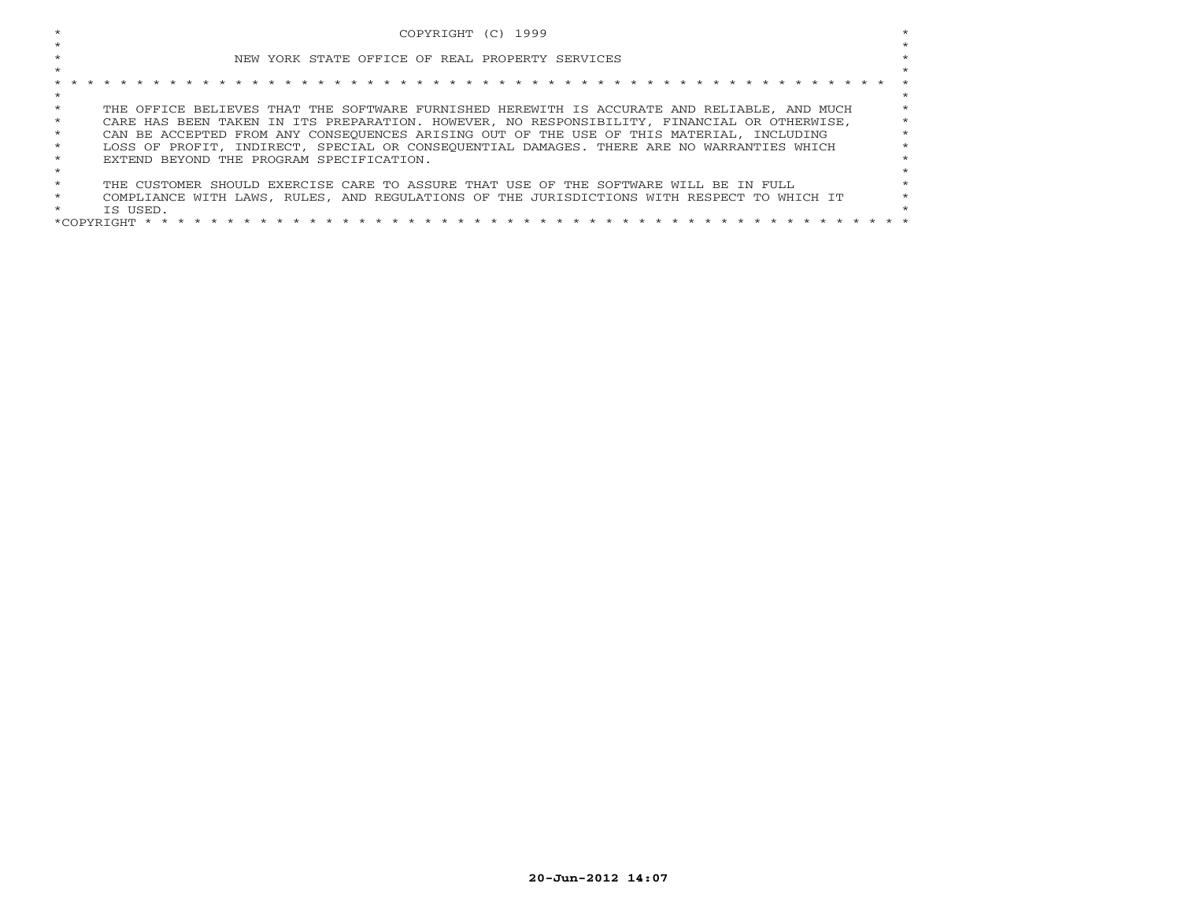COPYRIGHT (C) 1999

NEW YORK STATE OFFICE OF REAL PROPERTY SERVICES

THE OFFICE BELIEVES THAT THE SOFTWARE FURNISHED HEREWITH IS ACCURATE AND RELIABLE, AND MUCH CARE HAS BEEN TAKEN IN ITS PREPARATION. HOWEVER, NO RESPONSIBILITY, FINANCIAL OR OTHERWISE, CAN BE ACCEPTED FROM ANY CONSEQUENCES ARISING OUT OF THE USE OF THIS MATERIAL, INCLUDING LOSS OF PROFIT, INDIRECT, SPECIAL OR CONSEQUENTIAL DAMAGES. THERE ARE NO WARRANTIES WHICH EXTEND BEYOND THE PROGRAM SPECIFICATION.

THE CUSTOMER SHOULD EXERCISE CARE TO ASSURE THAT USE OF THE SOFTWARE WILL BE IN FULL COMPLIANCE WITH LAWS, RULES, AND REGULATIONS OF THE JURISDICTIONS WITH RESPECT TO WHICH IT IS USED.

*COPYRIGHT

**20-Jun-2012 14:07**